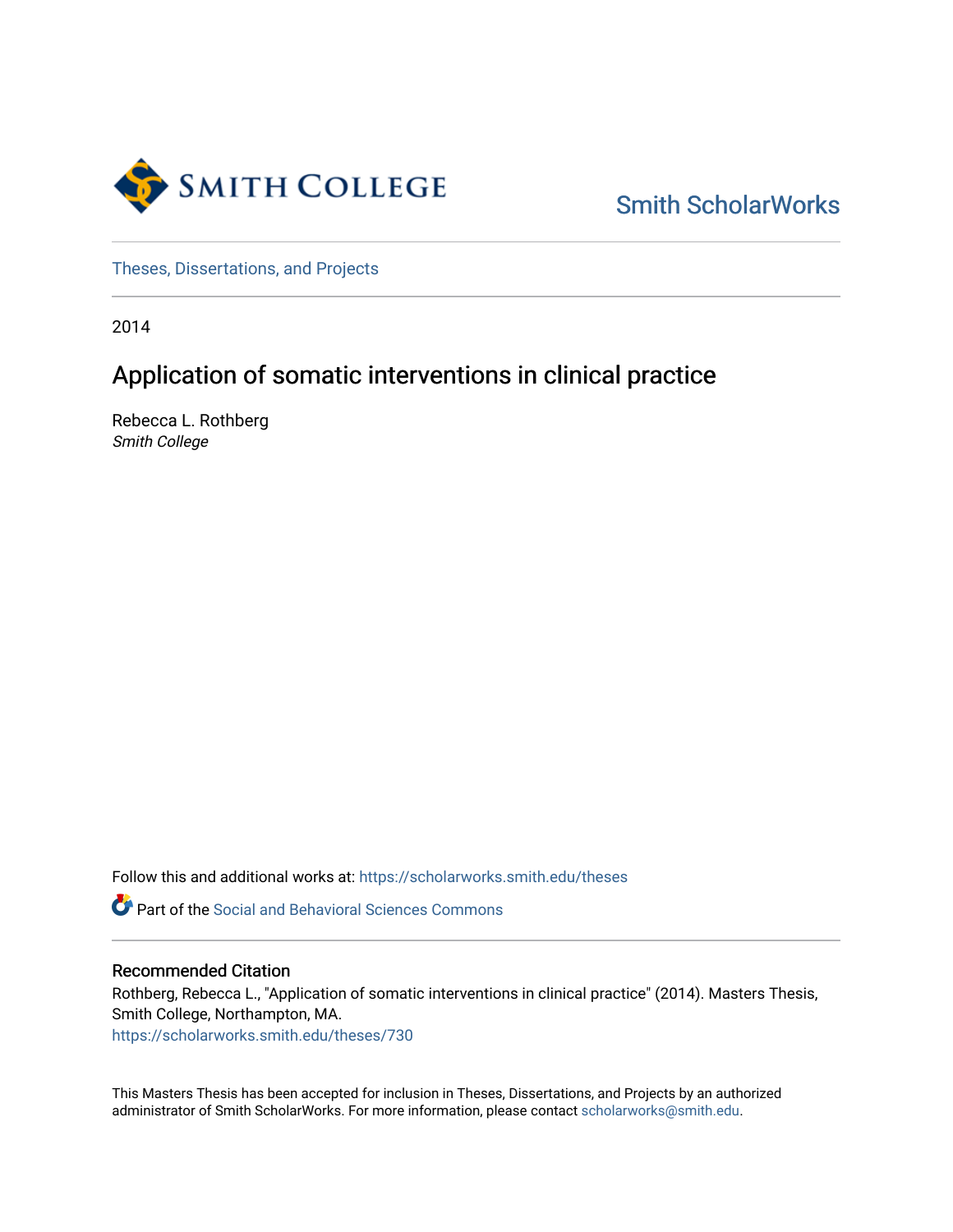Smith College

Smith ScholarWorks

Theses, Dissertations, and Projects

2014

# Application of somatic interventions in clinical practice

Rebecca L. Rothberg
*Smith College*

Follow this and additional works at: https://scholarworks.smith.edu/theses

Part of the Social and Behavioral Sciences Commons

## Recommended Citation

Rothberg, Rebecca L., "Application of somatic interventions in clinical practice" (2014). Masters Thesis, Smith College, Northampton, MA.
https://scholarworks.smith.edu/theses/730

This Masters Thesis has been accepted for inclusion in Theses, Dissertations, and Projects by an authorized administrator of Smith ScholarWorks. For more information, please contact scholarworks@smith.edu.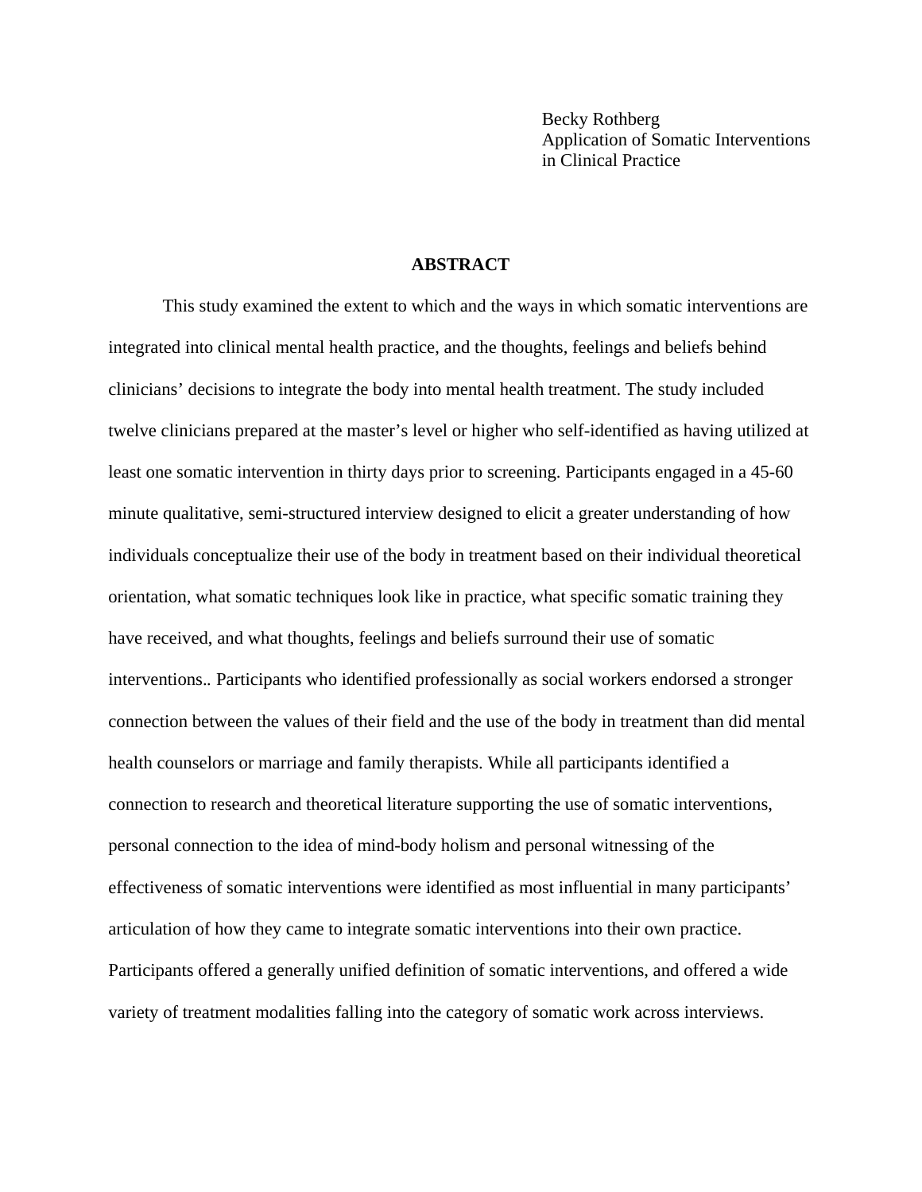Becky Rothberg
Application of Somatic Interventions
in Clinical Practice

## ABSTRACT

This study examined the extent to which and the ways in which somatic interventions are integrated into clinical mental health practice, and the thoughts, feelings and beliefs behind clinicians' decisions to integrate the body into mental health treatment. The study included twelve clinicians prepared at the master's level or higher who self-identified as having utilized at least one somatic intervention in thirty days prior to screening. Participants engaged in a 45-60 minute qualitative, semi-structured interview designed to elicit a greater understanding of how individuals conceptualize their use of the body in treatment based on their individual theoretical orientation, what somatic techniques look like in practice, what specific somatic training they have received, and what thoughts, feelings and beliefs surround their use of somatic interventions.. Participants who identified professionally as social workers endorsed a stronger connection between the values of their field and the use of the body in treatment than did mental health counselors or marriage and family therapists. While all participants identified a connection to research and theoretical literature supporting the use of somatic interventions, personal connection to the idea of mind-body holism and personal witnessing of the effectiveness of somatic interventions were identified as most influential in many participants' articulation of how they came to integrate somatic interventions into their own practice. Participants offered a generally unified definition of somatic interventions, and offered a wide variety of treatment modalities falling into the category of somatic work across interviews.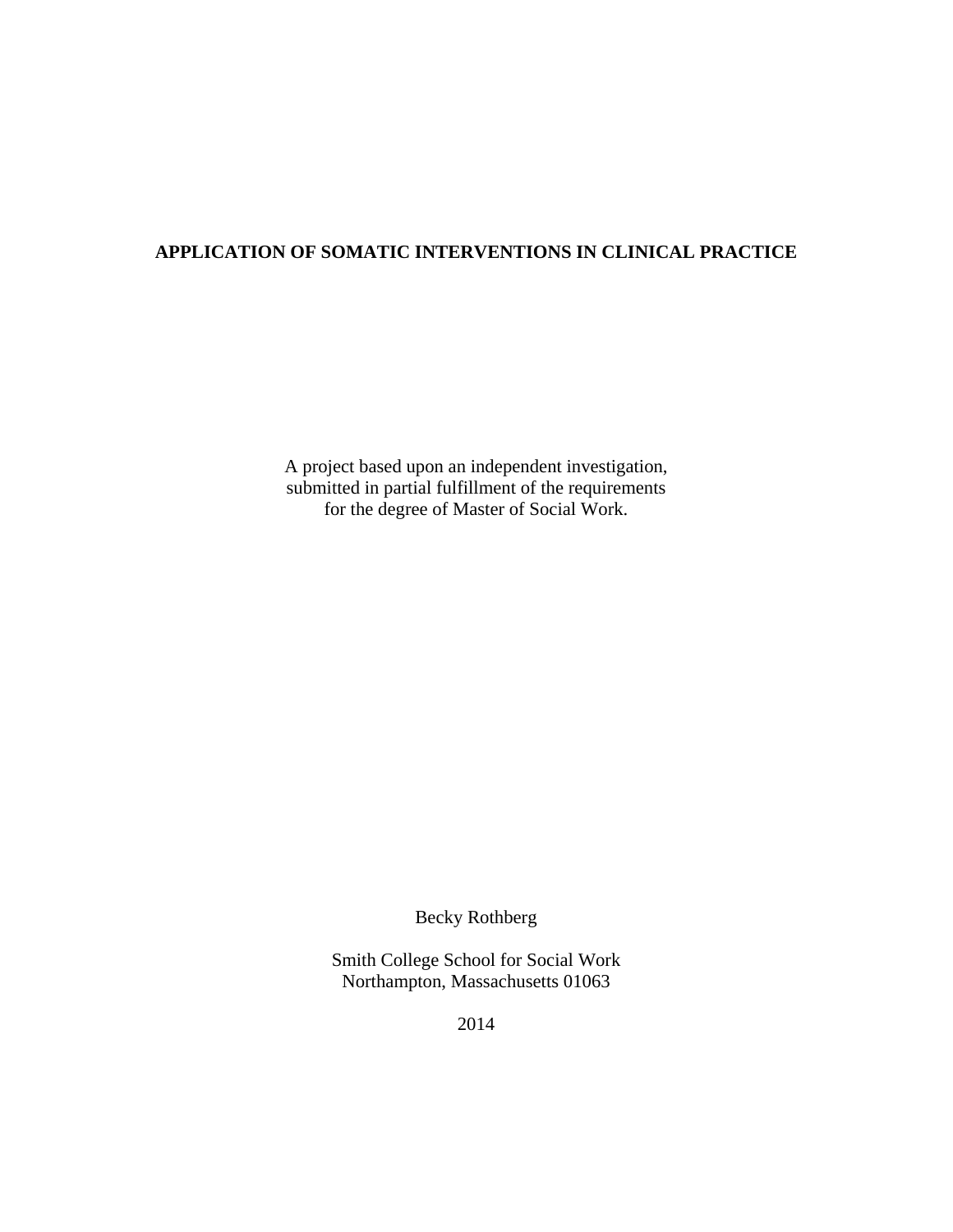# APPLICATION OF SOMATIC INTERVENTIONS IN CLINICAL PRACTICE

A project based upon an independent investigation,
submitted in partial fulfillment of the requirements
for the degree of Master of Social Work.

Becky Rothberg

Smith College School for Social Work
Northampton, Massachusetts 01063

2014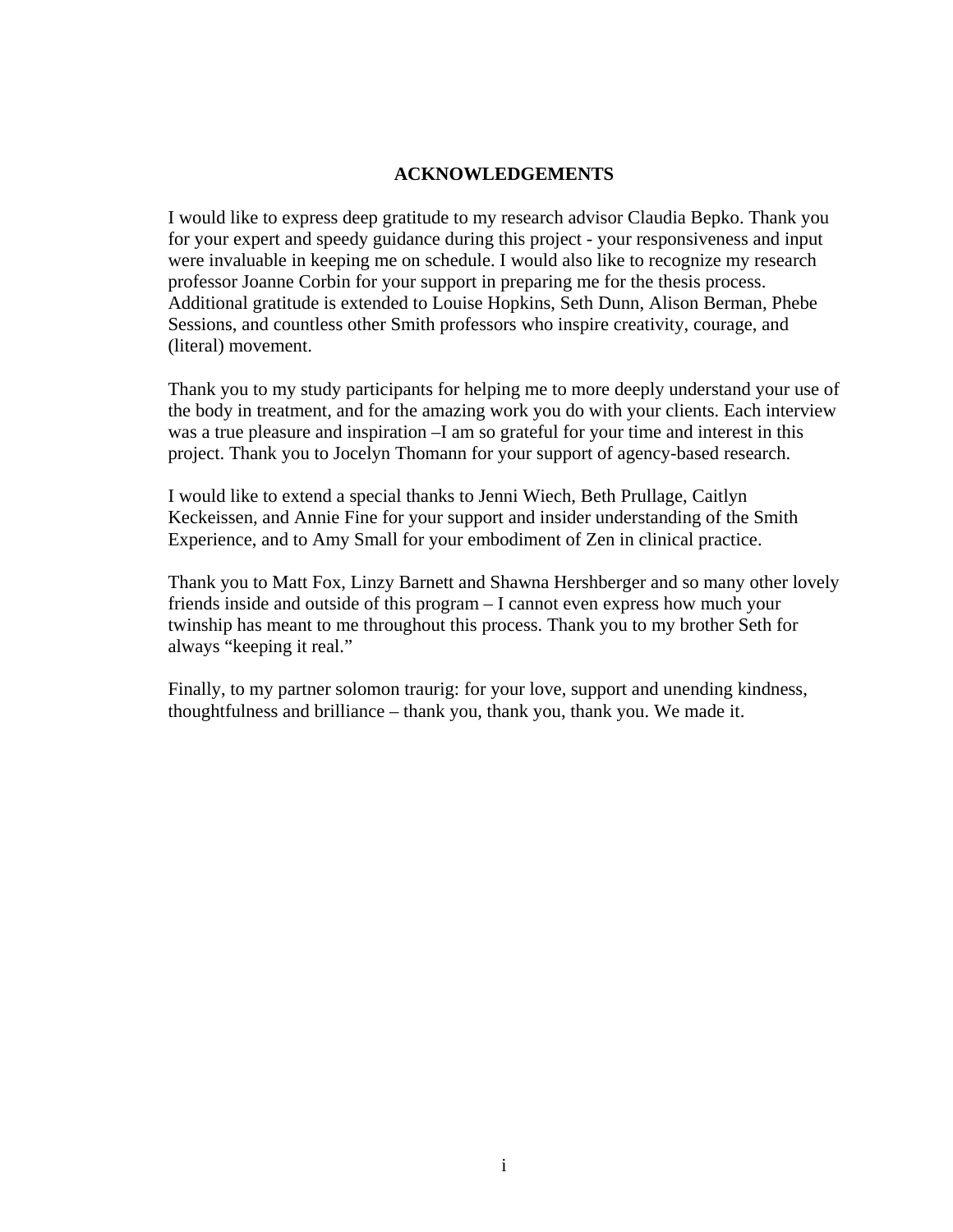## ACKNOWLEDGEMENTS

I would like to express deep gratitude to my research advisor Claudia Bepko. Thank you for your expert and speedy guidance during this project - your responsiveness and input were invaluable in keeping me on schedule. I would also like to recognize my research professor Joanne Corbin for your support in preparing me for the thesis process. Additional gratitude is extended to Louise Hopkins, Seth Dunn, Alison Berman, Phebe Sessions, and countless other Smith professors who inspire creativity, courage, and (literal) movement.

Thank you to my study participants for helping me to more deeply understand your use of the body in treatment, and for the amazing work you do with your clients. Each interview was a true pleasure and inspiration –I am so grateful for your time and interest in this project. Thank you to Jocelyn Thomann for your support of agency-based research.

I would like to extend a special thanks to Jenni Wiech, Beth Prullage, Caitlyn Keckeissen, and Annie Fine for your support and insider understanding of the Smith Experience, and to Amy Small for your embodiment of Zen in clinical practice.

Thank you to Matt Fox, Linzy Barnett and Shawna Hershberger and so many other lovely friends inside and outside of this program – I cannot even express how much your twinship has meant to me throughout this process. Thank you to my brother Seth for always "keeping it real."

Finally, to my partner solomon traurig: for your love, support and unending kindness, thoughtfulness and brilliance – thank you, thank you, thank you. We made it.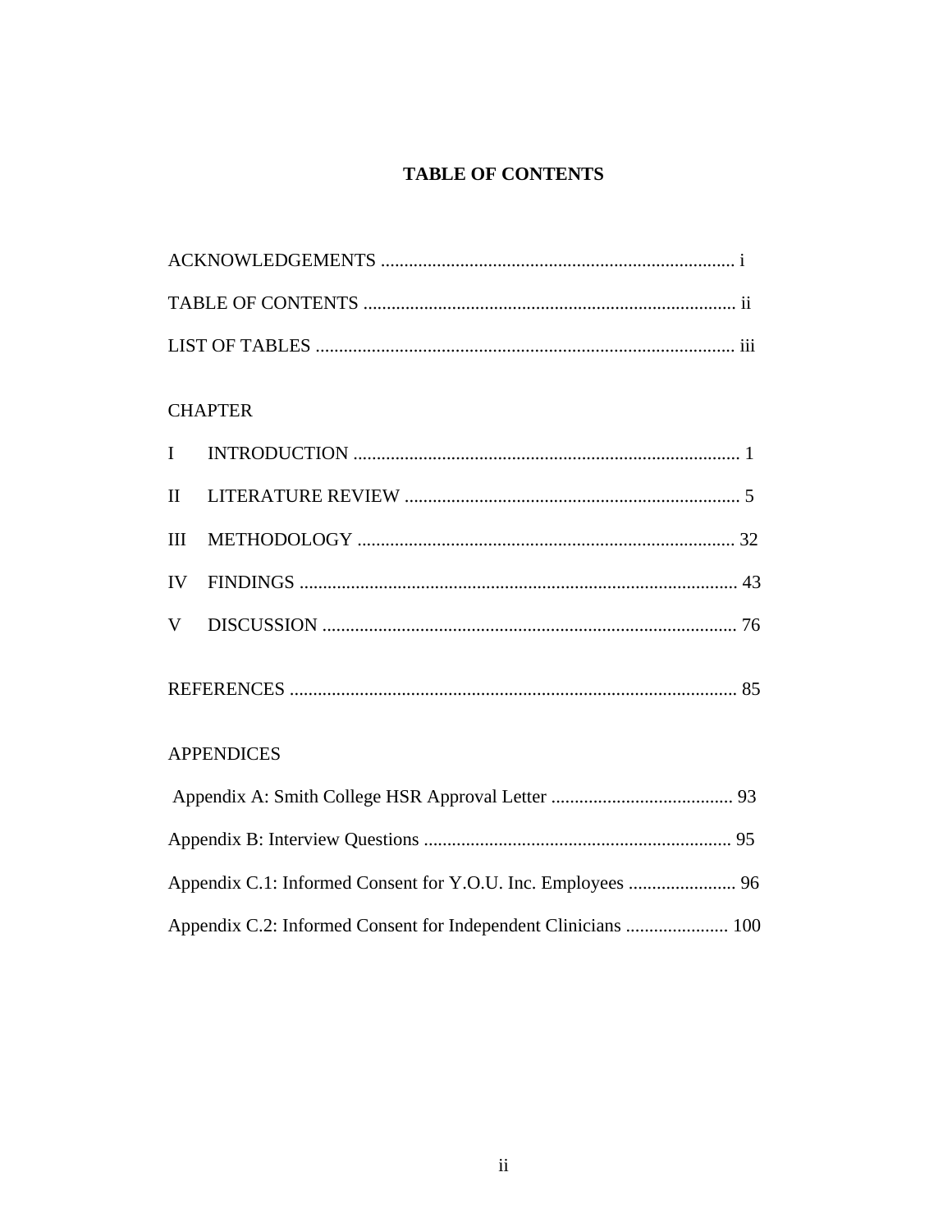# TABLE OF CONTENTS

ACKNOWLEDGEMENTS ........................................................................... i

TABLE OF CONTENTS ................................................................................ ii

LIST OF TABLES .......................................................................................... iii

CHAPTER

I INTRODUCTION .................................................................................. 1

II LITERATURE REVIEW ....................................................................... 5

III METHODOLOGY ................................................................................. 32

IV FINDINGS .............................................................................................. 43

V DISCUSSION ......................................................................................... 76

REFERENCES ................................................................................................ 85

APPENDICES

Appendix A: Smith College HSR Approval Letter ....................................... 93

Appendix B: Interview Questions .................................................................. 95

Appendix C.1: Informed Consent for Y.O.U. Inc. Employees ....................... 96

Appendix C.2: Informed Consent for Independent Clinicians ...................... 100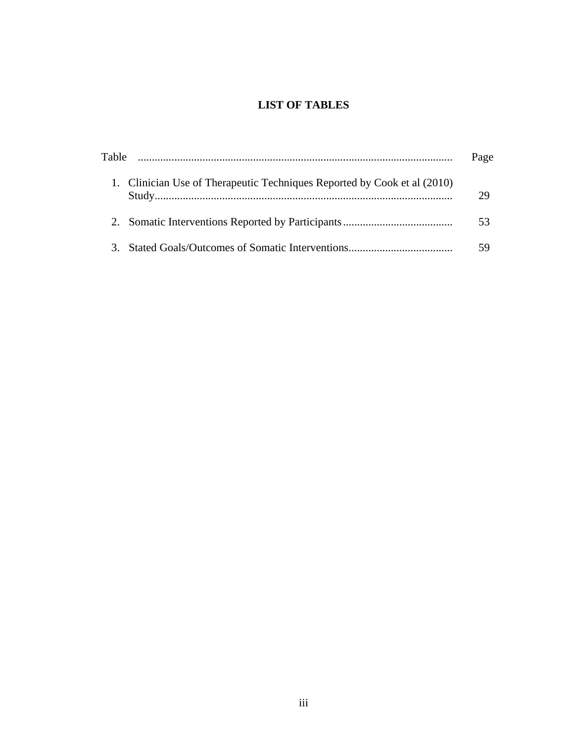# LIST OF TABLES

| Table | Page |
|---|---|
| 1. Clinician Use of Therapeutic Techniques Reported by Cook et al (2010) Study | 29 |
| 2. Somatic Interventions Reported by Participants | 53 |
| 3. Stated Goals/Outcomes of Somatic Interventions | 59 |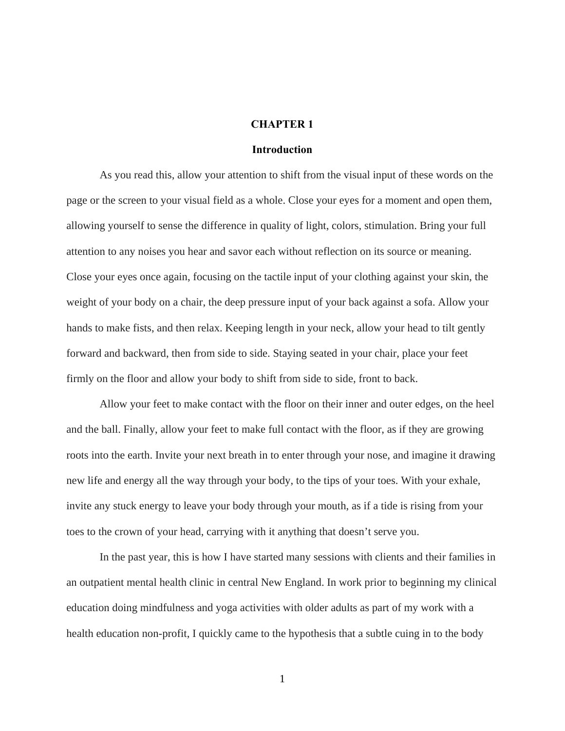# CHAPTER 1

## Introduction

As you read this, allow your attention to shift from the visual input of these words on the page or the screen to your visual field as a whole. Close your eyes for a moment and open them, allowing yourself to sense the difference in quality of light, colors, stimulation. Bring your full attention to any noises you hear and savor each without reflection on its source or meaning. Close your eyes once again, focusing on the tactile input of your clothing against your skin, the weight of your body on a chair, the deep pressure input of your back against a sofa. Allow your hands to make fists, and then relax. Keeping length in your neck, allow your head to tilt gently forward and backward, then from side to side. Staying seated in your chair, place your feet firmly on the floor and allow your body to shift from side to side, front to back.

Allow your feet to make contact with the floor on their inner and outer edges, on the heel and the ball. Finally, allow your feet to make full contact with the floor, as if they are growing roots into the earth. Invite your next breath in to enter through your nose, and imagine it drawing new life and energy all the way through your body, to the tips of your toes. With your exhale, invite any stuck energy to leave your body through your mouth, as if a tide is rising from your toes to the crown of your head, carrying with it anything that doesn't serve you.

In the past year, this is how I have started many sessions with clients and their families in an outpatient mental health clinic in central New England. In work prior to beginning my clinical education doing mindfulness and yoga activities with older adults as part of my work with a health education non-profit, I quickly came to the hypothesis that a subtle cuing in to the body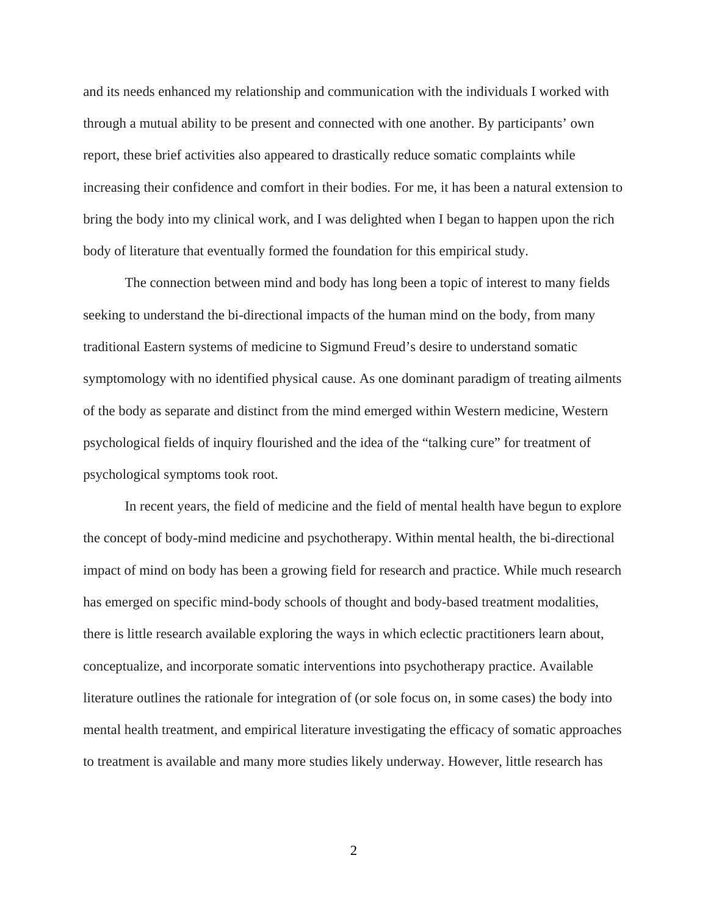and its needs enhanced my relationship and communication with the individuals I worked with through a mutual ability to be present and connected with one another. By participants' own report, these brief activities also appeared to drastically reduce somatic complaints while increasing their confidence and comfort in their bodies. For me, it has been a natural extension to bring the body into my clinical work, and I was delighted when I began to happen upon the rich body of literature that eventually formed the foundation for this empirical study.

The connection between mind and body has long been a topic of interest to many fields seeking to understand the bi-directional impacts of the human mind on the body, from many traditional Eastern systems of medicine to Sigmund Freud's desire to understand somatic symptomology with no identified physical cause. As one dominant paradigm of treating ailments of the body as separate and distinct from the mind emerged within Western medicine, Western psychological fields of inquiry flourished and the idea of the "talking cure" for treatment of psychological symptoms took root.

In recent years, the field of medicine and the field of mental health have begun to explore the concept of body-mind medicine and psychotherapy. Within mental health, the bi-directional impact of mind on body has been a growing field for research and practice. While much research has emerged on specific mind-body schools of thought and body-based treatment modalities, there is little research available exploring the ways in which eclectic practitioners learn about, conceptualize, and incorporate somatic interventions into psychotherapy practice. Available literature outlines the rationale for integration of (or sole focus on, in some cases) the body into mental health treatment, and empirical literature investigating the efficacy of somatic approaches to treatment is available and many more studies likely underway. However, little research has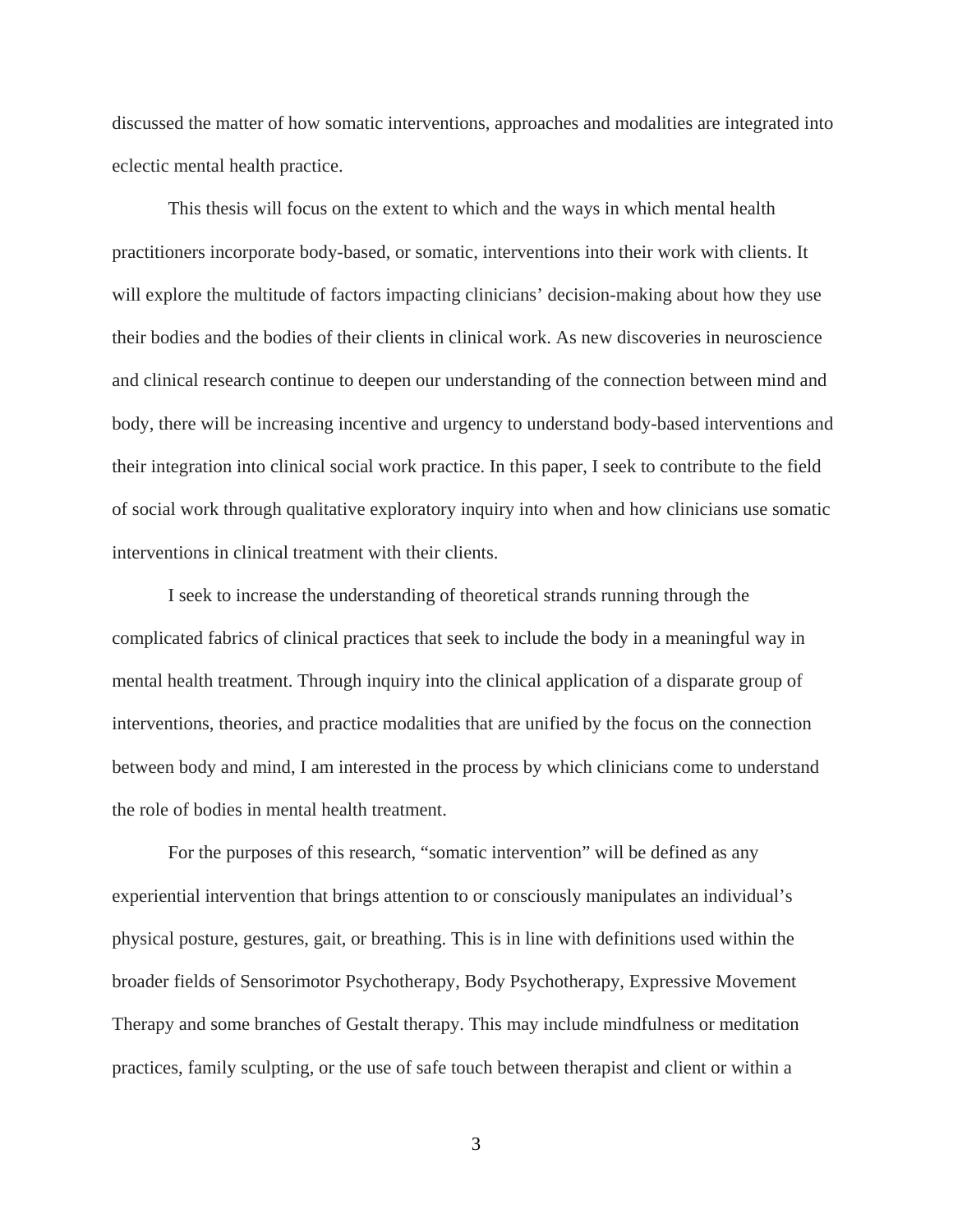discussed the matter of how somatic interventions, approaches and modalities are integrated into eclectic mental health practice.

This thesis will focus on the extent to which and the ways in which mental health practitioners incorporate body-based, or somatic, interventions into their work with clients. It will explore the multitude of factors impacting clinicians' decision-making about how they use their bodies and the bodies of their clients in clinical work. As new discoveries in neuroscience and clinical research continue to deepen our understanding of the connection between mind and body, there will be increasing incentive and urgency to understand body-based interventions and their integration into clinical social work practice. In this paper, I seek to contribute to the field of social work through qualitative exploratory inquiry into when and how clinicians use somatic interventions in clinical treatment with their clients.

I seek to increase the understanding of theoretical strands running through the complicated fabrics of clinical practices that seek to include the body in a meaningful way in mental health treatment. Through inquiry into the clinical application of a disparate group of interventions, theories, and practice modalities that are unified by the focus on the connection between body and mind, I am interested in the process by which clinicians come to understand the role of bodies in mental health treatment.

For the purposes of this research, "somatic intervention" will be defined as any experiential intervention that brings attention to or consciously manipulates an individual's physical posture, gestures, gait, or breathing. This is in line with definitions used within the broader fields of Sensorimotor Psychotherapy, Body Psychotherapy, Expressive Movement Therapy and some branches of Gestalt therapy. This may include mindfulness or meditation practices, family sculpting, or the use of safe touch between therapist and client or within a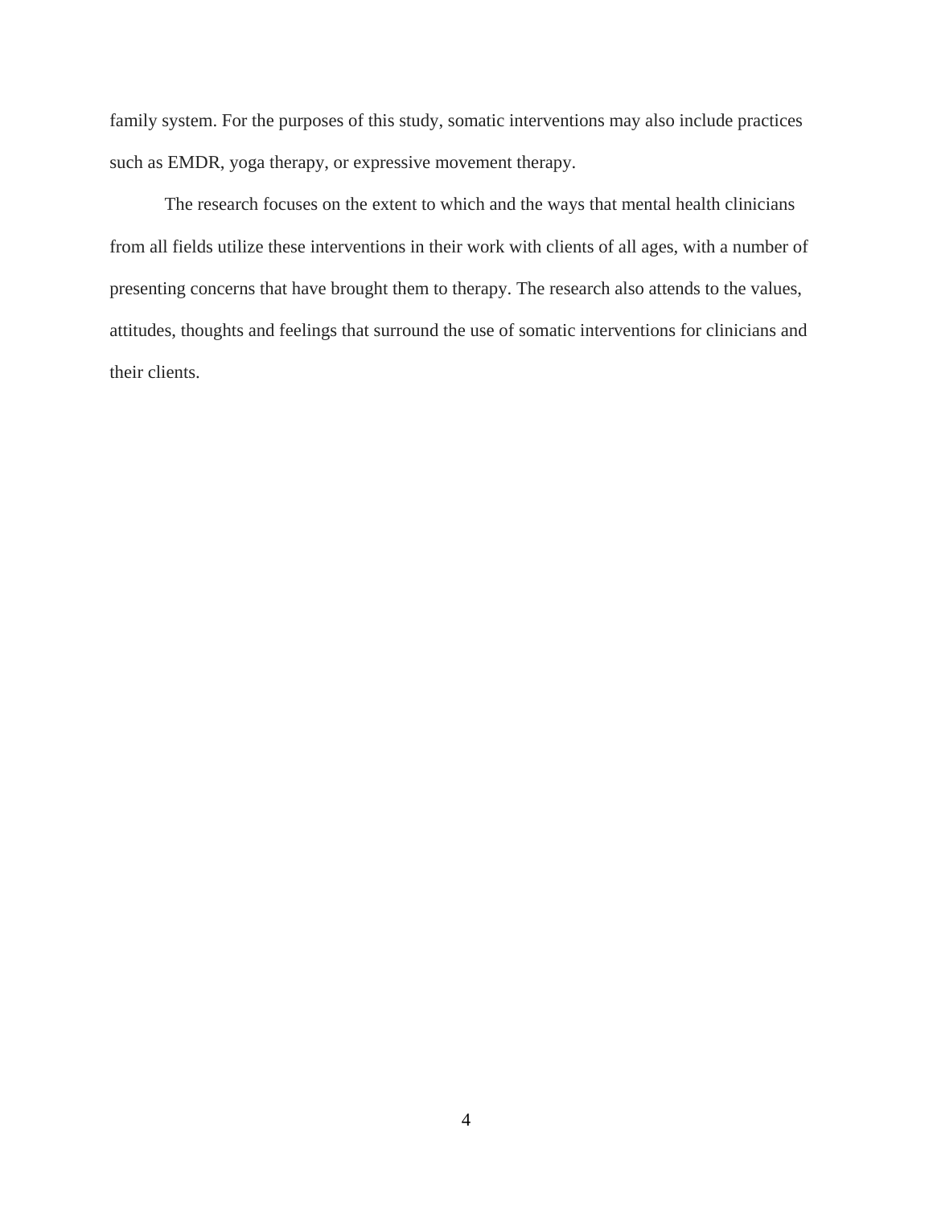family system. For the purposes of this study, somatic interventions may also include practices such as EMDR, yoga therapy, or expressive movement therapy.

The research focuses on the extent to which and the ways that mental health clinicians from all fields utilize these interventions in their work with clients of all ages, with a number of presenting concerns that have brought them to therapy. The research also attends to the values, attitudes, thoughts and feelings that surround the use of somatic interventions for clinicians and their clients.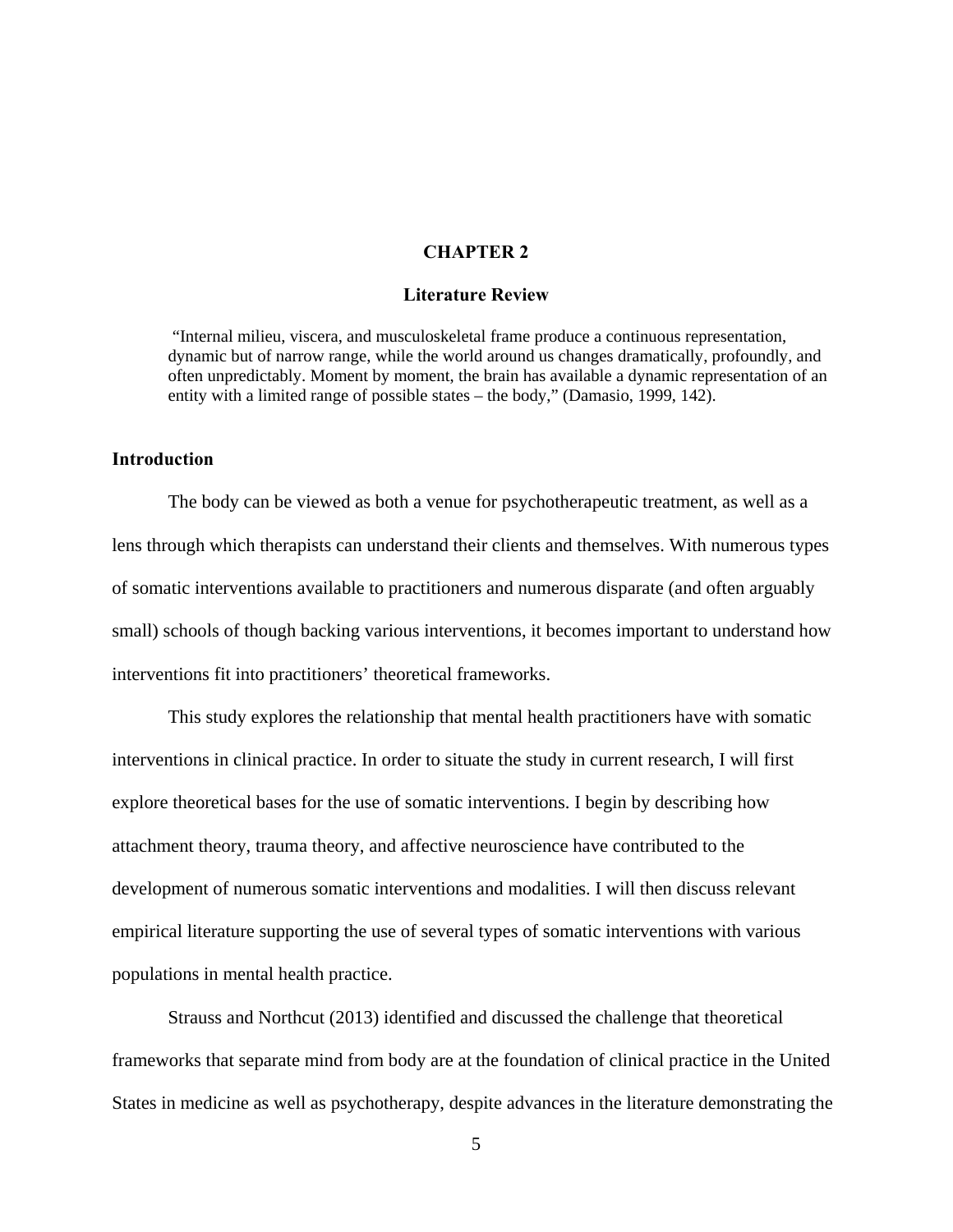# CHAPTER 2

## Literature Review

> "Internal milieu, viscera, and musculoskeletal frame produce a continuous representation, dynamic but of narrow range, while the world around us changes dramatically, profoundly, and often unpredictably. Moment by moment, the brain has available a dynamic representation of an entity with a limited range of possible states – the body," (Damasio, 1999, 142).

### Introduction

The body can be viewed as both a venue for psychotherapeutic treatment, as well as a lens through which therapists can understand their clients and themselves. With numerous types of somatic interventions available to practitioners and numerous disparate (and often arguably small) schools of though backing various interventions, it becomes important to understand how interventions fit into practitioners' theoretical frameworks.

This study explores the relationship that mental health practitioners have with somatic interventions in clinical practice. In order to situate the study in current research, I will first explore theoretical bases for the use of somatic interventions. I begin by describing how attachment theory, trauma theory, and affective neuroscience have contributed to the development of numerous somatic interventions and modalities. I will then discuss relevant empirical literature supporting the use of several types of somatic interventions with various populations in mental health practice.

Strauss and Northcut (2013) identified and discussed the challenge that theoretical frameworks that separate mind from body are at the foundation of clinical practice in the United States in medicine as well as psychotherapy, despite advances in the literature demonstrating the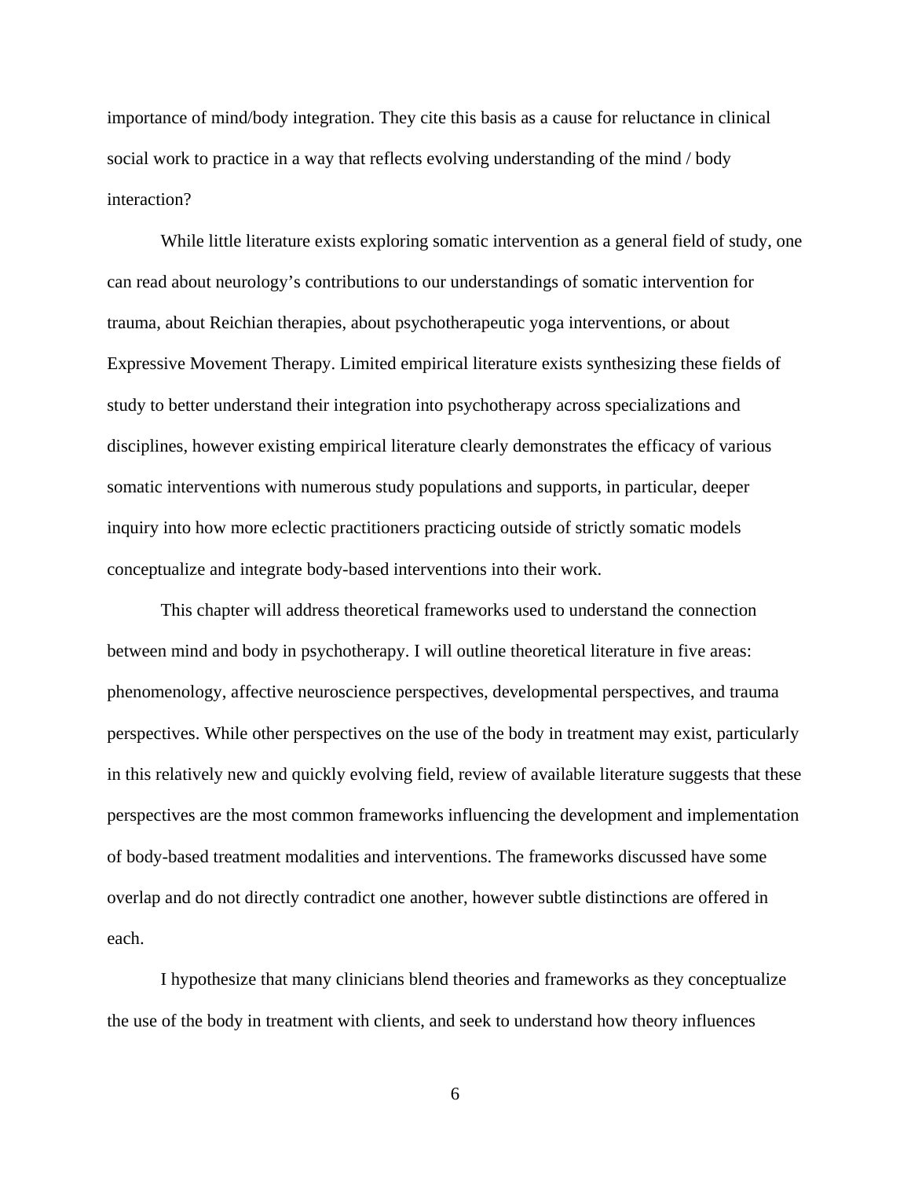importance of mind/body integration. They cite this basis as a cause for reluctance in clinical social work to practice in a way that reflects evolving understanding of the mind / body interaction?

While little literature exists exploring somatic intervention as a general field of study, one can read about neurology's contributions to our understandings of somatic intervention for trauma, about Reichian therapies, about psychotherapeutic yoga interventions, or about Expressive Movement Therapy. Limited empirical literature exists synthesizing these fields of study to better understand their integration into psychotherapy across specializations and disciplines, however existing empirical literature clearly demonstrates the efficacy of various somatic interventions with numerous study populations and supports, in particular, deeper inquiry into how more eclectic practitioners practicing outside of strictly somatic models conceptualize and integrate body-based interventions into their work.

This chapter will address theoretical frameworks used to understand the connection between mind and body in psychotherapy. I will outline theoretical literature in five areas: phenomenology, affective neuroscience perspectives, developmental perspectives, and trauma perspectives. While other perspectives on the use of the body in treatment may exist, particularly in this relatively new and quickly evolving field, review of available literature suggests that these perspectives are the most common frameworks influencing the development and implementation of body-based treatment modalities and interventions. The frameworks discussed have some overlap and do not directly contradict one another, however subtle distinctions are offered in each.

I hypothesize that many clinicians blend theories and frameworks as they conceptualize the use of the body in treatment with clients, and seek to understand how theory influences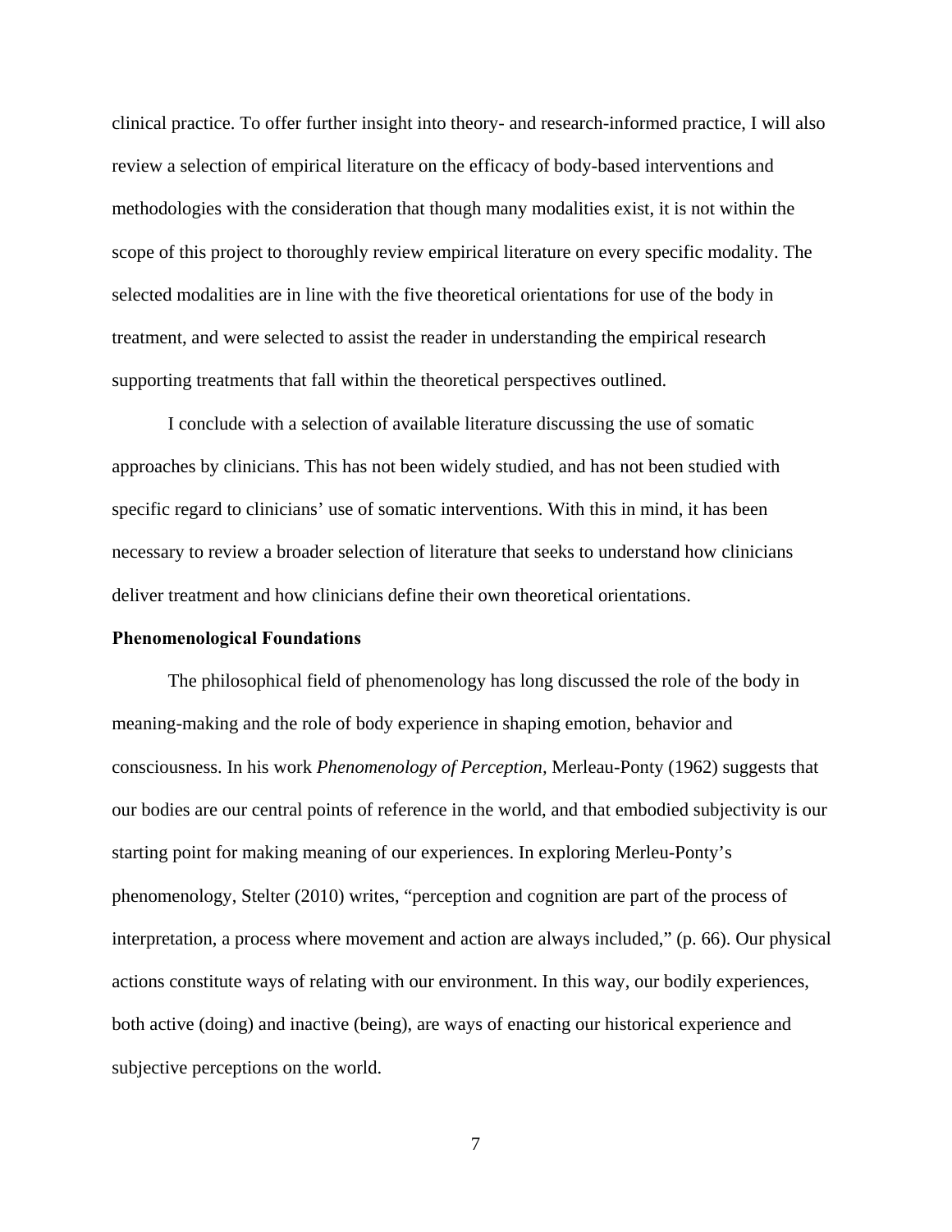clinical practice. To offer further insight into theory- and research-informed practice, I will also review a selection of empirical literature on the efficacy of body-based interventions and methodologies with the consideration that though many modalities exist, it is not within the scope of this project to thoroughly review empirical literature on every specific modality. The selected modalities are in line with the five theoretical orientations for use of the body in treatment, and were selected to assist the reader in understanding the empirical research supporting treatments that fall within the theoretical perspectives outlined.

I conclude with a selection of available literature discussing the use of somatic approaches by clinicians. This has not been widely studied, and has not been studied with specific regard to clinicians' use of somatic interventions. With this in mind, it has been necessary to review a broader selection of literature that seeks to understand how clinicians deliver treatment and how clinicians define their own theoretical orientations.

**Phenomenological Foundations**

The philosophical field of phenomenology has long discussed the role of the body in meaning-making and the role of body experience in shaping emotion, behavior and consciousness. In his work *Phenomenology of Perception,* Merleau-Ponty (1962) suggests that our bodies are our central points of reference in the world, and that embodied subjectivity is our starting point for making meaning of our experiences. In exploring Merleu-Ponty's phenomenology, Stelter (2010) writes, "perception and cognition are part of the process of interpretation, a process where movement and action are always included," (p. 66). Our physical actions constitute ways of relating with our environment. In this way, our bodily experiences, both active (doing) and inactive (being), are ways of enacting our historical experience and subjective perceptions on the world.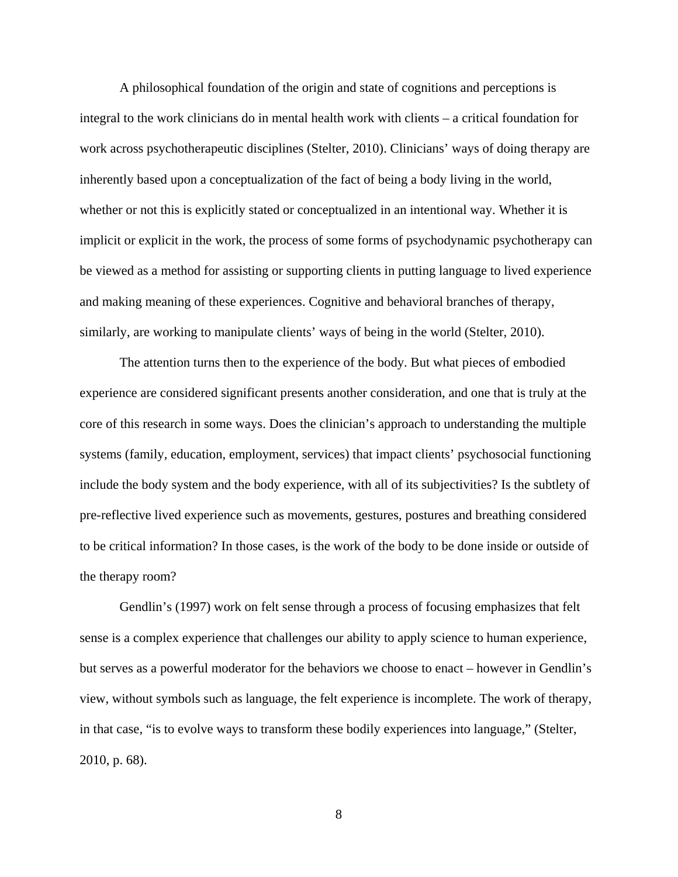A philosophical foundation of the origin and state of cognitions and perceptions is integral to the work clinicians do in mental health work with clients – a critical foundation for work across psychotherapeutic disciplines (Stelter, 2010). Clinicians' ways of doing therapy are inherently based upon a conceptualization of the fact of being a body living in the world, whether or not this is explicitly stated or conceptualized in an intentional way. Whether it is implicit or explicit in the work, the process of some forms of psychodynamic psychotherapy can be viewed as a method for assisting or supporting clients in putting language to lived experience and making meaning of these experiences. Cognitive and behavioral branches of therapy, similarly, are working to manipulate clients' ways of being in the world (Stelter, 2010).

The attention turns then to the experience of the body. But what pieces of embodied experience are considered significant presents another consideration, and one that is truly at the core of this research in some ways. Does the clinician's approach to understanding the multiple systems (family, education, employment, services) that impact clients' psychosocial functioning include the body system and the body experience, with all of its subjectivities? Is the subtlety of pre-reflective lived experience such as movements, gestures, postures and breathing considered to be critical information? In those cases, is the work of the body to be done inside or outside of the therapy room?

Gendlin's (1997) work on felt sense through a process of focusing emphasizes that felt sense is a complex experience that challenges our ability to apply science to human experience, but serves as a powerful moderator for the behaviors we choose to enact – however in Gendlin's view, without symbols such as language, the felt experience is incomplete. The work of therapy, in that case, "is to evolve ways to transform these bodily experiences into language," (Stelter, 2010, p. 68).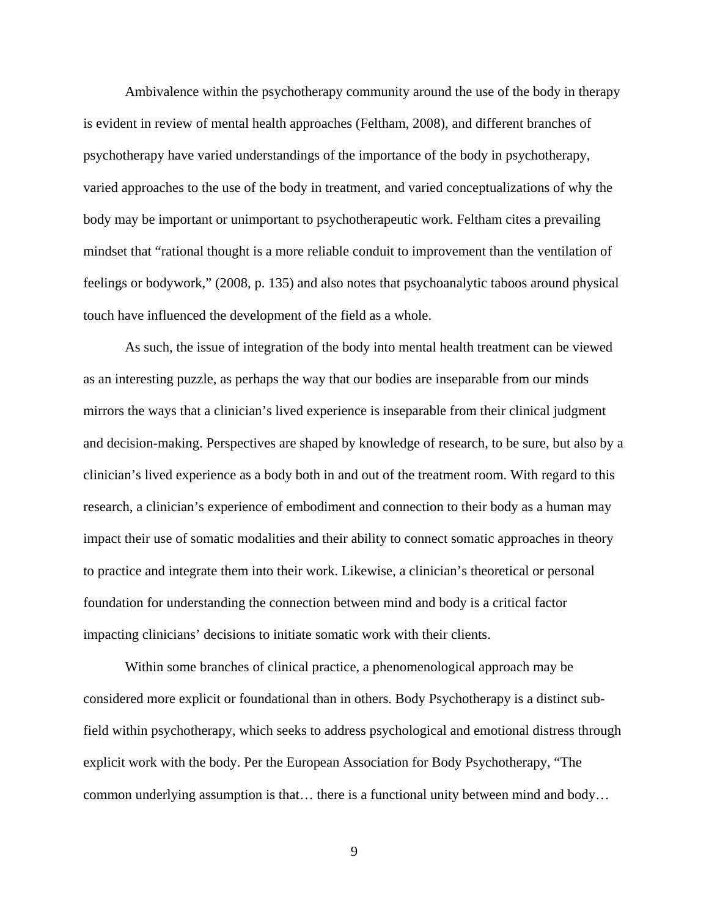Ambivalence within the psychotherapy community around the use of the body in therapy is evident in review of mental health approaches (Feltham, 2008), and different branches of psychotherapy have varied understandings of the importance of the body in psychotherapy, varied approaches to the use of the body in treatment, and varied conceptualizations of why the body may be important or unimportant to psychotherapeutic work. Feltham cites a prevailing mindset that "rational thought is a more reliable conduit to improvement than the ventilation of feelings or bodywork," (2008, p. 135) and also notes that psychoanalytic taboos around physical touch have influenced the development of the field as a whole.

As such, the issue of integration of the body into mental health treatment can be viewed as an interesting puzzle, as perhaps the way that our bodies are inseparable from our minds mirrors the ways that a clinician's lived experience is inseparable from their clinical judgment and decision-making. Perspectives are shaped by knowledge of research, to be sure, but also by a clinician's lived experience as a body both in and out of the treatment room. With regard to this research, a clinician's experience of embodiment and connection to their body as a human may impact their use of somatic modalities and their ability to connect somatic approaches in theory to practice and integrate them into their work. Likewise, a clinician's theoretical or personal foundation for understanding the connection between mind and body is a critical factor impacting clinicians' decisions to initiate somatic work with their clients.

Within some branches of clinical practice, a phenomenological approach may be considered more explicit or foundational than in others. Body Psychotherapy is a distinct sub-field within psychotherapy, which seeks to address psychological and emotional distress through explicit work with the body. Per the European Association for Body Psychotherapy, "The common underlying assumption is that… there is a functional unity between mind and body…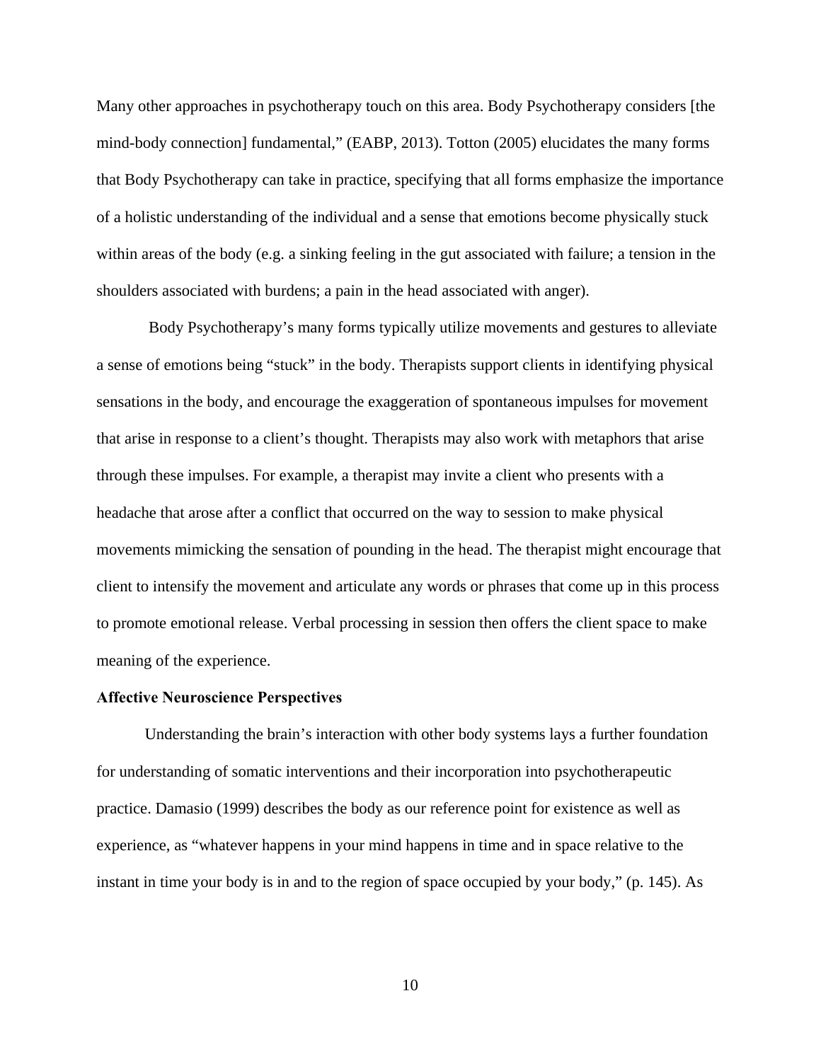Many other approaches in psychotherapy touch on this area. Body Psychotherapy considers [the mind-body connection] fundamental," (EABP, 2013). Totton (2005) elucidates the many forms that Body Psychotherapy can take in practice, specifying that all forms emphasize the importance of a holistic understanding of the individual and a sense that emotions become physically stuck within areas of the body (e.g. a sinking feeling in the gut associated with failure; a tension in the shoulders associated with burdens; a pain in the head associated with anger).

Body Psychotherapy's many forms typically utilize movements and gestures to alleviate a sense of emotions being "stuck" in the body. Therapists support clients in identifying physical sensations in the body, and encourage the exaggeration of spontaneous impulses for movement that arise in response to a client's thought. Therapists may also work with metaphors that arise through these impulses. For example, a therapist may invite a client who presents with a headache that arose after a conflict that occurred on the way to session to make physical movements mimicking the sensation of pounding in the head. The therapist might encourage that client to intensify the movement and articulate any words or phrases that come up in this process to promote emotional release. Verbal processing in session then offers the client space to make meaning of the experience.

**Affective Neuroscience Perspectives**

Understanding the brain's interaction with other body systems lays a further foundation for understanding of somatic interventions and their incorporation into psychotherapeutic practice. Damasio (1999) describes the body as our reference point for existence as well as experience, as "whatever happens in your mind happens in time and in space relative to the instant in time your body is in and to the region of space occupied by your body," (p. 145). As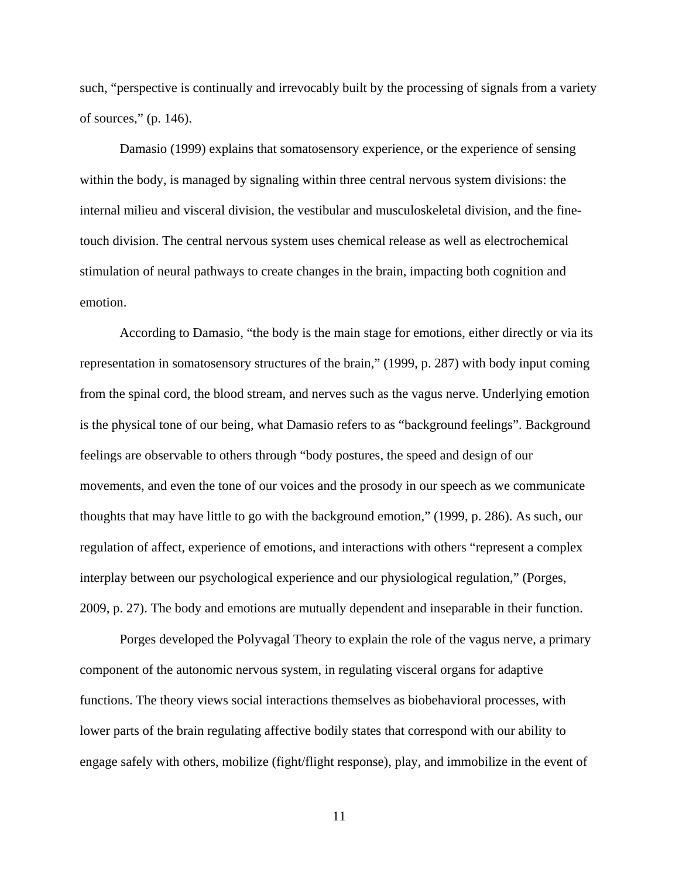such, “perspective is continually and irrevocably built by the processing of signals from a variety of sources,” (p. 146).

Damasio (1999) explains that somatosensory experience, or the experience of sensing within the body, is managed by signaling within three central nervous system divisions: the internal milieu and visceral division, the vestibular and musculoskeletal division, and the fine-touch division. The central nervous system uses chemical release as well as electrochemical stimulation of neural pathways to create changes in the brain, impacting both cognition and emotion.

According to Damasio, “the body is the main stage for emotions, either directly or via its representation in somatosensory structures of the brain,” (1999, p. 287) with body input coming from the spinal cord, the blood stream, and nerves such as the vagus nerve. Underlying emotion is the physical tone of our being, what Damasio refers to as “background feelings”. Background feelings are observable to others through “body postures, the speed and design of our movements, and even the tone of our voices and the prosody in our speech as we communicate thoughts that may have little to go with the background emotion,” (1999, p. 286). As such, our regulation of affect, experience of emotions, and interactions with others “represent a complex interplay between our psychological experience and our physiological regulation,” (Porges, 2009, p. 27). The body and emotions are mutually dependent and inseparable in their function.

Porges developed the Polyvagal Theory to explain the role of the vagus nerve, a primary component of the autonomic nervous system, in regulating visceral organs for adaptive functions. The theory views social interactions themselves as biobehavioral processes, with lower parts of the brain regulating affective bodily states that correspond with our ability to engage safely with others, mobilize (fight/flight response), play, and immobilize in the event of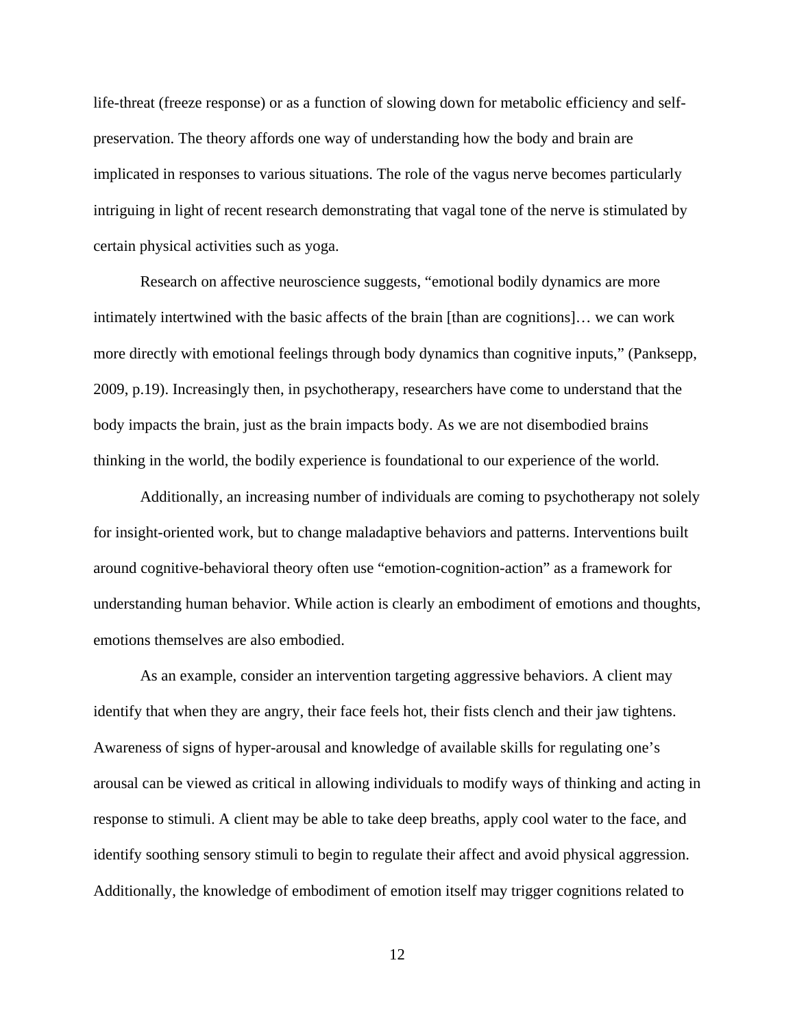life-threat (freeze response) or as a function of slowing down for metabolic efficiency and self-preservation. The theory affords one way of understanding how the body and brain are implicated in responses to various situations. The role of the vagus nerve becomes particularly intriguing in light of recent research demonstrating that vagal tone of the nerve is stimulated by certain physical activities such as yoga.

Research on affective neuroscience suggests, "emotional bodily dynamics are more intimately intertwined with the basic affects of the brain [than are cognitions]… we can work more directly with emotional feelings through body dynamics than cognitive inputs," (Panksepp, 2009, p.19). Increasingly then, in psychotherapy, researchers have come to understand that the body impacts the brain, just as the brain impacts body. As we are not disembodied brains thinking in the world, the bodily experience is foundational to our experience of the world.

Additionally, an increasing number of individuals are coming to psychotherapy not solely for insight-oriented work, but to change maladaptive behaviors and patterns. Interventions built around cognitive-behavioral theory often use "emotion-cognition-action" as a framework for understanding human behavior. While action is clearly an embodiment of emotions and thoughts, emotions themselves are also embodied.

As an example, consider an intervention targeting aggressive behaviors. A client may identify that when they are angry, their face feels hot, their fists clench and their jaw tightens. Awareness of signs of hyper-arousal and knowledge of available skills for regulating one's arousal can be viewed as critical in allowing individuals to modify ways of thinking and acting in response to stimuli. A client may be able to take deep breaths, apply cool water to the face, and identify soothing sensory stimuli to begin to regulate their affect and avoid physical aggression. Additionally, the knowledge of embodiment of emotion itself may trigger cognitions related to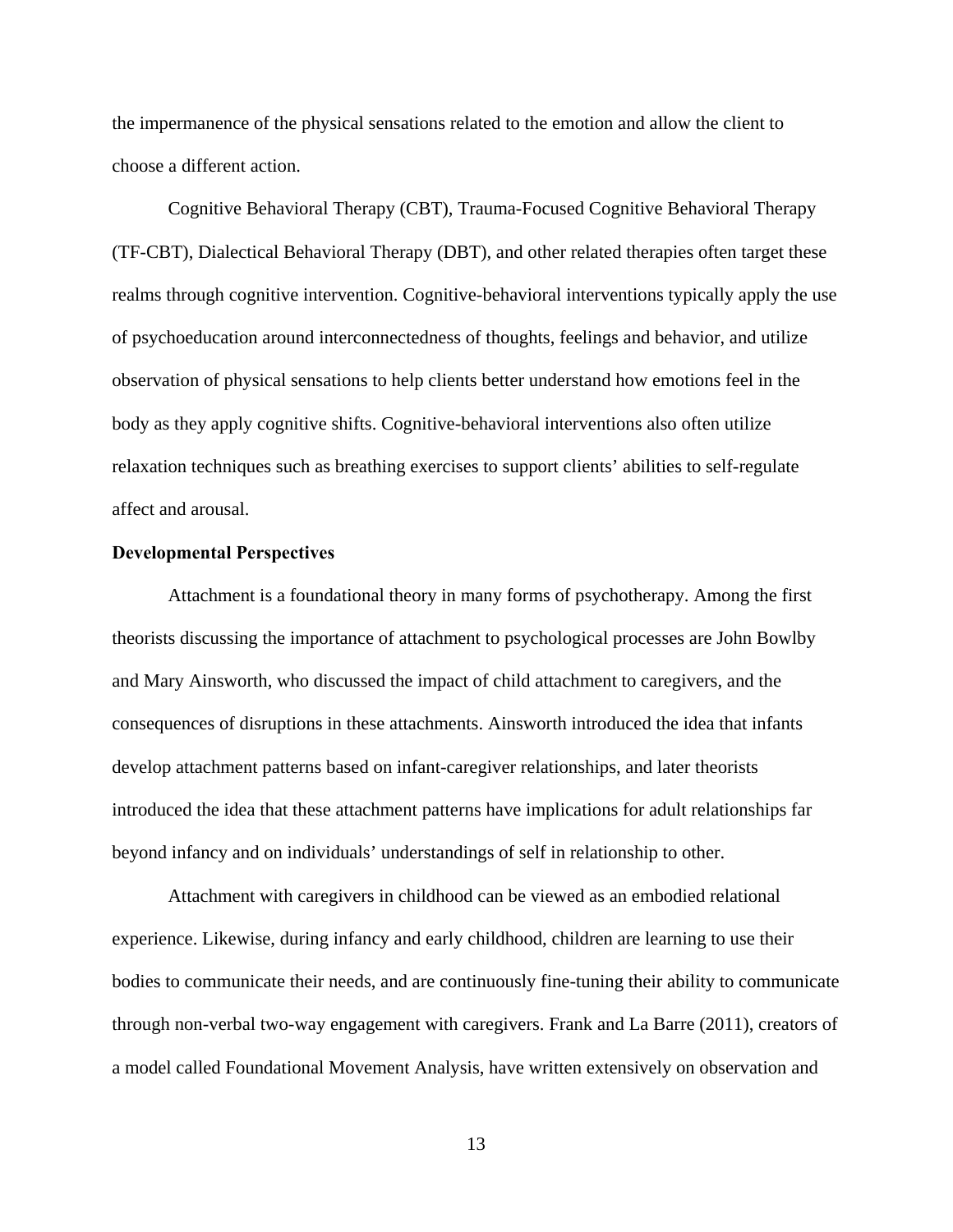the impermanence of the physical sensations related to the emotion and allow the client to choose a different action.

Cognitive Behavioral Therapy (CBT), Trauma-Focused Cognitive Behavioral Therapy (TF-CBT), Dialectical Behavioral Therapy (DBT), and other related therapies often target these realms through cognitive intervention. Cognitive-behavioral interventions typically apply the use of psychoeducation around interconnectedness of thoughts, feelings and behavior, and utilize observation of physical sensations to help clients better understand how emotions feel in the body as they apply cognitive shifts. Cognitive-behavioral interventions also often utilize relaxation techniques such as breathing exercises to support clients' abilities to self-regulate affect and arousal.

**Developmental Perspectives**

Attachment is a foundational theory in many forms of psychotherapy. Among the first theorists discussing the importance of attachment to psychological processes are John Bowlby and Mary Ainsworth, who discussed the impact of child attachment to caregivers, and the consequences of disruptions in these attachments. Ainsworth introduced the idea that infants develop attachment patterns based on infant-caregiver relationships, and later theorists introduced the idea that these attachment patterns have implications for adult relationships far beyond infancy and on individuals' understandings of self in relationship to other.

Attachment with caregivers in childhood can be viewed as an embodied relational experience. Likewise, during infancy and early childhood, children are learning to use their bodies to communicate their needs, and are continuously fine-tuning their ability to communicate through non-verbal two-way engagement with caregivers. Frank and La Barre (2011), creators of a model called Foundational Movement Analysis, have written extensively on observation and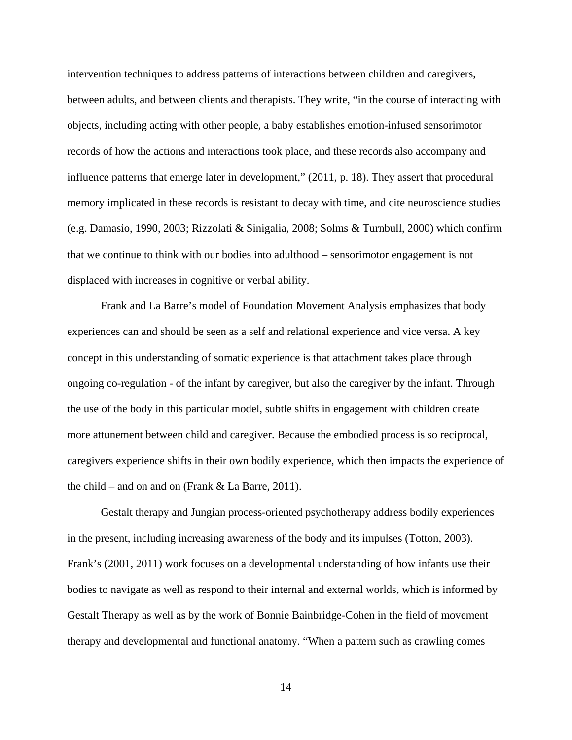intervention techniques to address patterns of interactions between children and caregivers, between adults, and between clients and therapists. They write, “in the course of interacting with objects, including acting with other people, a baby establishes emotion-infused sensorimotor records of how the actions and interactions took place, and these records also accompany and influence patterns that emerge later in development,” (2011, p. 18). They assert that procedural memory implicated in these records is resistant to decay with time, and cite neuroscience studies (e.g. Damasio, 1990, 2003; Rizzolati & Sinigalia, 2008; Solms & Turnbull, 2000) which confirm that we continue to think with our bodies into adulthood – sensorimotor engagement is not displaced with increases in cognitive or verbal ability.

Frank and La Barre’s model of Foundation Movement Analysis emphasizes that body experiences can and should be seen as a self and relational experience and vice versa. A key concept in this understanding of somatic experience is that attachment takes place through ongoing co-regulation - of the infant by caregiver, but also the caregiver by the infant. Through the use of the body in this particular model, subtle shifts in engagement with children create more attunement between child and caregiver. Because the embodied process is so reciprocal, caregivers experience shifts in their own bodily experience, which then impacts the experience of the child – and on and on (Frank & La Barre, 2011).

Gestalt therapy and Jungian process-oriented psychotherapy address bodily experiences in the present, including increasing awareness of the body and its impulses (Totton, 2003). Frank’s (2001, 2011) work focuses on a developmental understanding of how infants use their bodies to navigate as well as respond to their internal and external worlds, which is informed by Gestalt Therapy as well as by the work of Bonnie Bainbridge-Cohen in the field of movement therapy and developmental and functional anatomy. “When a pattern such as crawling comes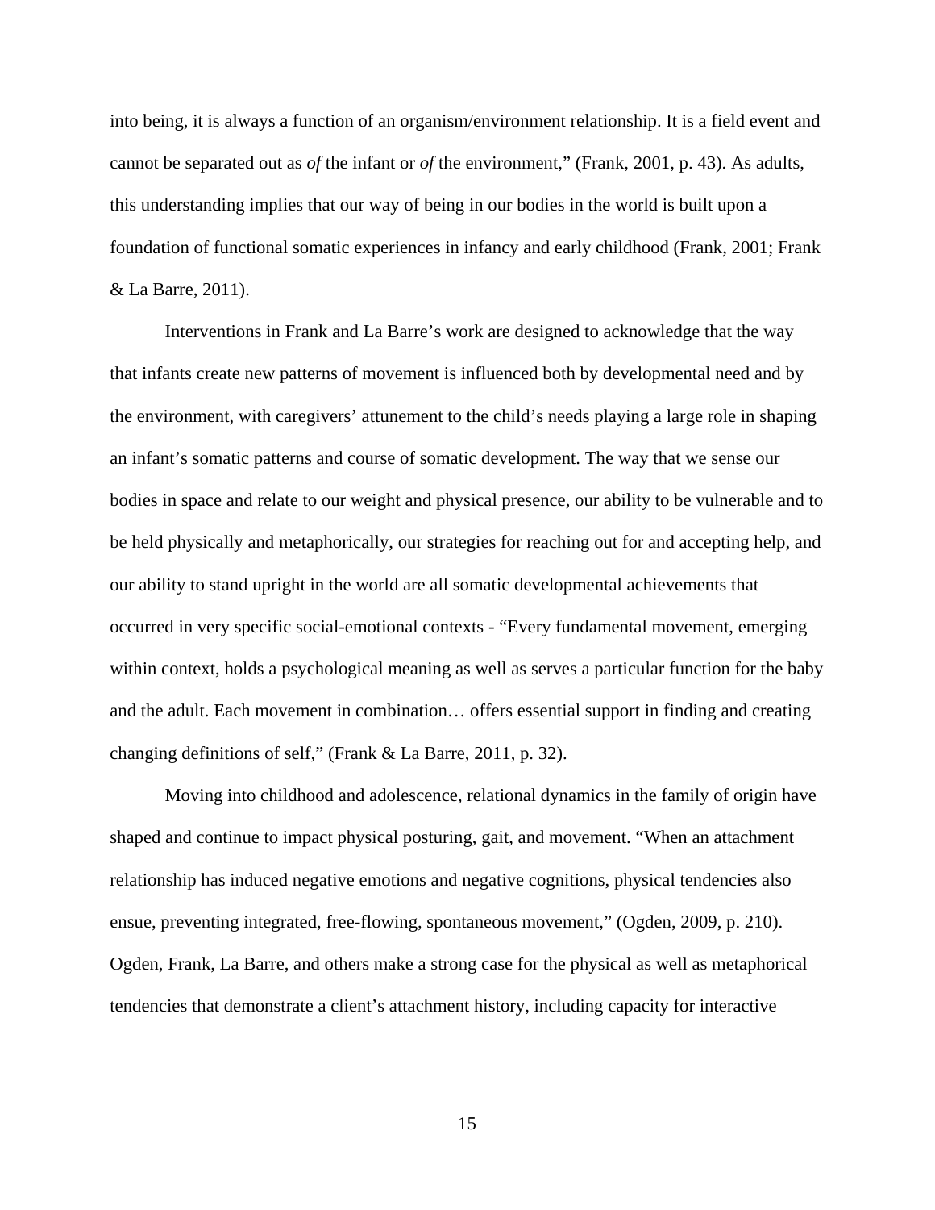into being, it is always a function of an organism/environment relationship. It is a field event and cannot be separated out as *of* the infant or *of* the environment," (Frank, 2001, p. 43). As adults, this understanding implies that our way of being in our bodies in the world is built upon a foundation of functional somatic experiences in infancy and early childhood (Frank, 2001; Frank & La Barre, 2011).

Interventions in Frank and La Barre's work are designed to acknowledge that the way that infants create new patterns of movement is influenced both by developmental need and by the environment, with caregivers' attunement to the child's needs playing a large role in shaping an infant's somatic patterns and course of somatic development. The way that we sense our bodies in space and relate to our weight and physical presence, our ability to be vulnerable and to be held physically and metaphorically, our strategies for reaching out for and accepting help, and our ability to stand upright in the world are all somatic developmental achievements that occurred in very specific social-emotional contexts - "Every fundamental movement, emerging within context, holds a psychological meaning as well as serves a particular function for the baby and the adult. Each movement in combination… offers essential support in finding and creating changing definitions of self," (Frank & La Barre, 2011, p. 32).

Moving into childhood and adolescence, relational dynamics in the family of origin have shaped and continue to impact physical posturing, gait, and movement. "When an attachment relationship has induced negative emotions and negative cognitions, physical tendencies also ensue, preventing integrated, free-flowing, spontaneous movement," (Ogden, 2009, p. 210). Ogden, Frank, La Barre, and others make a strong case for the physical as well as metaphorical tendencies that demonstrate a client's attachment history, including capacity for interactive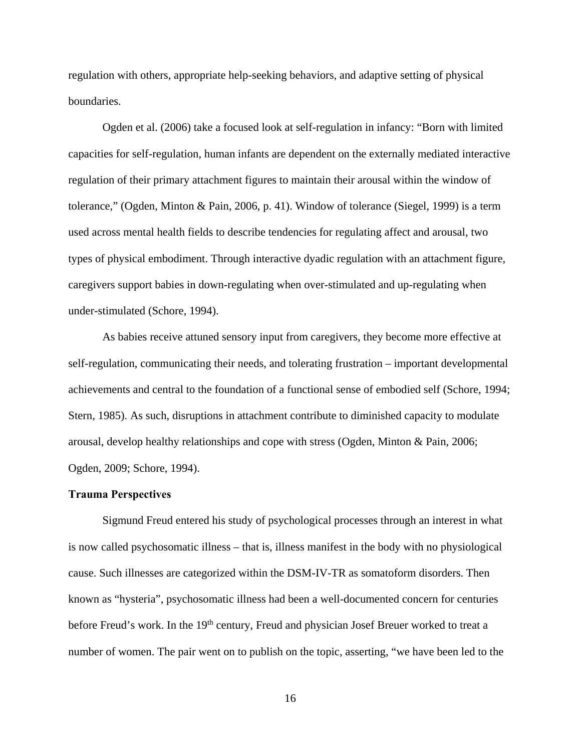regulation with others, appropriate help-seeking behaviors, and adaptive setting of physical boundaries.

Ogden et al. (2006) take a focused look at self-regulation in infancy: "Born with limited capacities for self-regulation, human infants are dependent on the externally mediated interactive regulation of their primary attachment figures to maintain their arousal within the window of tolerance," (Ogden, Minton & Pain, 2006, p. 41). Window of tolerance (Siegel, 1999) is a term used across mental health fields to describe tendencies for regulating affect and arousal, two types of physical embodiment. Through interactive dyadic regulation with an attachment figure, caregivers support babies in down-regulating when over-stimulated and up-regulating when under-stimulated (Schore, 1994).

As babies receive attuned sensory input from caregivers, they become more effective at self-regulation, communicating their needs, and tolerating frustration – important developmental achievements and central to the foundation of a functional sense of embodied self (Schore, 1994; Stern, 1985). As such, disruptions in attachment contribute to diminished capacity to modulate arousal, develop healthy relationships and cope with stress (Ogden, Minton & Pain, 2006; Ogden, 2009; Schore, 1994).

### Trauma Perspectives

Sigmund Freud entered his study of psychological processes through an interest in what is now called psychosomatic illness – that is, illness manifest in the body with no physiological cause. Such illnesses are categorized within the DSM-IV-TR as somatoform disorders. Then known as "hysteria", psychosomatic illness had been a well-documented concern for centuries before Freud's work. In the 19th century, Freud and physician Josef Breuer worked to treat a number of women. The pair went on to publish on the topic, asserting, "we have been led to the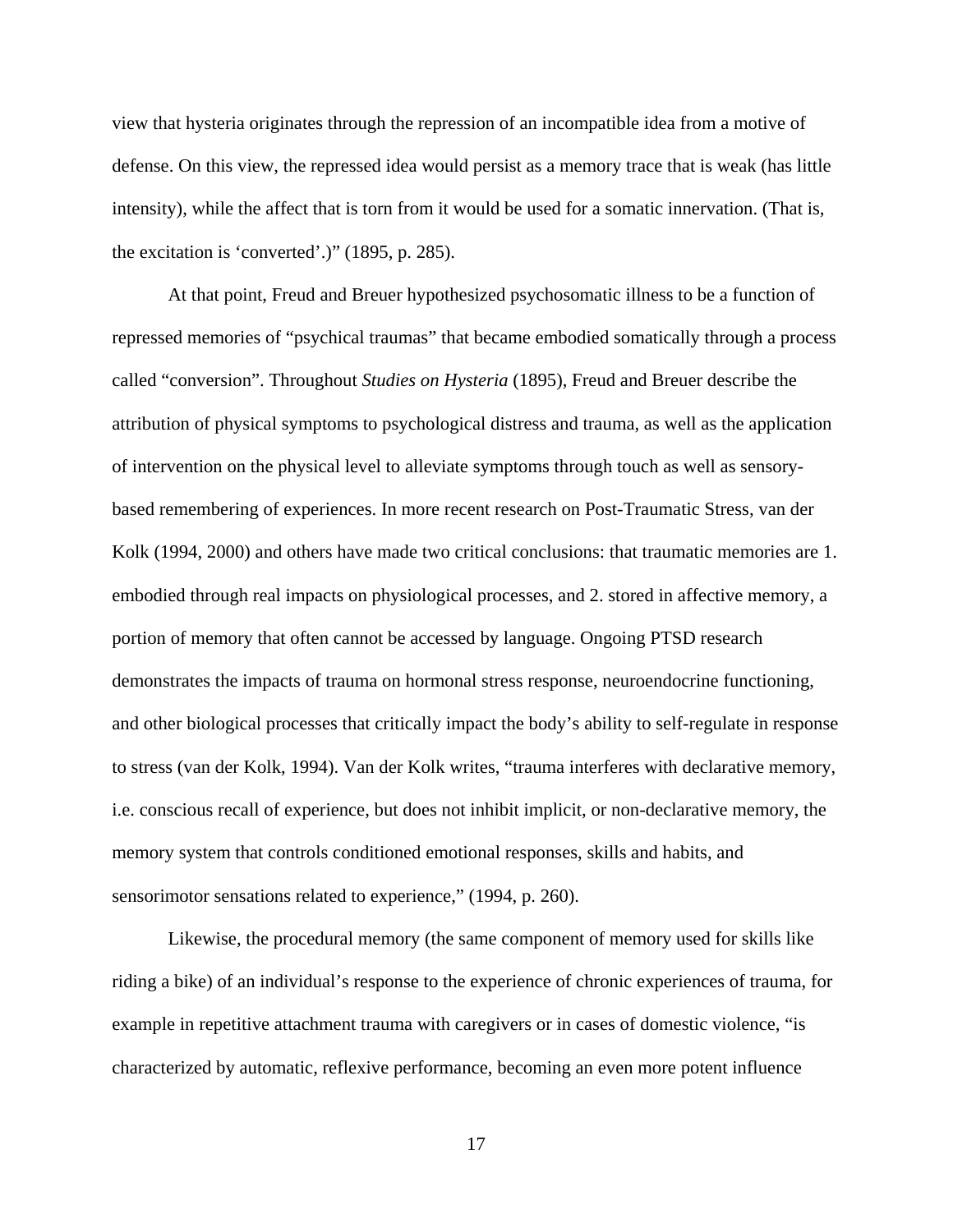view that hysteria originates through the repression of an incompatible idea from a motive of defense. On this view, the repressed idea would persist as a memory trace that is weak (has little intensity), while the affect that is torn from it would be used for a somatic innervation. (That is, the excitation is 'converted'.)" (1895, p. 285).

At that point, Freud and Breuer hypothesized psychosomatic illness to be a function of repressed memories of "psychical traumas" that became embodied somatically through a process called "conversion". Throughout *Studies on Hysteria* (1895), Freud and Breuer describe the attribution of physical symptoms to psychological distress and trauma, as well as the application of intervention on the physical level to alleviate symptoms through touch as well as sensory-based remembering of experiences. In more recent research on Post-Traumatic Stress, van der Kolk (1994, 2000) and others have made two critical conclusions: that traumatic memories are 1. embodied through real impacts on physiological processes, and 2. stored in affective memory, a portion of memory that often cannot be accessed by language. Ongoing PTSD research demonstrates the impacts of trauma on hormonal stress response, neuroendocrine functioning, and other biological processes that critically impact the body's ability to self-regulate in response to stress (van der Kolk, 1994). Van der Kolk writes, "trauma interferes with declarative memory, i.e. conscious recall of experience, but does not inhibit implicit, or non-declarative memory, the memory system that controls conditioned emotional responses, skills and habits, and sensorimotor sensations related to experience," (1994, p. 260).

Likewise, the procedural memory (the same component of memory used for skills like riding a bike) of an individual's response to the experience of chronic experiences of trauma, for example in repetitive attachment trauma with caregivers or in cases of domestic violence, "is characterized by automatic, reflexive performance, becoming an even more potent influence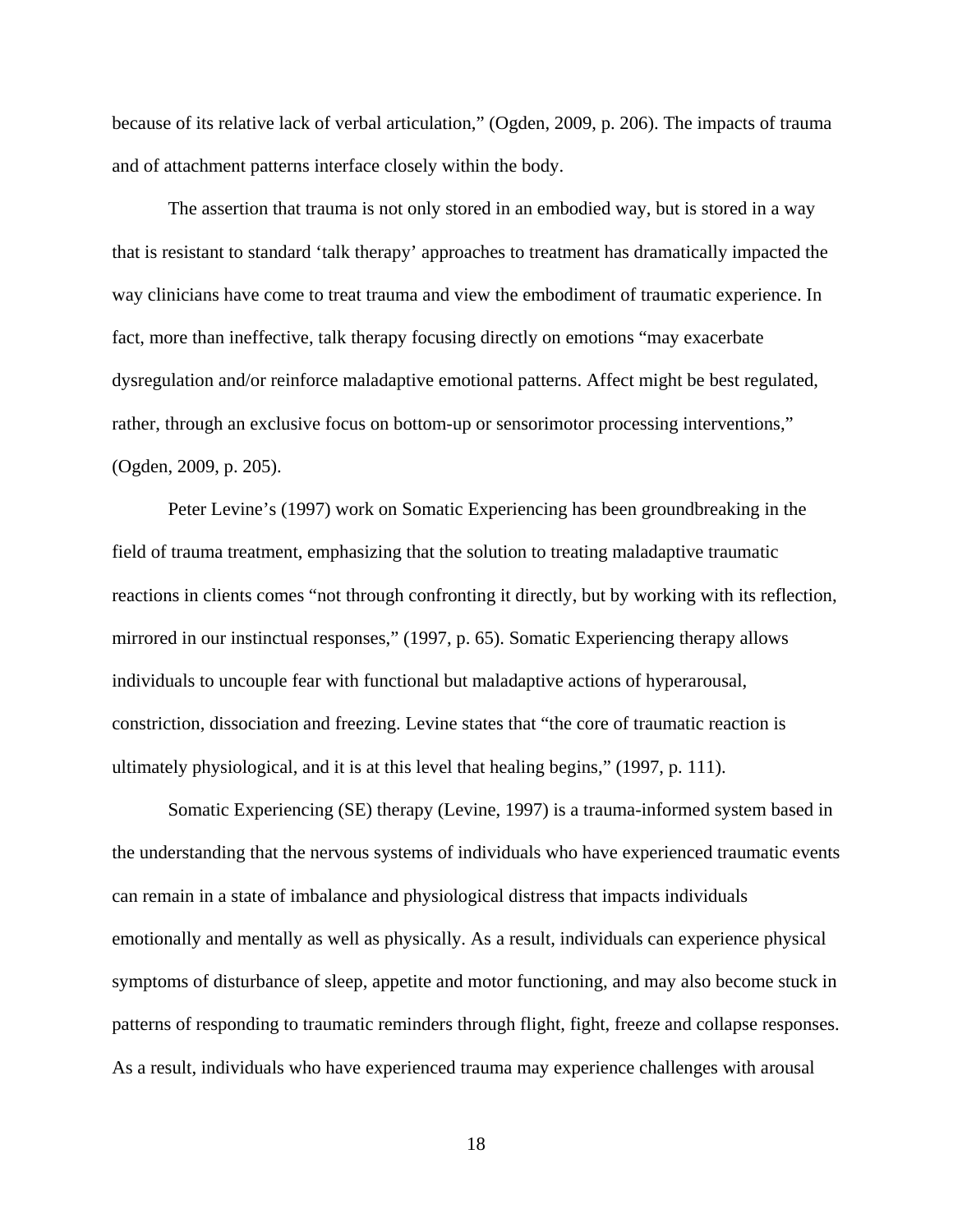because of its relative lack of verbal articulation," (Ogden, 2009, p. 206). The impacts of trauma and of attachment patterns interface closely within the body.

The assertion that trauma is not only stored in an embodied way, but is stored in a way that is resistant to standard 'talk therapy' approaches to treatment has dramatically impacted the way clinicians have come to treat trauma and view the embodiment of traumatic experience. In fact, more than ineffective, talk therapy focusing directly on emotions "may exacerbate dysregulation and/or reinforce maladaptive emotional patterns. Affect might be best regulated, rather, through an exclusive focus on bottom-up or sensorimotor processing interventions," (Ogden, 2009, p. 205).

Peter Levine's (1997) work on Somatic Experiencing has been groundbreaking in the field of trauma treatment, emphasizing that the solution to treating maladaptive traumatic reactions in clients comes "not through confronting it directly, but by working with its reflection, mirrored in our instinctual responses," (1997, p. 65). Somatic Experiencing therapy allows individuals to uncouple fear with functional but maladaptive actions of hyperarousal, constriction, dissociation and freezing. Levine states that "the core of traumatic reaction is ultimately physiological, and it is at this level that healing begins," (1997, p. 111).

Somatic Experiencing (SE) therapy (Levine, 1997) is a trauma-informed system based in the understanding that the nervous systems of individuals who have experienced traumatic events can remain in a state of imbalance and physiological distress that impacts individuals emotionally and mentally as well as physically. As a result, individuals can experience physical symptoms of disturbance of sleep, appetite and motor functioning, and may also become stuck in patterns of responding to traumatic reminders through flight, fight, freeze and collapse responses. As a result, individuals who have experienced trauma may experience challenges with arousal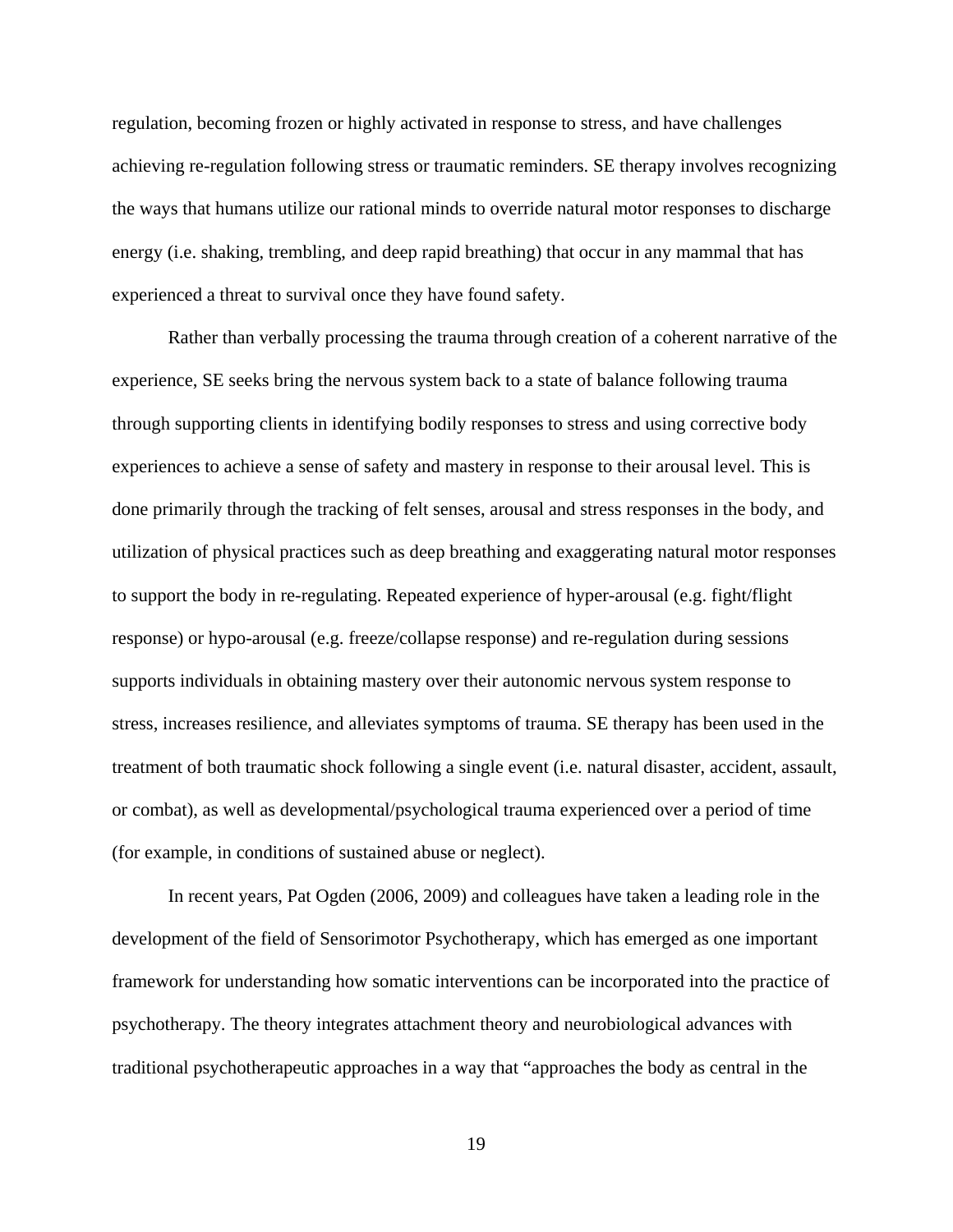regulation, becoming frozen or highly activated in response to stress, and have challenges achieving re-regulation following stress or traumatic reminders. SE therapy involves recognizing the ways that humans utilize our rational minds to override natural motor responses to discharge energy (i.e. shaking, trembling, and deep rapid breathing) that occur in any mammal that has experienced a threat to survival once they have found safety.

Rather than verbally processing the trauma through creation of a coherent narrative of the experience, SE seeks bring the nervous system back to a state of balance following trauma through supporting clients in identifying bodily responses to stress and using corrective body experiences to achieve a sense of safety and mastery in response to their arousal level. This is done primarily through the tracking of felt senses, arousal and stress responses in the body, and utilization of physical practices such as deep breathing and exaggerating natural motor responses to support the body in re-regulating. Repeated experience of hyper-arousal (e.g. fight/flight response) or hypo-arousal (e.g. freeze/collapse response) and re-regulation during sessions supports individuals in obtaining mastery over their autonomic nervous system response to stress, increases resilience, and alleviates symptoms of trauma. SE therapy has been used in the treatment of both traumatic shock following a single event (i.e. natural disaster, accident, assault, or combat), as well as developmental/psychological trauma experienced over a period of time (for example, in conditions of sustained abuse or neglect).

In recent years, Pat Ogden (2006, 2009) and colleagues have taken a leading role in the development of the field of Sensorimotor Psychotherapy, which has emerged as one important framework for understanding how somatic interventions can be incorporated into the practice of psychotherapy. The theory integrates attachment theory and neurobiological advances with traditional psychotherapeutic approaches in a way that "approaches the body as central in the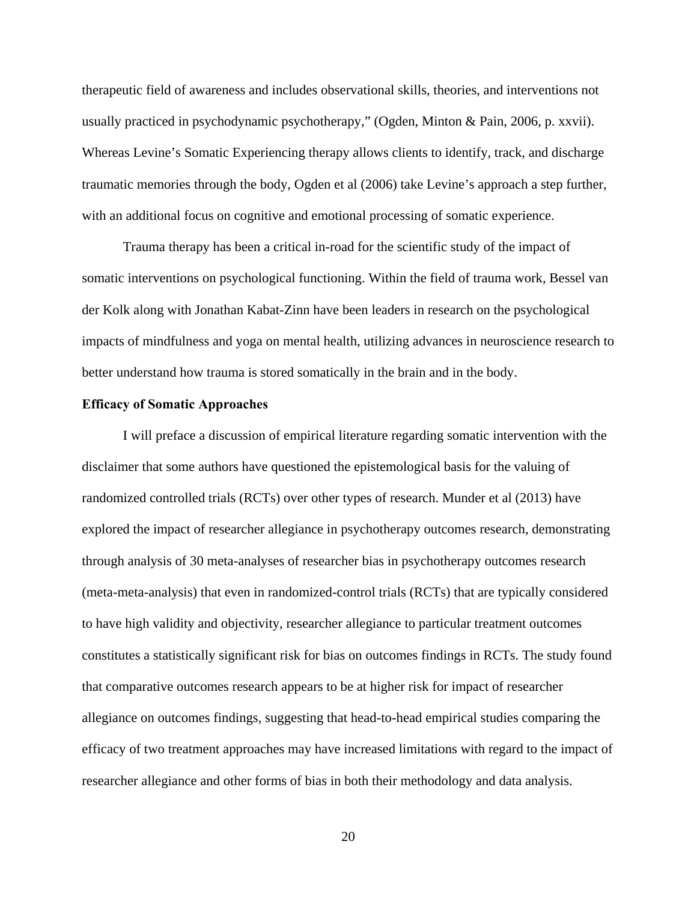therapeutic field of awareness and includes observational skills, theories, and interventions not usually practiced in psychodynamic psychotherapy," (Ogden, Minton & Pain, 2006, p. xxvii). Whereas Levine's Somatic Experiencing therapy allows clients to identify, track, and discharge traumatic memories through the body, Ogden et al (2006) take Levine's approach a step further, with an additional focus on cognitive and emotional processing of somatic experience.

Trauma therapy has been a critical in-road for the scientific study of the impact of somatic interventions on psychological functioning. Within the field of trauma work, Bessel van der Kolk along with Jonathan Kabat-Zinn have been leaders in research on the psychological impacts of mindfulness and yoga on mental health, utilizing advances in neuroscience research to better understand how trauma is stored somatically in the brain and in the body.

**Efficacy of Somatic Approaches**

I will preface a discussion of empirical literature regarding somatic intervention with the disclaimer that some authors have questioned the epistemological basis for the valuing of randomized controlled trials (RCTs) over other types of research. Munder et al (2013) have explored the impact of researcher allegiance in psychotherapy outcomes research, demonstrating through analysis of 30 meta-analyses of researcher bias in psychotherapy outcomes research (meta-meta-analysis) that even in randomized-control trials (RCTs) that are typically considered to have high validity and objectivity, researcher allegiance to particular treatment outcomes constitutes a statistically significant risk for bias on outcomes findings in RCTs. The study found that comparative outcomes research appears to be at higher risk for impact of researcher allegiance on outcomes findings, suggesting that head-to-head empirical studies comparing the efficacy of two treatment approaches may have increased limitations with regard to the impact of researcher allegiance and other forms of bias in both their methodology and data analysis.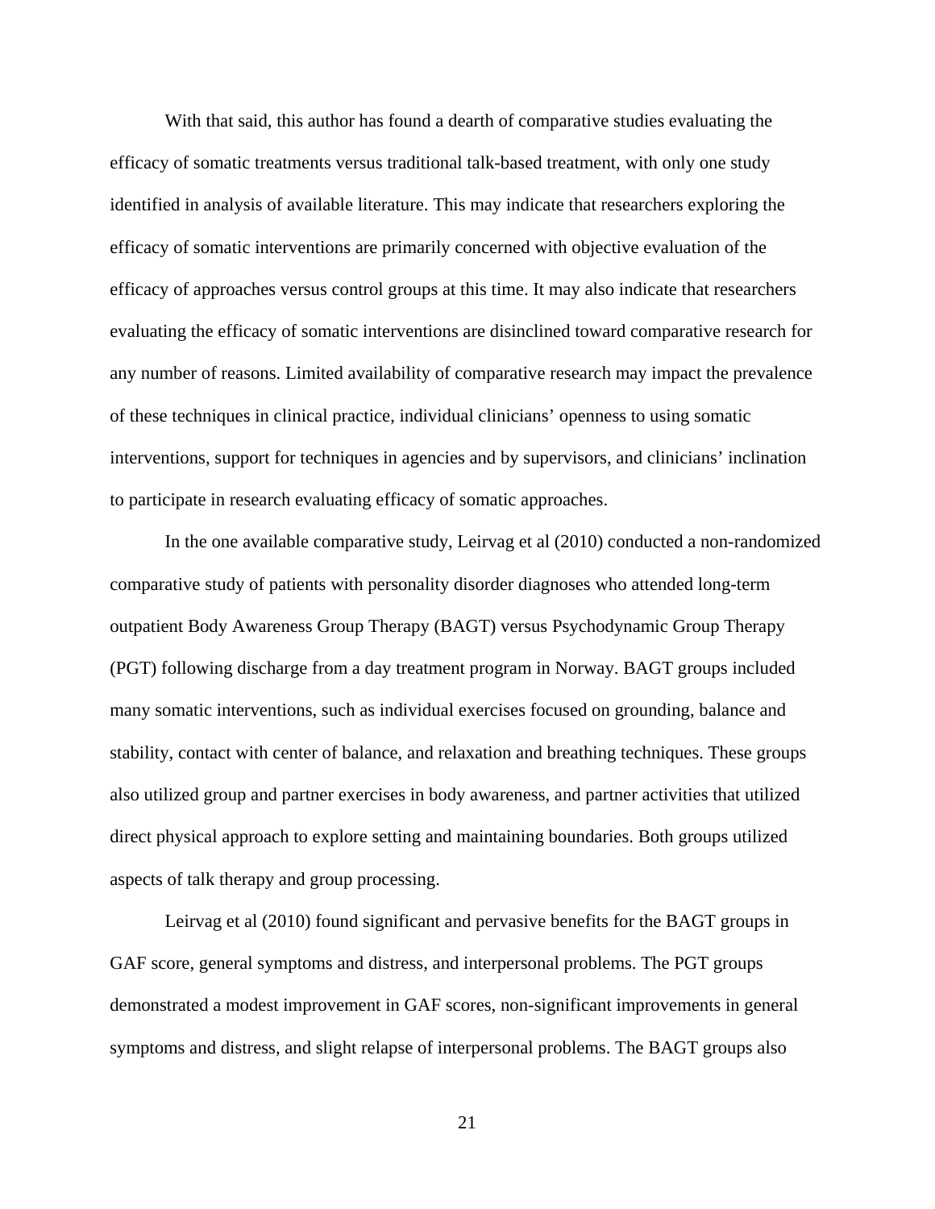With that said, this author has found a dearth of comparative studies evaluating the efficacy of somatic treatments versus traditional talk-based treatment, with only one study identified in analysis of available literature. This may indicate that researchers exploring the efficacy of somatic interventions are primarily concerned with objective evaluation of the efficacy of approaches versus control groups at this time. It may also indicate that researchers evaluating the efficacy of somatic interventions are disinclined toward comparative research for any number of reasons. Limited availability of comparative research may impact the prevalence of these techniques in clinical practice, individual clinicians' openness to using somatic interventions, support for techniques in agencies and by supervisors, and clinicians' inclination to participate in research evaluating efficacy of somatic approaches.

In the one available comparative study, Leirvag et al (2010) conducted a non-randomized comparative study of patients with personality disorder diagnoses who attended long-term outpatient Body Awareness Group Therapy (BAGT) versus Psychodynamic Group Therapy (PGT) following discharge from a day treatment program in Norway. BAGT groups included many somatic interventions, such as individual exercises focused on grounding, balance and stability, contact with center of balance, and relaxation and breathing techniques. These groups also utilized group and partner exercises in body awareness, and partner activities that utilized direct physical approach to explore setting and maintaining boundaries. Both groups utilized aspects of talk therapy and group processing.

Leirvag et al (2010) found significant and pervasive benefits for the BAGT groups in GAF score, general symptoms and distress, and interpersonal problems. The PGT groups demonstrated a modest improvement in GAF scores, non-significant improvements in general symptoms and distress, and slight relapse of interpersonal problems. The BAGT groups also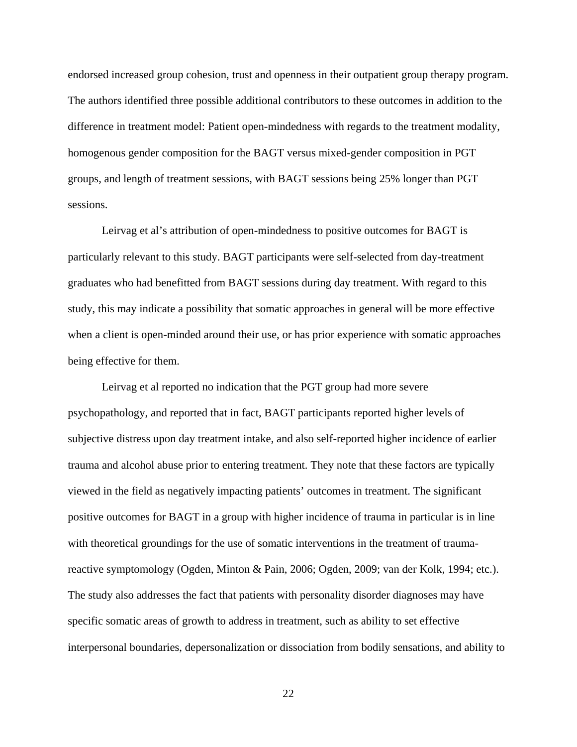endorsed increased group cohesion, trust and openness in their outpatient group therapy program. The authors identified three possible additional contributors to these outcomes in addition to the difference in treatment model: Patient open-mindedness with regards to the treatment modality, homogenous gender composition for the BAGT versus mixed-gender composition in PGT groups, and length of treatment sessions, with BAGT sessions being 25% longer than PGT sessions.

Leirvag et al's attribution of open-mindedness to positive outcomes for BAGT is particularly relevant to this study. BAGT participants were self-selected from day-treatment graduates who had benefitted from BAGT sessions during day treatment. With regard to this study, this may indicate a possibility that somatic approaches in general will be more effective when a client is open-minded around their use, or has prior experience with somatic approaches being effective for them.

Leirvag et al reported no indication that the PGT group had more severe psychopathology, and reported that in fact, BAGT participants reported higher levels of subjective distress upon day treatment intake, and also self-reported higher incidence of earlier trauma and alcohol abuse prior to entering treatment. They note that these factors are typically viewed in the field as negatively impacting patients' outcomes in treatment. The significant positive outcomes for BAGT in a group with higher incidence of trauma in particular is in line with theoretical groundings for the use of somatic interventions in the treatment of trauma-reactive symptomology (Ogden, Minton & Pain, 2006; Ogden, 2009; van der Kolk, 1994; etc.). The study also addresses the fact that patients with personality disorder diagnoses may have specific somatic areas of growth to address in treatment, such as ability to set effective interpersonal boundaries, depersonalization or dissociation from bodily sensations, and ability to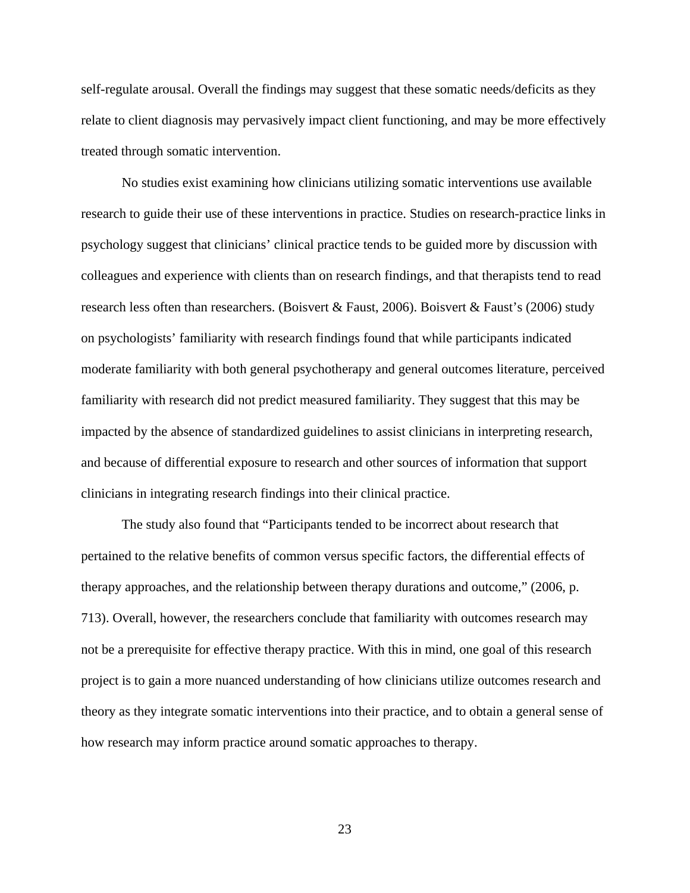self-regulate arousal. Overall the findings may suggest that these somatic needs/deficits as they relate to client diagnosis may pervasively impact client functioning, and may be more effectively treated through somatic intervention.

No studies exist examining how clinicians utilizing somatic interventions use available research to guide their use of these interventions in practice. Studies on research-practice links in psychology suggest that clinicians' clinical practice tends to be guided more by discussion with colleagues and experience with clients than on research findings, and that therapists tend to read research less often than researchers. (Boisvert & Faust, 2006). Boisvert & Faust's (2006) study on psychologists' familiarity with research findings found that while participants indicated moderate familiarity with both general psychotherapy and general outcomes literature, perceived familiarity with research did not predict measured familiarity. They suggest that this may be impacted by the absence of standardized guidelines to assist clinicians in interpreting research, and because of differential exposure to research and other sources of information that support clinicians in integrating research findings into their clinical practice.

The study also found that "Participants tended to be incorrect about research that pertained to the relative benefits of common versus specific factors, the differential effects of therapy approaches, and the relationship between therapy durations and outcome," (2006, p. 713). Overall, however, the researchers conclude that familiarity with outcomes research may not be a prerequisite for effective therapy practice. With this in mind, one goal of this research project is to gain a more nuanced understanding of how clinicians utilize outcomes research and theory as they integrate somatic interventions into their practice, and to obtain a general sense of how research may inform practice around somatic approaches to therapy.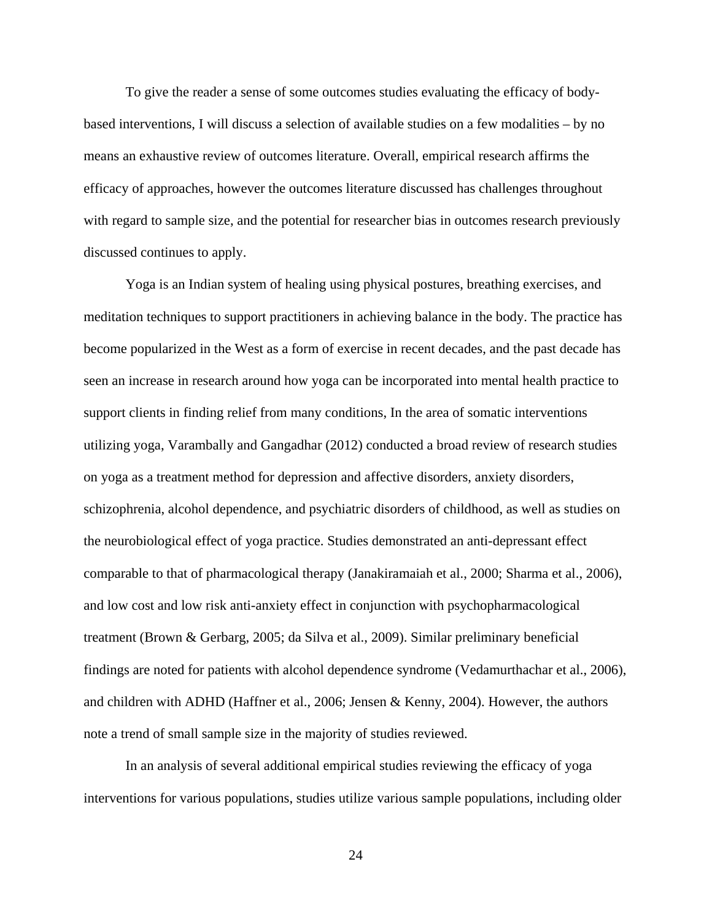To give the reader a sense of some outcomes studies evaluating the efficacy of body-based interventions, I will discuss a selection of available studies on a few modalities – by no means an exhaustive review of outcomes literature. Overall, empirical research affirms the efficacy of approaches, however the outcomes literature discussed has challenges throughout with regard to sample size, and the potential for researcher bias in outcomes research previously discussed continues to apply.

Yoga is an Indian system of healing using physical postures, breathing exercises, and meditation techniques to support practitioners in achieving balance in the body. The practice has become popularized in the West as a form of exercise in recent decades, and the past decade has seen an increase in research around how yoga can be incorporated into mental health practice to support clients in finding relief from many conditions, In the area of somatic interventions utilizing yoga, Varambally and Gangadhar (2012) conducted a broad review of research studies on yoga as a treatment method for depression and affective disorders, anxiety disorders, schizophrenia, alcohol dependence, and psychiatric disorders of childhood, as well as studies on the neurobiological effect of yoga practice. Studies demonstrated an anti-depressant effect comparable to that of pharmacological therapy (Janakiramaiah et al., 2000; Sharma et al., 2006), and low cost and low risk anti-anxiety effect in conjunction with psychopharmacological treatment (Brown & Gerbarg, 2005; da Silva et al., 2009). Similar preliminary beneficial findings are noted for patients with alcohol dependence syndrome (Vedamurthachar et al., 2006), and children with ADHD (Haffner et al., 2006; Jensen & Kenny, 2004). However, the authors note a trend of small sample size in the majority of studies reviewed.

In an analysis of several additional empirical studies reviewing the efficacy of yoga interventions for various populations, studies utilize various sample populations, including older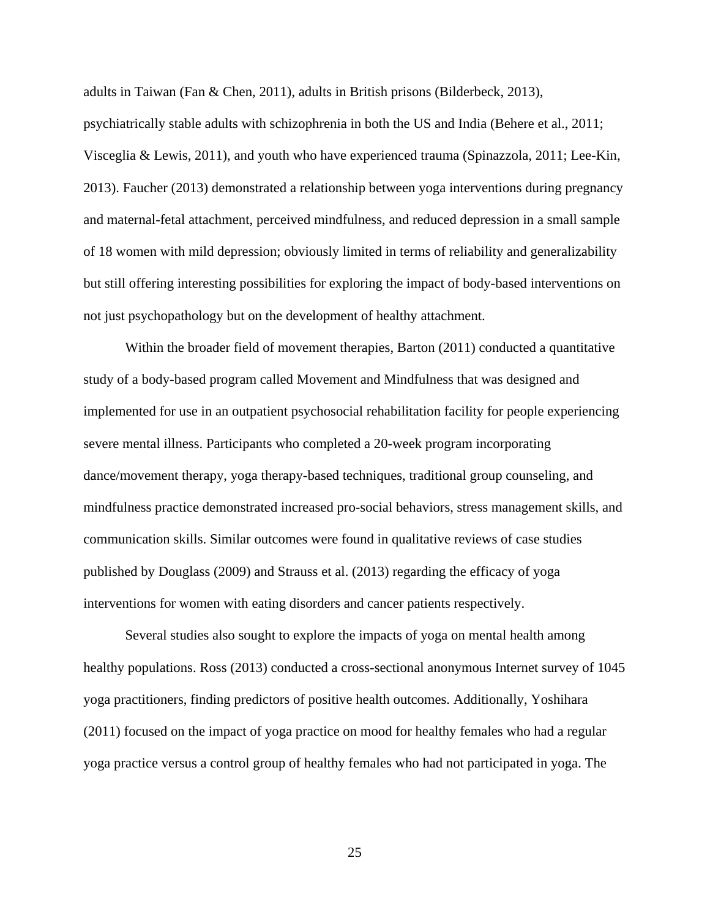adults in Taiwan (Fan & Chen, 2011), adults in British prisons (Bilderbeck, 2013), psychiatrically stable adults with schizophrenia in both the US and India (Behere et al., 2011; Visceglia & Lewis, 2011), and youth who have experienced trauma (Spinazzola, 2011; Lee-Kin, 2013). Faucher (2013) demonstrated a relationship between yoga interventions during pregnancy and maternal-fetal attachment, perceived mindfulness, and reduced depression in a small sample of 18 women with mild depression; obviously limited in terms of reliability and generalizability but still offering interesting possibilities for exploring the impact of body-based interventions on not just psychopathology but on the development of healthy attachment.

Within the broader field of movement therapies, Barton (2011) conducted a quantitative study of a body-based program called Movement and Mindfulness that was designed and implemented for use in an outpatient psychosocial rehabilitation facility for people experiencing severe mental illness. Participants who completed a 20-week program incorporating dance/movement therapy, yoga therapy-based techniques, traditional group counseling, and mindfulness practice demonstrated increased pro-social behaviors, stress management skills, and communication skills. Similar outcomes were found in qualitative reviews of case studies published by Douglass (2009) and Strauss et al. (2013) regarding the efficacy of yoga interventions for women with eating disorders and cancer patients respectively.

Several studies also sought to explore the impacts of yoga on mental health among healthy populations. Ross (2013) conducted a cross-sectional anonymous Internet survey of 1045 yoga practitioners, finding predictors of positive health outcomes. Additionally, Yoshihara (2011) focused on the impact of yoga practice on mood for healthy females who had a regular yoga practice versus a control group of healthy females who had not participated in yoga. The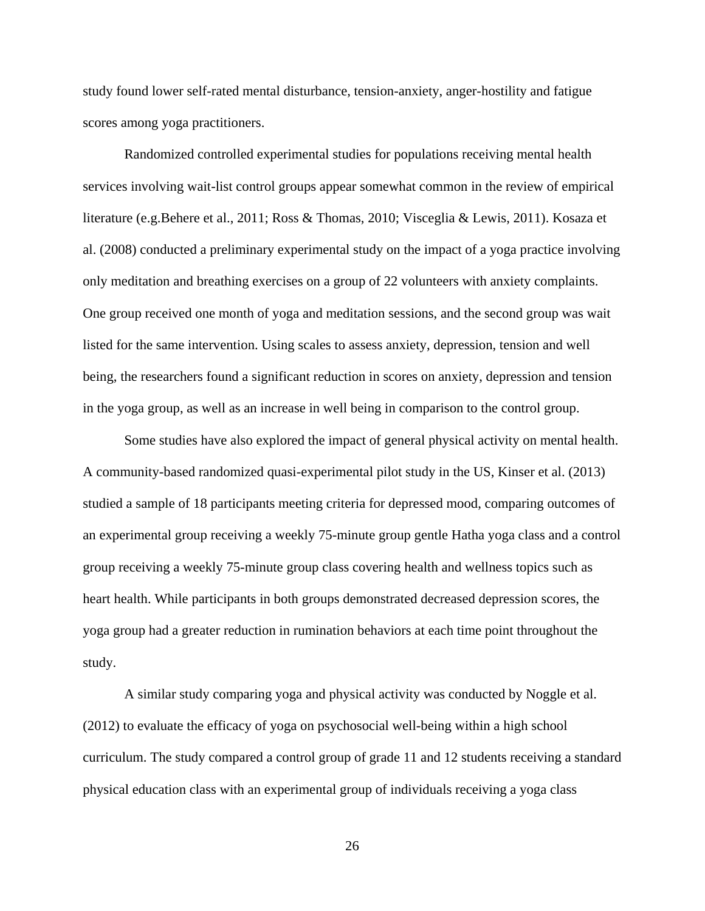study found lower self-rated mental disturbance, tension-anxiety, anger-hostility and fatigue scores among yoga practitioners.

Randomized controlled experimental studies for populations receiving mental health services involving wait-list control groups appear somewhat common in the review of empirical literature (e.g.Behere et al., 2011; Ross & Thomas, 2010; Visceglia & Lewis, 2011). Kosaza et al. (2008) conducted a preliminary experimental study on the impact of a yoga practice involving only meditation and breathing exercises on a group of 22 volunteers with anxiety complaints. One group received one month of yoga and meditation sessions, and the second group was wait listed for the same intervention. Using scales to assess anxiety, depression, tension and well being, the researchers found a significant reduction in scores on anxiety, depression and tension in the yoga group, as well as an increase in well being in comparison to the control group.

Some studies have also explored the impact of general physical activity on mental health. A community-based randomized quasi-experimental pilot study in the US, Kinser et al. (2013) studied a sample of 18 participants meeting criteria for depressed mood, comparing outcomes of an experimental group receiving a weekly 75-minute group gentle Hatha yoga class and a control group receiving a weekly 75-minute group class covering health and wellness topics such as heart health. While participants in both groups demonstrated decreased depression scores, the yoga group had a greater reduction in rumination behaviors at each time point throughout the study.

A similar study comparing yoga and physical activity was conducted by Noggle et al. (2012) to evaluate the efficacy of yoga on psychosocial well-being within a high school curriculum. The study compared a control group of grade 11 and 12 students receiving a standard physical education class with an experimental group of individuals receiving a yoga class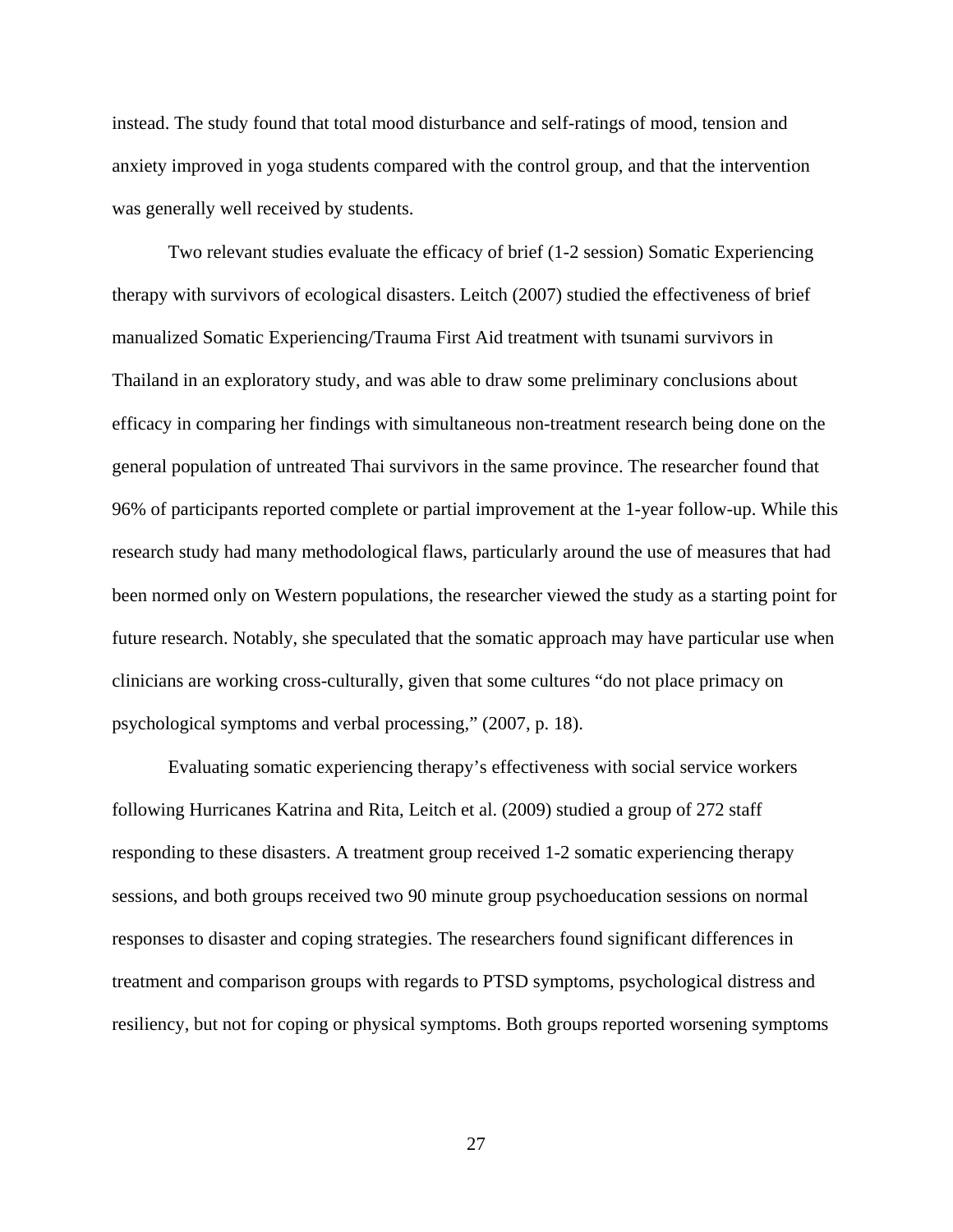instead. The study found that total mood disturbance and self-ratings of mood, tension and anxiety improved in yoga students compared with the control group, and that the intervention was generally well received by students.

Two relevant studies evaluate the efficacy of brief (1-2 session) Somatic Experiencing therapy with survivors of ecological disasters. Leitch (2007) studied the effectiveness of brief manualized Somatic Experiencing/Trauma First Aid treatment with tsunami survivors in Thailand in an exploratory study, and was able to draw some preliminary conclusions about efficacy in comparing her findings with simultaneous non-treatment research being done on the general population of untreated Thai survivors in the same province. The researcher found that 96% of participants reported complete or partial improvement at the 1-year follow-up. While this research study had many methodological flaws, particularly around the use of measures that had been normed only on Western populations, the researcher viewed the study as a starting point for future research. Notably, she speculated that the somatic approach may have particular use when clinicians are working cross-culturally, given that some cultures "do not place primacy on psychological symptoms and verbal processing," (2007, p. 18).

Evaluating somatic experiencing therapy's effectiveness with social service workers following Hurricanes Katrina and Rita, Leitch et al. (2009) studied a group of 272 staff responding to these disasters. A treatment group received 1-2 somatic experiencing therapy sessions, and both groups received two 90 minute group psychoeducation sessions on normal responses to disaster and coping strategies. The researchers found significant differences in treatment and comparison groups with regards to PTSD symptoms, psychological distress and resiliency, but not for coping or physical symptoms. Both groups reported worsening symptoms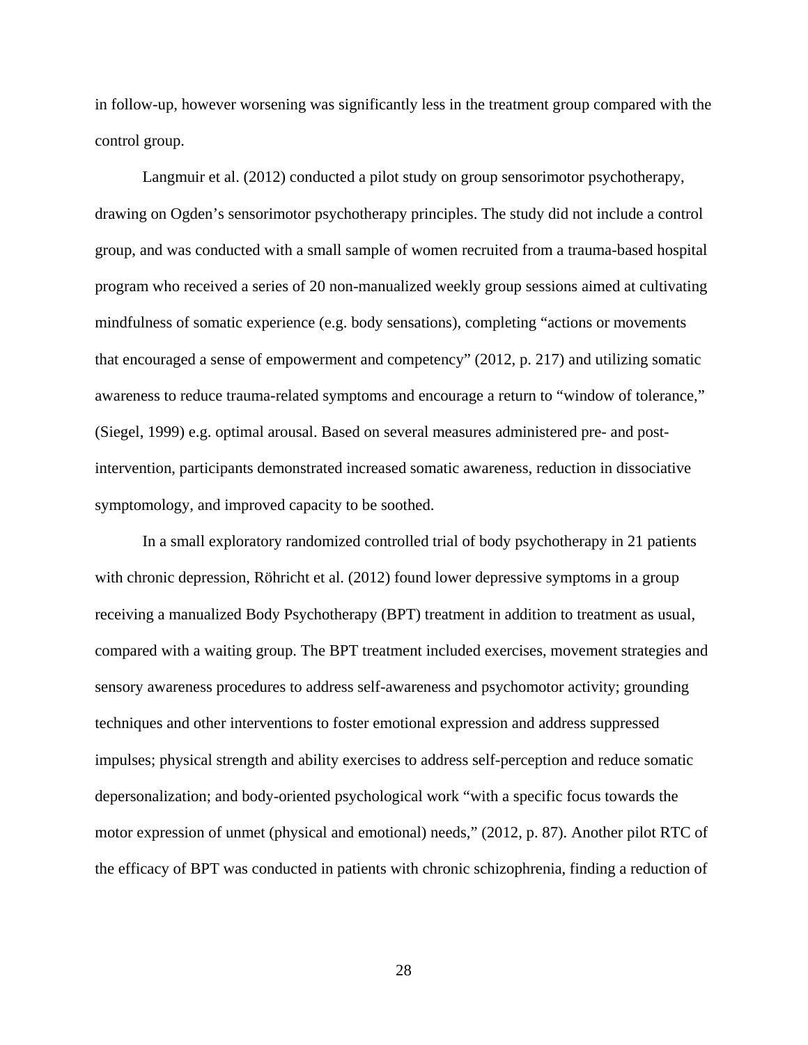in follow-up, however worsening was significantly less in the treatment group compared with the control group.

Langmuir et al. (2012) conducted a pilot study on group sensorimotor psychotherapy, drawing on Ogden's sensorimotor psychotherapy principles. The study did not include a control group, and was conducted with a small sample of women recruited from a trauma-based hospital program who received a series of 20 non-manualized weekly group sessions aimed at cultivating mindfulness of somatic experience (e.g. body sensations), completing "actions or movements that encouraged a sense of empowerment and competency" (2012, p. 217) and utilizing somatic awareness to reduce trauma-related symptoms and encourage a return to "window of tolerance," (Siegel, 1999) e.g. optimal arousal. Based on several measures administered pre- and post-intervention, participants demonstrated increased somatic awareness, reduction in dissociative symptomology, and improved capacity to be soothed.

In a small exploratory randomized controlled trial of body psychotherapy in 21 patients with chronic depression, Röhricht et al. (2012) found lower depressive symptoms in a group receiving a manualized Body Psychotherapy (BPT) treatment in addition to treatment as usual, compared with a waiting group. The BPT treatment included exercises, movement strategies and sensory awareness procedures to address self-awareness and psychomotor activity; grounding techniques and other interventions to foster emotional expression and address suppressed impulses; physical strength and ability exercises to address self-perception and reduce somatic depersonalization; and body-oriented psychological work "with a specific focus towards the motor expression of unmet (physical and emotional) needs," (2012, p. 87). Another pilot RTC of the efficacy of BPT was conducted in patients with chronic schizophrenia, finding a reduction of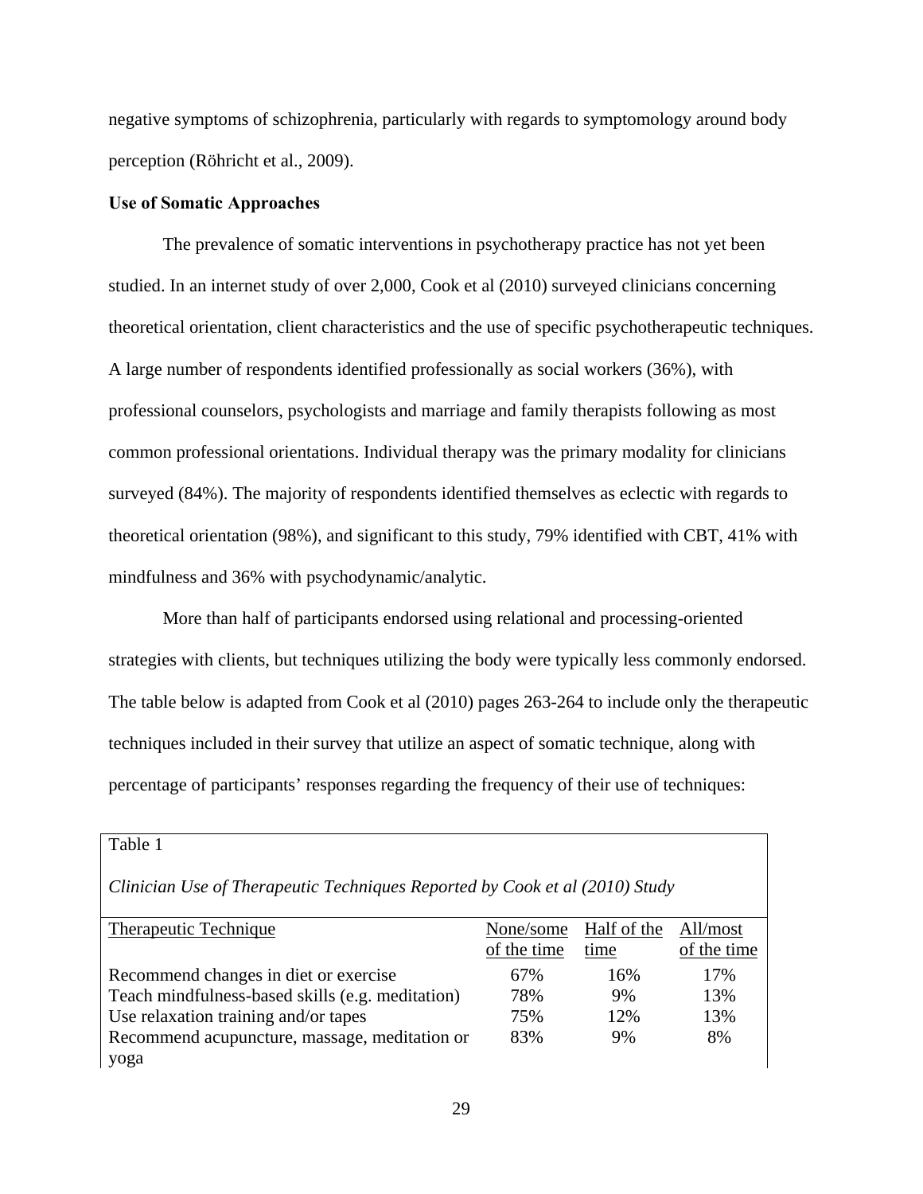negative symptoms of schizophrenia, particularly with regards to symptomology around body perception (Röhricht et al., 2009).

**Use of Somatic Approaches**

The prevalence of somatic interventions in psychotherapy practice has not yet been studied. In an internet study of over 2,000, Cook et al (2010) surveyed clinicians concerning theoretical orientation, client characteristics and the use of specific psychotherapeutic techniques. A large number of respondents identified professionally as social workers (36%), with professional counselors, psychologists and marriage and family therapists following as most common professional orientations. Individual therapy was the primary modality for clinicians surveyed (84%). The majority of respondents identified themselves as eclectic with regards to theoretical orientation (98%), and significant to this study, 79% identified with CBT, 41% with mindfulness and 36% with psychodynamic/analytic.

More than half of participants endorsed using relational and processing-oriented strategies with clients, but techniques utilizing the body were typically less commonly endorsed. The table below is adapted from Cook et al (2010) pages 263-264 to include only the therapeutic techniques included in their survey that utilize an aspect of somatic technique, along with percentage of participants' responses regarding the frequency of their use of techniques:

Table 1

*Clinician Use of Therapeutic Techniques Reported by Cook et al (2010) Study*

| Therapeutic Technique | None/some of the time | Half of the time | All/most of the time |
|---|---|---|---|
| Recommend changes in diet or exercise | 67% | 16% | 17% |
| Teach mindfulness-based skills (e.g. meditation) | 78% | 9% | 13% |
| Use relaxation training and/or tapes | 75% | 12% | 13% |
| Recommend acupuncture, massage, meditation or yoga | 83% | 9% | 8% |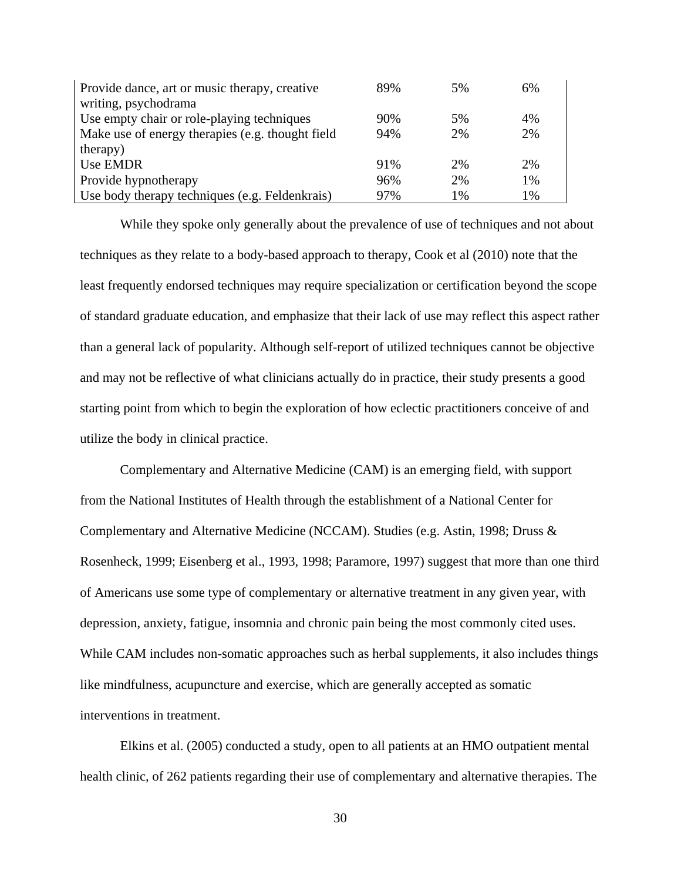| | | | |
|---|---|---|---|
| Provide dance, art or music therapy, creative writing, psychodrama | 89% | 5% | 6% |
| Use empty chair or role-playing techniques | 90% | 5% | 4% |
| Make use of energy therapies (e.g. thought field therapy) | 94% | 2% | 2% |
| Use EMDR | 91% | 2% | 2% |
| Provide hypnotherapy | 96% | 2% | 1% |
| Use body therapy techniques (e.g. Feldenkrais) | 97% | 1% | 1% |

While they spoke only generally about the prevalence of use of techniques and not about techniques as they relate to a body-based approach to therapy, Cook et al (2010) note that the least frequently endorsed techniques may require specialization or certification beyond the scope of standard graduate education, and emphasize that their lack of use may reflect this aspect rather than a general lack of popularity. Although self-report of utilized techniques cannot be objective and may not be reflective of what clinicians actually do in practice, their study presents a good starting point from which to begin the exploration of how eclectic practitioners conceive of and utilize the body in clinical practice.

Complementary and Alternative Medicine (CAM) is an emerging field, with support from the National Institutes of Health through the establishment of a National Center for Complementary and Alternative Medicine (NCCAM). Studies (e.g. Astin, 1998; Druss & Rosenheck, 1999; Eisenberg et al., 1993, 1998; Paramore, 1997) suggest that more than one third of Americans use some type of complementary or alternative treatment in any given year, with depression, anxiety, fatigue, insomnia and chronic pain being the most commonly cited uses. While CAM includes non-somatic approaches such as herbal supplements, it also includes things like mindfulness, acupuncture and exercise, which are generally accepted as somatic interventions in treatment.

Elkins et al. (2005) conducted a study, open to all patients at an HMO outpatient mental health clinic, of 262 patients regarding their use of complementary and alternative therapies. The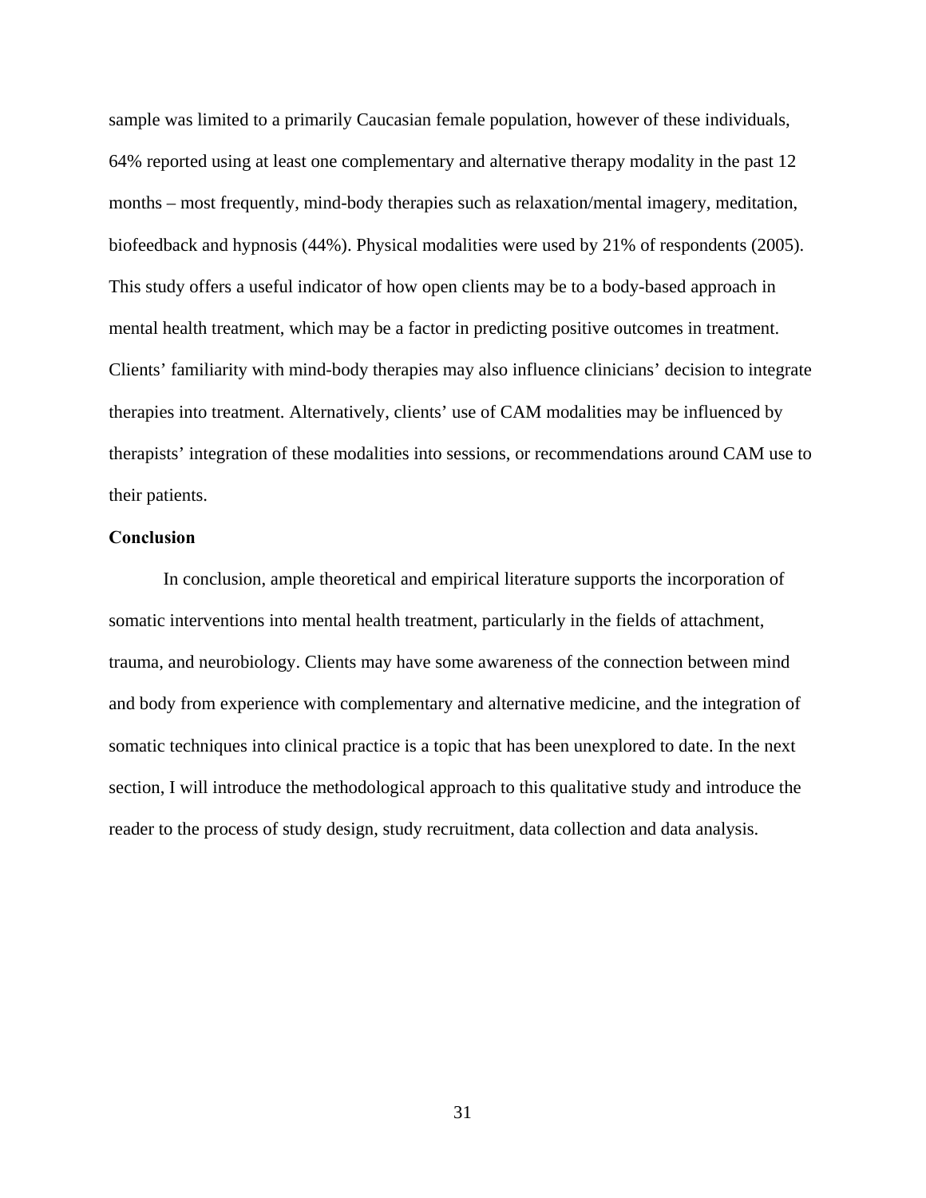sample was limited to a primarily Caucasian female population, however of these individuals, 64% reported using at least one complementary and alternative therapy modality in the past 12 months – most frequently, mind-body therapies such as relaxation/mental imagery, meditation, biofeedback and hypnosis (44%). Physical modalities were used by 21% of respondents (2005). This study offers a useful indicator of how open clients may be to a body-based approach in mental health treatment, which may be a factor in predicting positive outcomes in treatment. Clients' familiarity with mind-body therapies may also influence clinicians' decision to integrate therapies into treatment. Alternatively, clients' use of CAM modalities may be influenced by therapists' integration of these modalities into sessions, or recommendations around CAM use to their patients.

**Conclusion**

In conclusion, ample theoretical and empirical literature supports the incorporation of somatic interventions into mental health treatment, particularly in the fields of attachment, trauma, and neurobiology. Clients may have some awareness of the connection between mind and body from experience with complementary and alternative medicine, and the integration of somatic techniques into clinical practice is a topic that has been unexplored to date. In the next section, I will introduce the methodological approach to this qualitative study and introduce the reader to the process of study design, study recruitment, data collection and data analysis.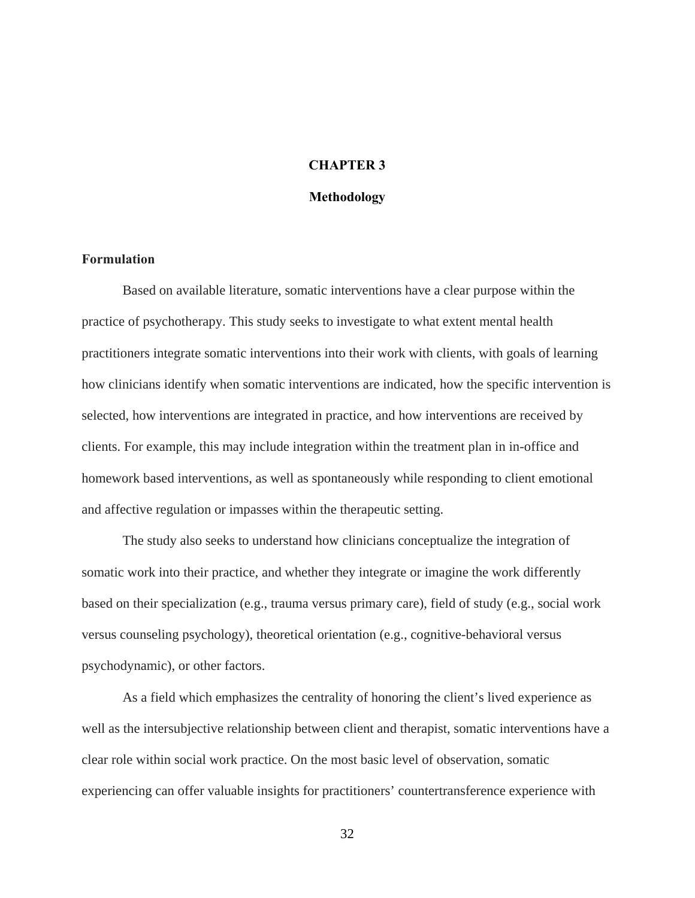# CHAPTER 3

## Methodology

### Formulation

Based on available literature, somatic interventions have a clear purpose within the practice of psychotherapy. This study seeks to investigate to what extent mental health practitioners integrate somatic interventions into their work with clients, with goals of learning how clinicians identify when somatic interventions are indicated, how the specific intervention is selected, how interventions are integrated in practice, and how interventions are received by clients. For example, this may include integration within the treatment plan in in-office and homework based interventions, as well as spontaneously while responding to client emotional and affective regulation or impasses within the therapeutic setting.

The study also seeks to understand how clinicians conceptualize the integration of somatic work into their practice, and whether they integrate or imagine the work differently based on their specialization (e.g., trauma versus primary care), field of study (e.g., social work versus counseling psychology), theoretical orientation (e.g., cognitive-behavioral versus psychodynamic), or other factors.

As a field which emphasizes the centrality of honoring the client's lived experience as well as the intersubjective relationship between client and therapist, somatic interventions have a clear role within social work practice. On the most basic level of observation, somatic experiencing can offer valuable insights for practitioners' countertransference experience with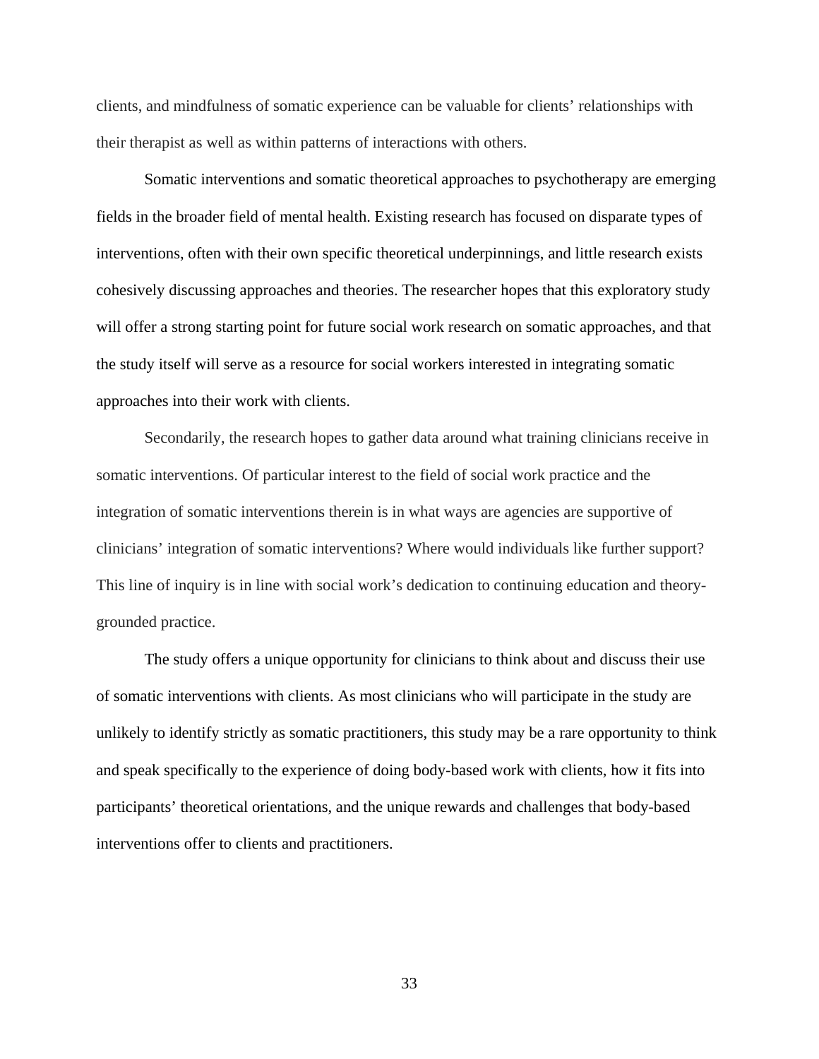clients, and mindfulness of somatic experience can be valuable for clients' relationships with their therapist as well as within patterns of interactions with others.

Somatic interventions and somatic theoretical approaches to psychotherapy are emerging fields in the broader field of mental health. Existing research has focused on disparate types of interventions, often with their own specific theoretical underpinnings, and little research exists cohesively discussing approaches and theories. The researcher hopes that this exploratory study will offer a strong starting point for future social work research on somatic approaches, and that the study itself will serve as a resource for social workers interested in integrating somatic approaches into their work with clients.

Secondarily, the research hopes to gather data around what training clinicians receive in somatic interventions. Of particular interest to the field of social work practice and the integration of somatic interventions therein is in what ways are agencies are supportive of clinicians' integration of somatic interventions? Where would individuals like further support? This line of inquiry is in line with social work's dedication to continuing education and theory-grounded practice.

The study offers a unique opportunity for clinicians to think about and discuss their use of somatic interventions with clients. As most clinicians who will participate in the study are unlikely to identify strictly as somatic practitioners, this study may be a rare opportunity to think and speak specifically to the experience of doing body-based work with clients, how it fits into participants' theoretical orientations, and the unique rewards and challenges that body-based interventions offer to clients and practitioners.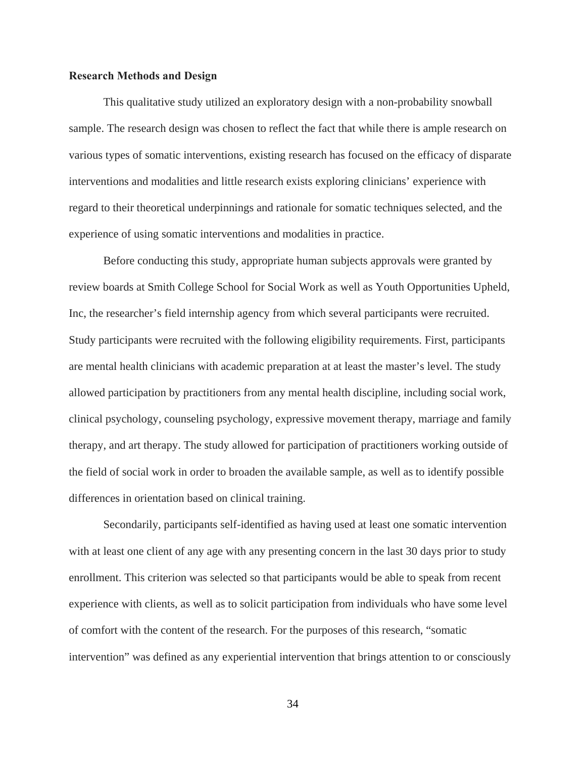**Research Methods and Design**

This qualitative study utilized an exploratory design with a non-probability snowball sample. The research design was chosen to reflect the fact that while there is ample research on various types of somatic interventions, existing research has focused on the efficacy of disparate interventions and modalities and little research exists exploring clinicians' experience with regard to their theoretical underpinnings and rationale for somatic techniques selected, and the experience of using somatic interventions and modalities in practice.

Before conducting this study, appropriate human subjects approvals were granted by review boards at Smith College School for Social Work as well as Youth Opportunities Upheld, Inc, the researcher's field internship agency from which several participants were recruited. Study participants were recruited with the following eligibility requirements. First, participants are mental health clinicians with academic preparation at at least the master's level. The study allowed participation by practitioners from any mental health discipline, including social work, clinical psychology, counseling psychology, expressive movement therapy, marriage and family therapy, and art therapy. The study allowed for participation of practitioners working outside of the field of social work in order to broaden the available sample, as well as to identify possible differences in orientation based on clinical training.

Secondarily, participants self-identified as having used at least one somatic intervention with at least one client of any age with any presenting concern in the last 30 days prior to study enrollment. This criterion was selected so that participants would be able to speak from recent experience with clients, as well as to solicit participation from individuals who have some level of comfort with the content of the research. For the purposes of this research, "somatic intervention" was defined as any experiential intervention that brings attention to or consciously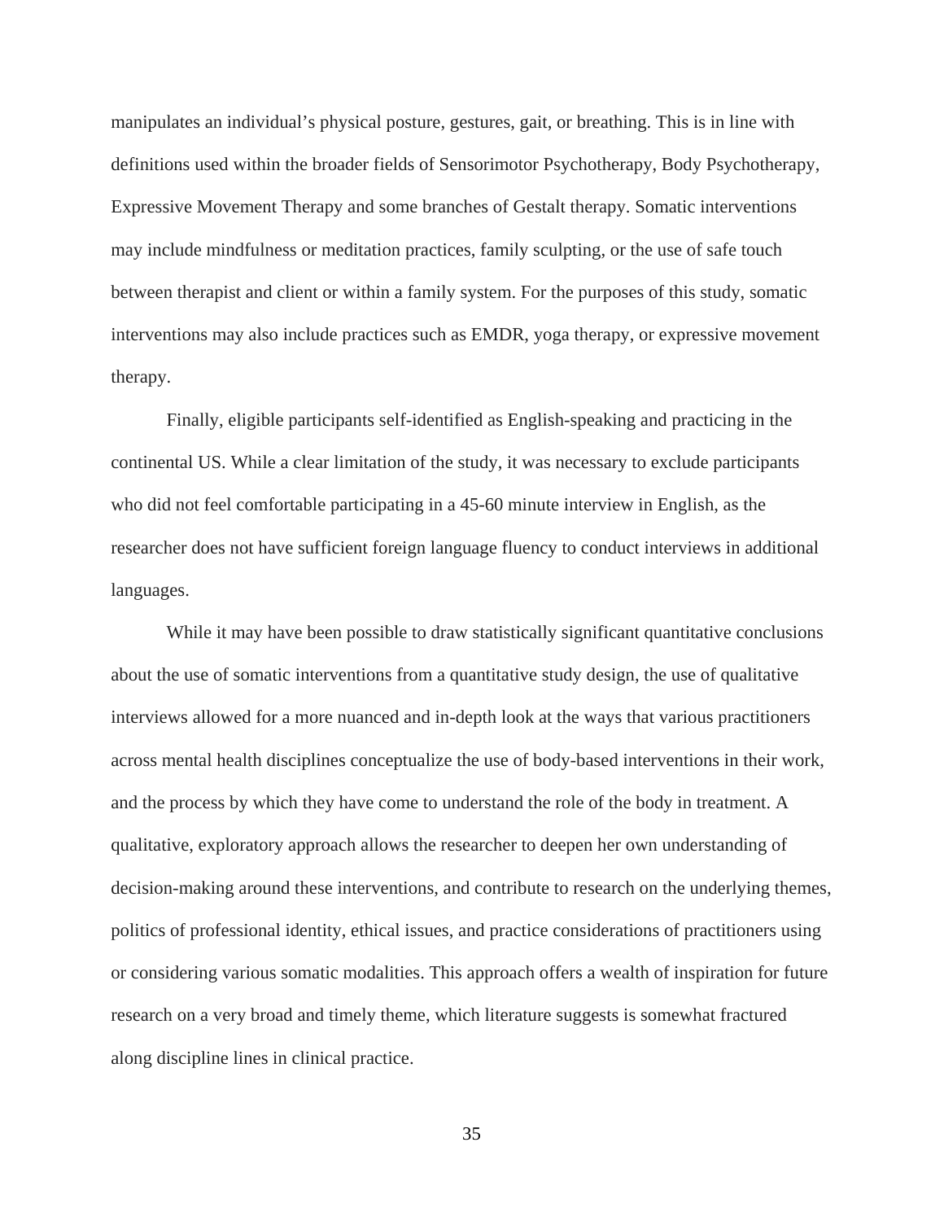manipulates an individual's physical posture, gestures, gait, or breathing. This is in line with definitions used within the broader fields of Sensorimotor Psychotherapy, Body Psychotherapy, Expressive Movement Therapy and some branches of Gestalt therapy. Somatic interventions may include mindfulness or meditation practices, family sculpting, or the use of safe touch between therapist and client or within a family system. For the purposes of this study, somatic interventions may also include practices such as EMDR, yoga therapy, or expressive movement therapy.

Finally, eligible participants self-identified as English-speaking and practicing in the continental US. While a clear limitation of the study, it was necessary to exclude participants who did not feel comfortable participating in a 45-60 minute interview in English, as the researcher does not have sufficient foreign language fluency to conduct interviews in additional languages.

While it may have been possible to draw statistically significant quantitative conclusions about the use of somatic interventions from a quantitative study design, the use of qualitative interviews allowed for a more nuanced and in-depth look at the ways that various practitioners across mental health disciplines conceptualize the use of body-based interventions in their work, and the process by which they have come to understand the role of the body in treatment. A qualitative, exploratory approach allows the researcher to deepen her own understanding of decision-making around these interventions, and contribute to research on the underlying themes, politics of professional identity, ethical issues, and practice considerations of practitioners using or considering various somatic modalities. This approach offers a wealth of inspiration for future research on a very broad and timely theme, which literature suggests is somewhat fractured along discipline lines in clinical practice.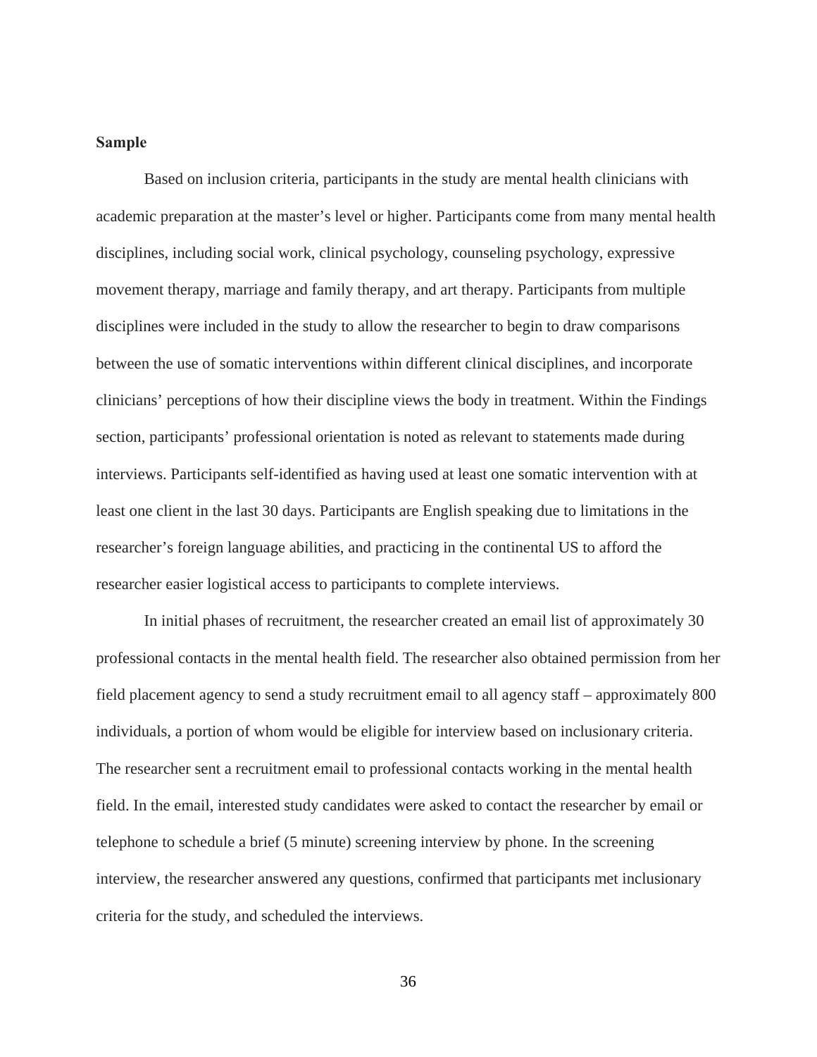**Sample**

Based on inclusion criteria, participants in the study are mental health clinicians with academic preparation at the master's level or higher. Participants come from many mental health disciplines, including social work, clinical psychology, counseling psychology, expressive movement therapy, marriage and family therapy, and art therapy. Participants from multiple disciplines were included in the study to allow the researcher to begin to draw comparisons between the use of somatic interventions within different clinical disciplines, and incorporate clinicians' perceptions of how their discipline views the body in treatment. Within the Findings section, participants' professional orientation is noted as relevant to statements made during interviews. Participants self-identified as having used at least one somatic intervention with at least one client in the last 30 days. Participants are English speaking due to limitations in the researcher's foreign language abilities, and practicing in the continental US to afford the researcher easier logistical access to participants to complete interviews.

In initial phases of recruitment, the researcher created an email list of approximately 30 professional contacts in the mental health field. The researcher also obtained permission from her field placement agency to send a study recruitment email to all agency staff – approximately 800 individuals, a portion of whom would be eligible for interview based on inclusionary criteria. The researcher sent a recruitment email to professional contacts working in the mental health field. In the email, interested study candidates were asked to contact the researcher by email or telephone to schedule a brief (5 minute) screening interview by phone. In the screening interview, the researcher answered any questions, confirmed that participants met inclusionary criteria for the study, and scheduled the interviews.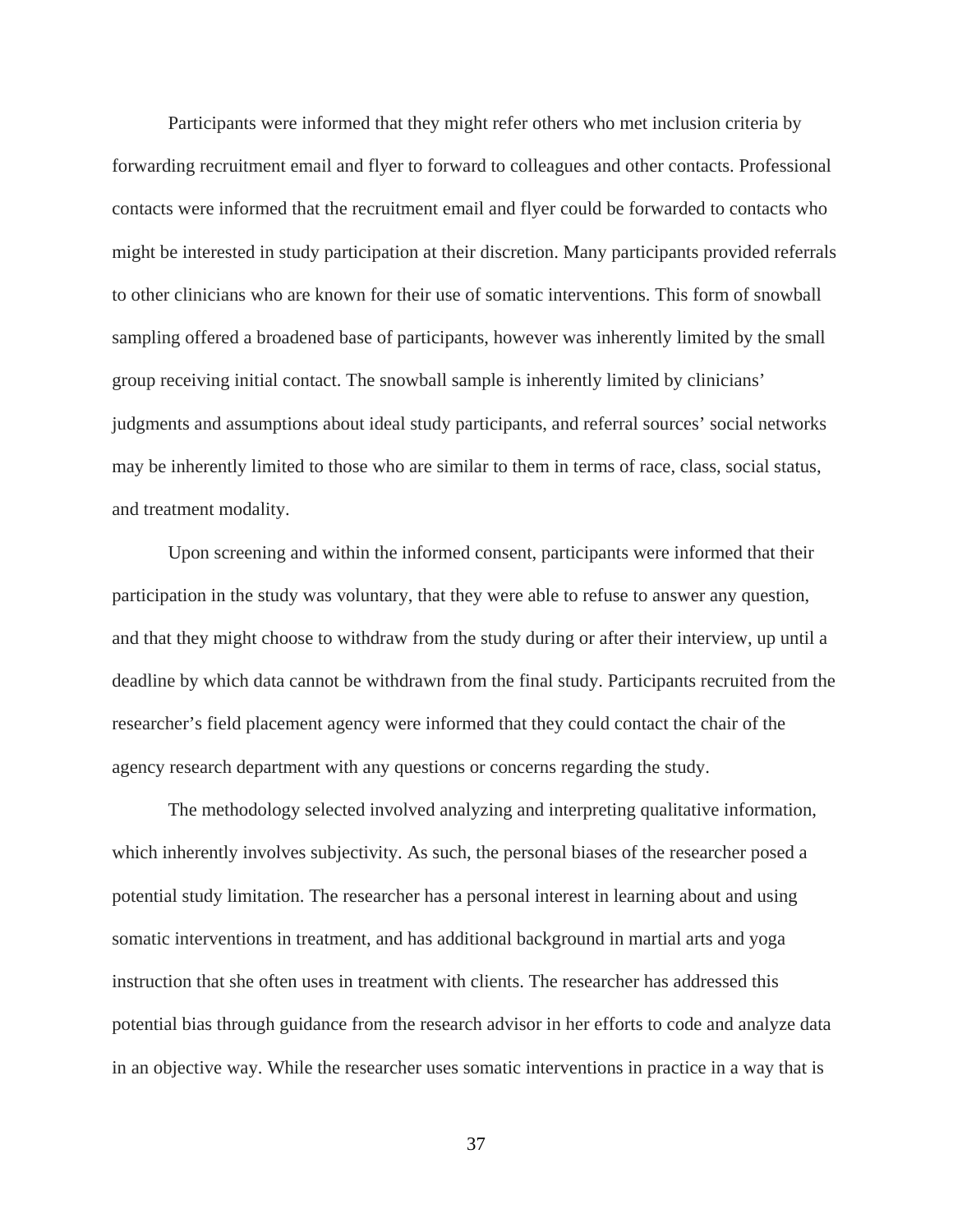Participants were informed that they might refer others who met inclusion criteria by forwarding recruitment email and flyer to forward to colleagues and other contacts. Professional contacts were informed that the recruitment email and flyer could be forwarded to contacts who might be interested in study participation at their discretion. Many participants provided referrals to other clinicians who are known for their use of somatic interventions. This form of snowball sampling offered a broadened base of participants, however was inherently limited by the small group receiving initial contact. The snowball sample is inherently limited by clinicians' judgments and assumptions about ideal study participants, and referral sources' social networks may be inherently limited to those who are similar to them in terms of race, class, social status, and treatment modality.

Upon screening and within the informed consent, participants were informed that their participation in the study was voluntary, that they were able to refuse to answer any question, and that they might choose to withdraw from the study during or after their interview, up until a deadline by which data cannot be withdrawn from the final study. Participants recruited from the researcher's field placement agency were informed that they could contact the chair of the agency research department with any questions or concerns regarding the study.

The methodology selected involved analyzing and interpreting qualitative information, which inherently involves subjectivity. As such, the personal biases of the researcher posed a potential study limitation. The researcher has a personal interest in learning about and using somatic interventions in treatment, and has additional background in martial arts and yoga instruction that she often uses in treatment with clients. The researcher has addressed this potential bias through guidance from the research advisor in her efforts to code and analyze data in an objective way. While the researcher uses somatic interventions in practice in a way that is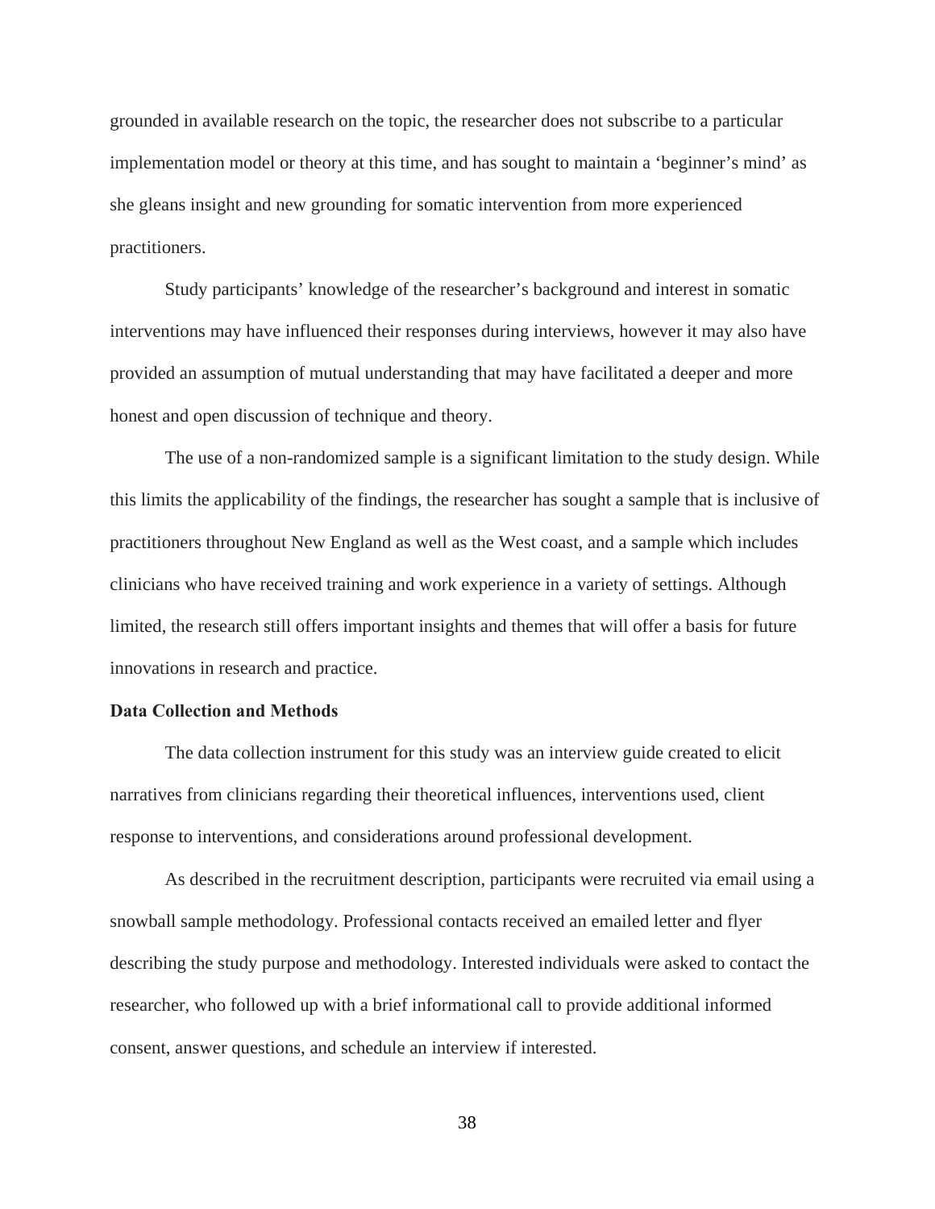grounded in available research on the topic, the researcher does not subscribe to a particular implementation model or theory at this time, and has sought to maintain a 'beginner's mind' as she gleans insight and new grounding for somatic intervention from more experienced practitioners.

Study participants' knowledge of the researcher's background and interest in somatic interventions may have influenced their responses during interviews, however it may also have provided an assumption of mutual understanding that may have facilitated a deeper and more honest and open discussion of technique and theory.

The use of a non-randomized sample is a significant limitation to the study design. While this limits the applicability of the findings, the researcher has sought a sample that is inclusive of practitioners throughout New England as well as the West coast, and a sample which includes clinicians who have received training and work experience in a variety of settings. Although limited, the research still offers important insights and themes that will offer a basis for future innovations in research and practice.

**Data Collection and Methods**

The data collection instrument for this study was an interview guide created to elicit narratives from clinicians regarding their theoretical influences, interventions used, client response to interventions, and considerations around professional development.

As described in the recruitment description, participants were recruited via email using a snowball sample methodology. Professional contacts received an emailed letter and flyer describing the study purpose and methodology. Interested individuals were asked to contact the researcher, who followed up with a brief informational call to provide additional informed consent, answer questions, and schedule an interview if interested.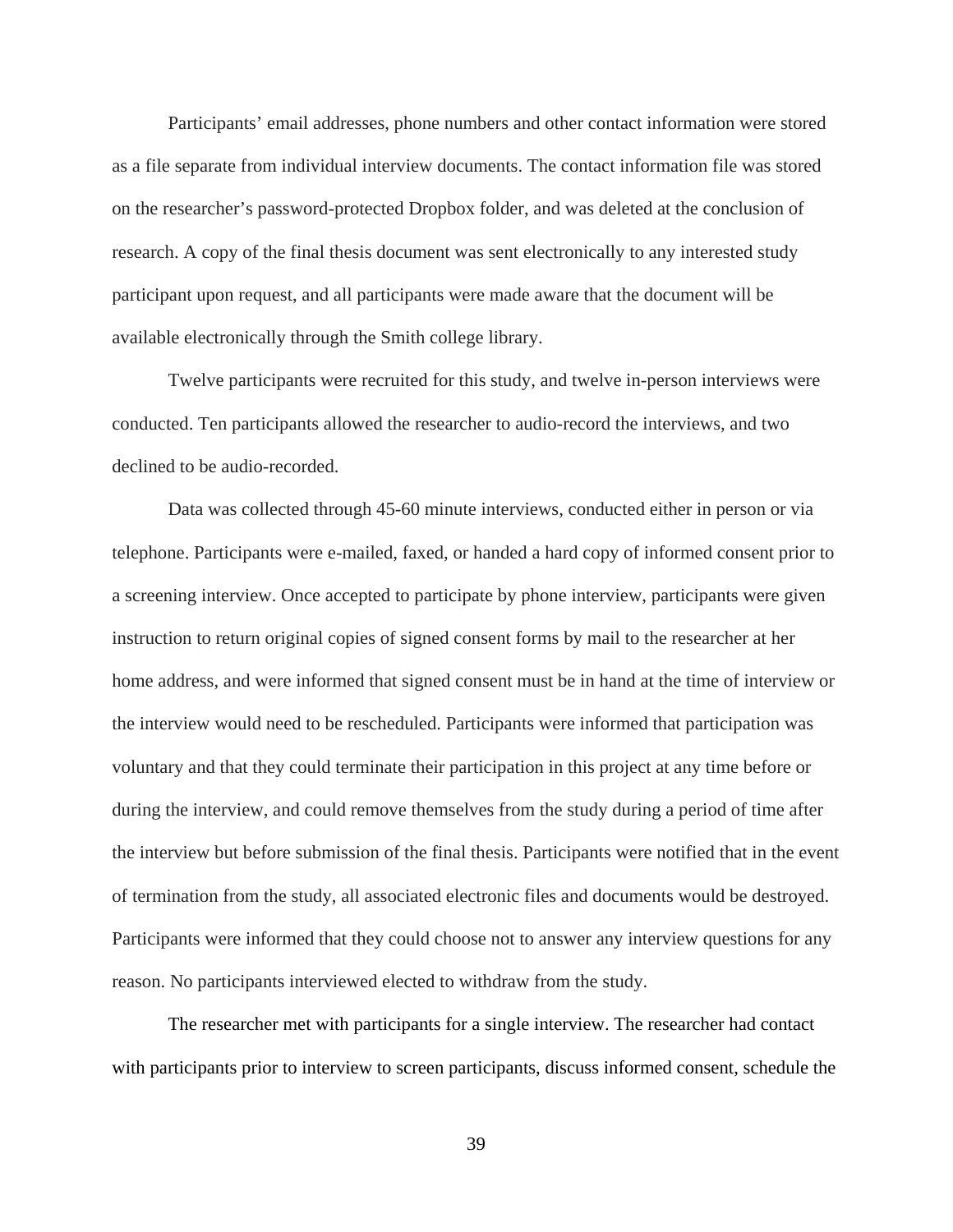Participants' email addresses, phone numbers and other contact information were stored as a file separate from individual interview documents. The contact information file was stored on the researcher's password-protected Dropbox folder, and was deleted at the conclusion of research. A copy of the final thesis document was sent electronically to any interested study participant upon request, and all participants were made aware that the document will be available electronically through the Smith college library.

Twelve participants were recruited for this study, and twelve in-person interviews were conducted. Ten participants allowed the researcher to audio-record the interviews, and two declined to be audio-recorded.

Data was collected through 45-60 minute interviews, conducted either in person or via telephone. Participants were e-mailed, faxed, or handed a hard copy of informed consent prior to a screening interview. Once accepted to participate by phone interview, participants were given instruction to return original copies of signed consent forms by mail to the researcher at her home address, and were informed that signed consent must be in hand at the time of interview or the interview would need to be rescheduled. Participants were informed that participation was voluntary and that they could terminate their participation in this project at any time before or during the interview, and could remove themselves from the study during a period of time after the interview but before submission of the final thesis. Participants were notified that in the event of termination from the study, all associated electronic files and documents would be destroyed. Participants were informed that they could choose not to answer any interview questions for any reason. No participants interviewed elected to withdraw from the study.

The researcher met with participants for a single interview. The researcher had contact with participants prior to interview to screen participants, discuss informed consent, schedule the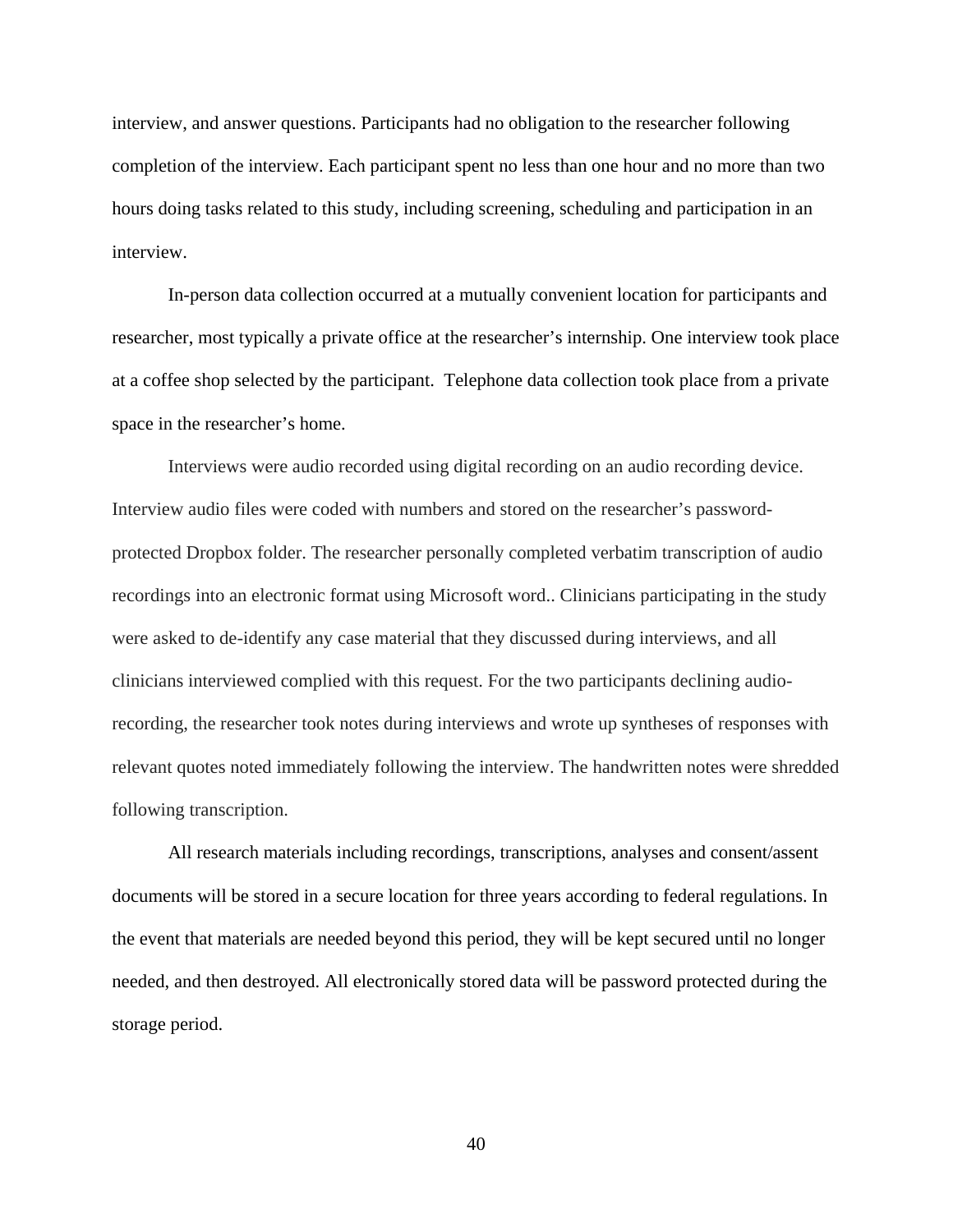interview, and answer questions. Participants had no obligation to the researcher following completion of the interview. Each participant spent no less than one hour and no more than two hours doing tasks related to this study, including screening, scheduling and participation in an interview.

In-person data collection occurred at a mutually convenient location for participants and researcher, most typically a private office at the researcher's internship. One interview took place at a coffee shop selected by the participant. Telephone data collection took place from a private space in the researcher's home.

Interviews were audio recorded using digital recording on an audio recording device. Interview audio files were coded with numbers and stored on the researcher's password-protected Dropbox folder. The researcher personally completed verbatim transcription of audio recordings into an electronic format using Microsoft word.. Clinicians participating in the study were asked to de-identify any case material that they discussed during interviews, and all clinicians interviewed complied with this request. For the two participants declining audio-recording, the researcher took notes during interviews and wrote up syntheses of responses with relevant quotes noted immediately following the interview. The handwritten notes were shredded following transcription.

All research materials including recordings, transcriptions, analyses and consent/assent documents will be stored in a secure location for three years according to federal regulations. In the event that materials are needed beyond this period, they will be kept secured until no longer needed, and then destroyed. All electronically stored data will be password protected during the storage period.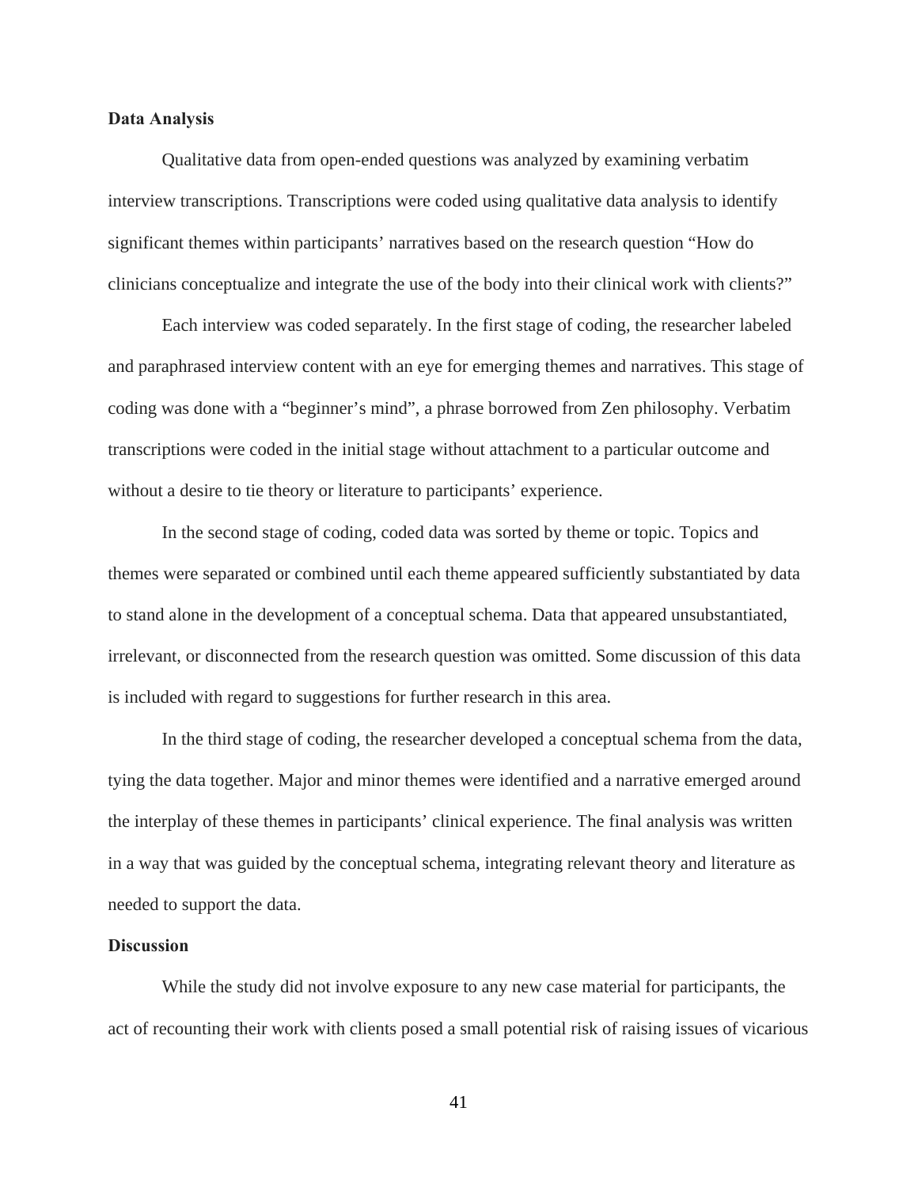**Data Analysis**

Qualitative data from open-ended questions was analyzed by examining verbatim interview transcriptions. Transcriptions were coded using qualitative data analysis to identify significant themes within participants' narratives based on the research question "How do clinicians conceptualize and integrate the use of the body into their clinical work with clients?"

Each interview was coded separately. In the first stage of coding, the researcher labeled and paraphrased interview content with an eye for emerging themes and narratives. This stage of coding was done with a "beginner's mind", a phrase borrowed from Zen philosophy. Verbatim transcriptions were coded in the initial stage without attachment to a particular outcome and without a desire to tie theory or literature to participants' experience.

In the second stage of coding, coded data was sorted by theme or topic. Topics and themes were separated or combined until each theme appeared sufficiently substantiated by data to stand alone in the development of a conceptual schema. Data that appeared unsubstantiated, irrelevant, or disconnected from the research question was omitted. Some discussion of this data is included with regard to suggestions for further research in this area.

In the third stage of coding, the researcher developed a conceptual schema from the data, tying the data together. Major and minor themes were identified and a narrative emerged around the interplay of these themes in participants' clinical experience. The final analysis was written in a way that was guided by the conceptual schema, integrating relevant theory and literature as needed to support the data.

**Discussion**

While the study did not involve exposure to any new case material for participants, the act of recounting their work with clients posed a small potential risk of raising issues of vicarious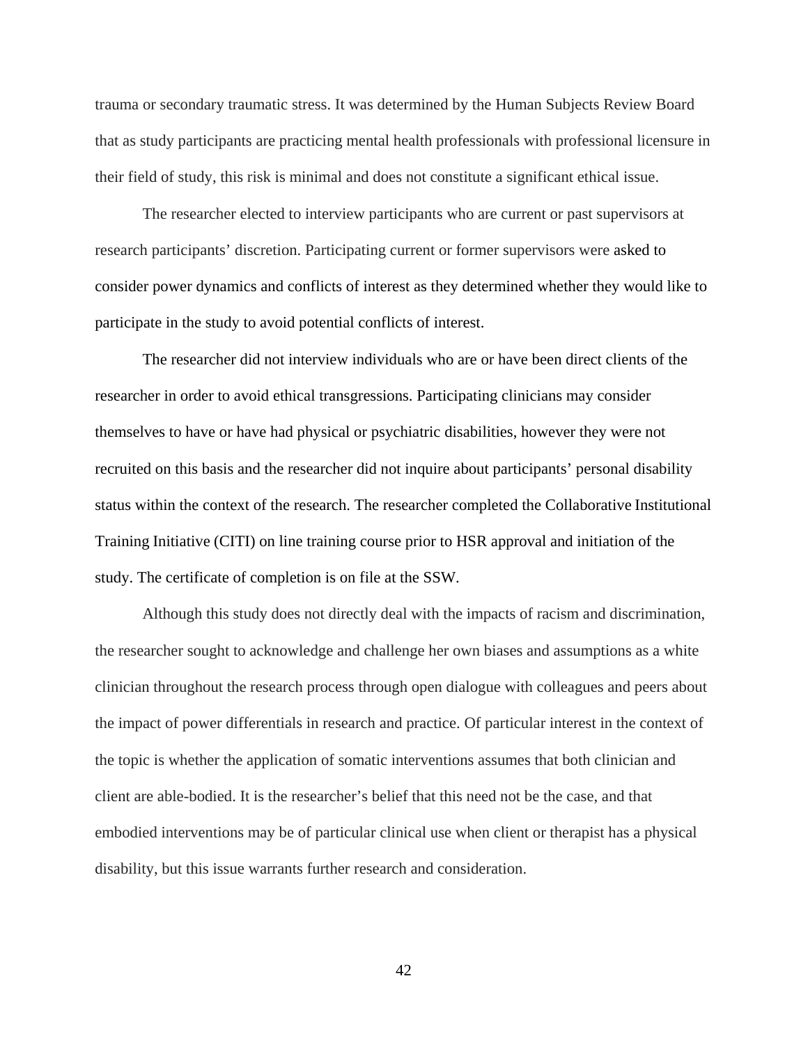trauma or secondary traumatic stress. It was determined by the Human Subjects Review Board that as study participants are practicing mental health professionals with professional licensure in their field of study, this risk is minimal and does not constitute a significant ethical issue.

The researcher elected to interview participants who are current or past supervisors at research participants' discretion. Participating current or former supervisors were asked to consider power dynamics and conflicts of interest as they determined whether they would like to participate in the study to avoid potential conflicts of interest.

The researcher did not interview individuals who are or have been direct clients of the researcher in order to avoid ethical transgressions. Participating clinicians may consider themselves to have or have had physical or psychiatric disabilities, however they were not recruited on this basis and the researcher did not inquire about participants' personal disability status within the context of the research. The researcher completed the Collaborative Institutional Training Initiative (CITI) on line training course prior to HSR approval and initiation of the study. The certificate of completion is on file at the SSW.

Although this study does not directly deal with the impacts of racism and discrimination, the researcher sought to acknowledge and challenge her own biases and assumptions as a white clinician throughout the research process through open dialogue with colleagues and peers about the impact of power differentials in research and practice. Of particular interest in the context of the topic is whether the application of somatic interventions assumes that both clinician and client are able-bodied. It is the researcher's belief that this need not be the case, and that embodied interventions may be of particular clinical use when client or therapist has a physical disability, but this issue warrants further research and consideration.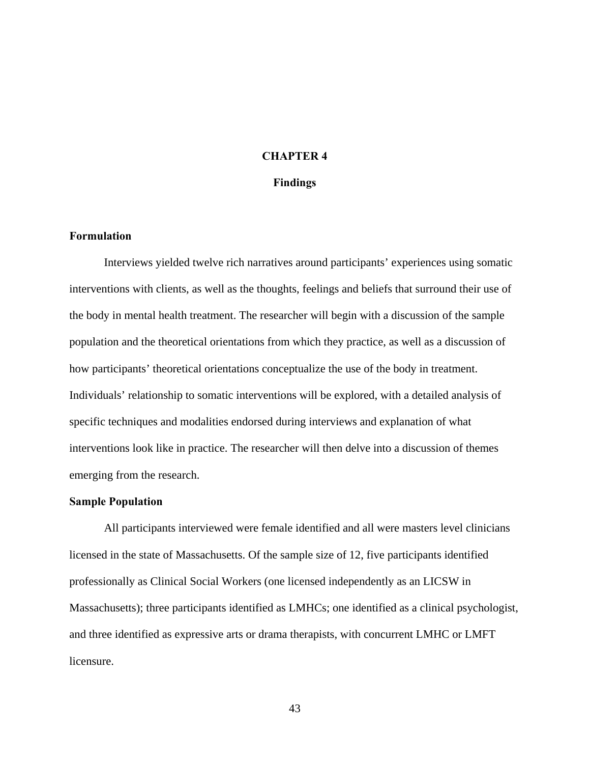# CHAPTER 4

## Findings

### Formulation

Interviews yielded twelve rich narratives around participants' experiences using somatic interventions with clients, as well as the thoughts, feelings and beliefs that surround their use of the body in mental health treatment. The researcher will begin with a discussion of the sample population and the theoretical orientations from which they practice, as well as a discussion of how participants' theoretical orientations conceptualize the use of the body in treatment. Individuals' relationship to somatic interventions will be explored, with a detailed analysis of specific techniques and modalities endorsed during interviews and explanation of what interventions look like in practice. The researcher will then delve into a discussion of themes emerging from the research.

### Sample Population

All participants interviewed were female identified and all were masters level clinicians licensed in the state of Massachusetts. Of the sample size of 12, five participants identified professionally as Clinical Social Workers (one licensed independently as an LICSW in Massachusetts); three participants identified as LMHCs; one identified as a clinical psychologist, and three identified as expressive arts or drama therapists, with concurrent LMHC or LMFT licensure.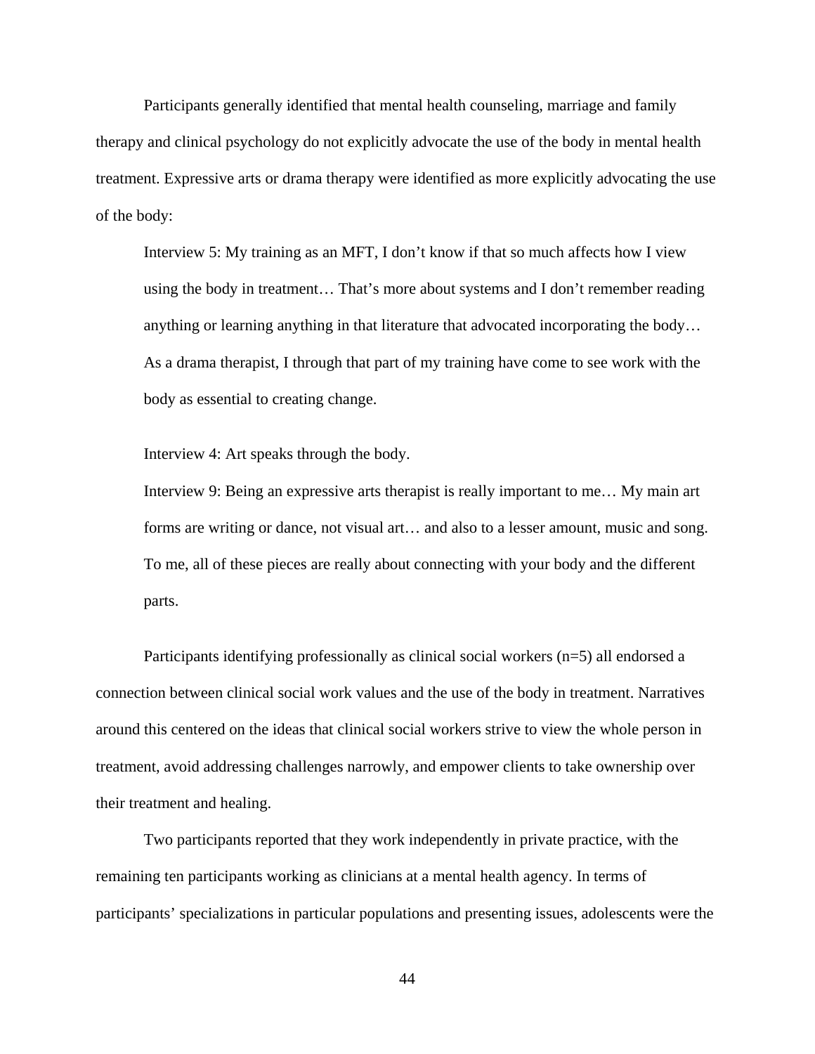Participants generally identified that mental health counseling, marriage and family therapy and clinical psychology do not explicitly advocate the use of the body in mental health treatment. Expressive arts or drama therapy were identified as more explicitly advocating the use of the body:

> Interview 5: My training as an MFT, I don't know if that so much affects how I view using the body in treatment… That's more about systems and I don't remember reading anything or learning anything in that literature that advocated incorporating the body… As a drama therapist, I through that part of my training have come to see work with the body as essential to creating change.
>
> Interview 4: Art speaks through the body.
>
> Interview 9: Being an expressive arts therapist is really important to me… My main art forms are writing or dance, not visual art… and also to a lesser amount, music and song. To me, all of these pieces are really about connecting with your body and the different parts.

Participants identifying professionally as clinical social workers (n=5) all endorsed a connection between clinical social work values and the use of the body in treatment. Narratives around this centered on the ideas that clinical social workers strive to view the whole person in treatment, avoid addressing challenges narrowly, and empower clients to take ownership over their treatment and healing.

Two participants reported that they work independently in private practice, with the remaining ten participants working as clinicians at a mental health agency. In terms of participants' specializations in particular populations and presenting issues, adolescents were the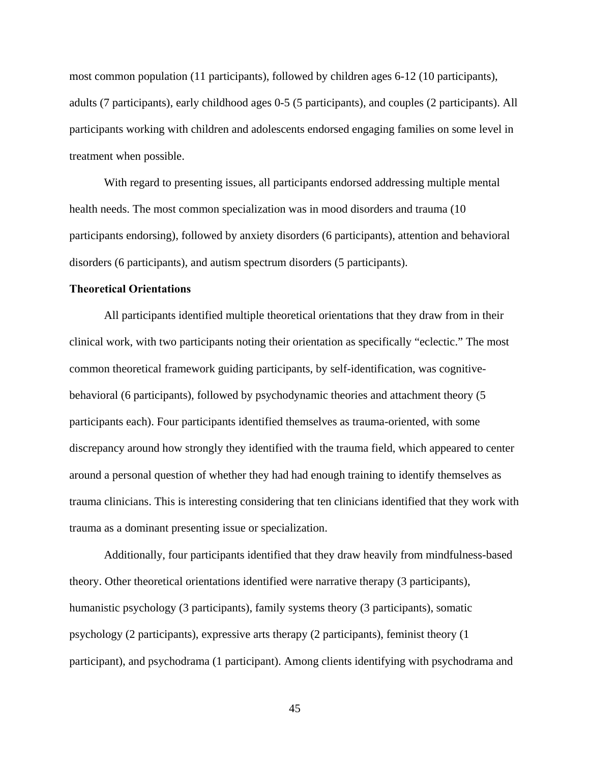most common population (11 participants), followed by children ages 6-12 (10 participants), adults (7 participants), early childhood ages 0-5 (5 participants), and couples (2 participants). All participants working with children and adolescents endorsed engaging families on some level in treatment when possible.

With regard to presenting issues, all participants endorsed addressing multiple mental health needs. The most common specialization was in mood disorders and trauma (10 participants endorsing), followed by anxiety disorders (6 participants), attention and behavioral disorders (6 participants), and autism spectrum disorders (5 participants).

**Theoretical Orientations**

All participants identified multiple theoretical orientations that they draw from in their clinical work, with two participants noting their orientation as specifically "eclectic." The most common theoretical framework guiding participants, by self-identification, was cognitive-behavioral (6 participants), followed by psychodynamic theories and attachment theory (5 participants each). Four participants identified themselves as trauma-oriented, with some discrepancy around how strongly they identified with the trauma field, which appeared to center around a personal question of whether they had had enough training to identify themselves as trauma clinicians. This is interesting considering that ten clinicians identified that they work with trauma as a dominant presenting issue or specialization.

Additionally, four participants identified that they draw heavily from mindfulness-based theory. Other theoretical orientations identified were narrative therapy (3 participants), humanistic psychology (3 participants), family systems theory (3 participants), somatic psychology (2 participants), expressive arts therapy (2 participants), feminist theory (1 participant), and psychodrama (1 participant). Among clients identifying with psychodrama and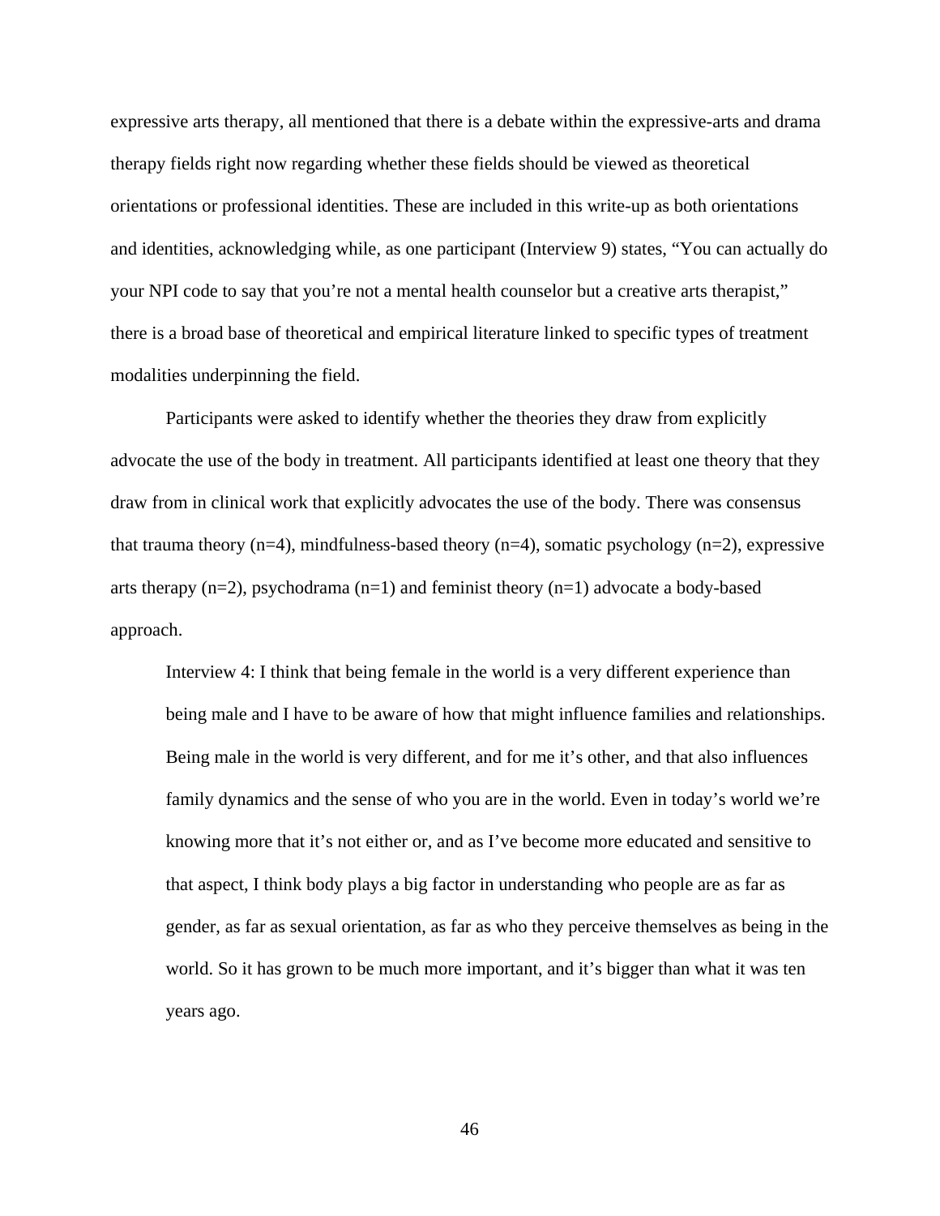expressive arts therapy, all mentioned that there is a debate within the expressive-arts and drama therapy fields right now regarding whether these fields should be viewed as theoretical orientations or professional identities. These are included in this write-up as both orientations and identities, acknowledging while, as one participant (Interview 9) states, “You can actually do your NPI code to say that you’re not a mental health counselor but a creative arts therapist,” there is a broad base of theoretical and empirical literature linked to specific types of treatment modalities underpinning the field.

Participants were asked to identify whether the theories they draw from explicitly advocate the use of the body in treatment. All participants identified at least one theory that they draw from in clinical work that explicitly advocates the use of the body. There was consensus that trauma theory (n=4), mindfulness-based theory (n=4), somatic psychology (n=2), expressive arts therapy (n=2), psychodrama (n=1) and feminist theory (n=1) advocate a body-based approach.

> Interview 4: I think that being female in the world is a very different experience than being male and I have to be aware of how that might influence families and relationships. Being male in the world is very different, and for me it’s other, and that also influences family dynamics and the sense of who you are in the world. Even in today’s world we’re knowing more that it’s not either or, and as I’ve become more educated and sensitive to that aspect, I think body plays a big factor in understanding who people are as far as gender, as far as sexual orientation, as far as who they perceive themselves as being in the world. So it has grown to be much more important, and it’s bigger than what it was ten years ago.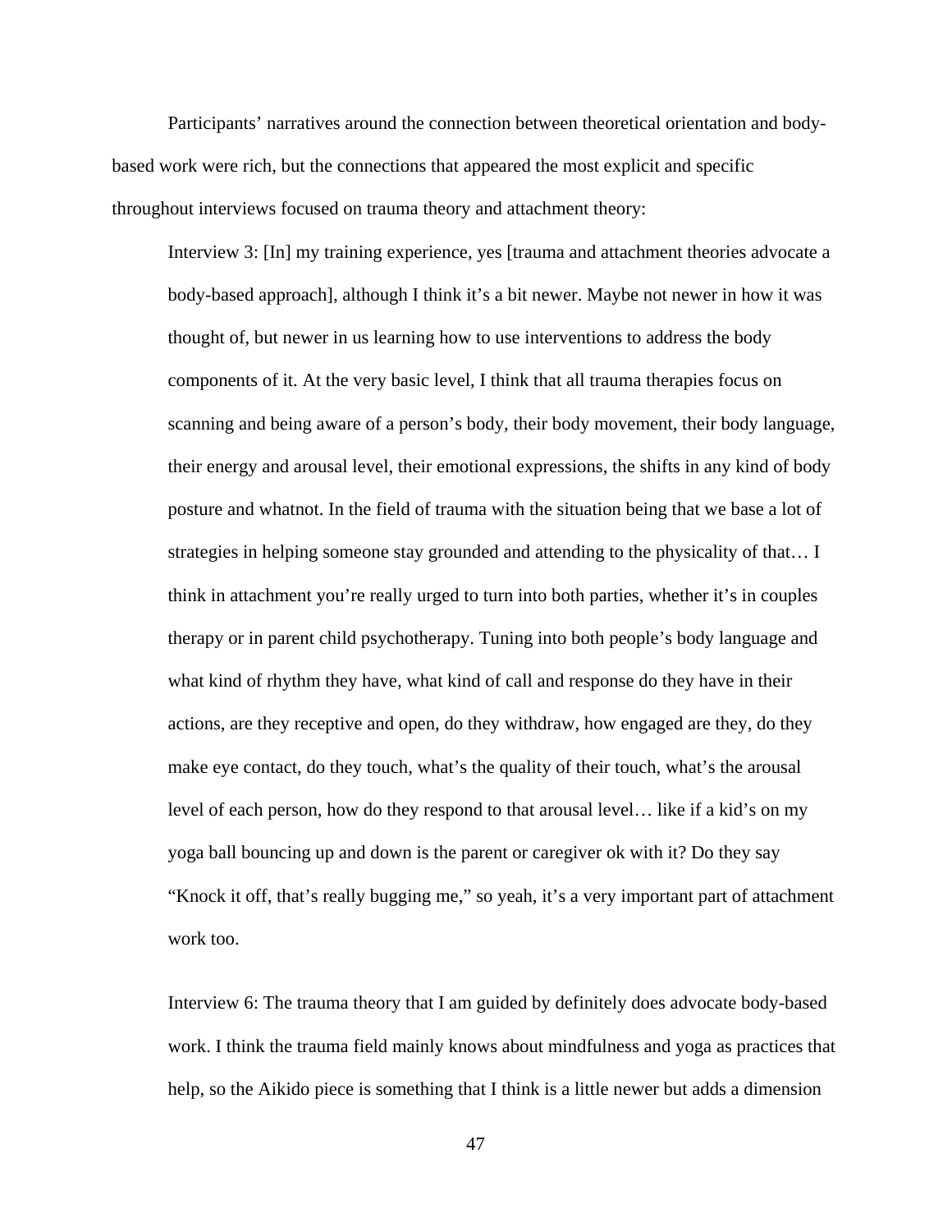Participants' narratives around the connection between theoretical orientation and body-based work were rich, but the connections that appeared the most explicit and specific throughout interviews focused on trauma theory and attachment theory:

> Interview 3: [In] my training experience, yes [trauma and attachment theories advocate a body-based approach], although I think it's a bit newer. Maybe not newer in how it was thought of, but newer in us learning how to use interventions to address the body components of it. At the very basic level, I think that all trauma therapies focus on scanning and being aware of a person's body, their body movement, their body language, their energy and arousal level, their emotional expressions, the shifts in any kind of body posture and whatnot. In the field of trauma with the situation being that we base a lot of strategies in helping someone stay grounded and attending to the physicality of that… I think in attachment you're really urged to turn into both parties, whether it's in couples therapy or in parent child psychotherapy. Tuning into both people's body language and what kind of rhythm they have, what kind of call and response do they have in their actions, are they receptive and open, do they withdraw, how engaged are they, do they make eye contact, do they touch, what's the quality of their touch, what's the arousal level of each person, how do they respond to that arousal level… like if a kid's on my yoga ball bouncing up and down is the parent or caregiver ok with it? Do they say "Knock it off, that's really bugging me," so yeah, it's a very important part of attachment work too.

> Interview 6: The trauma theory that I am guided by definitely does advocate body-based work. I think the trauma field mainly knows about mindfulness and yoga as practices that help, so the Aikido piece is something that I think is a little newer but adds a dimension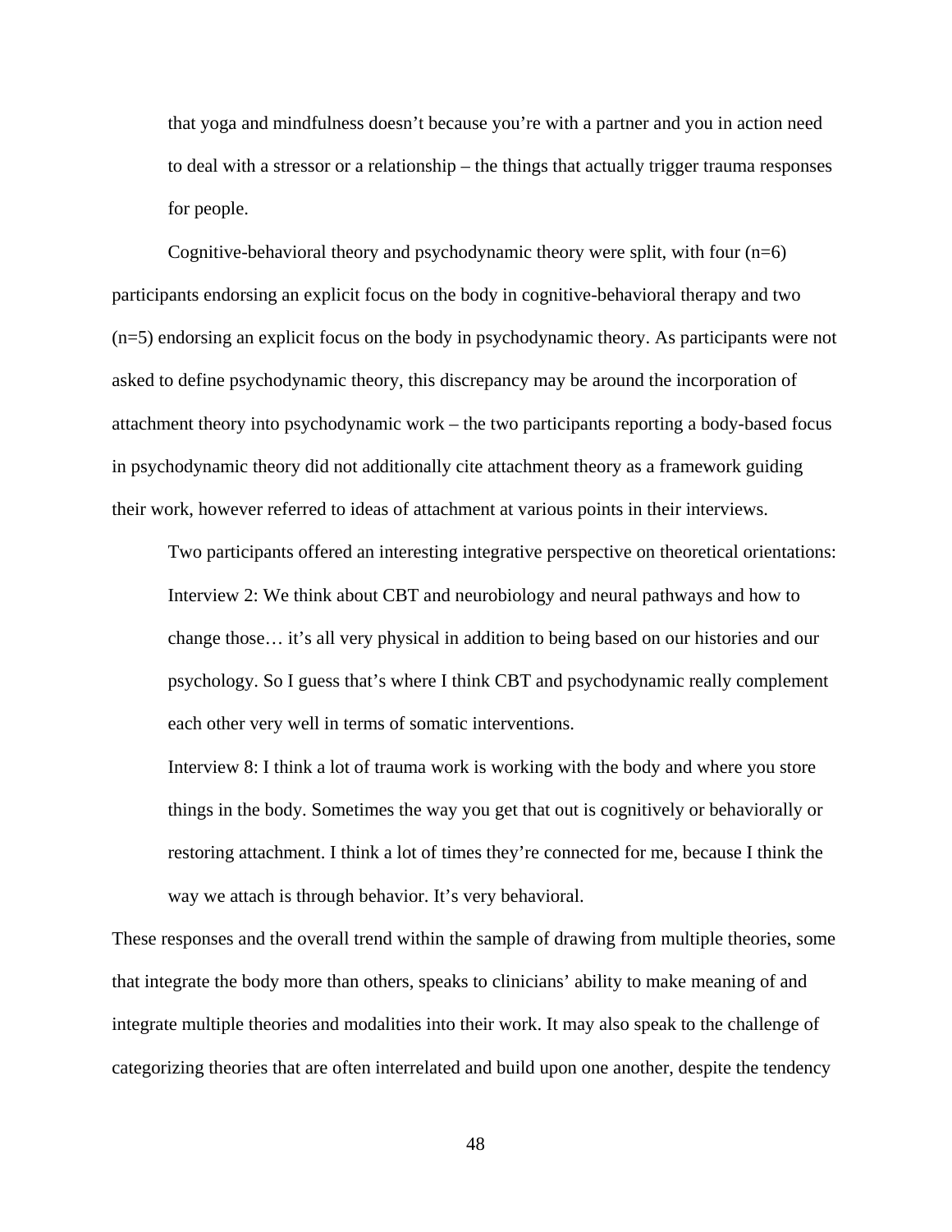that yoga and mindfulness doesn't because you're with a partner and you in action need to deal with a stressor or a relationship – the things that actually trigger trauma responses for people.

Cognitive-behavioral theory and psychodynamic theory were split, with four (n=6) participants endorsing an explicit focus on the body in cognitive-behavioral therapy and two (n=5) endorsing an explicit focus on the body in psychodynamic theory. As participants were not asked to define psychodynamic theory, this discrepancy may be around the incorporation of attachment theory into psychodynamic work – the two participants reporting a body-based focus in psychodynamic theory did not additionally cite attachment theory as a framework guiding their work, however referred to ideas of attachment at various points in their interviews.

Two participants offered an interesting integrative perspective on theoretical orientations:

> Interview 2: We think about CBT and neurobiology and neural pathways and how to change those… it's all very physical in addition to being based on our histories and our psychology. So I guess that's where I think CBT and psychodynamic really complement each other very well in terms of somatic interventions.
>
> Interview 8: I think a lot of trauma work is working with the body and where you store things in the body. Sometimes the way you get that out is cognitively or behaviorally or restoring attachment. I think a lot of times they're connected for me, because I think the way we attach is through behavior. It's very behavioral.

These responses and the overall trend within the sample of drawing from multiple theories, some that integrate the body more than others, speaks to clinicians' ability to make meaning of and integrate multiple theories and modalities into their work. It may also speak to the challenge of categorizing theories that are often interrelated and build upon one another, despite the tendency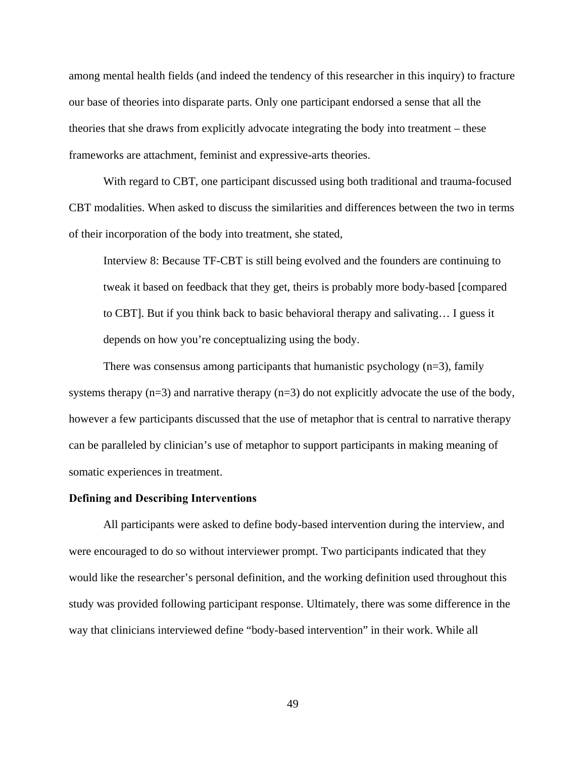among mental health fields (and indeed the tendency of this researcher in this inquiry) to fracture our base of theories into disparate parts. Only one participant endorsed a sense that all the theories that she draws from explicitly advocate integrating the body into treatment – these frameworks are attachment, feminist and expressive-arts theories.

With regard to CBT, one participant discussed using both traditional and trauma-focused CBT modalities. When asked to discuss the similarities and differences between the two in terms of their incorporation of the body into treatment, she stated,

> Interview 8: Because TF-CBT is still being evolved and the founders are continuing to tweak it based on feedback that they get, theirs is probably more body-based [compared to CBT]. But if you think back to basic behavioral therapy and salivating… I guess it depends on how you're conceptualizing using the body.

There was consensus among participants that humanistic psychology (n=3), family systems therapy (n=3) and narrative therapy (n=3) do not explicitly advocate the use of the body, however a few participants discussed that the use of metaphor that is central to narrative therapy can be paralleled by clinician's use of metaphor to support participants in making meaning of somatic experiences in treatment.

**Defining and Describing Interventions**

All participants were asked to define body-based intervention during the interview, and were encouraged to do so without interviewer prompt. Two participants indicated that they would like the researcher's personal definition, and the working definition used throughout this study was provided following participant response. Ultimately, there was some difference in the way that clinicians interviewed define "body-based intervention" in their work. While all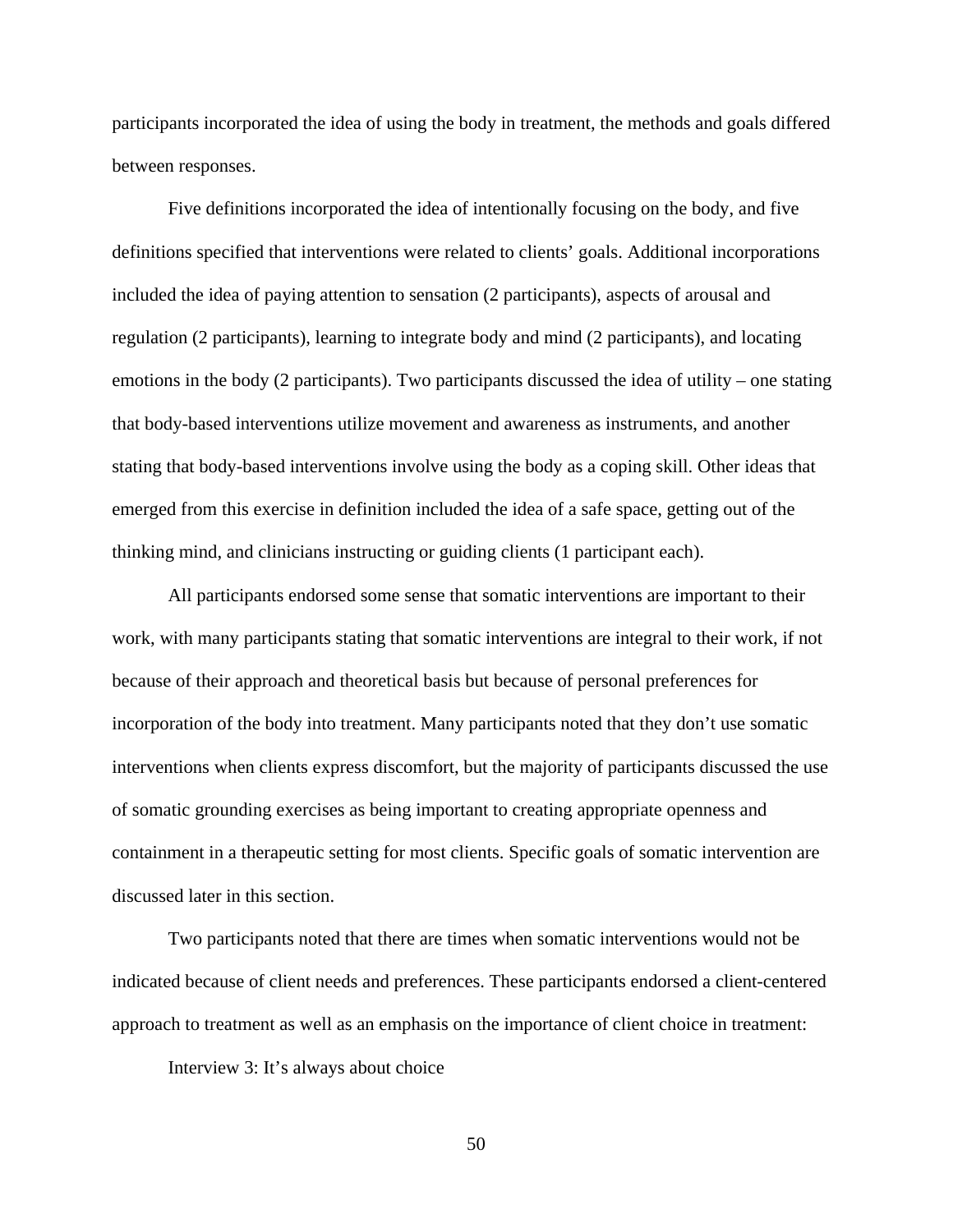participants incorporated the idea of using the body in treatment, the methods and goals differed between responses.

Five definitions incorporated the idea of intentionally focusing on the body, and five definitions specified that interventions were related to clients' goals. Additional incorporations included the idea of paying attention to sensation (2 participants), aspects of arousal and regulation (2 participants), learning to integrate body and mind (2 participants), and locating emotions in the body (2 participants). Two participants discussed the idea of utility – one stating that body-based interventions utilize movement and awareness as instruments, and another stating that body-based interventions involve using the body as a coping skill. Other ideas that emerged from this exercise in definition included the idea of a safe space, getting out of the thinking mind, and clinicians instructing or guiding clients (1 participant each).

All participants endorsed some sense that somatic interventions are important to their work, with many participants stating that somatic interventions are integral to their work, if not because of their approach and theoretical basis but because of personal preferences for incorporation of the body into treatment. Many participants noted that they don't use somatic interventions when clients express discomfort, but the majority of participants discussed the use of somatic grounding exercises as being important to creating appropriate openness and containment in a therapeutic setting for most clients. Specific goals of somatic intervention are discussed later in this section.

Two participants noted that there are times when somatic interventions would not be indicated because of client needs and preferences. These participants endorsed a client-centered approach to treatment as well as an emphasis on the importance of client choice in treatment:

Interview 3: It's always about choice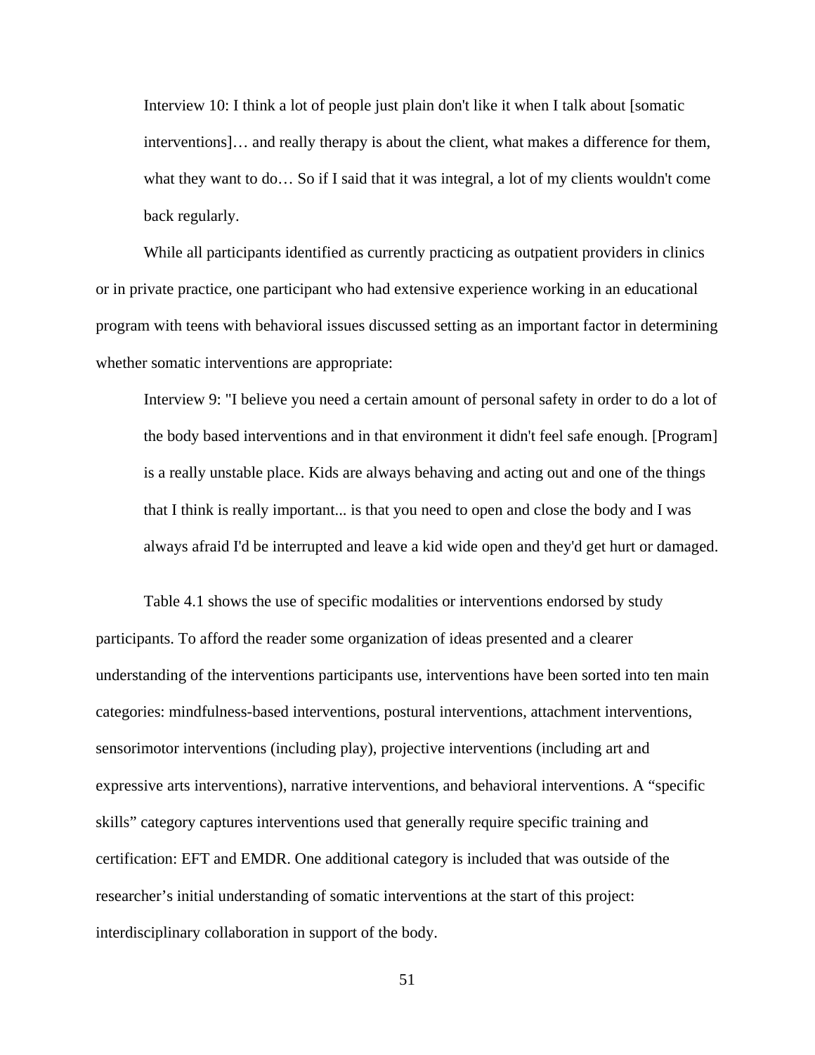> Interview 10: I think a lot of people just plain don't like it when I talk about [somatic interventions]… and really therapy is about the client, what makes a difference for them, what they want to do… So if I said that it was integral, a lot of my clients wouldn't come back regularly.

While all participants identified as currently practicing as outpatient providers in clinics or in private practice, one participant who had extensive experience working in an educational program with teens with behavioral issues discussed setting as an important factor in determining whether somatic interventions are appropriate:

> Interview 9: "I believe you need a certain amount of personal safety in order to do a lot of the body based interventions and in that environment it didn't feel safe enough. [Program] is a really unstable place. Kids are always behaving and acting out and one of the things that I think is really important... is that you need to open and close the body and I was always afraid I'd be interrupted and leave a kid wide open and they'd get hurt or damaged.

Table 4.1 shows the use of specific modalities or interventions endorsed by study participants. To afford the reader some organization of ideas presented and a clearer understanding of the interventions participants use, interventions have been sorted into ten main categories: mindfulness-based interventions, postural interventions, attachment interventions, sensorimotor interventions (including play), projective interventions (including art and expressive arts interventions), narrative interventions, and behavioral interventions. A "specific skills" category captures interventions used that generally require specific training and certification: EFT and EMDR. One additional category is included that was outside of the researcher's initial understanding of somatic interventions at the start of this project: interdisciplinary collaboration in support of the body.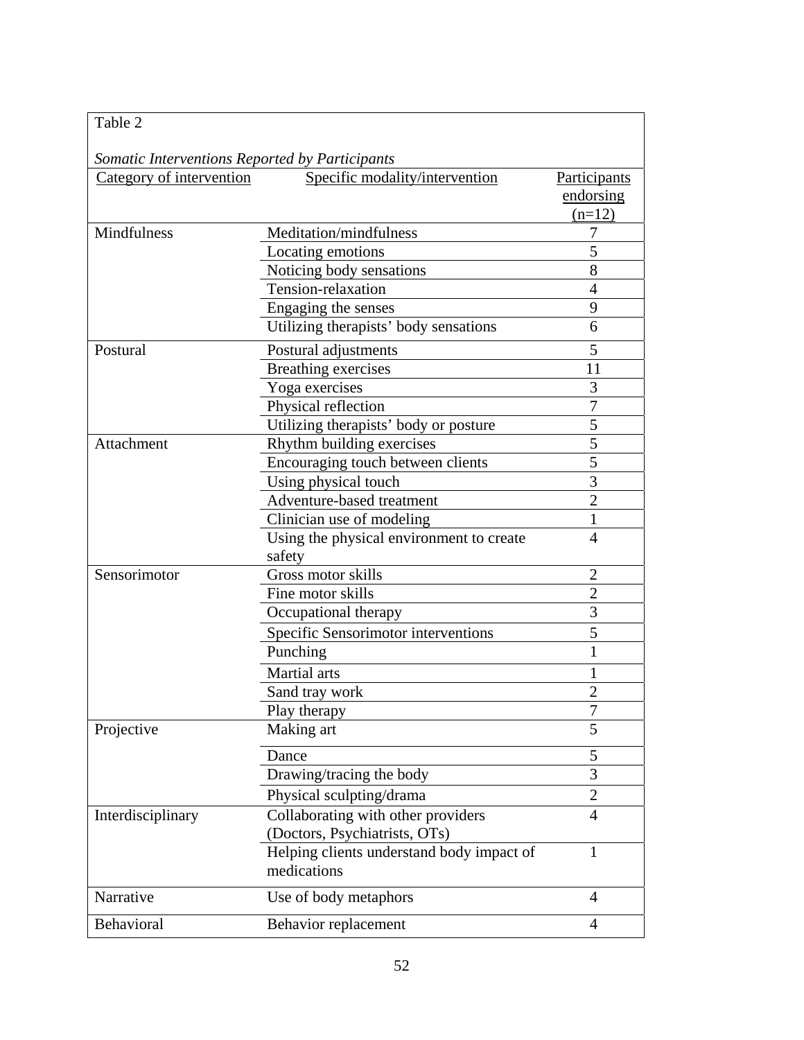Table 2

*Somatic Interventions Reported by Participants*

| Category of intervention | Specific modality/intervention | Participants endorsing (n=12) |
|---|---|---|
| Mindfulness | Meditation/mindfulness | 7 |
| | Locating emotions | 5 |
| | Noticing body sensations | 8 |
| | Tension-relaxation | 4 |
| | Engaging the senses | 9 |
| | Utilizing therapists' body sensations | 6 |
| Postural | Postural adjustments | 5 |
| | Breathing exercises | 11 |
| | Yoga exercises | 3 |
| | Physical reflection | 7 |
| | Utilizing therapists' body or posture | 5 |
| Attachment | Rhythm building exercises | 5 |
| | Encouraging touch between clients | 5 |
| | Using physical touch | 3 |
| | Adventure-based treatment | 2 |
| | Clinician use of modeling | 1 |
| | Using the physical environment to create safety | 4 |
| Sensorimotor | Gross motor skills | 2 |
| | Fine motor skills | 2 |
| | Occupational therapy | 3 |
| | Specific Sensorimotor interventions | 5 |
| | Punching | 1 |
| | Martial arts | 1 |
| | Sand tray work | 2 |
| | Play therapy | 7 |
| Projective | Making art | 5 |
| | Dance | 5 |
| | Drawing/tracing the body | 3 |
| | Physical sculpting/drama | 2 |
| Interdisciplinary | Collaborating with other providers (Doctors, Psychiatrists, OTs) | 4 |
| | Helping clients understand body impact of medications | 1 |
| Narrative | Use of body metaphors | 4 |
| Behavioral | Behavior replacement | 4 |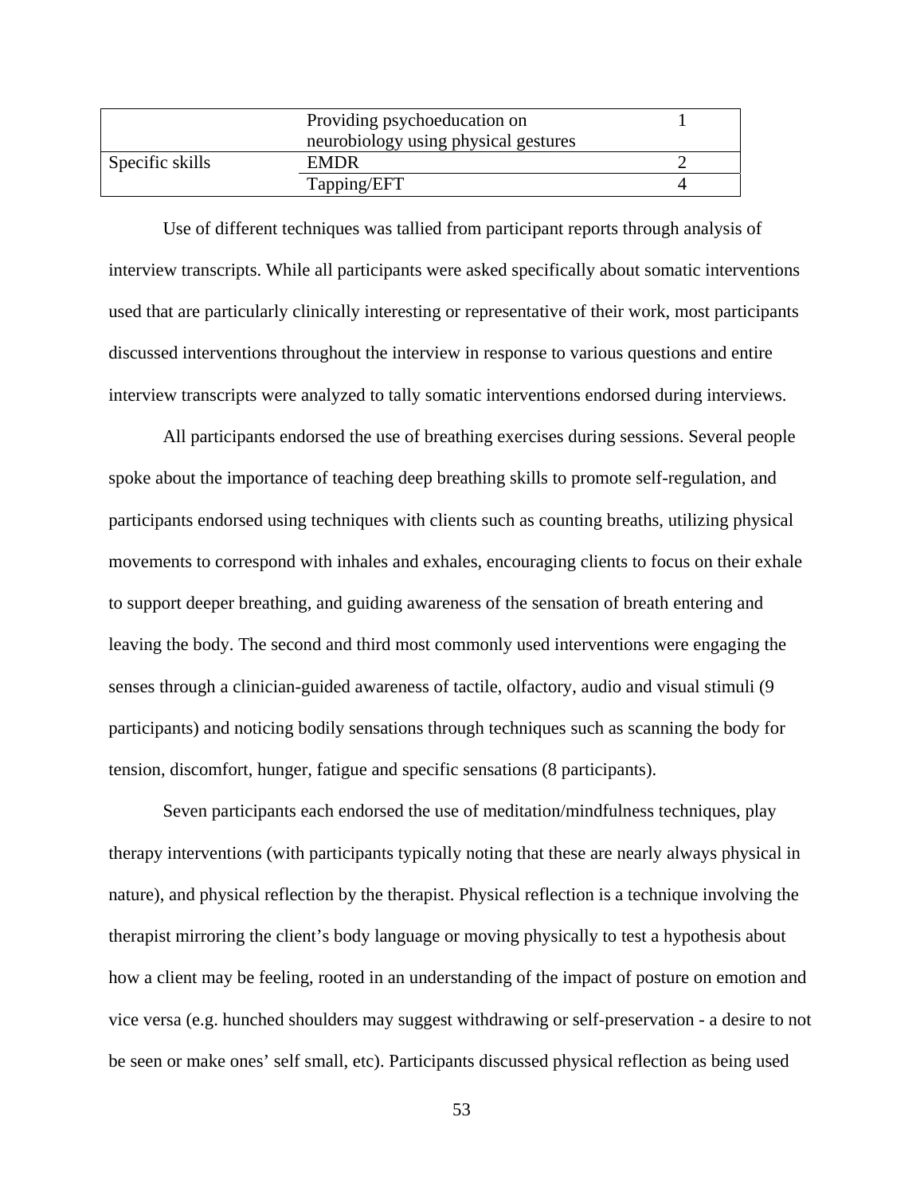| | | |
|---|---|---|
| | Providing psychoeducation on neurobiology using physical gestures | 1 |
| Specific skills | EMDR | 2 |
| | Tapping/EFT | 4 |

Use of different techniques was tallied from participant reports through analysis of interview transcripts. While all participants were asked specifically about somatic interventions used that are particularly clinically interesting or representative of their work, most participants discussed interventions throughout the interview in response to various questions and entire interview transcripts were analyzed to tally somatic interventions endorsed during interviews.

All participants endorsed the use of breathing exercises during sessions. Several people spoke about the importance of teaching deep breathing skills to promote self-regulation, and participants endorsed using techniques with clients such as counting breaths, utilizing physical movements to correspond with inhales and exhales, encouraging clients to focus on their exhale to support deeper breathing, and guiding awareness of the sensation of breath entering and leaving the body. The second and third most commonly used interventions were engaging the senses through a clinician-guided awareness of tactile, olfactory, audio and visual stimuli (9 participants) and noticing bodily sensations through techniques such as scanning the body for tension, discomfort, hunger, fatigue and specific sensations (8 participants).

Seven participants each endorsed the use of meditation/mindfulness techniques, play therapy interventions (with participants typically noting that these are nearly always physical in nature), and physical reflection by the therapist. Physical reflection is a technique involving the therapist mirroring the client's body language or moving physically to test a hypothesis about how a client may be feeling, rooted in an understanding of the impact of posture on emotion and vice versa (e.g. hunched shoulders may suggest withdrawing or self-preservation - a desire to not be seen or make ones' self small, etc). Participants discussed physical reflection as being used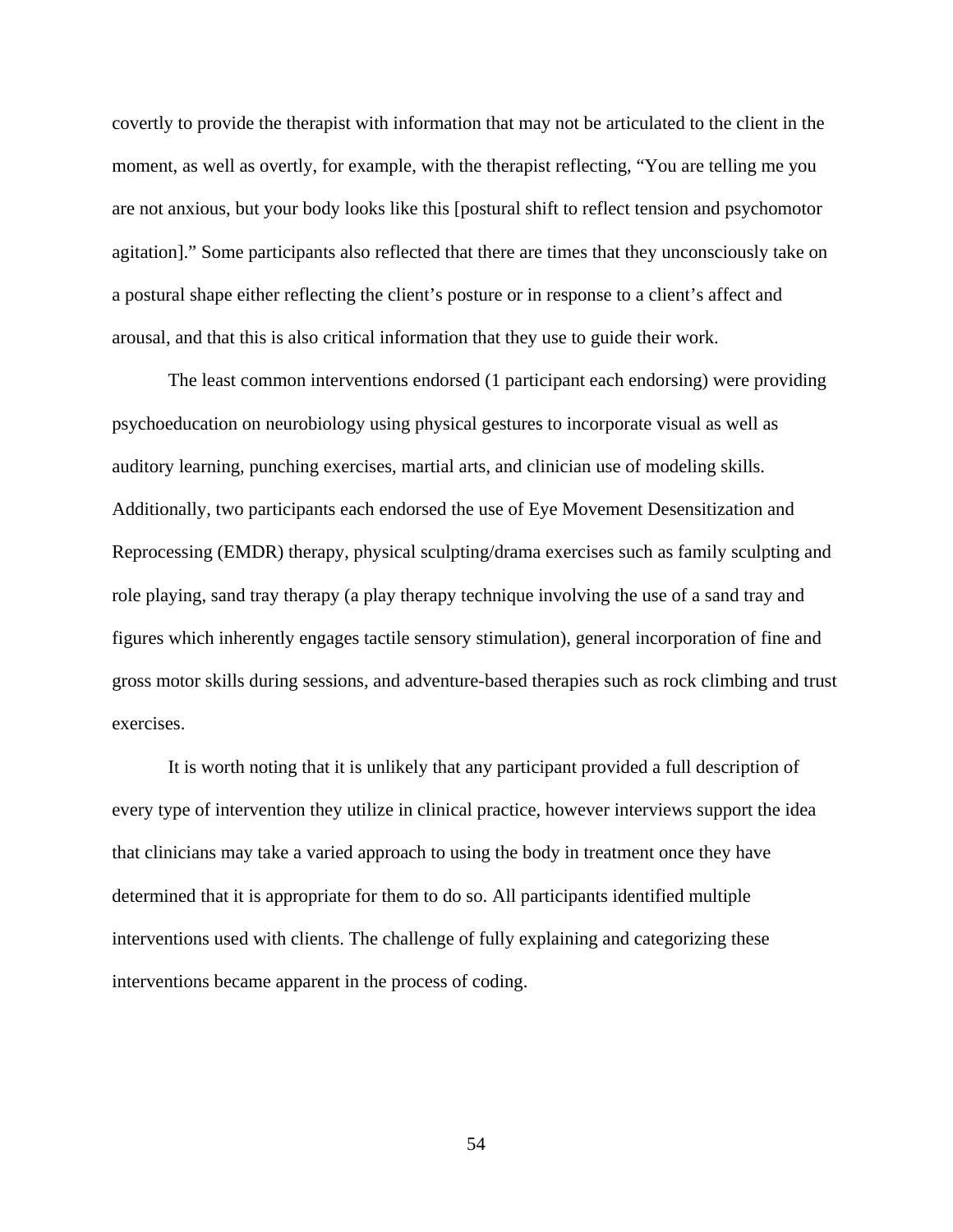covertly to provide the therapist with information that may not be articulated to the client in the moment, as well as overtly, for example, with the therapist reflecting, "You are telling me you are not anxious, but your body looks like this [postural shift to reflect tension and psychomotor agitation]." Some participants also reflected that there are times that they unconsciously take on a postural shape either reflecting the client's posture or in response to a client's affect and arousal, and that this is also critical information that they use to guide their work.

The least common interventions endorsed (1 participant each endorsing) were providing psychoeducation on neurobiology using physical gestures to incorporate visual as well as auditory learning, punching exercises, martial arts, and clinician use of modeling skills. Additionally, two participants each endorsed the use of Eye Movement Desensitization and Reprocessing (EMDR) therapy, physical sculpting/drama exercises such as family sculpting and role playing, sand tray therapy (a play therapy technique involving the use of a sand tray and figures which inherently engages tactile sensory stimulation), general incorporation of fine and gross motor skills during sessions, and adventure-based therapies such as rock climbing and trust exercises.

It is worth noting that it is unlikely that any participant provided a full description of every type of intervention they utilize in clinical practice, however interviews support the idea that clinicians may take a varied approach to using the body in treatment once they have determined that it is appropriate for them to do so. All participants identified multiple interventions used with clients. The challenge of fully explaining and categorizing these interventions became apparent in the process of coding.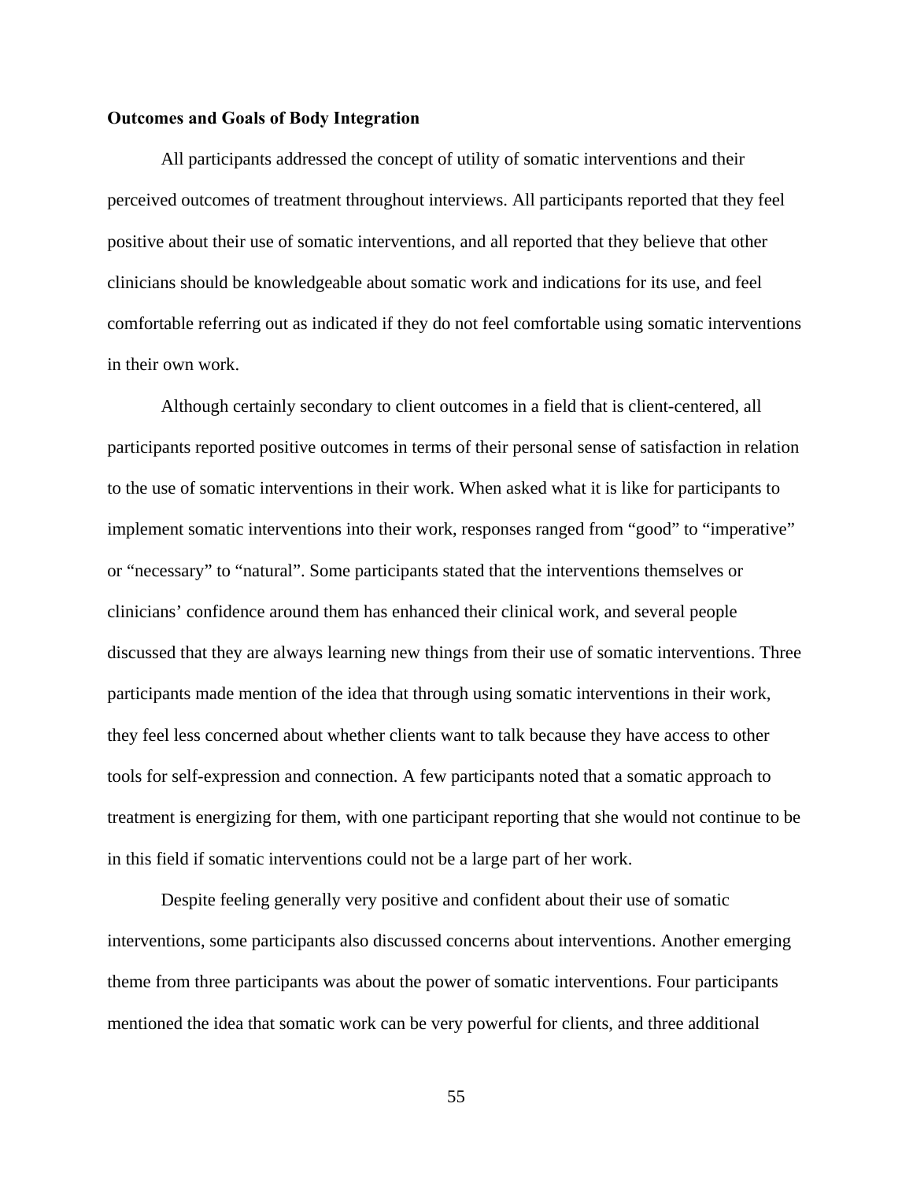**Outcomes and Goals of Body Integration**

All participants addressed the concept of utility of somatic interventions and their perceived outcomes of treatment throughout interviews. All participants reported that they feel positive about their use of somatic interventions, and all reported that they believe that other clinicians should be knowledgeable about somatic work and indications for its use, and feel comfortable referring out as indicated if they do not feel comfortable using somatic interventions in their own work.

Although certainly secondary to client outcomes in a field that is client-centered, all participants reported positive outcomes in terms of their personal sense of satisfaction in relation to the use of somatic interventions in their work. When asked what it is like for participants to implement somatic interventions into their work, responses ranged from "good" to "imperative" or "necessary" to "natural". Some participants stated that the interventions themselves or clinicians' confidence around them has enhanced their clinical work, and several people discussed that they are always learning new things from their use of somatic interventions. Three participants made mention of the idea that through using somatic interventions in their work, they feel less concerned about whether clients want to talk because they have access to other tools for self-expression and connection. A few participants noted that a somatic approach to treatment is energizing for them, with one participant reporting that she would not continue to be in this field if somatic interventions could not be a large part of her work.

Despite feeling generally very positive and confident about their use of somatic interventions, some participants also discussed concerns about interventions. Another emerging theme from three participants was about the power of somatic interventions. Four participants mentioned the idea that somatic work can be very powerful for clients, and three additional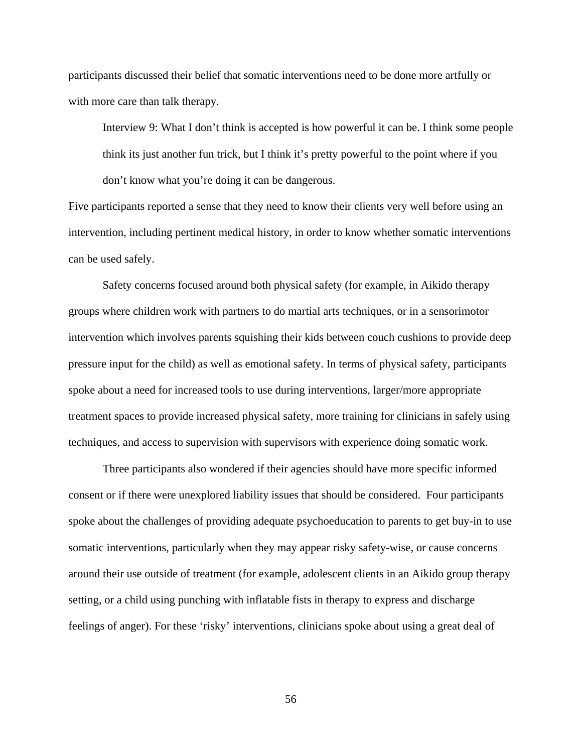participants discussed their belief that somatic interventions need to be done more artfully or with more care than talk therapy.

> Interview 9: What I don't think is accepted is how powerful it can be. I think some people think its just another fun trick, but I think it's pretty powerful to the point where if you don't know what you're doing it can be dangerous.

Five participants reported a sense that they need to know their clients very well before using an intervention, including pertinent medical history, in order to know whether somatic interventions can be used safely.

Safety concerns focused around both physical safety (for example, in Aikido therapy groups where children work with partners to do martial arts techniques, or in a sensorimotor intervention which involves parents squishing their kids between couch cushions to provide deep pressure input for the child) as well as emotional safety. In terms of physical safety, participants spoke about a need for increased tools to use during interventions, larger/more appropriate treatment spaces to provide increased physical safety, more training for clinicians in safely using techniques, and access to supervision with supervisors with experience doing somatic work.

Three participants also wondered if their agencies should have more specific informed consent or if there were unexplored liability issues that should be considered. Four participants spoke about the challenges of providing adequate psychoeducation to parents to get buy-in to use somatic interventions, particularly when they may appear risky safety-wise, or cause concerns around their use outside of treatment (for example, adolescent clients in an Aikido group therapy setting, or a child using punching with inflatable fists in therapy to express and discharge feelings of anger). For these 'risky' interventions, clinicians spoke about using a great deal of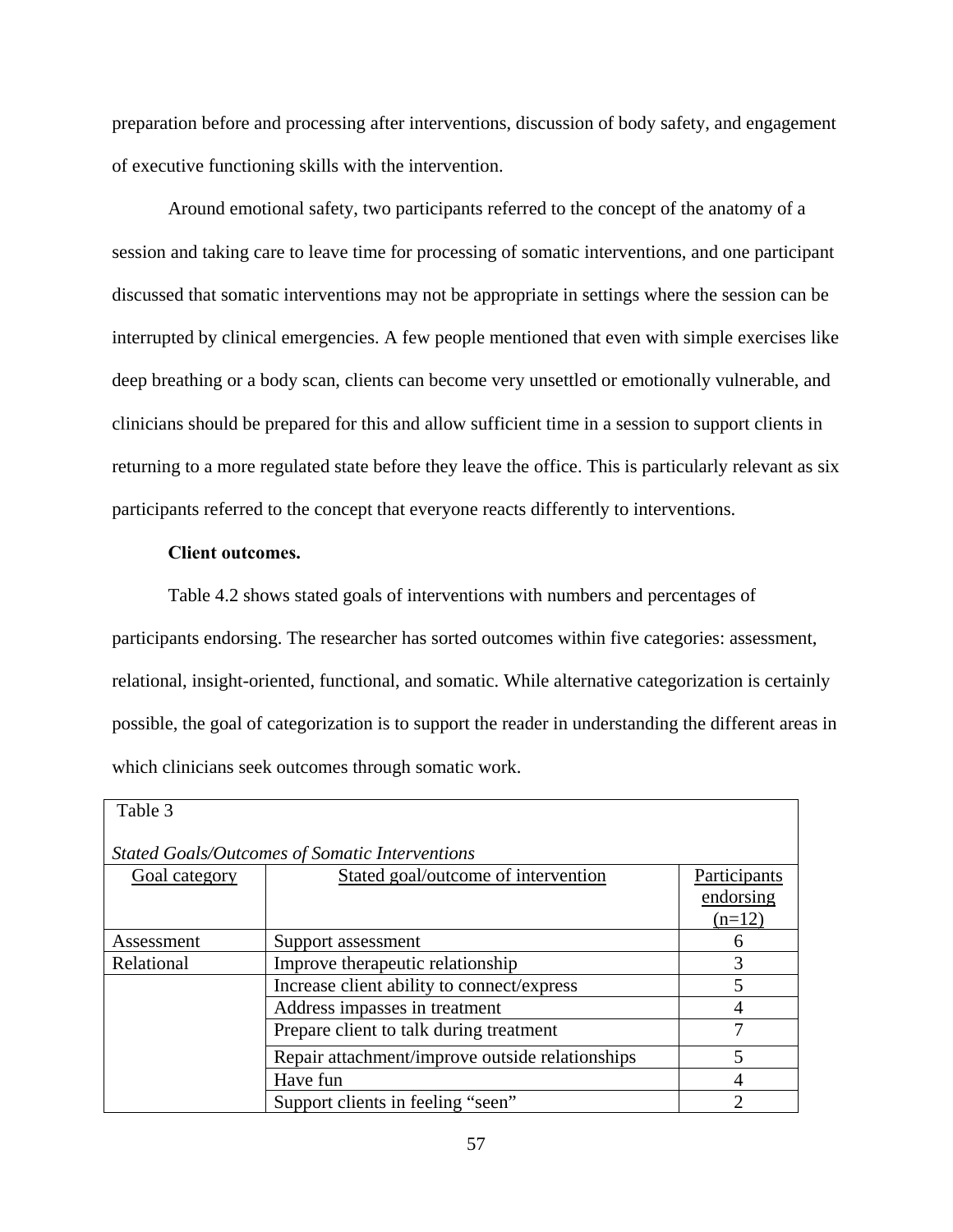preparation before and processing after interventions, discussion of body safety, and engagement of executive functioning skills with the intervention.

Around emotional safety, two participants referred to the concept of the anatomy of a session and taking care to leave time for processing of somatic interventions, and one participant discussed that somatic interventions may not be appropriate in settings where the session can be interrupted by clinical emergencies. A few people mentioned that even with simple exercises like deep breathing or a body scan, clients can become very unsettled or emotionally vulnerable, and clinicians should be prepared for this and allow sufficient time in a session to support clients in returning to a more regulated state before they leave the office. This is particularly relevant as six participants referred to the concept that everyone reacts differently to interventions.

**Client outcomes.**

Table 4.2 shows stated goals of interventions with numbers and percentages of participants endorsing. The researcher has sorted outcomes within five categories: assessment, relational, insight-oriented, functional, and somatic. While alternative categorization is certainly possible, the goal of categorization is to support the reader in understanding the different areas in which clinicians seek outcomes through somatic work.

Table 3

*Stated Goals/Outcomes of Somatic Interventions*

| Goal category | Stated goal/outcome of intervention | Participants endorsing (n=12) |
|---|---|---|
| Assessment | Support assessment | 6 |
| Relational | Improve therapeutic relationship | 3 |
| | Increase client ability to connect/express | 5 |
| | Address impasses in treatment | 4 |
| | Prepare client to talk during treatment | 7 |
| | Repair attachment/improve outside relationships | 5 |
| | Have fun | 4 |
| | Support clients in feeling “seen” | 2 |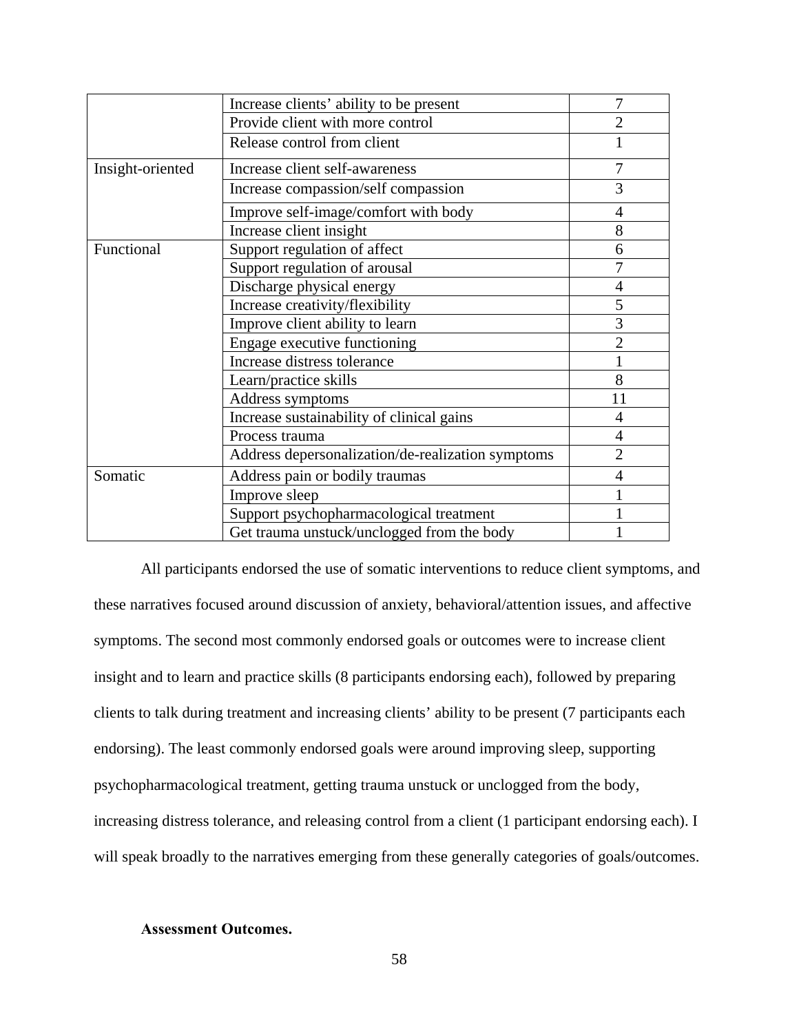| | | |
|---|---|---|
| | Increase clients' ability to be present | 7 |
| | Provide client with more control | 2 |
| | Release control from client | 1 |
| Insight-oriented | Increase client self-awareness | 7 |
| | Increase compassion/self compassion | 3 |
| | Improve self-image/comfort with body | 4 |
| | Increase client insight | 8 |
| Functional | Support regulation of affect | 6 |
| | Support regulation of arousal | 7 |
| | Discharge physical energy | 4 |
| | Increase creativity/flexibility | 5 |
| | Improve client ability to learn | 3 |
| | Engage executive functioning | 2 |
| | Increase distress tolerance | 1 |
| | Learn/practice skills | 8 |
| | Address symptoms | 11 |
| | Increase sustainability of clinical gains | 4 |
| | Process trauma | 4 |
| | Address depersonalization/de-realization symptoms | 2 |
| Somatic | Address pain or bodily traumas | 4 |
| | Improve sleep | 1 |
| | Support psychopharmacological treatment | 1 |
| | Get trauma unstuck/unclogged from the body | 1 |

All participants endorsed the use of somatic interventions to reduce client symptoms, and these narratives focused around discussion of anxiety, behavioral/attention issues, and affective symptoms. The second most commonly endorsed goals or outcomes were to increase client insight and to learn and practice skills (8 participants endorsing each), followed by preparing clients to talk during treatment and increasing clients' ability to be present (7 participants each endorsing). The least commonly endorsed goals were around improving sleep, supporting psychopharmacological treatment, getting trauma unstuck or unclogged from the body, increasing distress tolerance, and releasing control from a client (1 participant endorsing each). I will speak broadly to the narratives emerging from these generally categories of goals/outcomes.

**Assessment Outcomes.**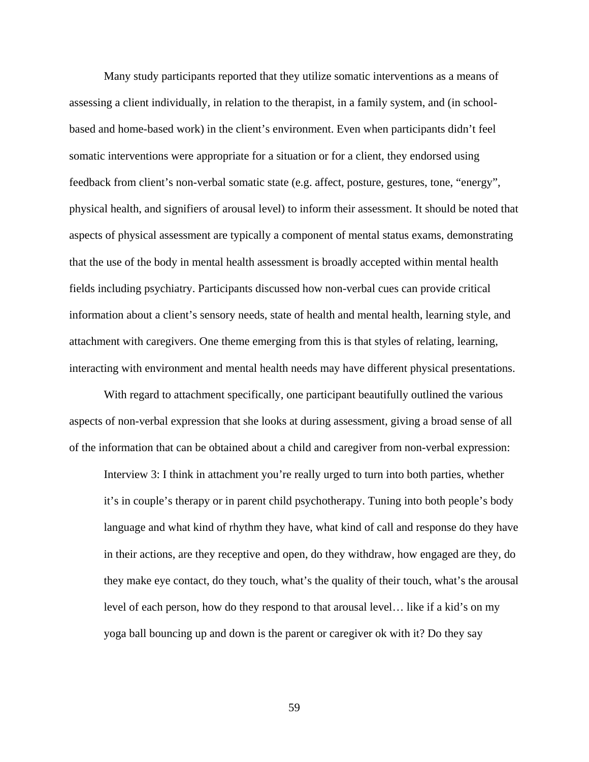Many study participants reported that they utilize somatic interventions as a means of assessing a client individually, in relation to the therapist, in a family system, and (in school-based and home-based work) in the client's environment. Even when participants didn't feel somatic interventions were appropriate for a situation or for a client, they endorsed using feedback from client's non-verbal somatic state (e.g. affect, posture, gestures, tone, "energy", physical health, and signifiers of arousal level) to inform their assessment. It should be noted that aspects of physical assessment are typically a component of mental status exams, demonstrating that the use of the body in mental health assessment is broadly accepted within mental health fields including psychiatry. Participants discussed how non-verbal cues can provide critical information about a client's sensory needs, state of health and mental health, learning style, and attachment with caregivers. One theme emerging from this is that styles of relating, learning, interacting with environment and mental health needs may have different physical presentations.

With regard to attachment specifically, one participant beautifully outlined the various aspects of non-verbal expression that she looks at during assessment, giving a broad sense of all of the information that can be obtained about a child and caregiver from non-verbal expression:

> Interview 3: I think in attachment you're really urged to turn into both parties, whether it's in couple's therapy or in parent child psychotherapy. Tuning into both people's body language and what kind of rhythm they have, what kind of call and response do they have in their actions, are they receptive and open, do they withdraw, how engaged are they, do they make eye contact, do they touch, what's the quality of their touch, what's the arousal level of each person, how do they respond to that arousal level… like if a kid's on my yoga ball bouncing up and down is the parent or caregiver ok with it? Do they say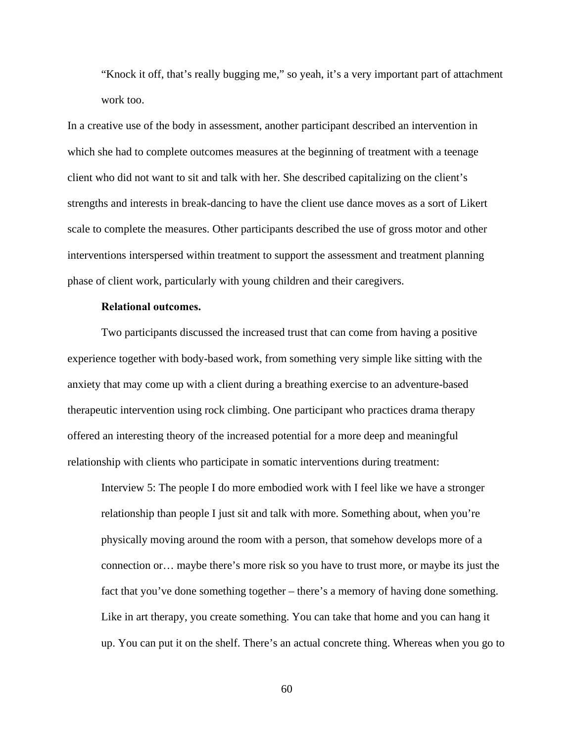> "Knock it off, that's really bugging me," so yeah, it's a very important part of attachment work too.

In a creative use of the body in assessment, another participant described an intervention in which she had to complete outcomes measures at the beginning of treatment with a teenage client who did not want to sit and talk with her. She described capitalizing on the client's strengths and interests in break-dancing to have the client use dance moves as a sort of Likert scale to complete the measures. Other participants described the use of gross motor and other interventions interspersed within treatment to support the assessment and treatment planning phase of client work, particularly with young children and their caregivers.

**Relational outcomes.**

Two participants discussed the increased trust that can come from having a positive experience together with body-based work, from something very simple like sitting with the anxiety that may come up with a client during a breathing exercise to an adventure-based therapeutic intervention using rock climbing. One participant who practices drama therapy offered an interesting theory of the increased potential for a more deep and meaningful relationship with clients who participate in somatic interventions during treatment:

> Interview 5: The people I do more embodied work with I feel like we have a stronger relationship than people I just sit and talk with more. Something about, when you're physically moving around the room with a person, that somehow develops more of a connection or… maybe there's more risk so you have to trust more, or maybe its just the fact that you've done something together – there's a memory of having done something. Like in art therapy, you create something. You can take that home and you can hang it up. You can put it on the shelf. There's an actual concrete thing. Whereas when you go to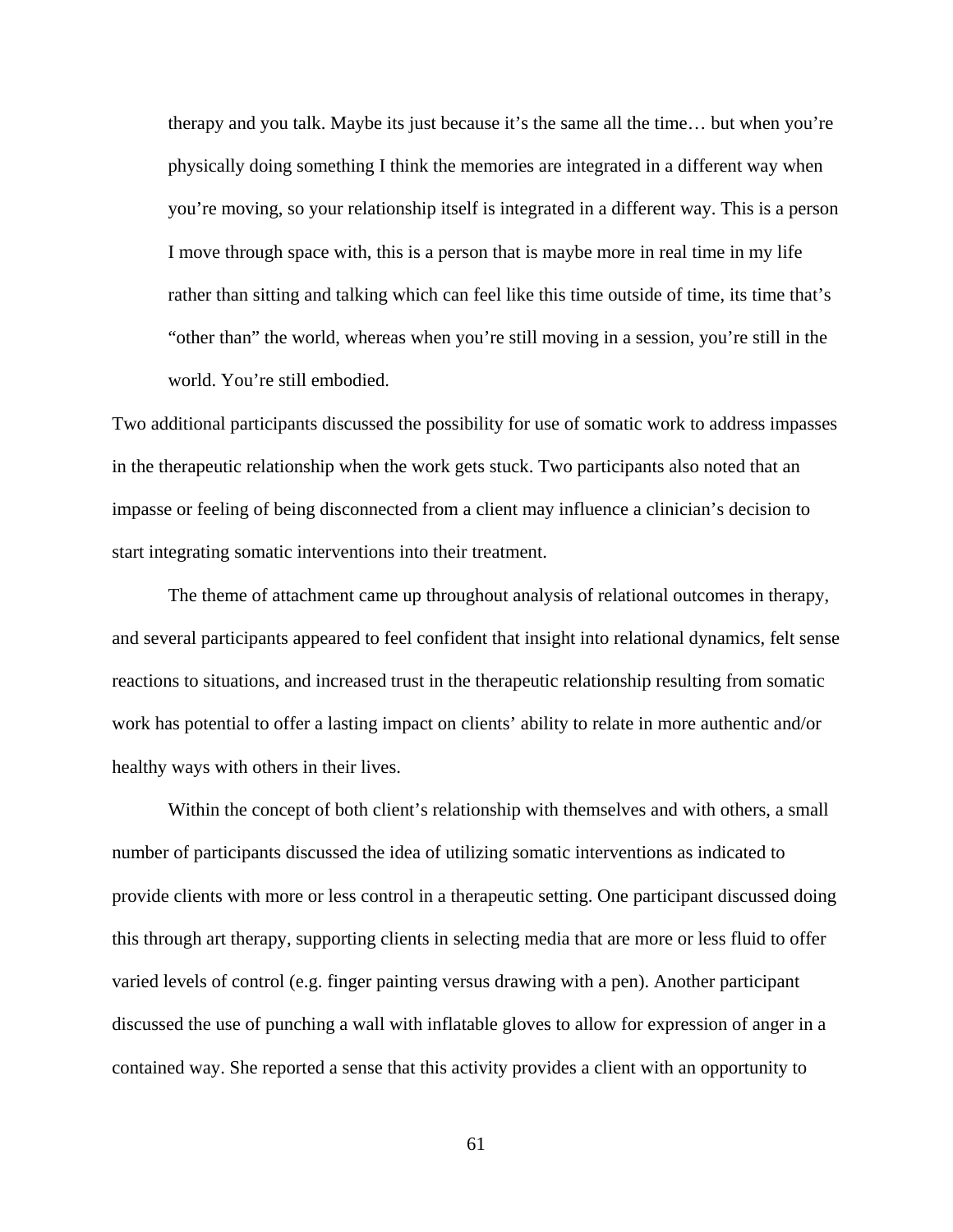> therapy and you talk. Maybe its just because it's the same all the time… but when you're physically doing something I think the memories are integrated in a different way when you're moving, so your relationship itself is integrated in a different way. This is a person I move through space with, this is a person that is maybe more in real time in my life rather than sitting and talking which can feel like this time outside of time, its time that's "other than" the world, whereas when you're still moving in a session, you're still in the world. You're still embodied.

Two additional participants discussed the possibility for use of somatic work to address impasses in the therapeutic relationship when the work gets stuck. Two participants also noted that an impasse or feeling of being disconnected from a client may influence a clinician's decision to start integrating somatic interventions into their treatment.

The theme of attachment came up throughout analysis of relational outcomes in therapy, and several participants appeared to feel confident that insight into relational dynamics, felt sense reactions to situations, and increased trust in the therapeutic relationship resulting from somatic work has potential to offer a lasting impact on clients' ability to relate in more authentic and/or healthy ways with others in their lives.

Within the concept of both client's relationship with themselves and with others, a small number of participants discussed the idea of utilizing somatic interventions as indicated to provide clients with more or less control in a therapeutic setting. One participant discussed doing this through art therapy, supporting clients in selecting media that are more or less fluid to offer varied levels of control (e.g. finger painting versus drawing with a pen). Another participant discussed the use of punching a wall with inflatable gloves to allow for expression of anger in a contained way. She reported a sense that this activity provides a client with an opportunity to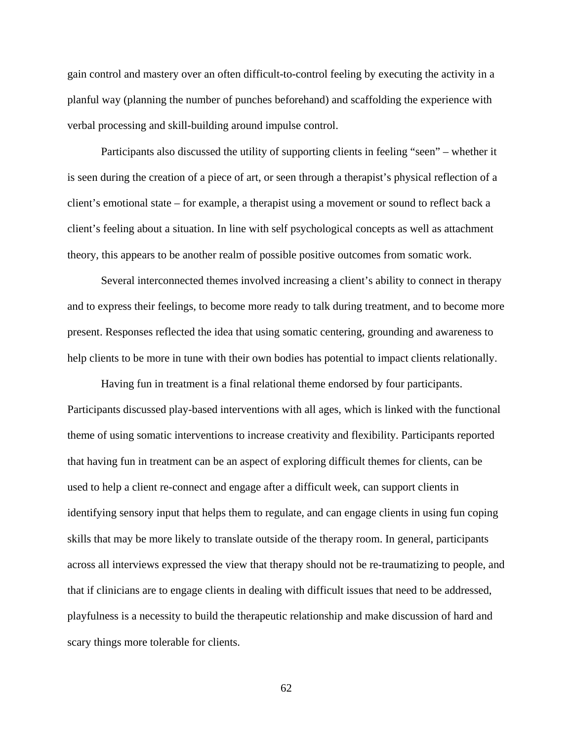gain control and mastery over an often difficult-to-control feeling by executing the activity in a planful way (planning the number of punches beforehand) and scaffolding the experience with verbal processing and skill-building around impulse control.

Participants also discussed the utility of supporting clients in feeling “seen” – whether it is seen during the creation of a piece of art, or seen through a therapist’s physical reflection of a client’s emotional state – for example, a therapist using a movement or sound to reflect back a client’s feeling about a situation. In line with self psychological concepts as well as attachment theory, this appears to be another realm of possible positive outcomes from somatic work.

Several interconnected themes involved increasing a client’s ability to connect in therapy and to express their feelings, to become more ready to talk during treatment, and to become more present. Responses reflected the idea that using somatic centering, grounding and awareness to help clients to be more in tune with their own bodies has potential to impact clients relationally.

Having fun in treatment is a final relational theme endorsed by four participants. Participants discussed play-based interventions with all ages, which is linked with the functional theme of using somatic interventions to increase creativity and flexibility. Participants reported that having fun in treatment can be an aspect of exploring difficult themes for clients, can be used to help a client re-connect and engage after a difficult week, can support clients in identifying sensory input that helps them to regulate, and can engage clients in using fun coping skills that may be more likely to translate outside of the therapy room. In general, participants across all interviews expressed the view that therapy should not be re-traumatizing to people, and that if clinicians are to engage clients in dealing with difficult issues that need to be addressed, playfulness is a necessity to build the therapeutic relationship and make discussion of hard and scary things more tolerable for clients.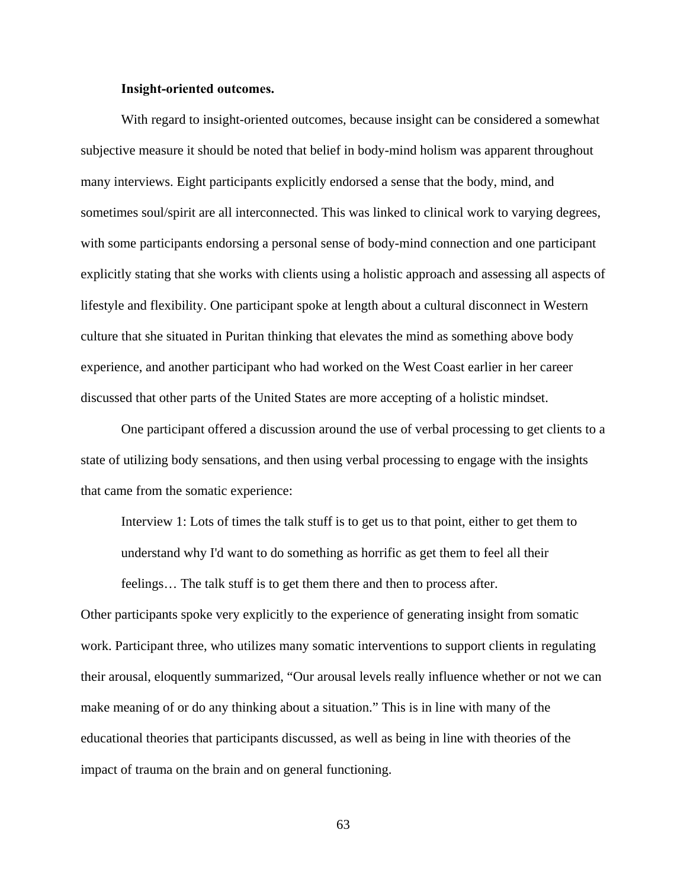**Insight-oriented outcomes.**

With regard to insight-oriented outcomes, because insight can be considered a somewhat subjective measure it should be noted that belief in body-mind holism was apparent throughout many interviews. Eight participants explicitly endorsed a sense that the body, mind, and sometimes soul/spirit are all interconnected. This was linked to clinical work to varying degrees, with some participants endorsing a personal sense of body-mind connection and one participant explicitly stating that she works with clients using a holistic approach and assessing all aspects of lifestyle and flexibility. One participant spoke at length about a cultural disconnect in Western culture that she situated in Puritan thinking that elevates the mind as something above body experience, and another participant who had worked on the West Coast earlier in her career discussed that other parts of the United States are more accepting of a holistic mindset.

One participant offered a discussion around the use of verbal processing to get clients to a state of utilizing body sensations, and then using verbal processing to engage with the insights that came from the somatic experience:

> Interview 1: Lots of times the talk stuff is to get us to that point, either to get them to understand why I'd want to do something as horrific as get them to feel all their feelings… The talk stuff is to get them there and then to process after.

Other participants spoke very explicitly to the experience of generating insight from somatic work. Participant three, who utilizes many somatic interventions to support clients in regulating their arousal, eloquently summarized, “Our arousal levels really influence whether or not we can make meaning of or do any thinking about a situation.” This is in line with many of the educational theories that participants discussed, as well as being in line with theories of the impact of trauma on the brain and on general functioning.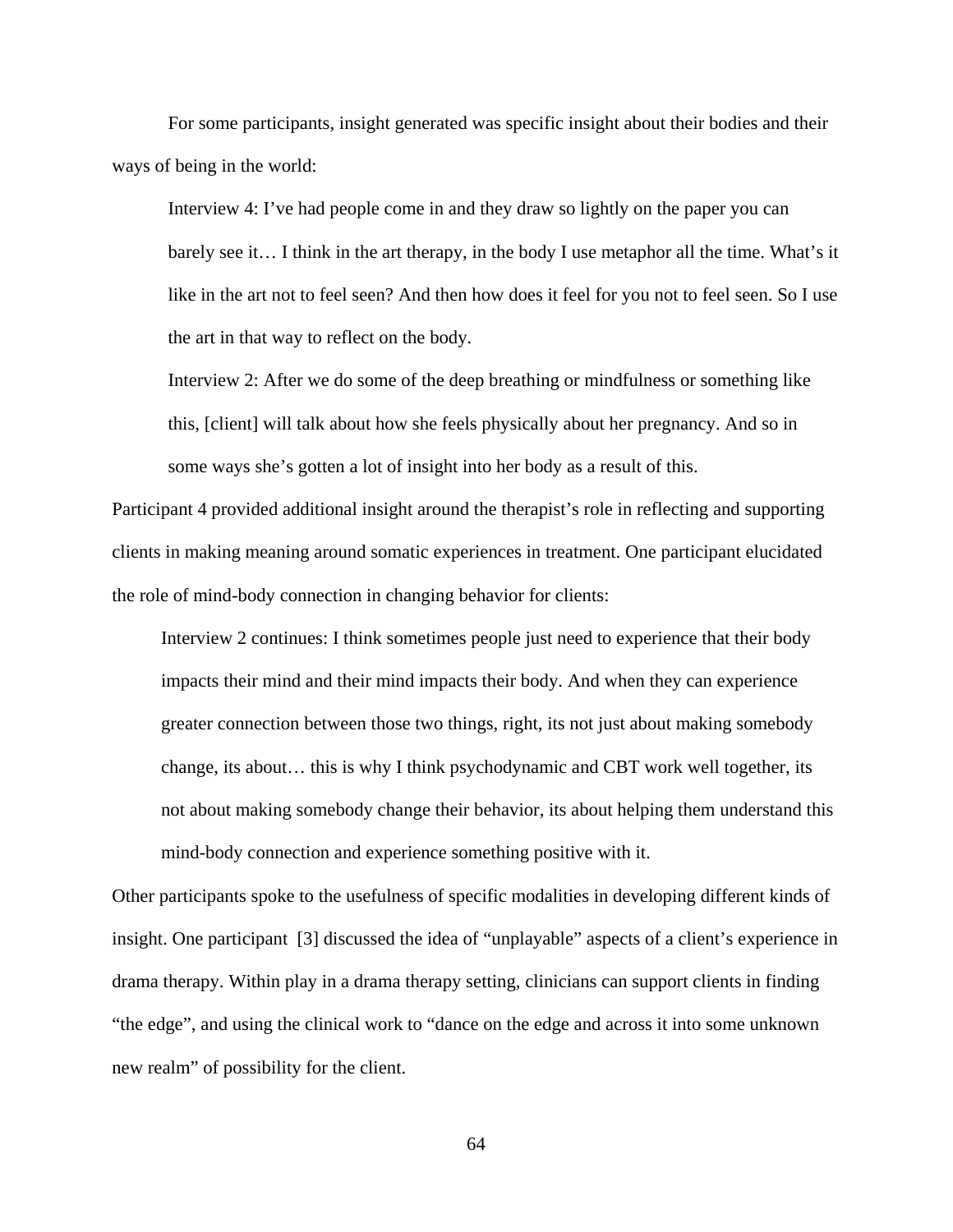For some participants, insight generated was specific insight about their bodies and their ways of being in the world:

> Interview 4: I've had people come in and they draw so lightly on the paper you can barely see it… I think in the art therapy, in the body I use metaphor all the time. What's it like in the art not to feel seen? And then how does it feel for you not to feel seen. So I use the art in that way to reflect on the body.
>
> Interview 2: After we do some of the deep breathing or mindfulness or something like this, [client] will talk about how she feels physically about her pregnancy. And so in some ways she's gotten a lot of insight into her body as a result of this.

Participant 4 provided additional insight around the therapist's role in reflecting and supporting clients in making meaning around somatic experiences in treatment. One participant elucidated the role of mind-body connection in changing behavior for clients:

> Interview 2 continues: I think sometimes people just need to experience that their body impacts their mind and their mind impacts their body. And when they can experience greater connection between those two things, right, its not just about making somebody change, its about… this is why I think psychodynamic and CBT work well together, its not about making somebody change their behavior, its about helping them understand this mind-body connection and experience something positive with it.

Other participants spoke to the usefulness of specific modalities in developing different kinds of insight. One participant [3] discussed the idea of "unplayable" aspects of a client's experience in drama therapy. Within play in a drama therapy setting, clinicians can support clients in finding "the edge", and using the clinical work to "dance on the edge and across it into some unknown new realm" of possibility for the client.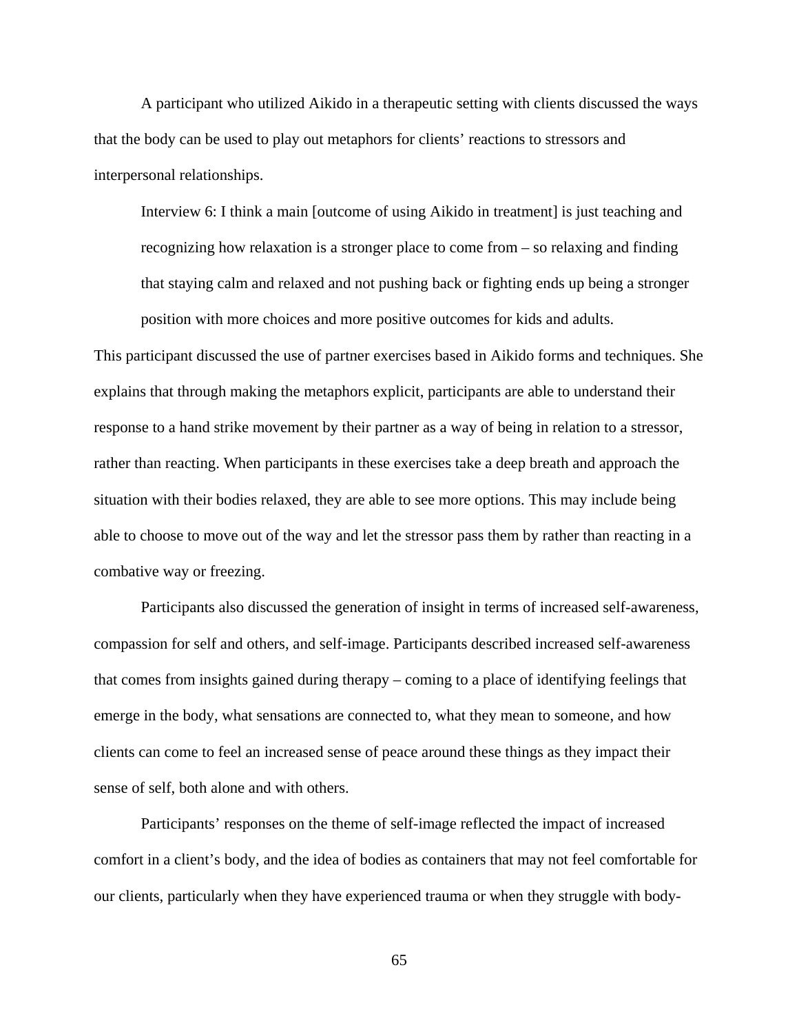A participant who utilized Aikido in a therapeutic setting with clients discussed the ways that the body can be used to play out metaphors for clients' reactions to stressors and interpersonal relationships.

> Interview 6: I think a main [outcome of using Aikido in treatment] is just teaching and recognizing how relaxation is a stronger place to come from – so relaxing and finding that staying calm and relaxed and not pushing back or fighting ends up being a stronger position with more choices and more positive outcomes for kids and adults.

This participant discussed the use of partner exercises based in Aikido forms and techniques. She explains that through making the metaphors explicit, participants are able to understand their response to a hand strike movement by their partner as a way of being in relation to a stressor, rather than reacting. When participants in these exercises take a deep breath and approach the situation with their bodies relaxed, they are able to see more options. This may include being able to choose to move out of the way and let the stressor pass them by rather than reacting in a combative way or freezing.

Participants also discussed the generation of insight in terms of increased self-awareness, compassion for self and others, and self-image. Participants described increased self-awareness that comes from insights gained during therapy – coming to a place of identifying feelings that emerge in the body, what sensations are connected to, what they mean to someone, and how clients can come to feel an increased sense of peace around these things as they impact their sense of self, both alone and with others.

Participants' responses on the theme of self-image reflected the impact of increased comfort in a client's body, and the idea of bodies as containers that may not feel comfortable for our clients, particularly when they have experienced trauma or when they struggle with body-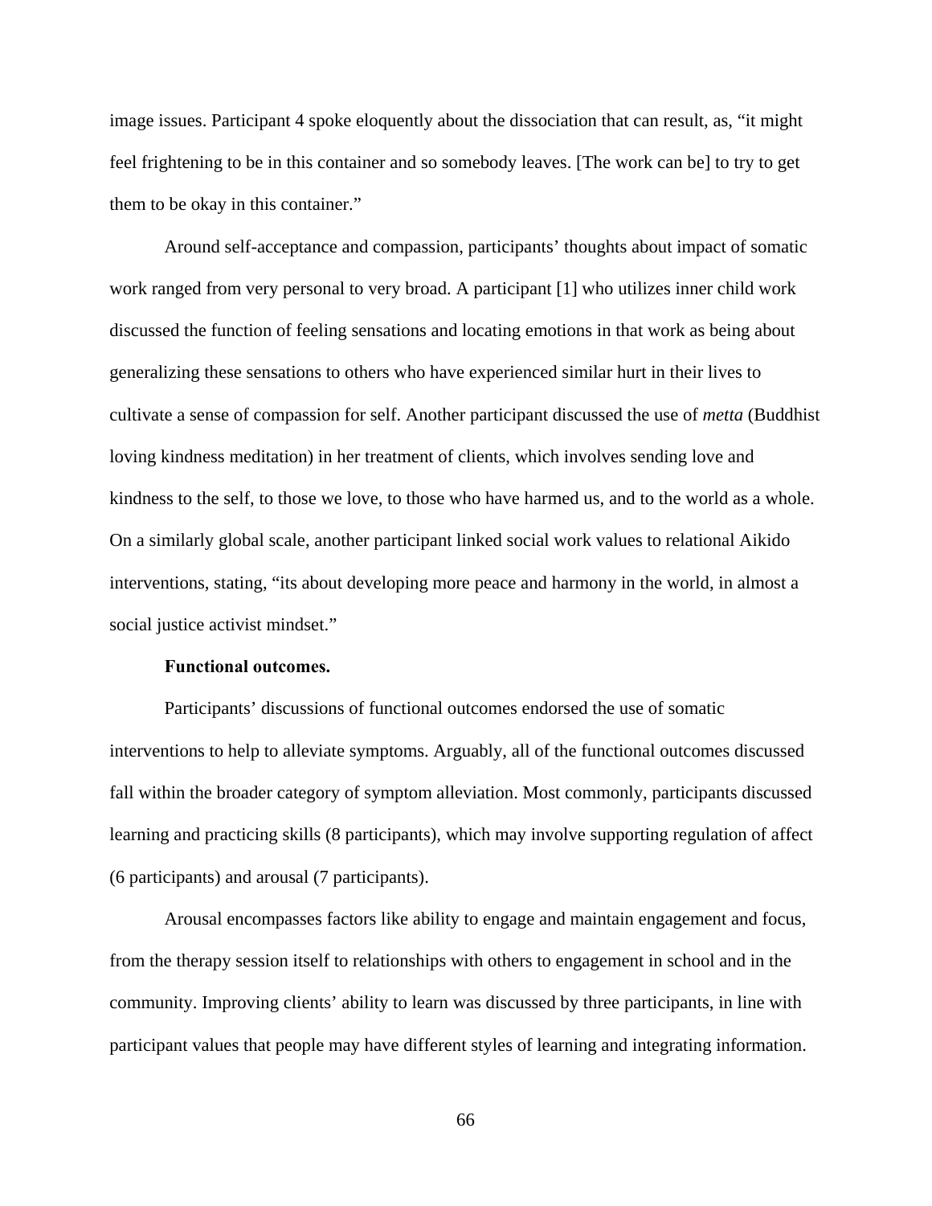image issues. Participant 4 spoke eloquently about the dissociation that can result, as, "it might feel frightening to be in this container and so somebody leaves. [The work can be] to try to get them to be okay in this container."

Around self-acceptance and compassion, participants' thoughts about impact of somatic work ranged from very personal to very broad. A participant [1] who utilizes inner child work discussed the function of feeling sensations and locating emotions in that work as being about generalizing these sensations to others who have experienced similar hurt in their lives to cultivate a sense of compassion for self. Another participant discussed the use of *metta* (Buddhist loving kindness meditation) in her treatment of clients, which involves sending love and kindness to the self, to those we love, to those who have harmed us, and to the world as a whole. On a similarly global scale, another participant linked social work values to relational Aikido interventions, stating, "its about developing more peace and harmony in the world, in almost a social justice activist mindset."

**Functional outcomes.**

Participants' discussions of functional outcomes endorsed the use of somatic interventions to help to alleviate symptoms. Arguably, all of the functional outcomes discussed fall within the broader category of symptom alleviation. Most commonly, participants discussed learning and practicing skills (8 participants), which may involve supporting regulation of affect (6 participants) and arousal (7 participants).

Arousal encompasses factors like ability to engage and maintain engagement and focus, from the therapy session itself to relationships with others to engagement in school and in the community. Improving clients' ability to learn was discussed by three participants, in line with participant values that people may have different styles of learning and integrating information.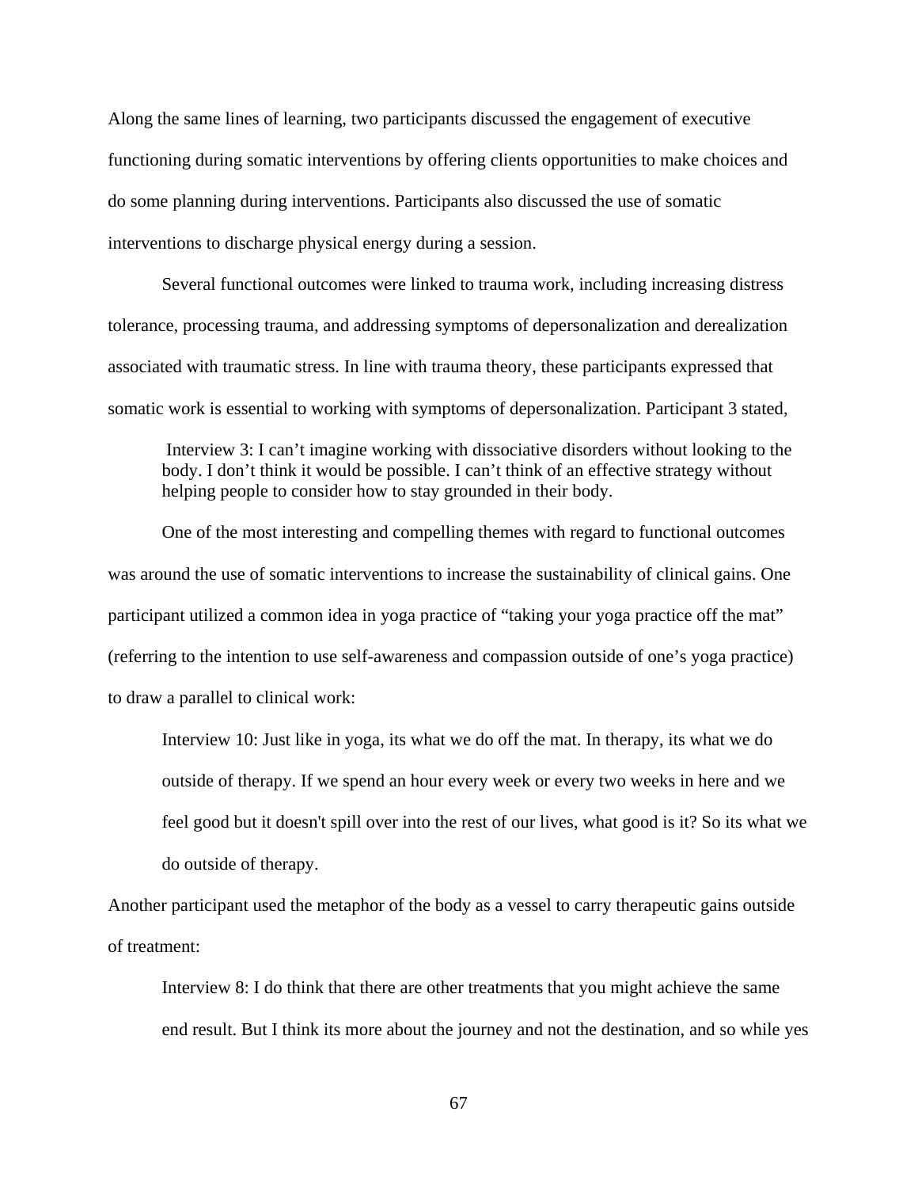Along the same lines of learning, two participants discussed the engagement of executive functioning during somatic interventions by offering clients opportunities to make choices and do some planning during interventions. Participants also discussed the use of somatic interventions to discharge physical energy during a session.

Several functional outcomes were linked to trauma work, including increasing distress tolerance, processing trauma, and addressing symptoms of depersonalization and derealization associated with traumatic stress. In line with trauma theory, these participants expressed that somatic work is essential to working with symptoms of depersonalization. Participant 3 stated,

> Interview 3: I can't imagine working with dissociative disorders without looking to the body. I don't think it would be possible. I can't think of an effective strategy without helping people to consider how to stay grounded in their body.

One of the most interesting and compelling themes with regard to functional outcomes was around the use of somatic interventions to increase the sustainability of clinical gains. One participant utilized a common idea in yoga practice of "taking your yoga practice off the mat" (referring to the intention to use self-awareness and compassion outside of one's yoga practice) to draw a parallel to clinical work:

> Interview 10: Just like in yoga, its what we do off the mat. In therapy, its what we do outside of therapy. If we spend an hour every week or every two weeks in here and we feel good but it doesn't spill over into the rest of our lives, what good is it? So its what we do outside of therapy.

Another participant used the metaphor of the body as a vessel to carry therapeutic gains outside of treatment:

> Interview 8: I do think that there are other treatments that you might achieve the same end result. But I think its more about the journey and not the destination, and so while yes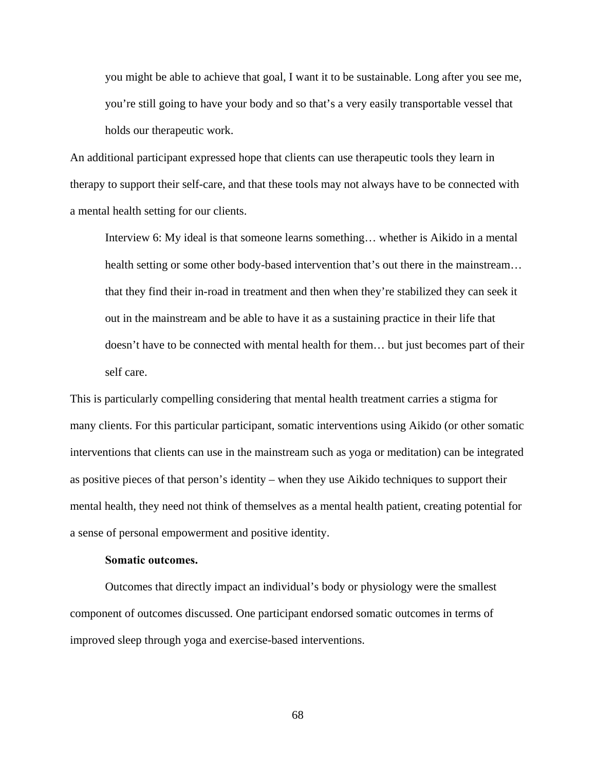> you might be able to achieve that goal, I want it to be sustainable. Long after you see me, you're still going to have your body and so that's a very easily transportable vessel that holds our therapeutic work.

An additional participant expressed hope that clients can use therapeutic tools they learn in therapy to support their self-care, and that these tools may not always have to be connected with a mental health setting for our clients.

> Interview 6: My ideal is that someone learns something… whether is Aikido in a mental health setting or some other body-based intervention that's out there in the mainstream… that they find their in-road in treatment and then when they're stabilized they can seek it out in the mainstream and be able to have it as a sustaining practice in their life that doesn't have to be connected with mental health for them… but just becomes part of their self care.

This is particularly compelling considering that mental health treatment carries a stigma for many clients. For this particular participant, somatic interventions using Aikido (or other somatic interventions that clients can use in the mainstream such as yoga or meditation) can be integrated as positive pieces of that person's identity – when they use Aikido techniques to support their mental health, they need not think of themselves as a mental health patient, creating potential for a sense of personal empowerment and positive identity.

**Somatic outcomes.**

Outcomes that directly impact an individual's body or physiology were the smallest component of outcomes discussed. One participant endorsed somatic outcomes in terms of improved sleep through yoga and exercise-based interventions.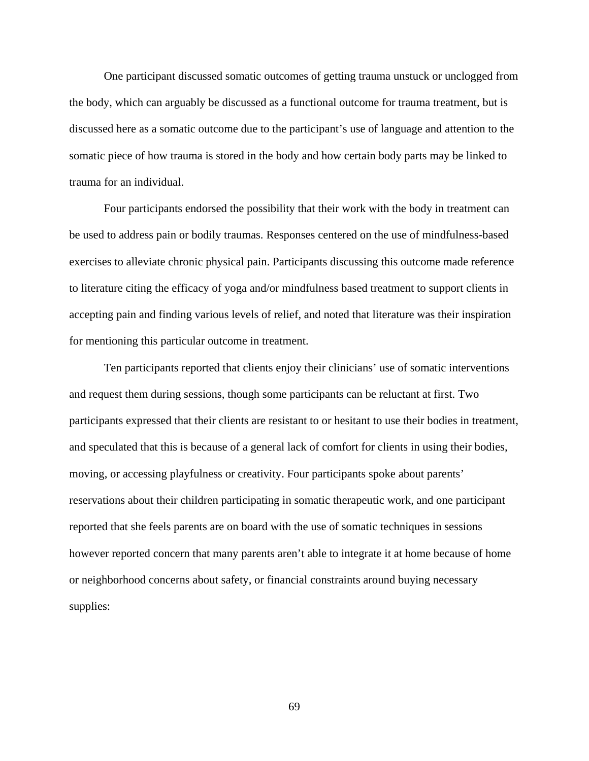One participant discussed somatic outcomes of getting trauma unstuck or unclogged from the body, which can arguably be discussed as a functional outcome for trauma treatment, but is discussed here as a somatic outcome due to the participant's use of language and attention to the somatic piece of how trauma is stored in the body and how certain body parts may be linked to trauma for an individual.

Four participants endorsed the possibility that their work with the body in treatment can be used to address pain or bodily traumas. Responses centered on the use of mindfulness-based exercises to alleviate chronic physical pain. Participants discussing this outcome made reference to literature citing the efficacy of yoga and/or mindfulness based treatment to support clients in accepting pain and finding various levels of relief, and noted that literature was their inspiration for mentioning this particular outcome in treatment.

Ten participants reported that clients enjoy their clinicians' use of somatic interventions and request them during sessions, though some participants can be reluctant at first. Two participants expressed that their clients are resistant to or hesitant to use their bodies in treatment, and speculated that this is because of a general lack of comfort for clients in using their bodies, moving, or accessing playfulness or creativity. Four participants spoke about parents' reservations about their children participating in somatic therapeutic work, and one participant reported that she feels parents are on board with the use of somatic techniques in sessions however reported concern that many parents aren't able to integrate it at home because of home or neighborhood concerns about safety, or financial constraints around buying necessary supplies: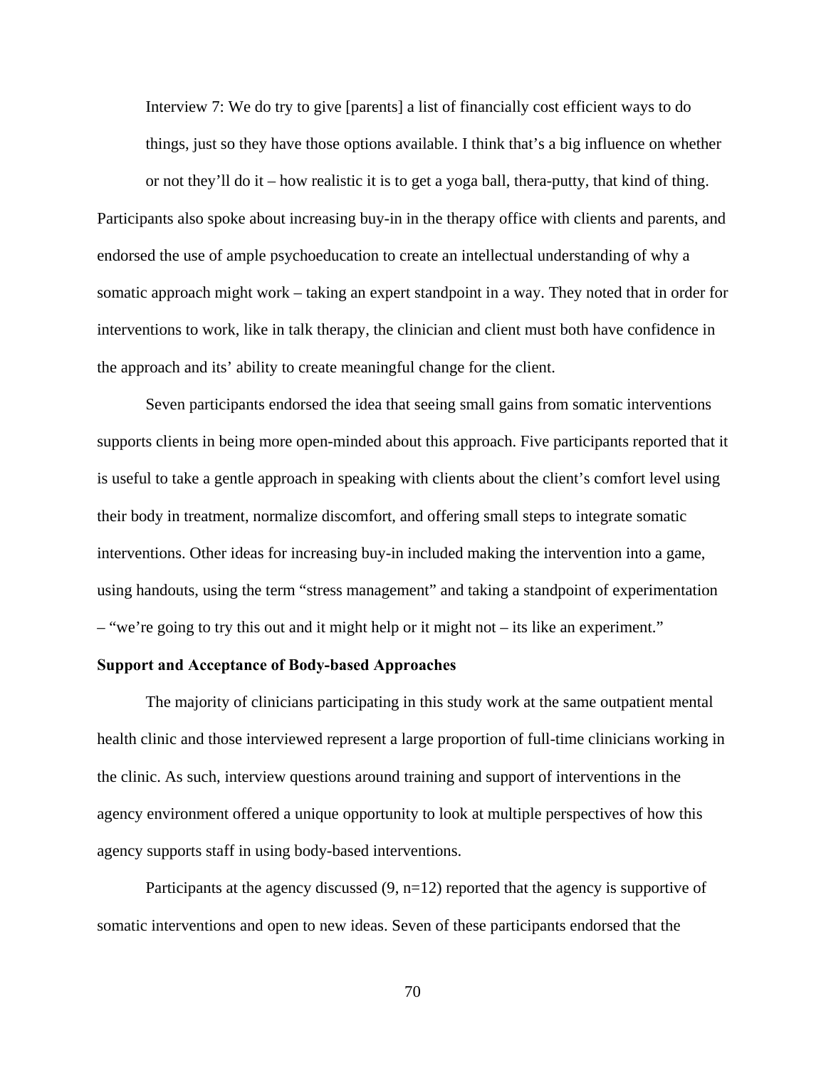> Interview 7: We do try to give [parents] a list of financially cost efficient ways to do things, just so they have those options available. I think that's a big influence on whether or not they'll do it – how realistic it is to get a yoga ball, thera-putty, that kind of thing.

Participants also spoke about increasing buy-in in the therapy office with clients and parents, and endorsed the use of ample psychoeducation to create an intellectual understanding of why a somatic approach might work – taking an expert standpoint in a way. They noted that in order for interventions to work, like in talk therapy, the clinician and client must both have confidence in the approach and its' ability to create meaningful change for the client.

Seven participants endorsed the idea that seeing small gains from somatic interventions supports clients in being more open-minded about this approach. Five participants reported that it is useful to take a gentle approach in speaking with clients about the client's comfort level using their body in treatment, normalize discomfort, and offering small steps to integrate somatic interventions. Other ideas for increasing buy-in included making the intervention into a game, using handouts, using the term "stress management" and taking a standpoint of experimentation – "we're going to try this out and it might help or it might not – its like an experiment."

**Support and Acceptance of Body-based Approaches**

The majority of clinicians participating in this study work at the same outpatient mental health clinic and those interviewed represent a large proportion of full-time clinicians working in the clinic. As such, interview questions around training and support of interventions in the agency environment offered a unique opportunity to look at multiple perspectives of how this agency supports staff in using body-based interventions.

Participants at the agency discussed (9, n=12) reported that the agency is supportive of somatic interventions and open to new ideas. Seven of these participants endorsed that the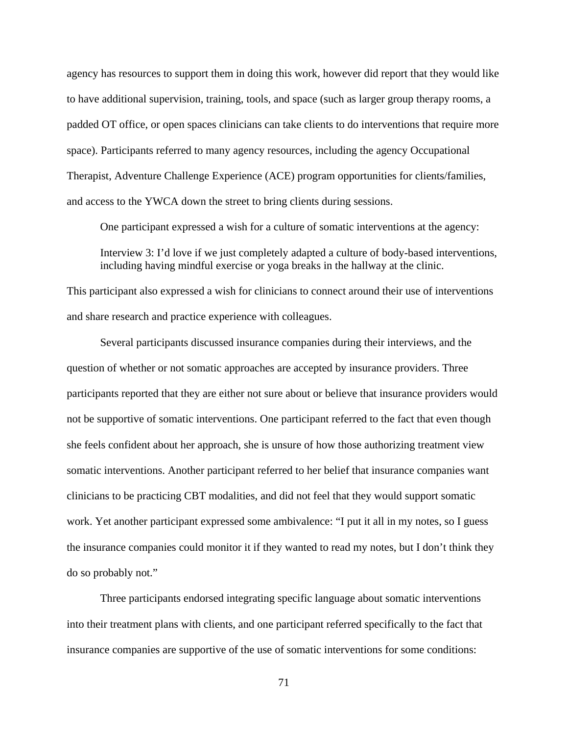agency has resources to support them in doing this work, however did report that they would like to have additional supervision, training, tools, and space (such as larger group therapy rooms, a padded OT office, or open spaces clinicians can take clients to do interventions that require more space). Participants referred to many agency resources, including the agency Occupational Therapist, Adventure Challenge Experience (ACE) program opportunities for clients/families, and access to the YWCA down the street to bring clients during sessions.

One participant expressed a wish for a culture of somatic interventions at the agency:

> Interview 3: I'd love if we just completely adapted a culture of body-based interventions, including having mindful exercise or yoga breaks in the hallway at the clinic.

This participant also expressed a wish for clinicians to connect around their use of interventions and share research and practice experience with colleagues.

Several participants discussed insurance companies during their interviews, and the question of whether or not somatic approaches are accepted by insurance providers. Three participants reported that they are either not sure about or believe that insurance providers would not be supportive of somatic interventions. One participant referred to the fact that even though she feels confident about her approach, she is unsure of how those authorizing treatment view somatic interventions. Another participant referred to her belief that insurance companies want clinicians to be practicing CBT modalities, and did not feel that they would support somatic work. Yet another participant expressed some ambivalence: "I put it all in my notes, so I guess the insurance companies could monitor it if they wanted to read my notes, but I don't think they do so probably not."

Three participants endorsed integrating specific language about somatic interventions into their treatment plans with clients, and one participant referred specifically to the fact that insurance companies are supportive of the use of somatic interventions for some conditions: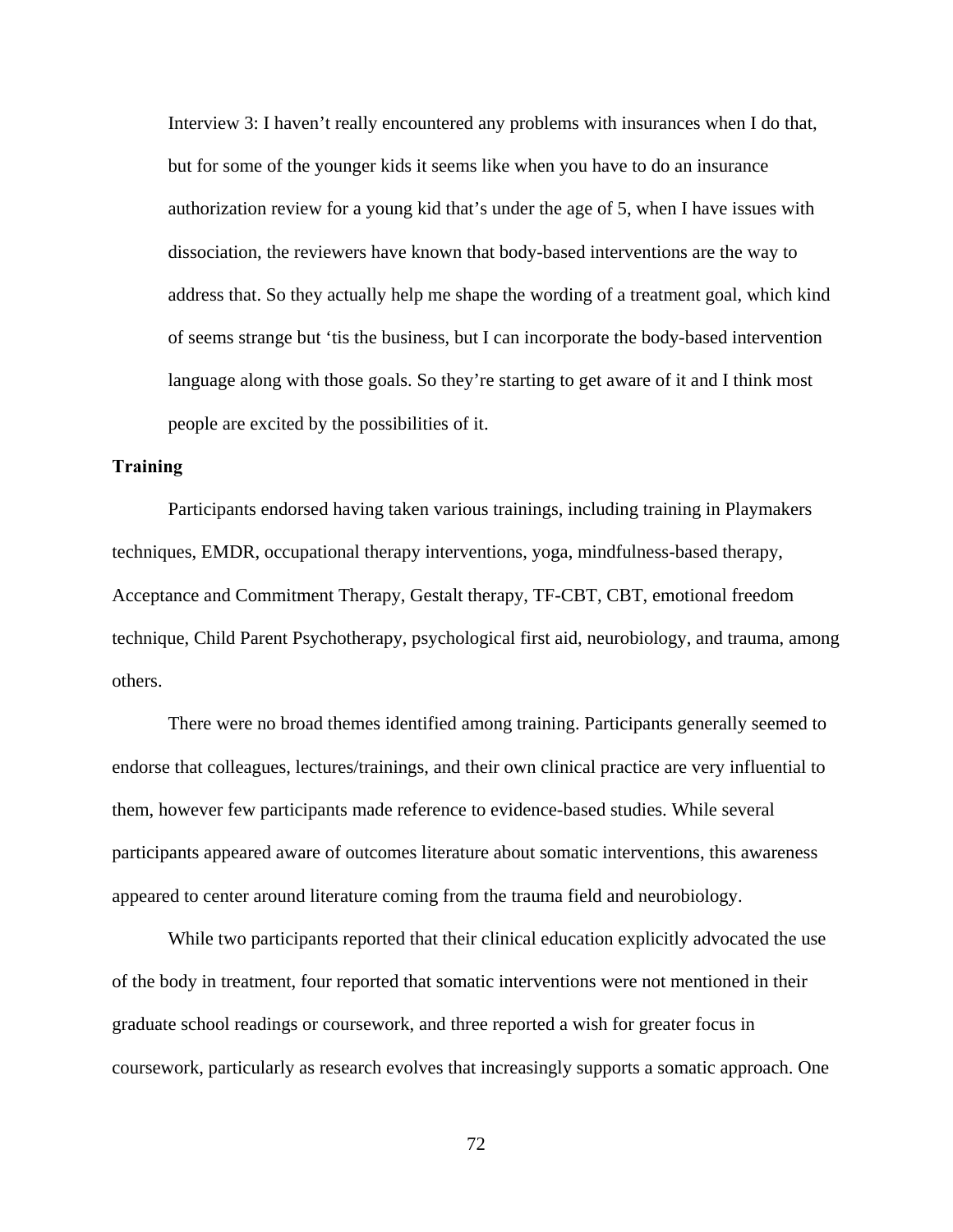> Interview 3: I haven’t really encountered any problems with insurances when I do that, but for some of the younger kids it seems like when you have to do an insurance authorization review for a young kid that’s under the age of 5, when I have issues with dissociation, the reviewers have known that body-based interventions are the way to address that. So they actually help me shape the wording of a treatment goal, which kind of seems strange but ‘tis the business, but I can incorporate the body-based intervention language along with those goals. So they’re starting to get aware of it and I think most people are excited by the possibilities of it.

**Training**

Participants endorsed having taken various trainings, including training in Playmakers techniques, EMDR, occupational therapy interventions, yoga, mindfulness-based therapy, Acceptance and Commitment Therapy, Gestalt therapy, TF-CBT, CBT, emotional freedom technique, Child Parent Psychotherapy, psychological first aid, neurobiology, and trauma, among others.

There were no broad themes identified among training. Participants generally seemed to endorse that colleagues, lectures/trainings, and their own clinical practice are very influential to them, however few participants made reference to evidence-based studies. While several participants appeared aware of outcomes literature about somatic interventions, this awareness appeared to center around literature coming from the trauma field and neurobiology.

While two participants reported that their clinical education explicitly advocated the use of the body in treatment, four reported that somatic interventions were not mentioned in their graduate school readings or coursework, and three reported a wish for greater focus in coursework, particularly as research evolves that increasingly supports a somatic approach. One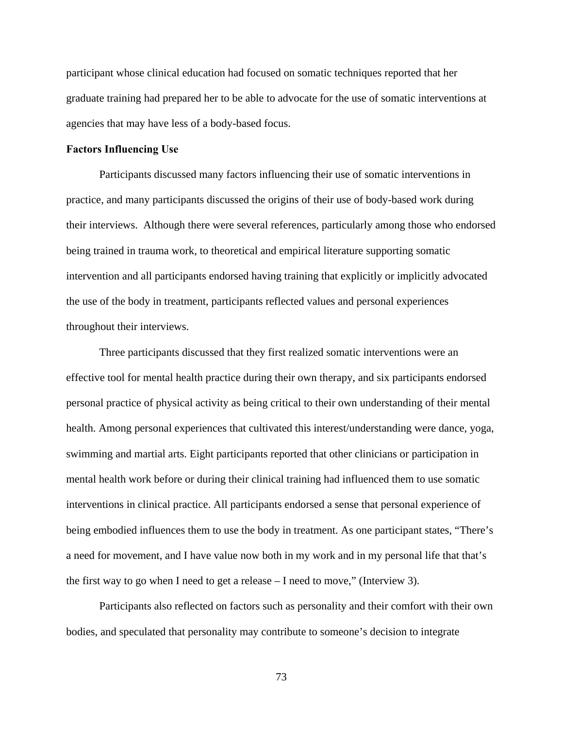participant whose clinical education had focused on somatic techniques reported that her graduate training had prepared her to be able to advocate for the use of somatic interventions at agencies that may have less of a body-based focus.

**Factors Influencing Use**

Participants discussed many factors influencing their use of somatic interventions in practice, and many participants discussed the origins of their use of body-based work during their interviews.  Although there were several references, particularly among those who endorsed being trained in trauma work, to theoretical and empirical literature supporting somatic intervention and all participants endorsed having training that explicitly or implicitly advocated the use of the body in treatment, participants reflected values and personal experiences throughout their interviews.

Three participants discussed that they first realized somatic interventions were an effective tool for mental health practice during their own therapy, and six participants endorsed personal practice of physical activity as being critical to their own understanding of their mental health. Among personal experiences that cultivated this interest/understanding were dance, yoga, swimming and martial arts. Eight participants reported that other clinicians or participation in mental health work before or during their clinical training had influenced them to use somatic interventions in clinical practice. All participants endorsed a sense that personal experience of being embodied influences them to use the body in treatment. As one participant states, "There's a need for movement, and I have value now both in my work and in my personal life that that's the first way to go when I need to get a release – I need to move," (Interview 3).

Participants also reflected on factors such as personality and their comfort with their own bodies, and speculated that personality may contribute to someone's decision to integrate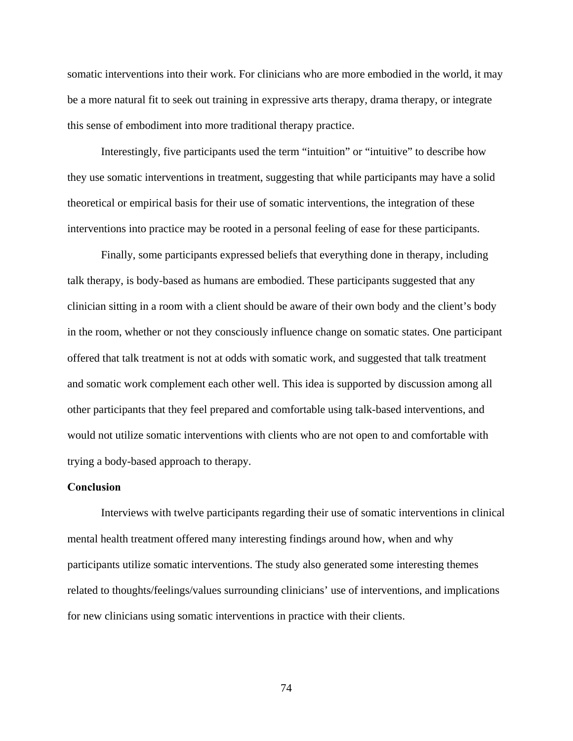somatic interventions into their work. For clinicians who are more embodied in the world, it may be a more natural fit to seek out training in expressive arts therapy, drama therapy, or integrate this sense of embodiment into more traditional therapy practice.

Interestingly, five participants used the term “intuition” or “intuitive” to describe how they use somatic interventions in treatment, suggesting that while participants may have a solid theoretical or empirical basis for their use of somatic interventions, the integration of these interventions into practice may be rooted in a personal feeling of ease for these participants.

Finally, some participants expressed beliefs that everything done in therapy, including talk therapy, is body-based as humans are embodied. These participants suggested that any clinician sitting in a room with a client should be aware of their own body and the client’s body in the room, whether or not they consciously influence change on somatic states. One participant offered that talk treatment is not at odds with somatic work, and suggested that talk treatment and somatic work complement each other well. This idea is supported by discussion among all other participants that they feel prepared and comfortable using talk-based interventions, and would not utilize somatic interventions with clients who are not open to and comfortable with trying a body-based approach to therapy.

## Conclusion

Interviews with twelve participants regarding their use of somatic interventions in clinical mental health treatment offered many interesting findings around how, when and why participants utilize somatic interventions. The study also generated some interesting themes related to thoughts/feelings/values surrounding clinicians’ use of interventions, and implications for new clinicians using somatic interventions in practice with their clients.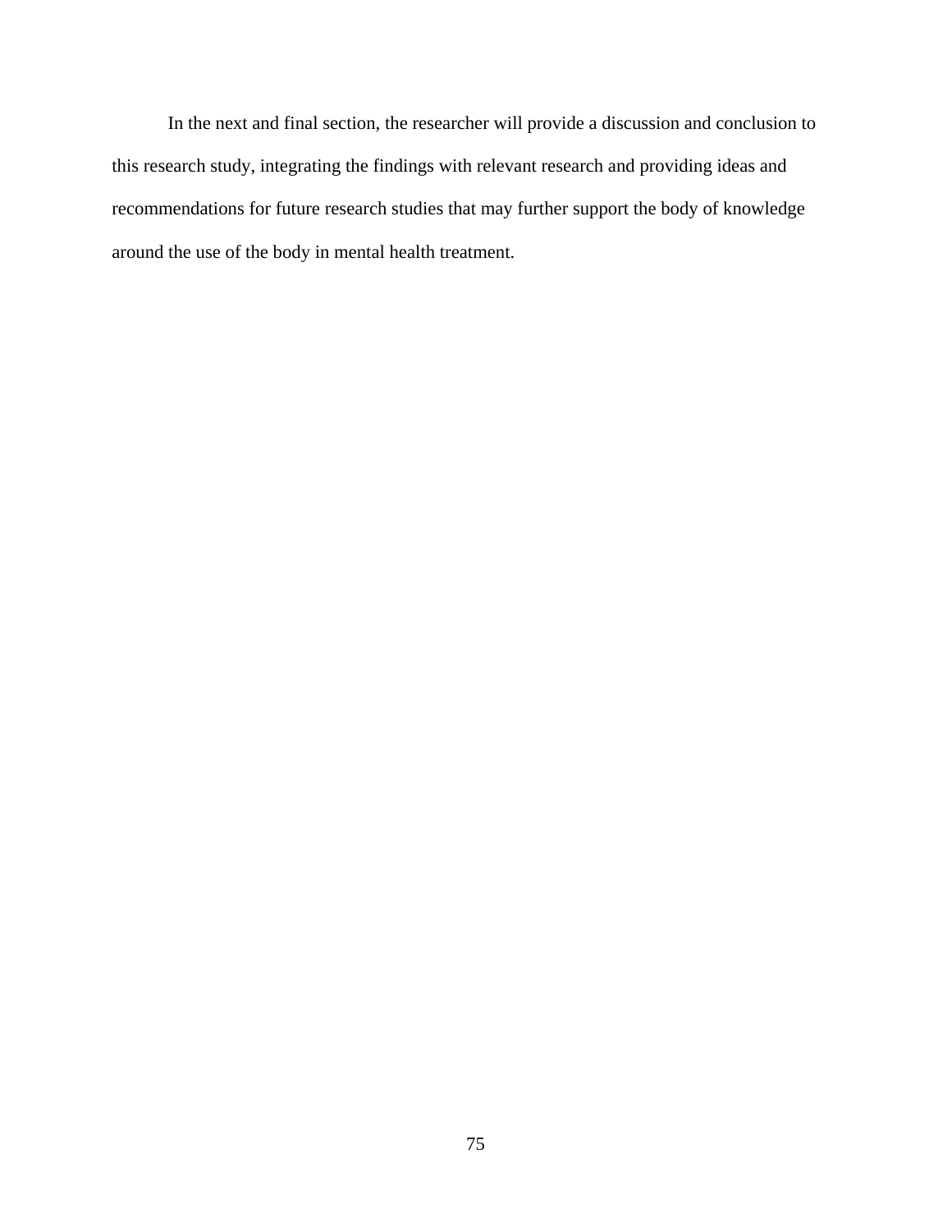In the next and final section, the researcher will provide a discussion and conclusion to this research study, integrating the findings with relevant research and providing ideas and recommendations for future research studies that may further support the body of knowledge around the use of the body in mental health treatment.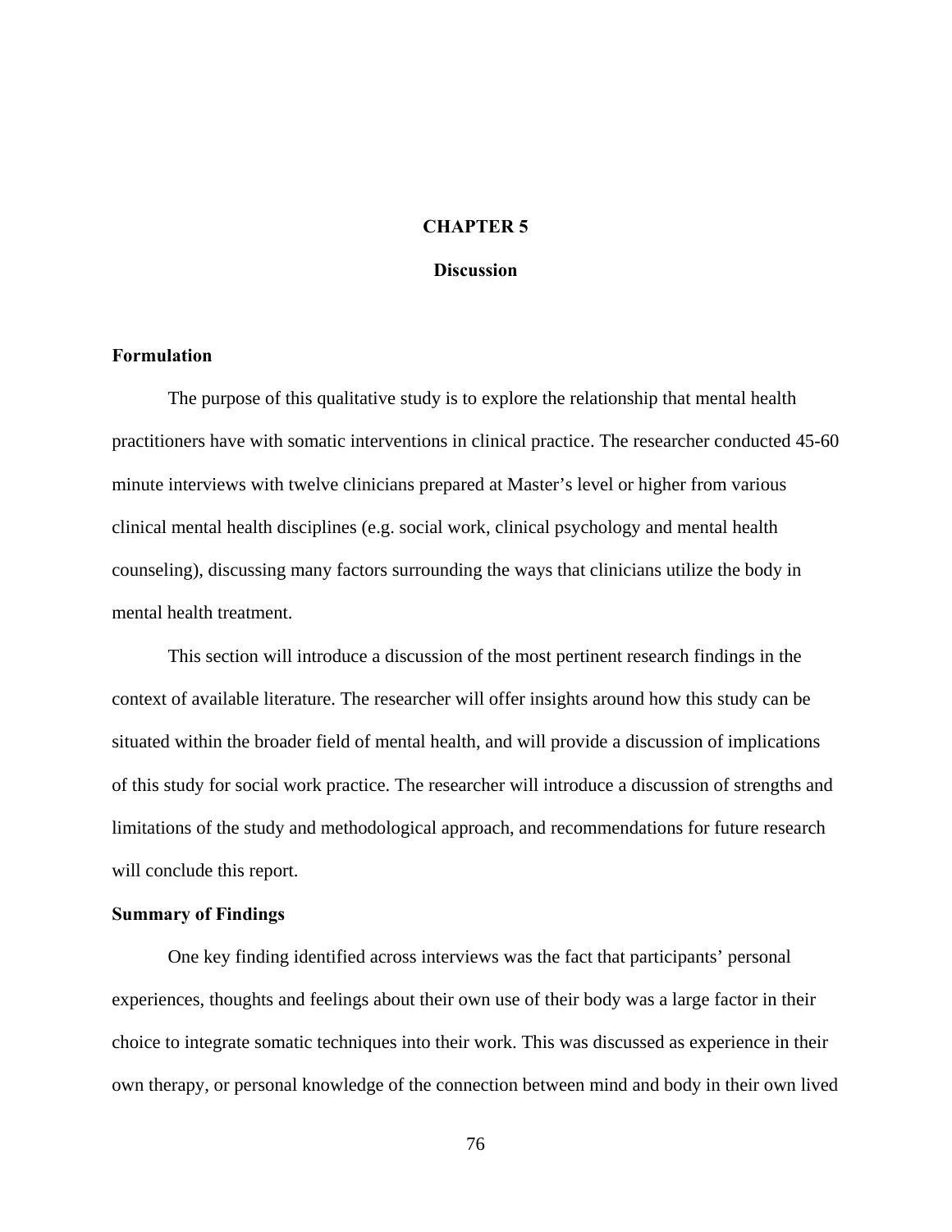# CHAPTER 5

## Discussion

### Formulation

The purpose of this qualitative study is to explore the relationship that mental health practitioners have with somatic interventions in clinical practice. The researcher conducted 45-60 minute interviews with twelve clinicians prepared at Master's level or higher from various clinical mental health disciplines (e.g. social work, clinical psychology and mental health counseling), discussing many factors surrounding the ways that clinicians utilize the body in mental health treatment.

This section will introduce a discussion of the most pertinent research findings in the context of available literature. The researcher will offer insights around how this study can be situated within the broader field of mental health, and will provide a discussion of implications of this study for social work practice. The researcher will introduce a discussion of strengths and limitations of the study and methodological approach, and recommendations for future research will conclude this report.

### Summary of Findings

One key finding identified across interviews was the fact that participants' personal experiences, thoughts and feelings about their own use of their body was a large factor in their choice to integrate somatic techniques into their work. This was discussed as experience in their own therapy, or personal knowledge of the connection between mind and body in their own lived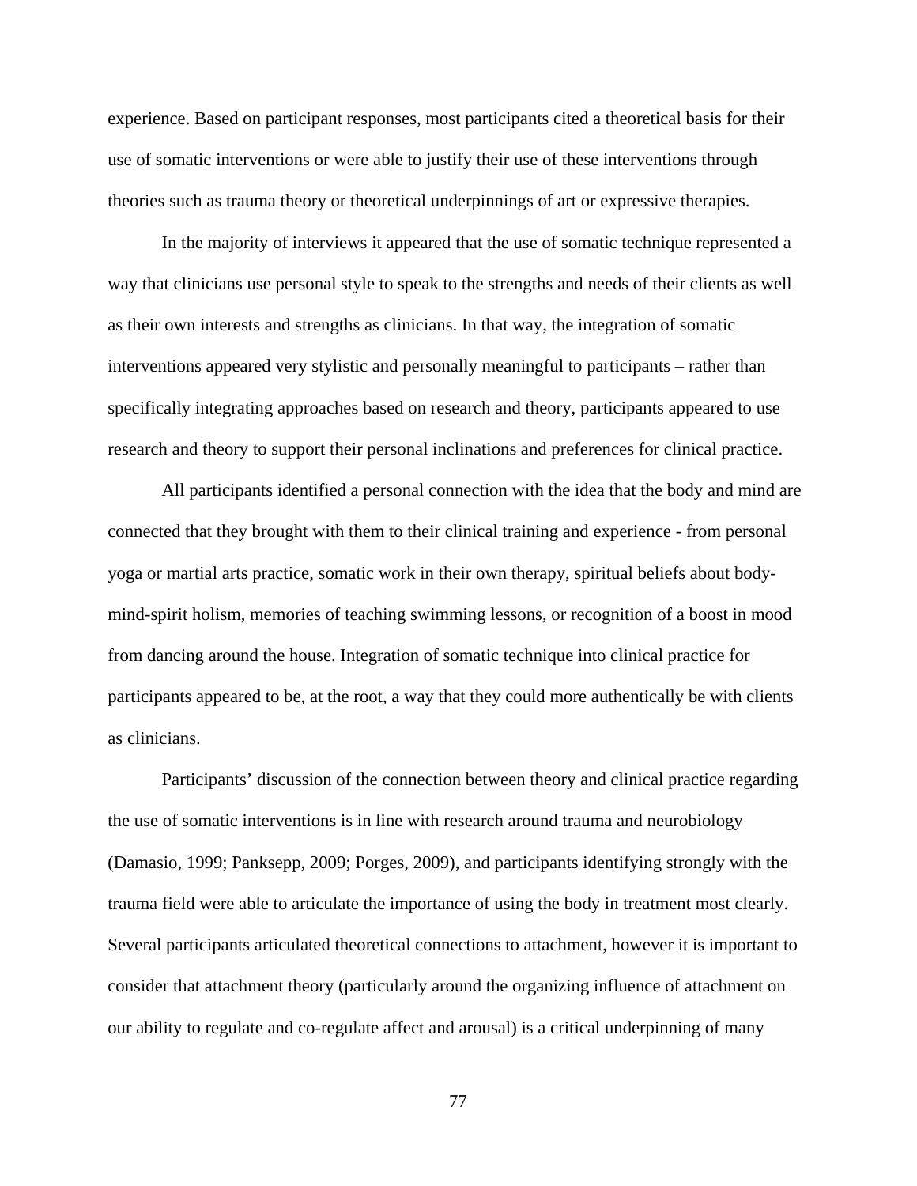experience. Based on participant responses, most participants cited a theoretical basis for their use of somatic interventions or were able to justify their use of these interventions through theories such as trauma theory or theoretical underpinnings of art or expressive therapies.

In the majority of interviews it appeared that the use of somatic technique represented a way that clinicians use personal style to speak to the strengths and needs of their clients as well as their own interests and strengths as clinicians. In that way, the integration of somatic interventions appeared very stylistic and personally meaningful to participants – rather than specifically integrating approaches based on research and theory, participants appeared to use research and theory to support their personal inclinations and preferences for clinical practice.

All participants identified a personal connection with the idea that the body and mind are connected that they brought with them to their clinical training and experience - from personal yoga or martial arts practice, somatic work in their own therapy, spiritual beliefs about body-mind-spirit holism, memories of teaching swimming lessons, or recognition of a boost in mood from dancing around the house. Integration of somatic technique into clinical practice for participants appeared to be, at the root, a way that they could more authentically be with clients as clinicians.

Participants' discussion of the connection between theory and clinical practice regarding the use of somatic interventions is in line with research around trauma and neurobiology (Damasio, 1999; Panksepp, 2009; Porges, 2009), and participants identifying strongly with the trauma field were able to articulate the importance of using the body in treatment most clearly. Several participants articulated theoretical connections to attachment, however it is important to consider that attachment theory (particularly around the organizing influence of attachment on our ability to regulate and co-regulate affect and arousal) is a critical underpinning of many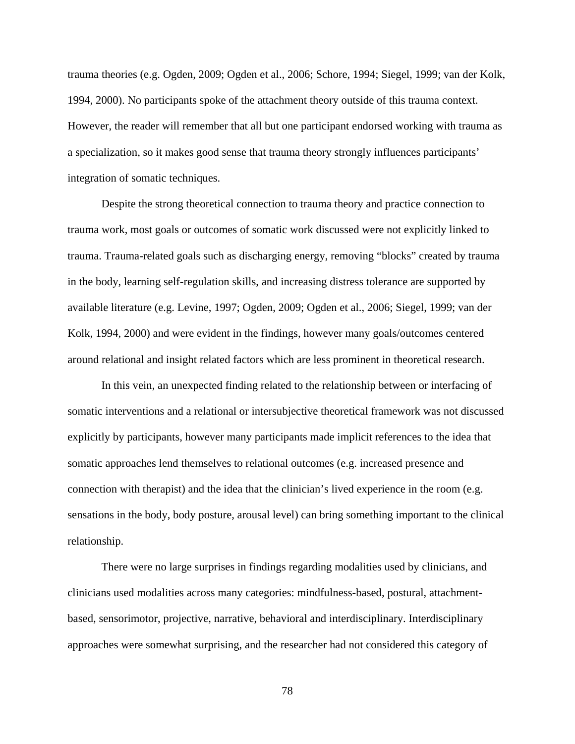trauma theories (e.g. Ogden, 2009; Ogden et al., 2006; Schore, 1994; Siegel, 1999; van der Kolk, 1994, 2000). No participants spoke of the attachment theory outside of this trauma context. However, the reader will remember that all but one participant endorsed working with trauma as a specialization, so it makes good sense that trauma theory strongly influences participants' integration of somatic techniques.

Despite the strong theoretical connection to trauma theory and practice connection to trauma work, most goals or outcomes of somatic work discussed were not explicitly linked to trauma. Trauma-related goals such as discharging energy, removing "blocks" created by trauma in the body, learning self-regulation skills, and increasing distress tolerance are supported by available literature (e.g. Levine, 1997; Ogden, 2009; Ogden et al., 2006; Siegel, 1999; van der Kolk, 1994, 2000) and were evident in the findings, however many goals/outcomes centered around relational and insight related factors which are less prominent in theoretical research.

In this vein, an unexpected finding related to the relationship between or interfacing of somatic interventions and a relational or intersubjective theoretical framework was not discussed explicitly by participants, however many participants made implicit references to the idea that somatic approaches lend themselves to relational outcomes (e.g. increased presence and connection with therapist) and the idea that the clinician's lived experience in the room (e.g. sensations in the body, body posture, arousal level) can bring something important to the clinical relationship.

There were no large surprises in findings regarding modalities used by clinicians, and clinicians used modalities across many categories: mindfulness-based, postural, attachment-based, sensorimotor, projective, narrative, behavioral and interdisciplinary. Interdisciplinary approaches were somewhat surprising, and the researcher had not considered this category of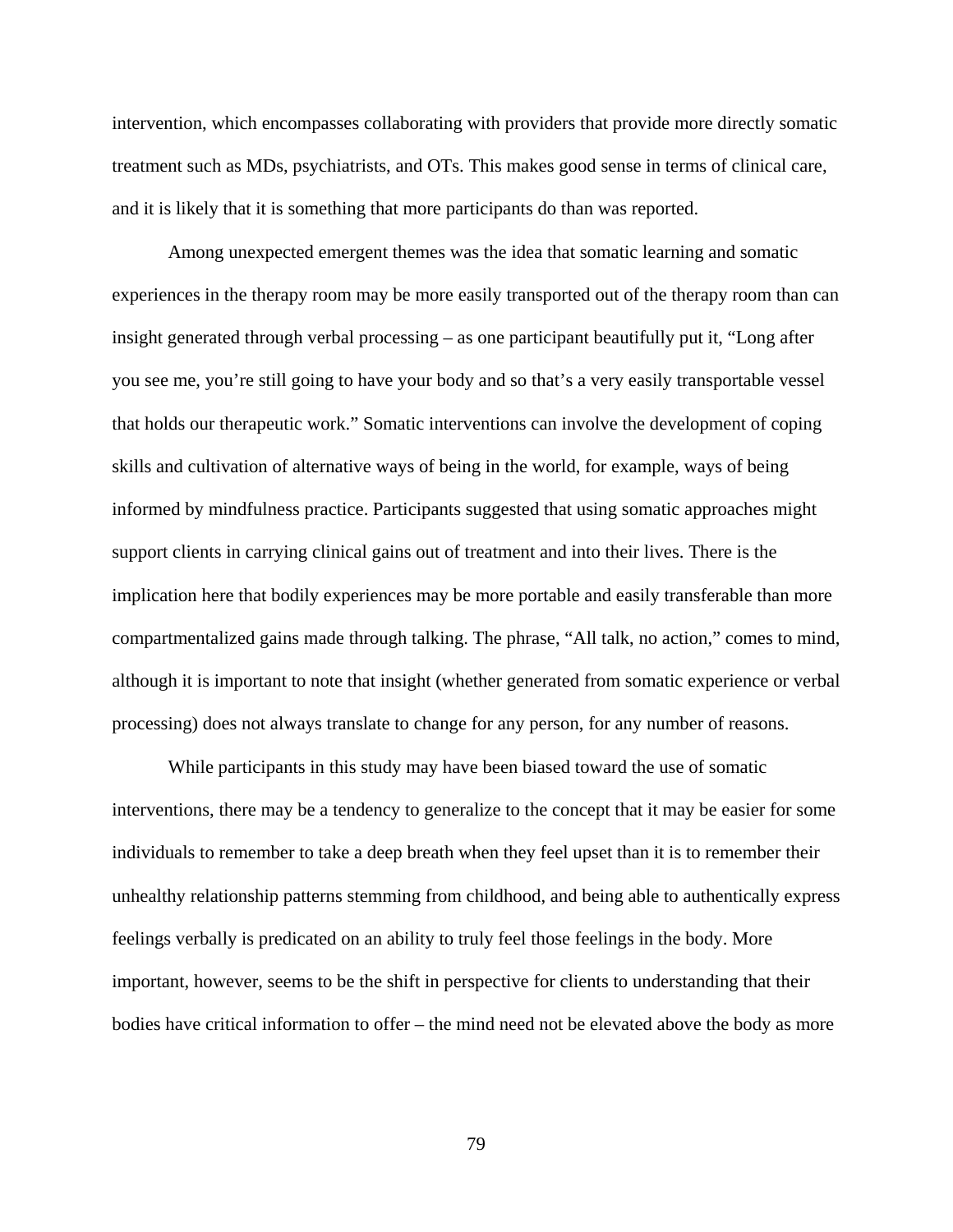intervention, which encompasses collaborating with providers that provide more directly somatic treatment such as MDs, psychiatrists, and OTs. This makes good sense in terms of clinical care, and it is likely that it is something that more participants do than was reported.

Among unexpected emergent themes was the idea that somatic learning and somatic experiences in the therapy room may be more easily transported out of the therapy room than can insight generated through verbal processing – as one participant beautifully put it, "Long after you see me, you're still going to have your body and so that's a very easily transportable vessel that holds our therapeutic work." Somatic interventions can involve the development of coping skills and cultivation of alternative ways of being in the world, for example, ways of being informed by mindfulness practice. Participants suggested that using somatic approaches might support clients in carrying clinical gains out of treatment and into their lives. There is the implication here that bodily experiences may be more portable and easily transferable than more compartmentalized gains made through talking. The phrase, "All talk, no action," comes to mind, although it is important to note that insight (whether generated from somatic experience or verbal processing) does not always translate to change for any person, for any number of reasons.

While participants in this study may have been biased toward the use of somatic interventions, there may be a tendency to generalize to the concept that it may be easier for some individuals to remember to take a deep breath when they feel upset than it is to remember their unhealthy relationship patterns stemming from childhood, and being able to authentically express feelings verbally is predicated on an ability to truly feel those feelings in the body. More important, however, seems to be the shift in perspective for clients to understanding that their bodies have critical information to offer – the mind need not be elevated above the body as more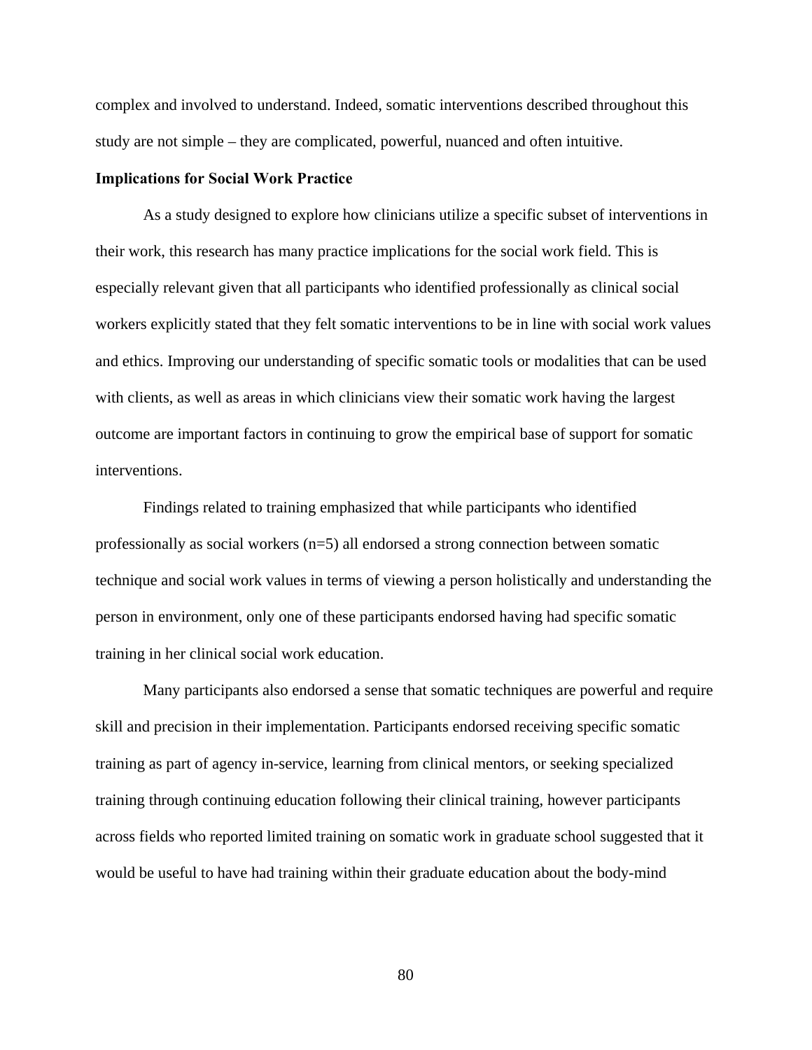complex and involved to understand. Indeed, somatic interventions described throughout this study are not simple – they are complicated, powerful, nuanced and often intuitive.

**Implications for Social Work Practice**

As a study designed to explore how clinicians utilize a specific subset of interventions in their work, this research has many practice implications for the social work field. This is especially relevant given that all participants who identified professionally as clinical social workers explicitly stated that they felt somatic interventions to be in line with social work values and ethics. Improving our understanding of specific somatic tools or modalities that can be used with clients, as well as areas in which clinicians view their somatic work having the largest outcome are important factors in continuing to grow the empirical base of support for somatic interventions.

Findings related to training emphasized that while participants who identified professionally as social workers (n=5) all endorsed a strong connection between somatic technique and social work values in terms of viewing a person holistically and understanding the person in environment, only one of these participants endorsed having had specific somatic training in her clinical social work education.

Many participants also endorsed a sense that somatic techniques are powerful and require skill and precision in their implementation. Participants endorsed receiving specific somatic training as part of agency in-service, learning from clinical mentors, or seeking specialized training through continuing education following their clinical training, however participants across fields who reported limited training on somatic work in graduate school suggested that it would be useful to have had training within their graduate education about the body-mind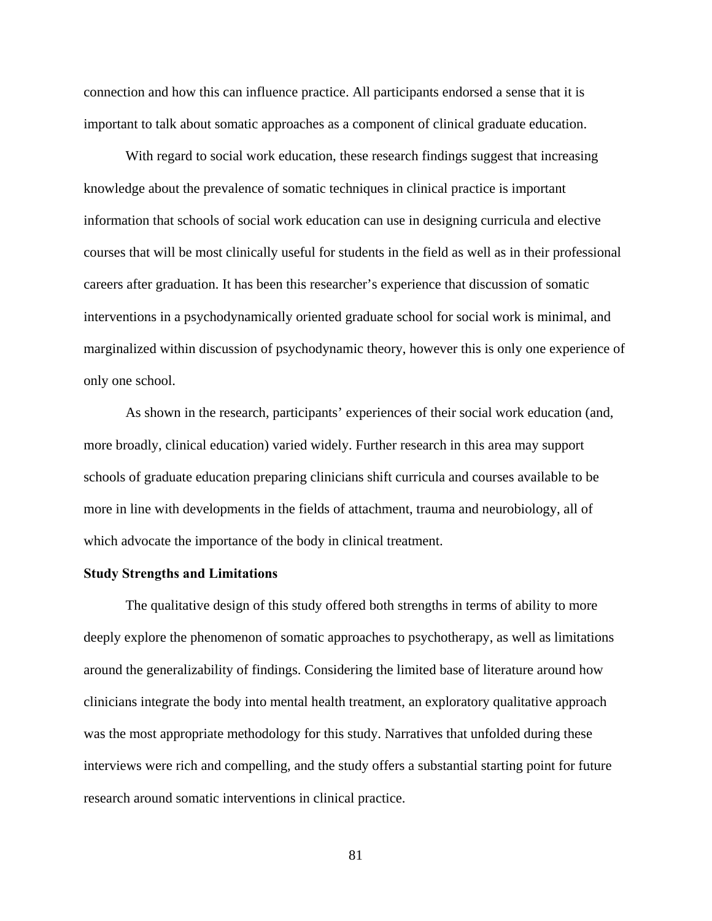connection and how this can influence practice. All participants endorsed a sense that it is important to talk about somatic approaches as a component of clinical graduate education.

With regard to social work education, these research findings suggest that increasing knowledge about the prevalence of somatic techniques in clinical practice is important information that schools of social work education can use in designing curricula and elective courses that will be most clinically useful for students in the field as well as in their professional careers after graduation. It has been this researcher's experience that discussion of somatic interventions in a psychodynamically oriented graduate school for social work is minimal, and marginalized within discussion of psychodynamic theory, however this is only one experience of only one school.

As shown in the research, participants' experiences of their social work education (and, more broadly, clinical education) varied widely. Further research in this area may support schools of graduate education preparing clinicians shift curricula and courses available to be more in line with developments in the fields of attachment, trauma and neurobiology, all of which advocate the importance of the body in clinical treatment.

**Study Strengths and Limitations**

The qualitative design of this study offered both strengths in terms of ability to more deeply explore the phenomenon of somatic approaches to psychotherapy, as well as limitations around the generalizability of findings. Considering the limited base of literature around how clinicians integrate the body into mental health treatment, an exploratory qualitative approach was the most appropriate methodology for this study. Narratives that unfolded during these interviews were rich and compelling, and the study offers a substantial starting point for future research around somatic interventions in clinical practice.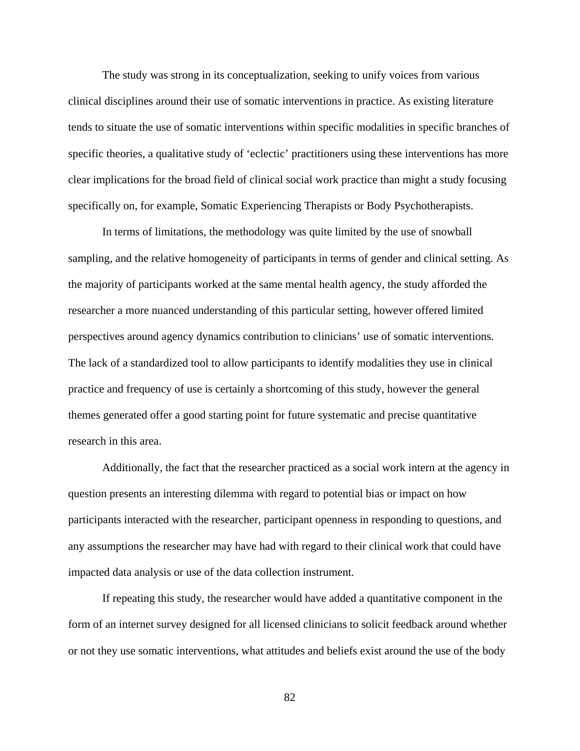The study was strong in its conceptualization, seeking to unify voices from various clinical disciplines around their use of somatic interventions in practice. As existing literature tends to situate the use of somatic interventions within specific modalities in specific branches of specific theories, a qualitative study of 'eclectic' practitioners using these interventions has more clear implications for the broad field of clinical social work practice than might a study focusing specifically on, for example, Somatic Experiencing Therapists or Body Psychotherapists.

In terms of limitations, the methodology was quite limited by the use of snowball sampling, and the relative homogeneity of participants in terms of gender and clinical setting. As the majority of participants worked at the same mental health agency, the study afforded the researcher a more nuanced understanding of this particular setting, however offered limited perspectives around agency dynamics contribution to clinicians' use of somatic interventions. The lack of a standardized tool to allow participants to identify modalities they use in clinical practice and frequency of use is certainly a shortcoming of this study, however the general themes generated offer a good starting point for future systematic and precise quantitative research in this area.

Additionally, the fact that the researcher practiced as a social work intern at the agency in question presents an interesting dilemma with regard to potential bias or impact on how participants interacted with the researcher, participant openness in responding to questions, and any assumptions the researcher may have had with regard to their clinical work that could have impacted data analysis or use of the data collection instrument.

If repeating this study, the researcher would have added a quantitative component in the form of an internet survey designed for all licensed clinicians to solicit feedback around whether or not they use somatic interventions, what attitudes and beliefs exist around the use of the body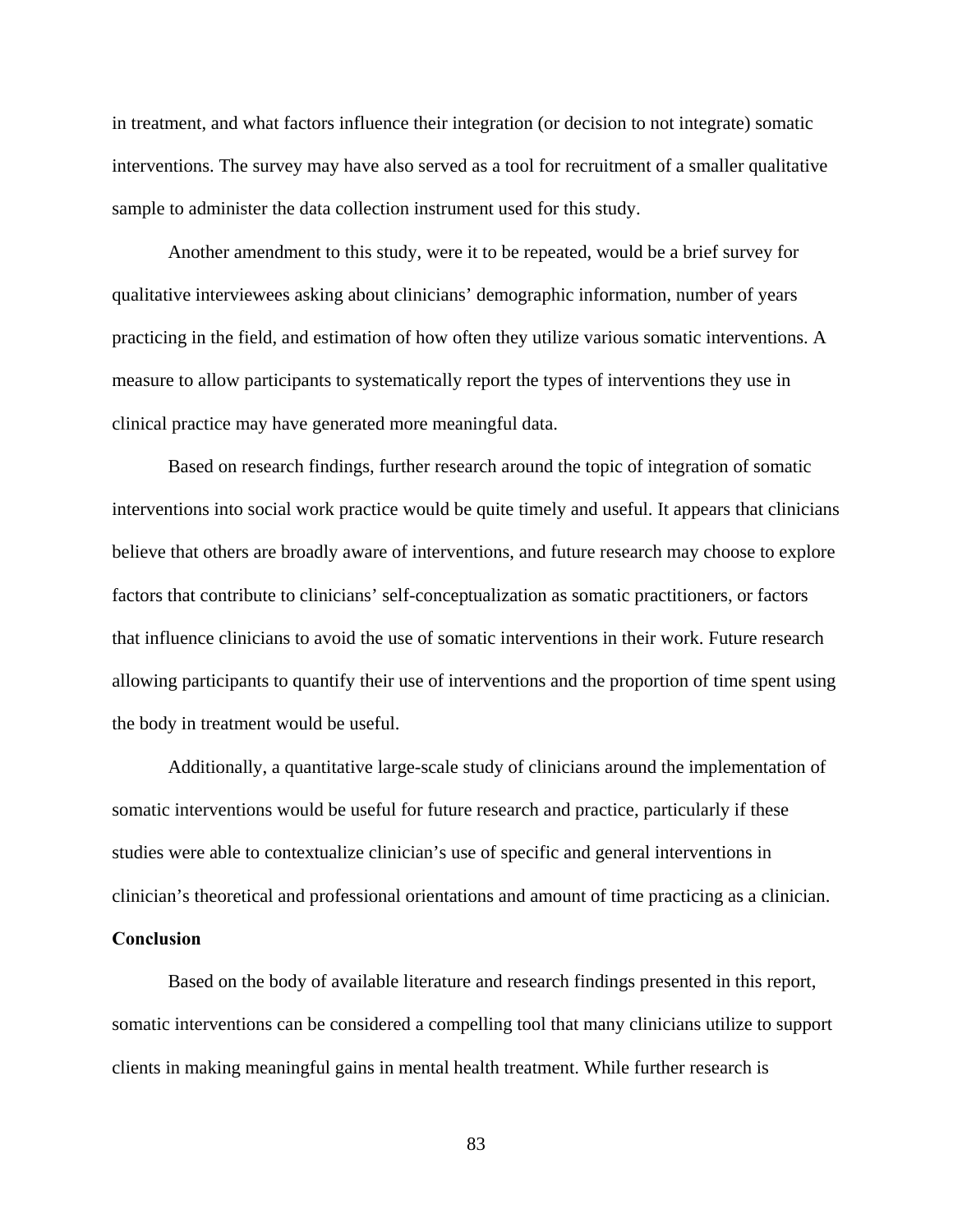in treatment, and what factors influence their integration (or decision to not integrate) somatic interventions. The survey may have also served as a tool for recruitment of a smaller qualitative sample to administer the data collection instrument used for this study.

Another amendment to this study, were it to be repeated, would be a brief survey for qualitative interviewees asking about clinicians' demographic information, number of years practicing in the field, and estimation of how often they utilize various somatic interventions. A measure to allow participants to systematically report the types of interventions they use in clinical practice may have generated more meaningful data.

Based on research findings, further research around the topic of integration of somatic interventions into social work practice would be quite timely and useful. It appears that clinicians believe that others are broadly aware of interventions, and future research may choose to explore factors that contribute to clinicians' self-conceptualization as somatic practitioners, or factors that influence clinicians to avoid the use of somatic interventions in their work. Future research allowing participants to quantify their use of interventions and the proportion of time spent using the body in treatment would be useful.

Additionally, a quantitative large-scale study of clinicians around the implementation of somatic interventions would be useful for future research and practice, particularly if these studies were able to contextualize clinician's use of specific and general interventions in clinician's theoretical and professional orientations and amount of time practicing as a clinician.

**Conclusion**

Based on the body of available literature and research findings presented in this report, somatic interventions can be considered a compelling tool that many clinicians utilize to support clients in making meaningful gains in mental health treatment. While further research is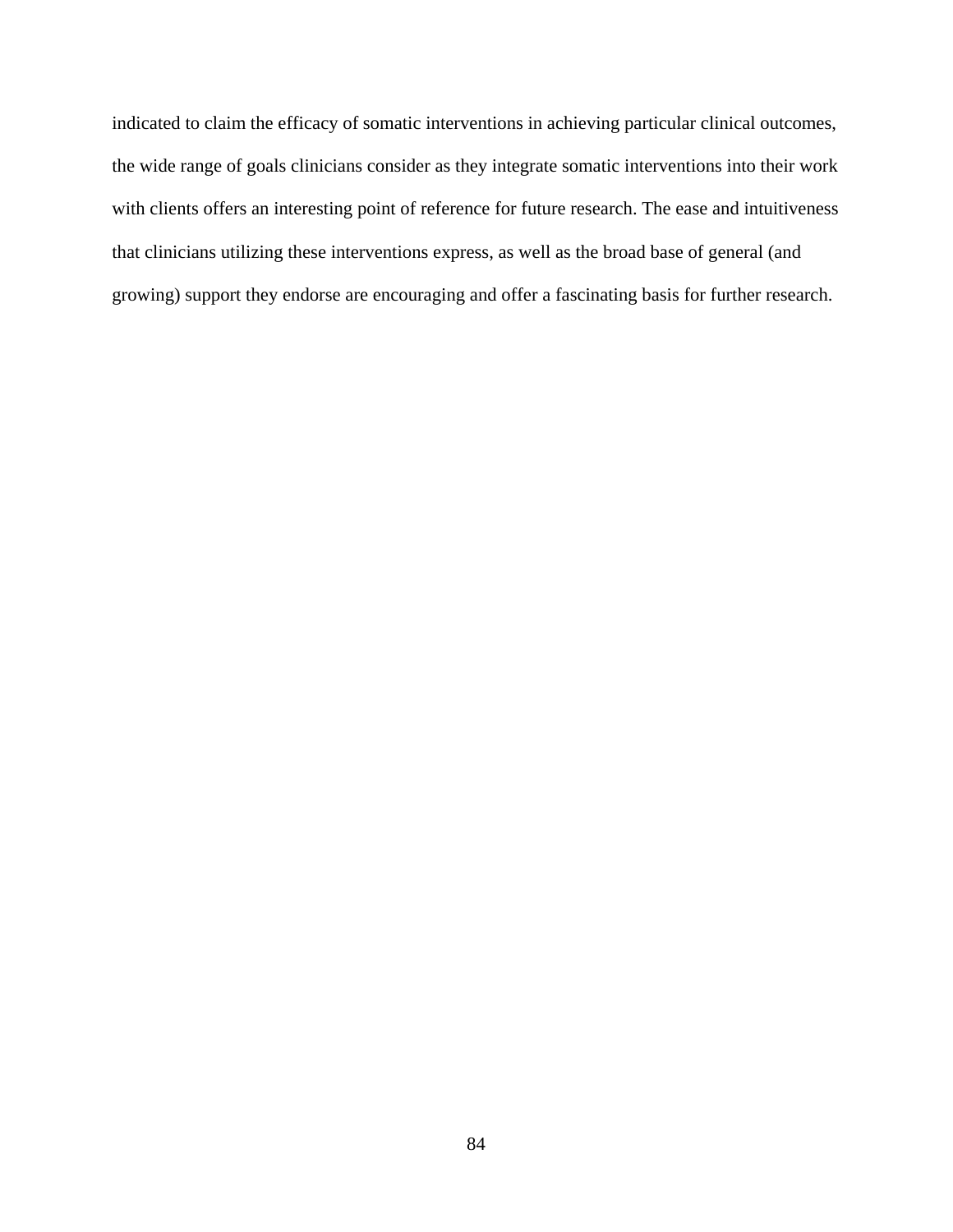indicated to claim the efficacy of somatic interventions in achieving particular clinical outcomes, the wide range of goals clinicians consider as they integrate somatic interventions into their work with clients offers an interesting point of reference for future research. The ease and intuitiveness that clinicians utilizing these interventions express, as well as the broad base of general (and growing) support they endorse are encouraging and offer a fascinating basis for further research.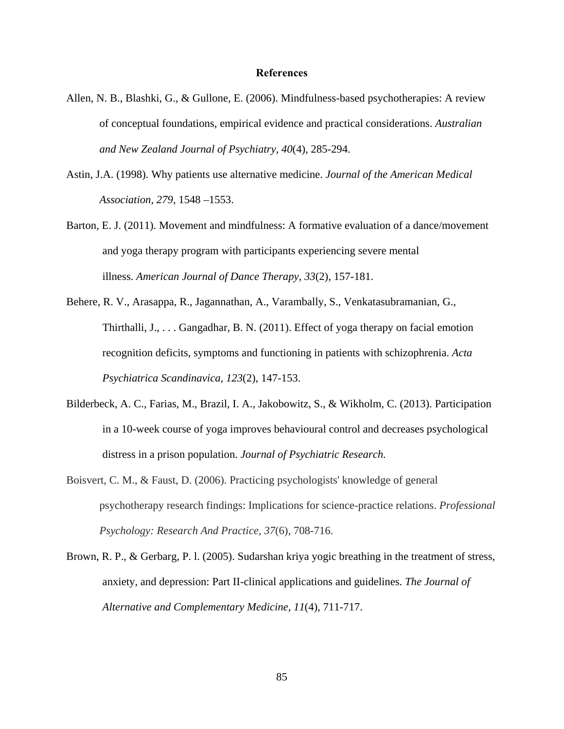# References

Allen, N. B., Blashki, G., & Gullone, E. (2006). Mindfulness-based psychotherapies: A review of conceptual foundations, empirical evidence and practical considerations. *Australian and New Zealand Journal of Psychiatry, 40*(4), 285-294.

Astin, J.A. (1998). Why patients use alternative medicine. *Journal of the American Medical Association*, *279,* 1548 –1553.

Barton, E. J. (2011). Movement and mindfulness: A formative evaluation of a dance/movement and yoga therapy program with participants experiencing severe mental illness. *American Journal of Dance Therapy, 33*(2), 157-181.

Behere, R. V., Arasappa, R., Jagannathan, A., Varambally, S., Venkatasubramanian, G., Thirthalli, J., . . . Gangadhar, B. N. (2011). Effect of yoga therapy on facial emotion recognition deficits, symptoms and functioning in patients with schizophrenia. *Acta Psychiatrica Scandinavica, 123*(2), 147-153.

Bilderbeck, A. C., Farias, M., Brazil, I. A., Jakobowitz, S., & Wikholm, C. (2013). Participation in a 10-week course of yoga improves behavioural control and decreases psychological distress in a prison population. *Journal of Psychiatric Research.*

Boisvert, C. M., & Faust, D. (2006). Practicing psychologists' knowledge of general psychotherapy research findings: Implications for science-practice relations. *Professional Psychology: Research And Practice*, *37*(6), 708-716.

Brown, R. P., & Gerbarg, P. l. (2005). Sudarshan kriya yogic breathing in the treatment of stress, anxiety, and depression: Part II-clinical applications and guidelines. *The Journal of Alternative and Complementary Medicine, 11*(4), 711-717.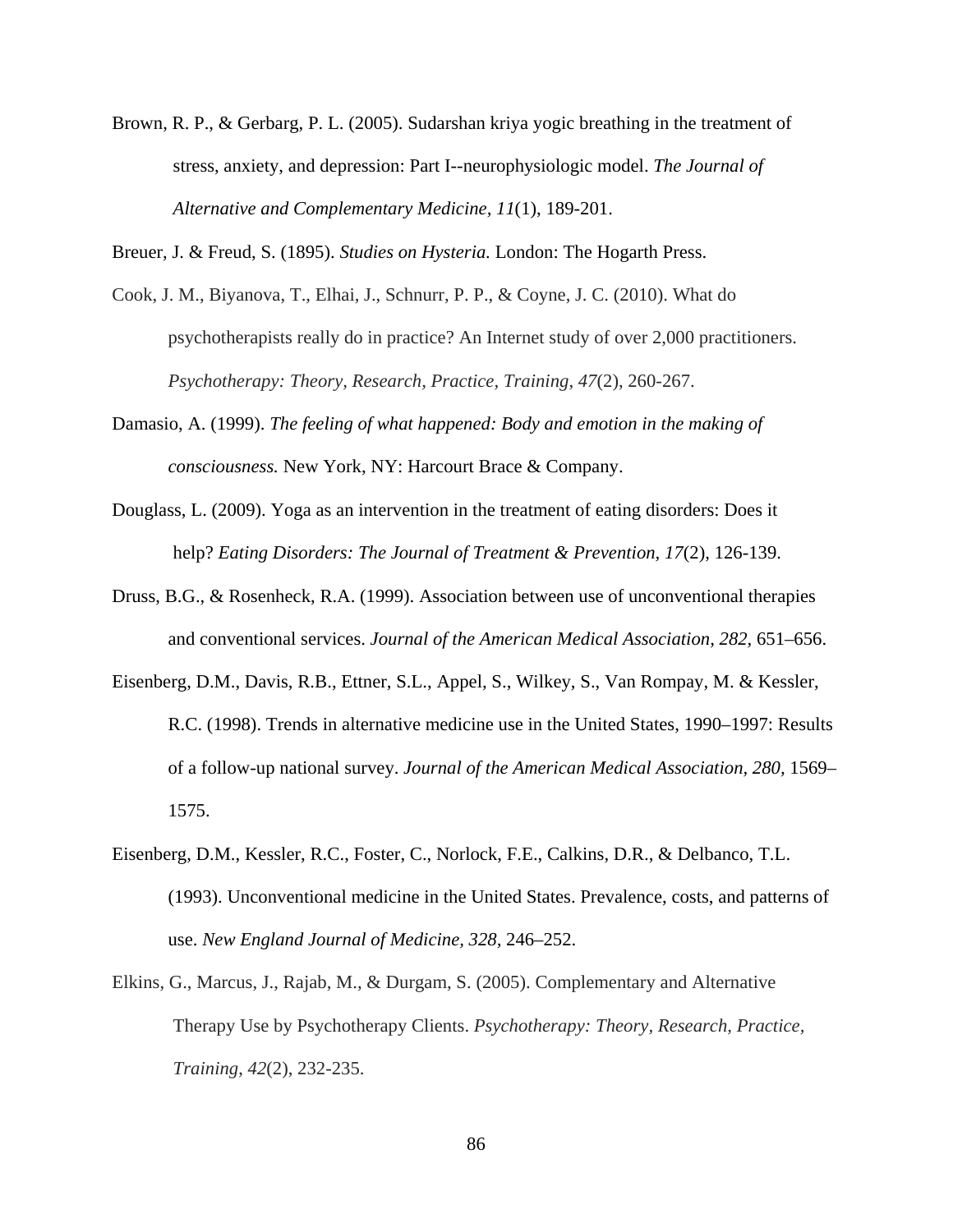Brown, R. P., & Gerbarg, P. L. (2005). Sudarshan kriya yogic breathing in the treatment of stress, anxiety, and depression: Part I--neurophysiologic model. *The Journal of Alternative and Complementary Medicine*, *11*(1), 189-201.

Breuer, J. & Freud, S. (1895). *Studies on Hysteria.* London: The Hogarth Press.

Cook, J. M., Biyanova, T., Elhai, J., Schnurr, P. P., & Coyne, J. C. (2010). What do psychotherapists really do in practice? An Internet study of over 2,000 practitioners. *Psychotherapy: Theory, Research, Practice, Training*, *47*(2), 260-267.

Damasio, A. (1999). *The feeling of what happened: Body and emotion in the making of consciousness.* New York, NY: Harcourt Brace & Company.

Douglass, L. (2009). Yoga as an intervention in the treatment of eating disorders: Does it help? *Eating Disorders: The Journal of Treatment & Prevention, 17*(2), 126-139.

Druss, B.G., & Rosenheck, R.A. (1999). Association between use of unconventional therapies and conventional services. *Journal of the American Medical Association, 282,* 651–656.

Eisenberg, D.M., Davis, R.B., Ettner, S.L., Appel, S., Wilkey, S., Van Rompay, M. & Kessler, R.C. (1998). Trends in alternative medicine use in the United States, 1990–1997: Results of a follow-up national survey. *Journal of the American Medical Association, 280,* 1569–1575.

Eisenberg, D.M., Kessler, R.C., Foster, C., Norlock, F.E., Calkins, D.R., & Delbanco, T.L. (1993). Unconventional medicine in the United States. Prevalence, costs, and patterns of use. *New England Journal of Medicine, 328,* 246–252.

Elkins, G., Marcus, J., Rajab, M., & Durgam, S. (2005). Complementary and Alternative Therapy Use by Psychotherapy Clients. *Psychotherapy: Theory, Research, Practice, Training*, *42*(2), 232-235.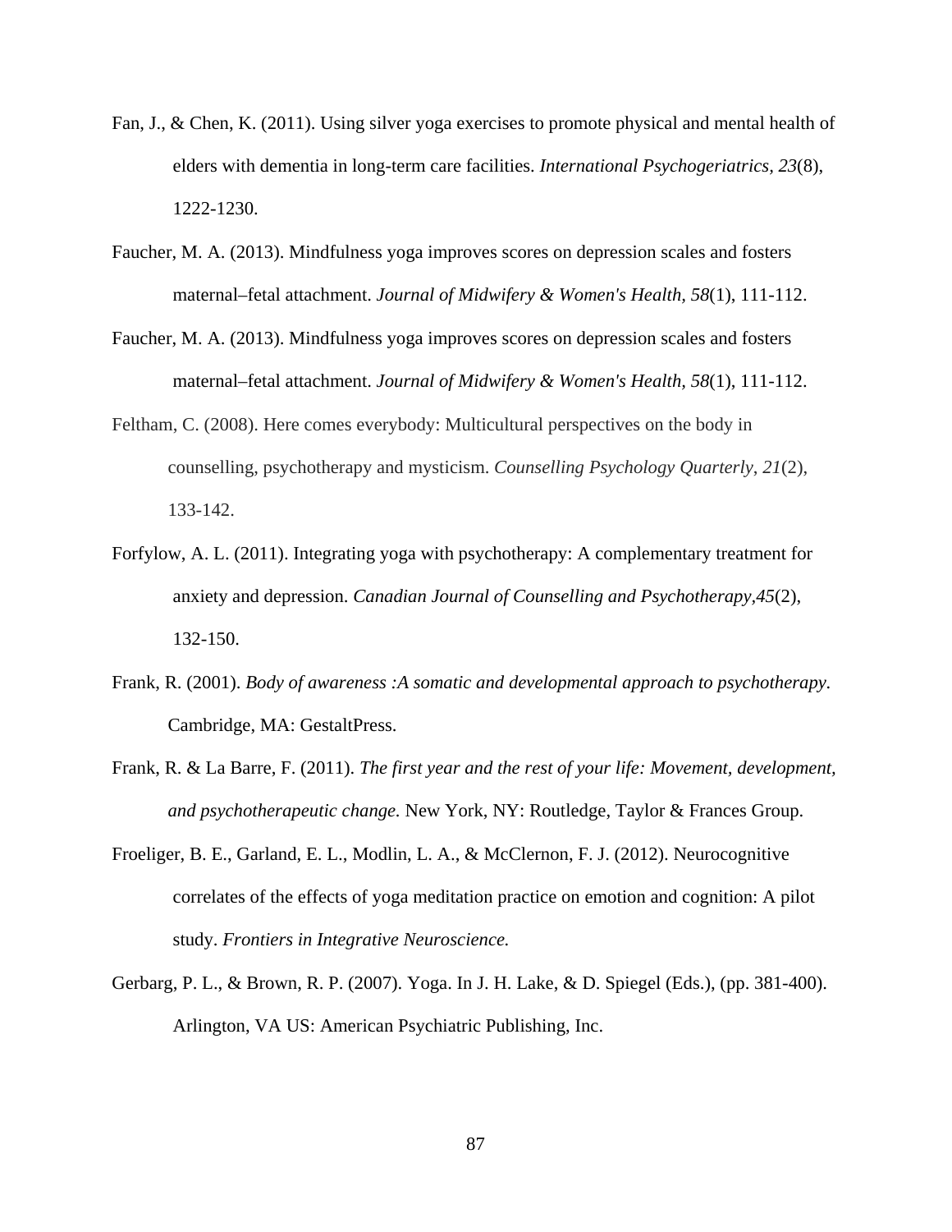Fan, J., & Chen, K. (2011). Using silver yoga exercises to promote physical and mental health of elders with dementia in long-term care facilities. *International Psychogeriatrics, 23*(8), 1222-1230.

Faucher, M. A. (2013). Mindfulness yoga improves scores on depression scales and fosters maternal–fetal attachment. *Journal of Midwifery & Women's Health, 58*(1), 111-112.

Faucher, M. A. (2013). Mindfulness yoga improves scores on depression scales and fosters maternal–fetal attachment. *Journal of Midwifery & Women's Health, 58*(1), 111-112.

Feltham, C. (2008). Here comes everybody: Multicultural perspectives on the body in counselling, psychotherapy and mysticism. *Counselling Psychology Quarterly*, *21*(2), 133-142.

Forfylow, A. L. (2011). Integrating yoga with psychotherapy: A complementary treatment for anxiety and depression. *Canadian Journal of Counselling and Psychotherapy,45*(2), 132-150.

Frank, R. (2001). *Body of awareness :A somatic and developmental approach to psychotherapy.* Cambridge, MA: GestaltPress.

Frank, R. & La Barre, F. (2011). *The first year and the rest of your life: Movement, development, and psychotherapeutic change.* New York, NY: Routledge, Taylor & Frances Group.

Froeliger, B. E., Garland, E. L., Modlin, L. A., & McClernon, F. J. (2012). Neurocognitive correlates of the effects of yoga meditation practice on emotion and cognition: A pilot study. *Frontiers in Integrative Neuroscience.*

Gerbarg, P. L., & Brown, R. P. (2007). Yoga. In J. H. Lake, & D. Spiegel (Eds.), (pp. 381-400). Arlington, VA US: American Psychiatric Publishing, Inc.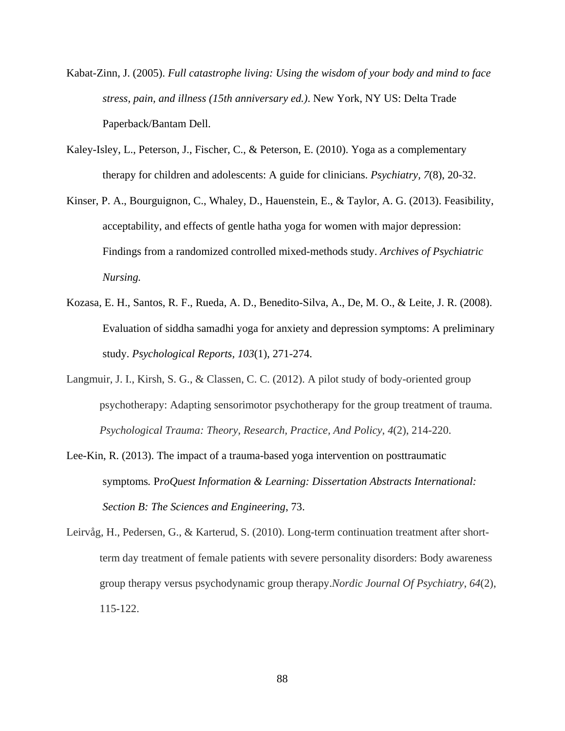Kabat-Zinn, J. (2005). *Full catastrophe living: Using the wisdom of your body and mind to face stress, pain, and illness (15th anniversary ed.)*. New York, NY US: Delta Trade Paperback/Bantam Dell.

Kaley-Isley, L., Peterson, J., Fischer, C., & Peterson, E. (2010). Yoga as a complementary therapy for children and adolescents: A guide for clinicians. *Psychiatry, 7*(8), 20-32.

Kinser, P. A., Bourguignon, C., Whaley, D., Hauenstein, E., & Taylor, A. G. (2013). Feasibility, acceptability, and effects of gentle hatha yoga for women with major depression: Findings from a randomized controlled mixed-methods study. *Archives of Psychiatric Nursing.*

Kozasa, E. H., Santos, R. F., Rueda, A. D., Benedito-Silva, A., De, M. O., & Leite, J. R. (2008). Evaluation of siddha samadhi yoga for anxiety and depression symptoms: A preliminary study. *Psychological Reports, 103*(1), 271-274.

Langmuir, J. I., Kirsh, S. G., & Classen, C. C. (2012). A pilot study of body-oriented group psychotherapy: Adapting sensorimotor psychotherapy for the group treatment of trauma. *Psychological Trauma: Theory, Research, Practice, And Policy*, *4*(2), 214-220.

Lee-Kin, R. (2013). The impact of a trauma-based yoga intervention on posttraumatic symptoms*.* P*roQuest Information & Learning: Dissertation Abstracts International: Section B: The Sciences and Engineering*, 73.

Leirvåg, H., Pedersen, G., & Karterud, S. (2010). Long-term continuation treatment after short-term day treatment of female patients with severe personality disorders: Body awareness group therapy versus psychodynamic group therapy.*Nordic Journal Of Psychiatry*, *64*(2), 115-122.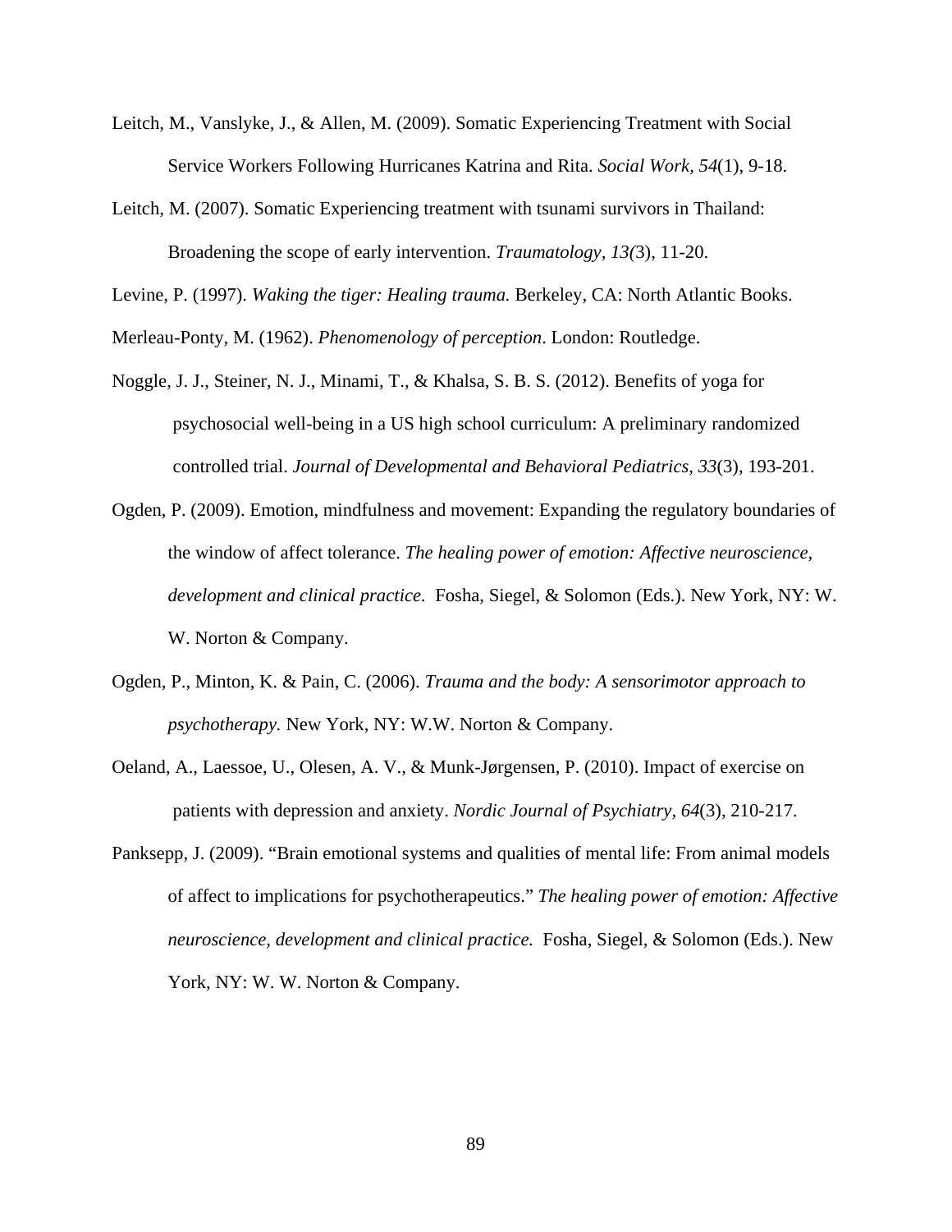Leitch, M., Vanslyke, J., & Allen, M. (2009). Somatic Experiencing Treatment with Social Service Workers Following Hurricanes Katrina and Rita. *Social Work, 54*(1), 9-18.

Leitch, M. (2007). Somatic Experiencing treatment with tsunami survivors in Thailand: Broadening the scope of early intervention. *Traumatology, 13(*3), 11-20.

Levine, P. (1997). *Waking the tiger: Healing trauma.* Berkeley, CA: North Atlantic Books.

Merleau-Ponty, M. (1962). *Phenomenology of perception*. London: Routledge.

Noggle, J. J., Steiner, N. J., Minami, T., & Khalsa, S. B. S. (2012). Benefits of yoga for psychosocial well-being in a US high school curriculum: A preliminary randomized controlled trial. *Journal of Developmental and Behavioral Pediatrics, 33*(3), 193-201.

Ogden, P. (2009). Emotion, mindfulness and movement: Expanding the regulatory boundaries of the window of affect tolerance. *The healing power of emotion: Affective neuroscience, development and clinical practice.* Fosha, Siegel, & Solomon (Eds.). New York, NY: W. W. Norton & Company.

Ogden, P., Minton, K. & Pain, C. (2006). *Trauma and the body: A sensorimotor approach to psychotherapy.* New York, NY: W.W. Norton & Company.

Oeland, A., Laessoe, U., Olesen, A. V., & Munk-Jørgensen, P. (2010). Impact of exercise on patients with depression and anxiety. *Nordic Journal of Psychiatry, 64*(3), 210-217.

Panksepp, J. (2009). "Brain emotional systems and qualities of mental life: From animal models of affect to implications for psychotherapeutics." *The healing power of emotion: Affective neuroscience, development and clinical practice.* Fosha, Siegel, & Solomon (Eds.). New York, NY: W. W. Norton & Company.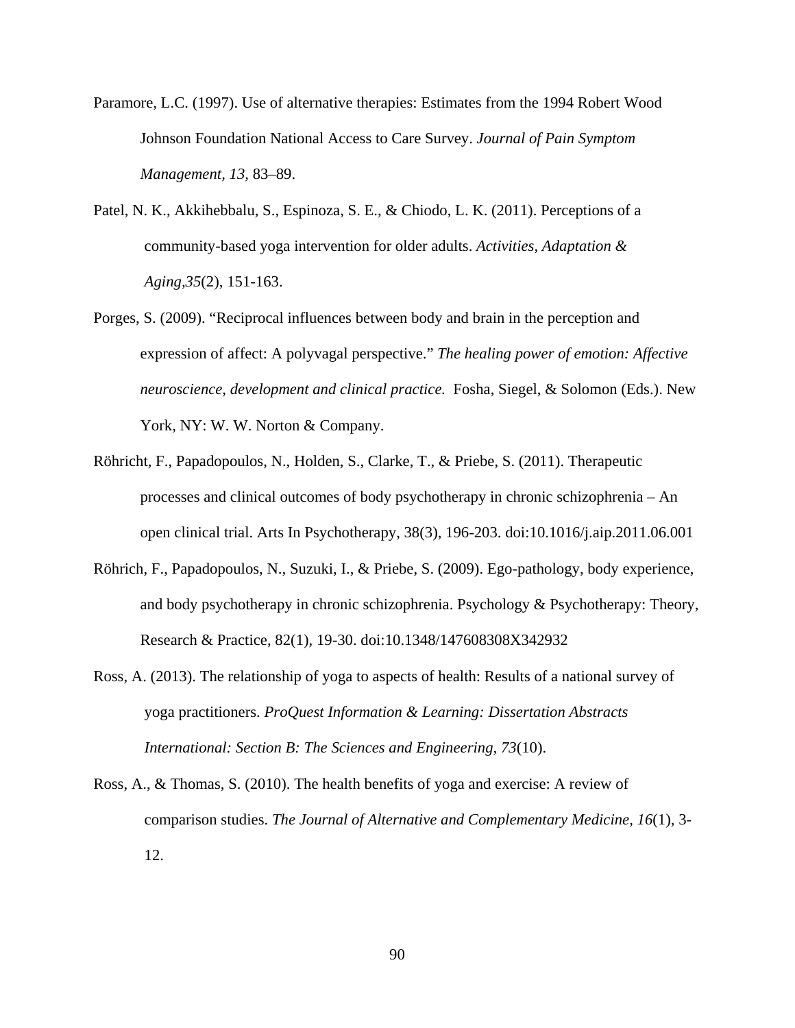Paramore, L.C. (1997). Use of alternative therapies: Estimates from the 1994 Robert Wood Johnson Foundation National Access to Care Survey. *Journal of Pain Symptom Management*, *13*, 83–89.

Patel, N. K., Akkihebbalu, S., Espinoza, S. E., & Chiodo, L. K. (2011). Perceptions of a community-based yoga intervention for older adults. *Activities, Adaptation & Aging*,*35*(2), 151-163.

Porges, S. (2009). "Reciprocal influences between body and brain in the perception and expression of affect: A polyvagal perspective." *The healing power of emotion: Affective neuroscience, development and clinical practice.* Fosha, Siegel, & Solomon (Eds.). New York, NY: W. W. Norton & Company.

Röhricht, F., Papadopoulos, N., Holden, S., Clarke, T., & Priebe, S. (2011). Therapeutic processes and clinical outcomes of body psychotherapy in chronic schizophrenia – An open clinical trial. Arts In Psychotherapy, 38(3), 196-203. doi:10.1016/j.aip.2011.06.001

Röhrich, F., Papadopoulos, N., Suzuki, I., & Priebe, S. (2009). Ego-pathology, body experience, and body psychotherapy in chronic schizophrenia. Psychology & Psychotherapy: Theory, Research & Practice, 82(1), 19-30. doi:10.1348/147608308X342932

Ross, A. (2013). The relationship of yoga to aspects of health: Results of a national survey of yoga practitioners. *ProQuest Information & Learning: Dissertation Abstracts International: Section B: The Sciences and Engineering, 73*(10).

Ross, A., & Thomas, S. (2010). The health benefits of yoga and exercise: A review of comparison studies. *The Journal of Alternative and Complementary Medicine, 16*(1), 3-12.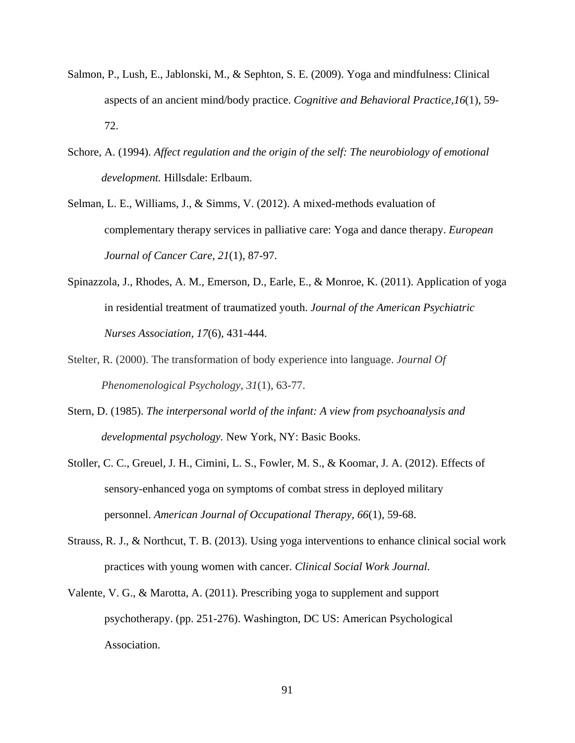Salmon, P., Lush, E., Jablonski, M., & Sephton, S. E. (2009). Yoga and mindfulness: Clinical aspects of an ancient mind/body practice. *Cognitive and Behavioral Practice,16*(1), 59-72.

Schore, A. (1994). *Affect regulation and the origin of the self: The neurobiology of emotional development.* Hillsdale: Erlbaum.

Selman, L. E., Williams, J., & Simms, V. (2012). A mixed-methods evaluation of complementary therapy services in palliative care: Yoga and dance therapy. *European Journal of Cancer Care, 21*(1), 87-97.

Spinazzola, J., Rhodes, A. M., Emerson, D., Earle, E., & Monroe, K. (2011). Application of yoga in residential treatment of traumatized youth. *Journal of the American Psychiatric Nurses Association*, *17*(6), 431-444.

Stelter, R. (2000). The transformation of body experience into language. *Journal Of Phenomenological Psychology*, *31*(1), 63-77.

Stern, D. (1985). *The interpersonal world of the infant: A view from psychoanalysis and developmental psychology.* New York, NY: Basic Books.

Stoller, C. C., Greuel, J. H., Cimini, L. S., Fowler, M. S., & Koomar, J. A. (2012). Effects of sensory-enhanced yoga on symptoms of combat stress in deployed military personnel. *American Journal of Occupational Therapy, 66*(1), 59-68.

Strauss, R. J., & Northcut, T. B. (2013). Using yoga interventions to enhance clinical social work practices with young women with cancer. *Clinical Social Work Journal.*

Valente, V. G., & Marotta, A. (2011). Prescribing yoga to supplement and support psychotherapy. (pp. 251-276). Washington, DC US: American Psychological Association.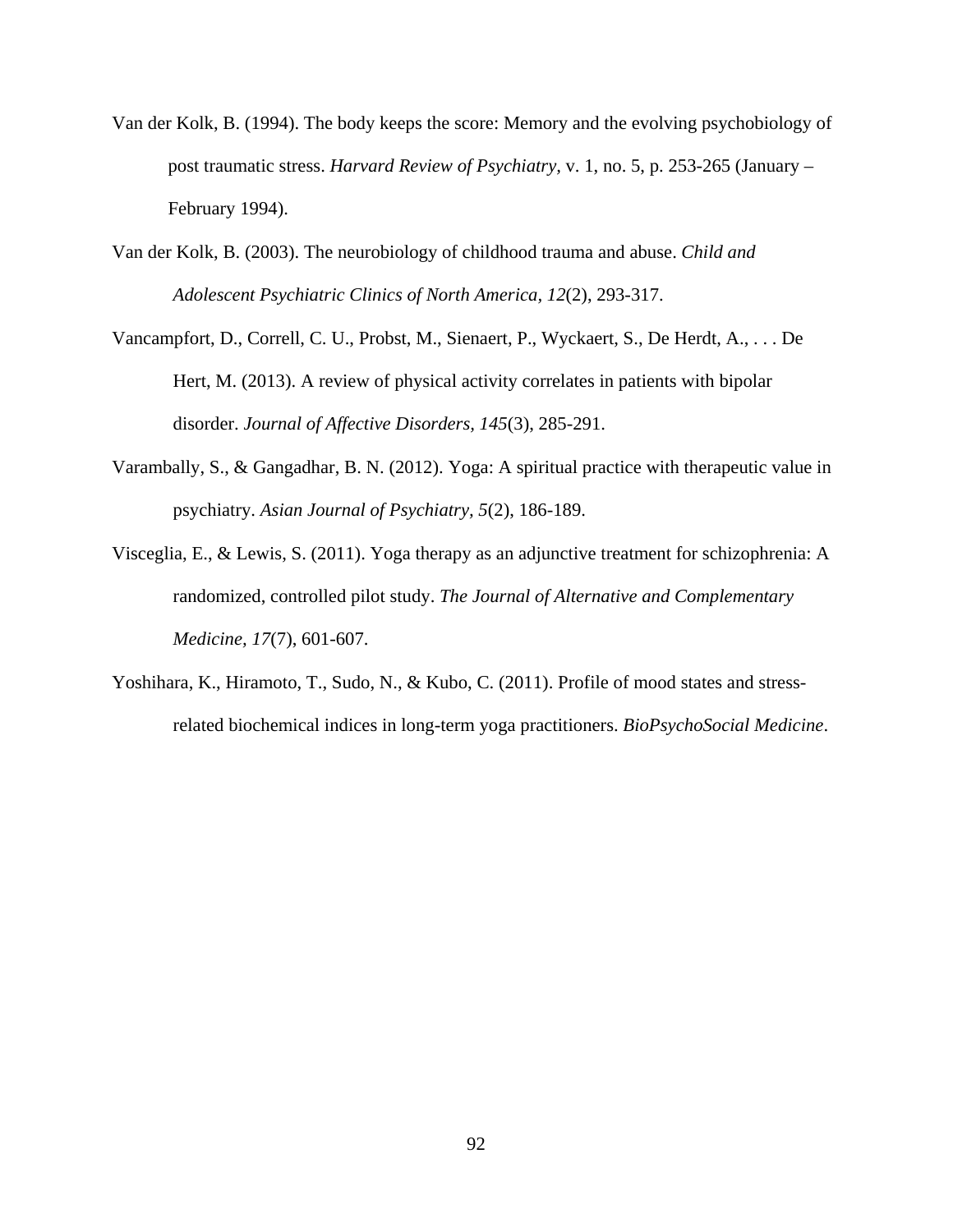Van der Kolk, B. (1994). The body keeps the score: Memory and the evolving psychobiology of post traumatic stress. *Harvard Review of Psychiatry*, v. 1, no. 5, p. 253-265 (January – February 1994).

Van der Kolk, B. (2003). The neurobiology of childhood trauma and abuse. *Child and Adolescent Psychiatric Clinics of North America, 12*(2), 293-317.

Vancampfort, D., Correll, C. U., Probst, M., Sienaert, P., Wyckaert, S., De Herdt, A., . . . De Hert, M. (2013). A review of physical activity correlates in patients with bipolar disorder. *Journal of Affective Disorders, 145*(3), 285-291.

Varambally, S., & Gangadhar, B. N. (2012). Yoga: A spiritual practice with therapeutic value in psychiatry. *Asian Journal of Psychiatry, 5*(2), 186-189.

Visceglia, E., & Lewis, S. (2011). Yoga therapy as an adjunctive treatment for schizophrenia: A randomized, controlled pilot study. *The Journal of Alternative and Complementary Medicine, 17*(7), 601-607.

Yoshihara, K., Hiramoto, T., Sudo, N., & Kubo, C. (2011). Profile of mood states and stress-related biochemical indices in long-term yoga practitioners. *BioPsychoSocial Medicine*.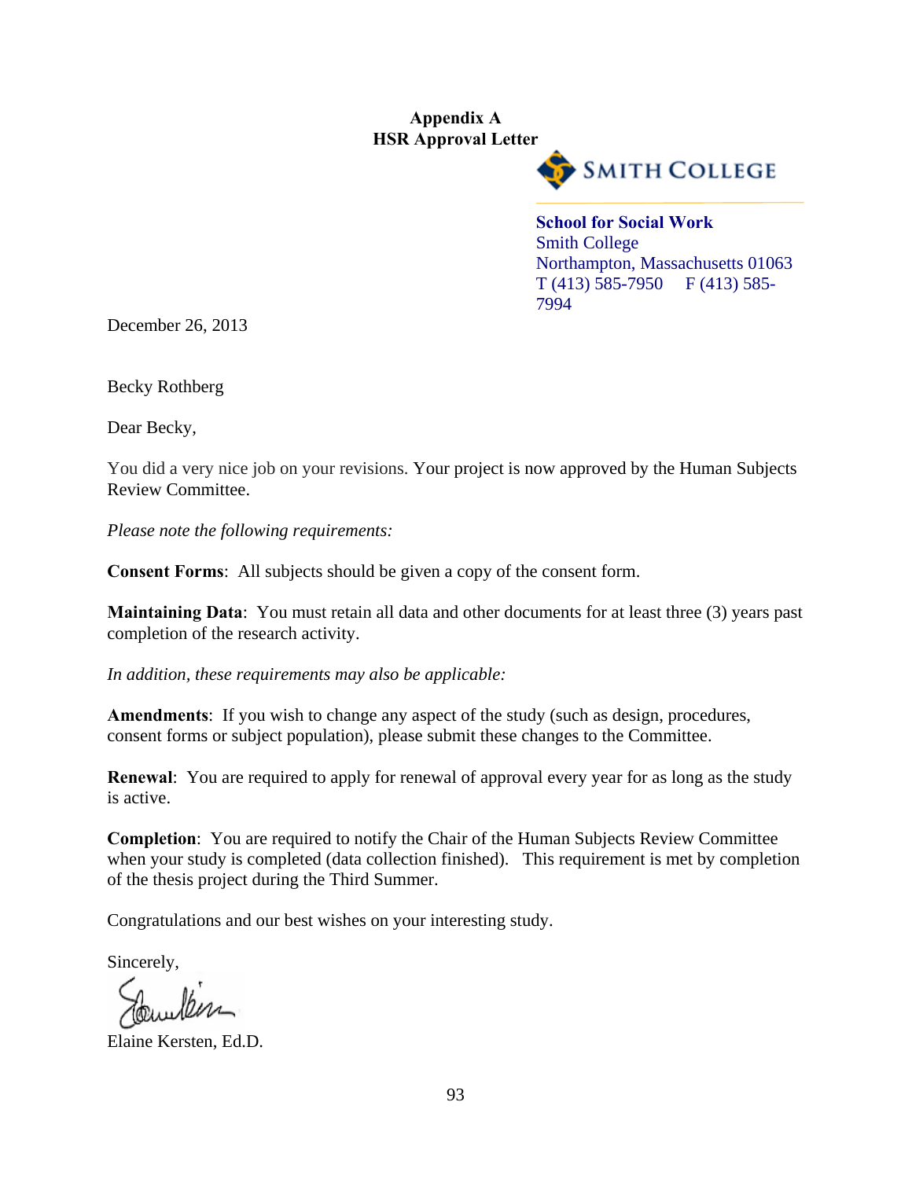## Appendix A
## HSR Approval Letter

SMITH COLLEGE

**School for Social Work**
Smith College
Northampton, Massachusetts 01063
T (413) 585-7950 F (413) 585-7994

December 26, 2013

Becky Rothberg

Dear Becky,

You did a very nice job on your revisions. Your project is now approved by the Human Subjects Review Committee.

*Please note the following requirements:*

**Consent Forms**: All subjects should be given a copy of the consent form.

**Maintaining Data**: You must retain all data and other documents for at least three (3) years past completion of the research activity.

*In addition, these requirements may also be applicable:*

**Amendments**: If you wish to change any aspect of the study (such as design, procedures, consent forms or subject population), please submit these changes to the Committee.

**Renewal**: You are required to apply for renewal of approval every year for as long as the study is active.

**Completion**: You are required to notify the Chair of the Human Subjects Review Committee when your study is completed (data collection finished). This requirement is met by completion of the thesis project during the Third Summer.

Congratulations and our best wishes on your interesting study.

Sincerely,

Elaine Kersten, Ed.D.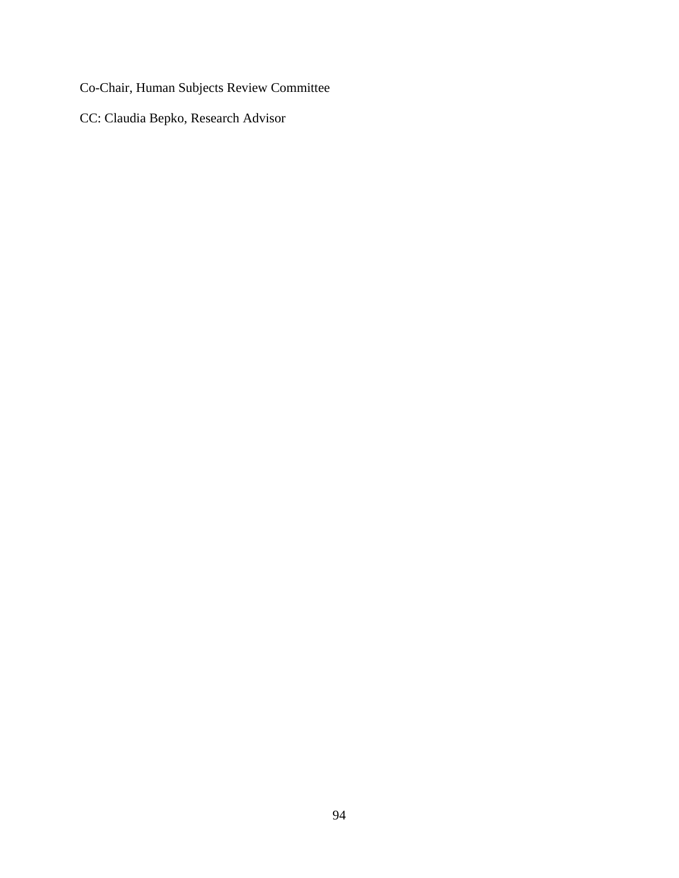Co-Chair, Human Subjects Review Committee

CC: Claudia Bepko, Research Advisor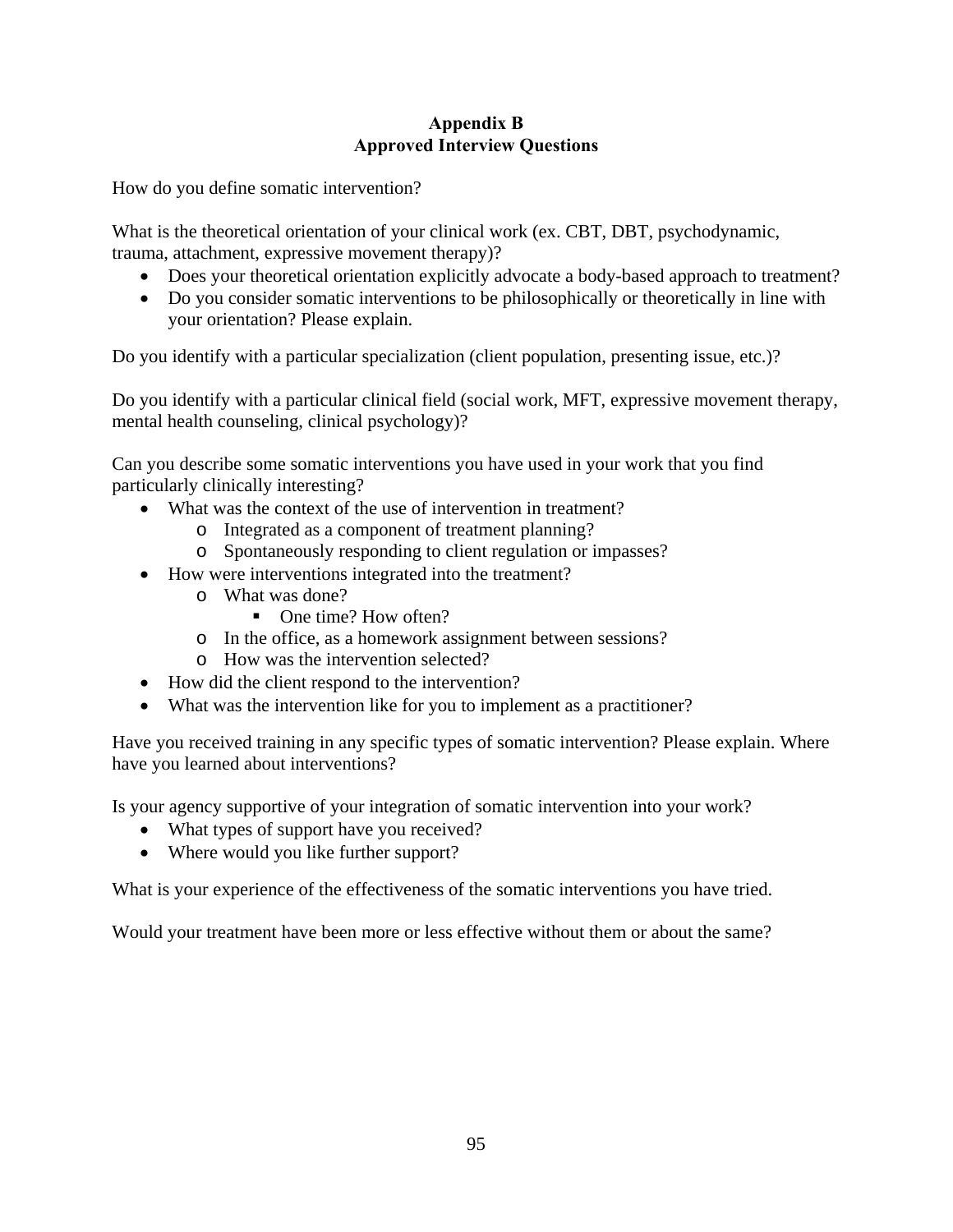# Appendix B
## Approved Interview Questions

How do you define somatic intervention?

What is the theoretical orientation of your clinical work (ex. CBT, DBT, psychodynamic, trauma, attachment, expressive movement therapy)?

- Does your theoretical orientation explicitly advocate a body-based approach to treatment?
- Do you consider somatic interventions to be philosophically or theoretically in line with your orientation? Please explain.

Do you identify with a particular specialization (client population, presenting issue, etc.)?

Do you identify with a particular clinical field (social work, MFT, expressive movement therapy, mental health counseling, clinical psychology)?

Can you describe some somatic interventions you have used in your work that you find particularly clinically interesting?

- What was the context of the use of intervention in treatment?
    - Integrated as a component of treatment planning?
    - Spontaneously responding to client regulation or impasses?
- How were interventions integrated into the treatment?
    - What was done?
        - One time? How often?
    - In the office, as a homework assignment between sessions?
    - How was the intervention selected?
- How did the client respond to the intervention?
- What was the intervention like for you to implement as a practitioner?

Have you received training in any specific types of somatic intervention? Please explain. Where have you learned about interventions?

Is your agency supportive of your integration of somatic intervention into your work?

- What types of support have you received?
- Where would you like further support?

What is your experience of the effectiveness of the somatic interventions you have tried.

Would your treatment have been more or less effective without them or about the same?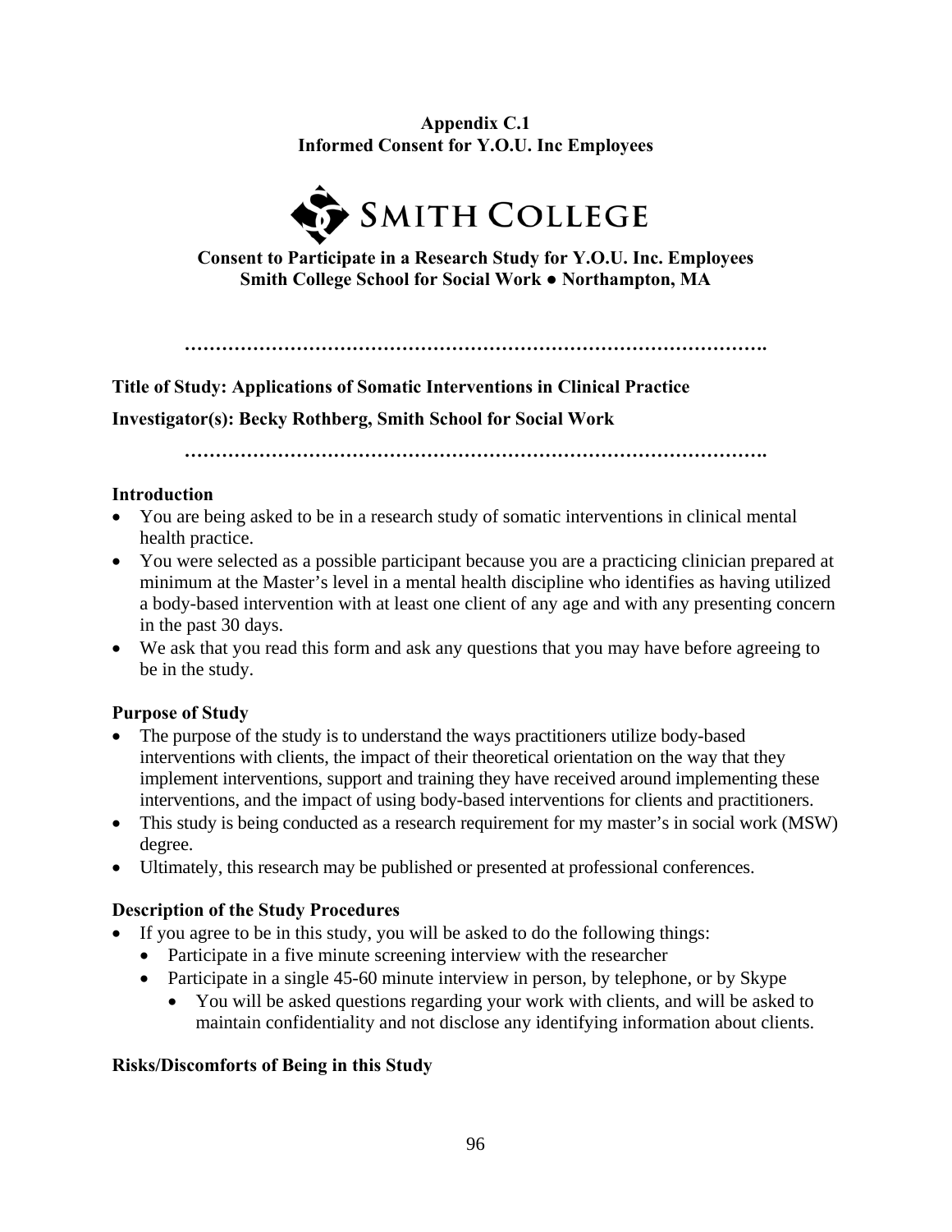**Appendix C.1**
**Informed Consent for Y.O.U. Inc Employees**

**SMITH COLLEGE**

**Consent to Participate in a Research Study for Y.O.U. Inc. Employees**
**Smith College School for Social Work ● Northampton, MA**

………………………………………………………………………………….

**Title of Study: Applications of Somatic Interventions in Clinical Practice**

**Investigator(s): Becky Rothberg, Smith School for Social Work**

………………………………………………………………………………….

### Introduction

- You are being asked to be in a research study of somatic interventions in clinical mental health practice.
- You were selected as a possible participant because you are a practicing clinician prepared at minimum at the Master's level in a mental health discipline who identifies as having utilized a body-based intervention with at least one client of any age and with any presenting concern in the past 30 days.
- We ask that you read this form and ask any questions that you may have before agreeing to be in the study.

### Purpose of Study

- The purpose of the study is to understand the ways practitioners utilize body-based interventions with clients, the impact of their theoretical orientation on the way that they implement interventions, support and training they have received around implementing these interventions, and the impact of using body-based interventions for clients and practitioners.
- This study is being conducted as a research requirement for my master's in social work (MSW) degree.
- Ultimately, this research may be published or presented at professional conferences.

### Description of the Study Procedures

- If you agree to be in this study, you will be asked to do the following things:
  - Participate in a five minute screening interview with the researcher
  - Participate in a single 45-60 minute interview in person, by telephone, or by Skype
    - You will be asked questions regarding your work with clients, and will be asked to maintain confidentiality and not disclose any identifying information about clients.

### Risks/Discomforts of Being in this Study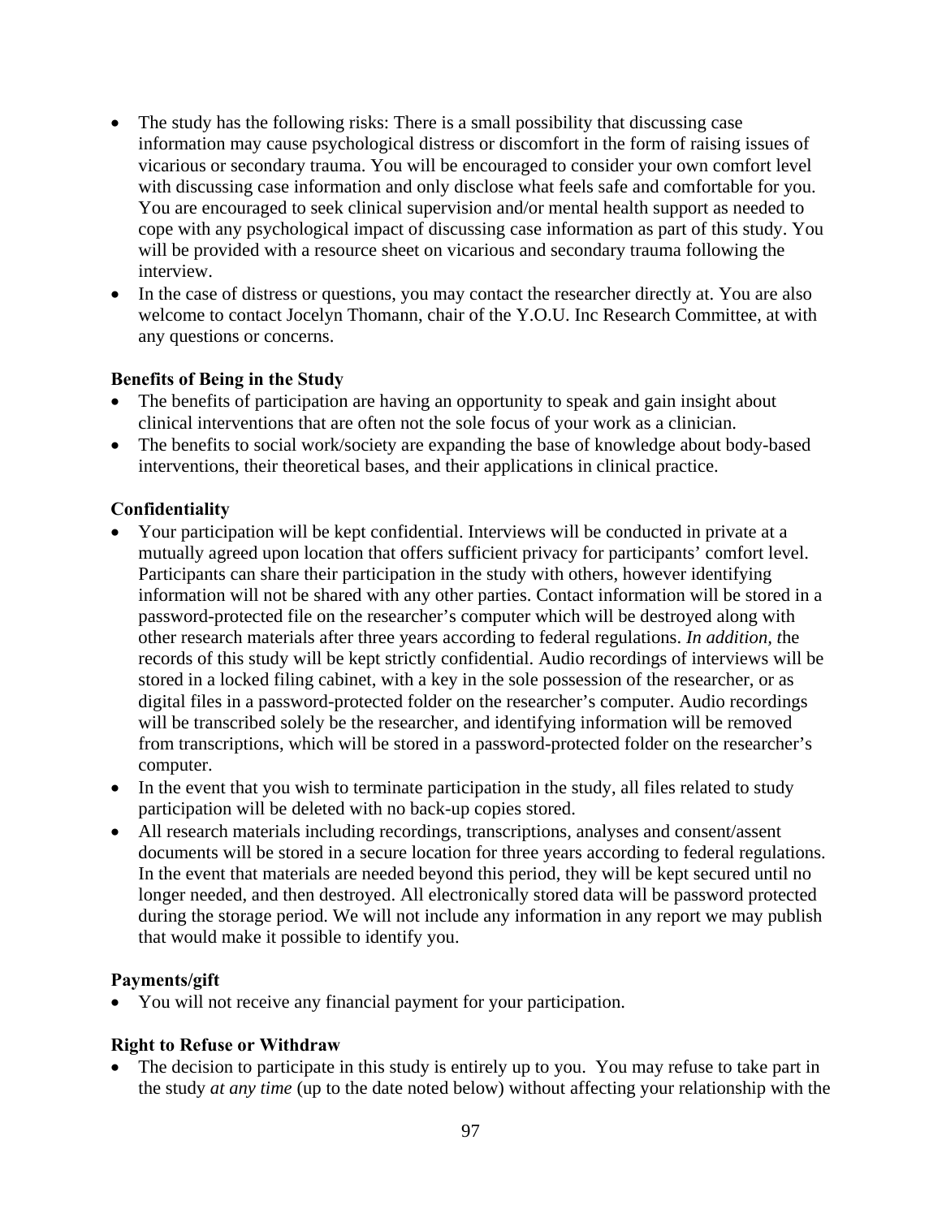- The study has the following risks: There is a small possibility that discussing case information may cause psychological distress or discomfort in the form of raising issues of vicarious or secondary trauma. You will be encouraged to consider your own comfort level with discussing case information and only disclose what feels safe and comfortable for you. You are encouraged to seek clinical supervision and/or mental health support as needed to cope with any psychological impact of discussing case information as part of this study. You will be provided with a resource sheet on vicarious and secondary trauma following the interview.
- In the case of distress or questions, you may contact the researcher directly at. You are also welcome to contact Jocelyn Thomann, chair of the Y.O.U. Inc Research Committee, at with any questions or concerns.

**Benefits of Being in the Study**

- The benefits of participation are having an opportunity to speak and gain insight about clinical interventions that are often not the sole focus of your work as a clinician.
- The benefits to social work/society are expanding the base of knowledge about body-based interventions, their theoretical bases, and their applications in clinical practice.

**Confidentiality**

- Your participation will be kept confidential. Interviews will be conducted in private at a mutually agreed upon location that offers sufficient privacy for participants' comfort level. Participants can share their participation in the study with others, however identifying information will not be shared with any other parties. Contact information will be stored in a password-protected file on the researcher's computer which will be destroyed along with other research materials after three years according to federal regulations. *In addition, t*he records of this study will be kept strictly confidential. Audio recordings of interviews will be stored in a locked filing cabinet, with a key in the sole possession of the researcher, or as digital files in a password-protected folder on the researcher's computer. Audio recordings will be transcribed solely be the researcher, and identifying information will be removed from transcriptions, which will be stored in a password-protected folder on the researcher's computer.
- In the event that you wish to terminate participation in the study, all files related to study participation will be deleted with no back-up copies stored.
- All research materials including recordings, transcriptions, analyses and consent/assent documents will be stored in a secure location for three years according to federal regulations. In the event that materials are needed beyond this period, they will be kept secured until no longer needed, and then destroyed. All electronically stored data will be password protected during the storage period. We will not include any information in any report we may publish that would make it possible to identify you.

**Payments/gift**

- You will not receive any financial payment for your participation.

**Right to Refuse or Withdraw**

- The decision to participate in this study is entirely up to you. You may refuse to take part in the study *at any time* (up to the date noted below) without affecting your relationship with the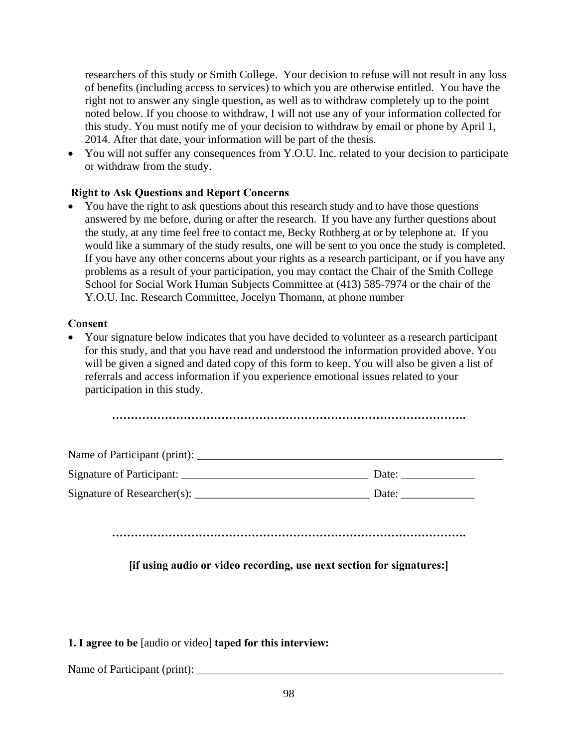researchers of this study or Smith College. Your decision to refuse will not result in any loss of benefits (including access to services) to which you are otherwise entitled. You have the right not to answer any single question, as well as to withdraw completely up to the point noted below. If you choose to withdraw, I will not use any of your information collected for this study. You must notify me of your decision to withdraw by email or phone by April 1, 2014. After that date, your information will be part of the thesis.

- You will not suffer any consequences from Y.O.U. Inc. related to your decision to participate or withdraw from the study.

**Right to Ask Questions and Report Concerns**

- You have the right to ask questions about this research study and to have those questions answered by me before, during or after the research. If you have any further questions about the study, at any time feel free to contact me, Becky Rothberg at or by telephone at. If you would like a summary of the study results, one will be sent to you once the study is completed. If you have any other concerns about your rights as a research participant, or if you have any problems as a result of your participation, you may contact the Chair of the Smith College School for Social Work Human Subjects Committee at (413) 585-7974 or the chair of the Y.O.U. Inc. Research Committee, Jocelyn Thomann, at phone number

**Consent**

- Your signature below indicates that you have decided to volunteer as a research participant for this study, and that you have read and understood the information provided above. You will be given a signed and dated copy of this form to keep. You will also be given a list of referrals and access information if you experience emotional issues related to your participation in this study.

**…………………………………………………………………………………….**

Name of Participant (print): _______________________________________________________

Signature of Participant: ________________________________ Date: _____________

Signature of Researcher(s): ______________________________ Date: _____________

**…………………………………………………………………………………….**

**[if using audio or video recording, use next section for signatures:]**

**1. I agree to be** [audio or video] **taped for this interview:**

Name of Participant (print): _______________________________________________________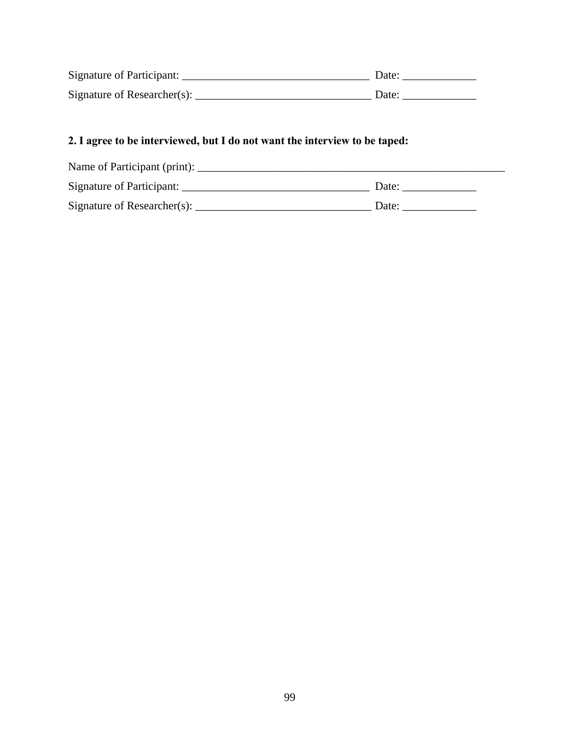Signature of Participant: _________________________________ Date: _____________

Signature of Researcher(s): _______________________________ Date: _____________

**2. I agree to be interviewed, but I do not want the interview to be taped:**

Name of Participant (print): ________________________________________________________

Signature of Participant: _________________________________ Date: _____________

Signature of Researcher(s): _______________________________ Date: _____________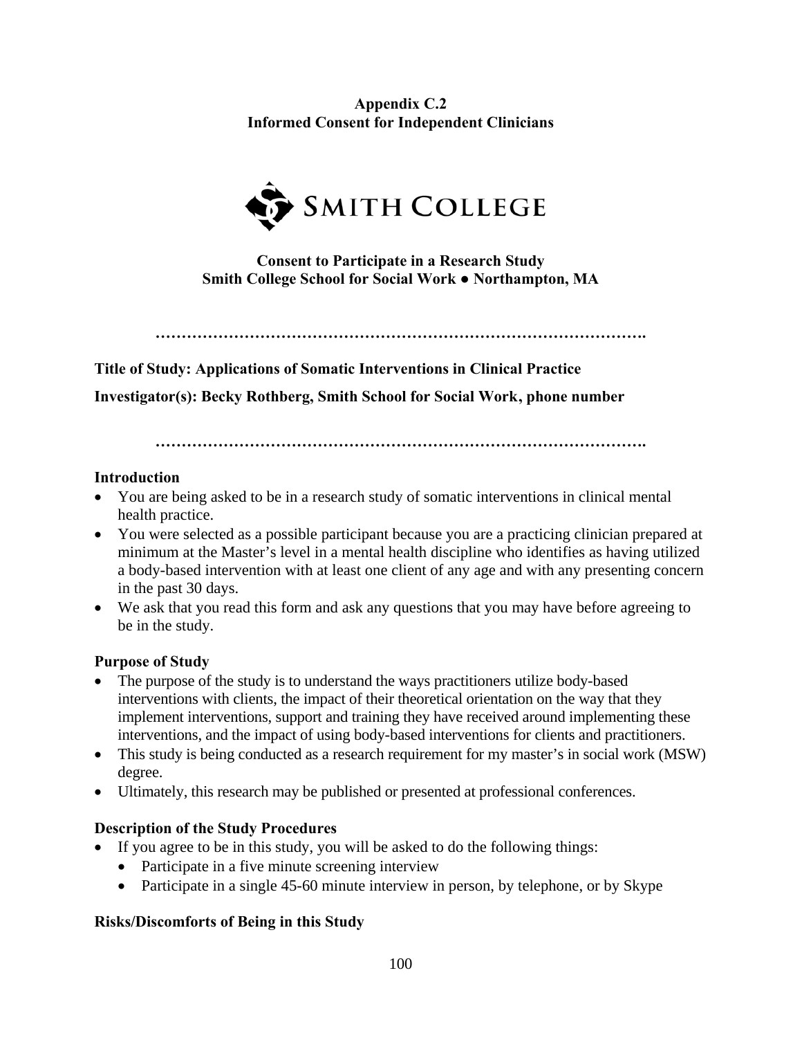**Appendix C.2**
**Informed Consent for Independent Clinicians**

SMITH COLLEGE

**Consent to Participate in a Research Study**
**Smith College School for Social Work ● Northampton, MA**

……………………………………………………………………………….

**Title of Study: Applications of Somatic Interventions in Clinical Practice**

**Investigator(s): Becky Rothberg, Smith School for Social Work, phone number**

……………………………………………………………………………….

**Introduction**

- You are being asked to be in a research study of somatic interventions in clinical mental health practice.
- You were selected as a possible participant because you are a practicing clinician prepared at minimum at the Master's level in a mental health discipline who identifies as having utilized a body-based intervention with at least one client of any age and with any presenting concern in the past 30 days.
- We ask that you read this form and ask any questions that you may have before agreeing to be in the study.

**Purpose of Study**

- The purpose of the study is to understand the ways practitioners utilize body-based interventions with clients, the impact of their theoretical orientation on the way that they implement interventions, support and training they have received around implementing these interventions, and the impact of using body-based interventions for clients and practitioners.
- This study is being conducted as a research requirement for my master's in social work (MSW) degree.
- Ultimately, this research may be published or presented at professional conferences.

**Description of the Study Procedures**

- If you agree to be in this study, you will be asked to do the following things:
  - Participate in a five minute screening interview
  - Participate in a single 45-60 minute interview in person, by telephone, or by Skype

**Risks/Discomforts of Being in this Study**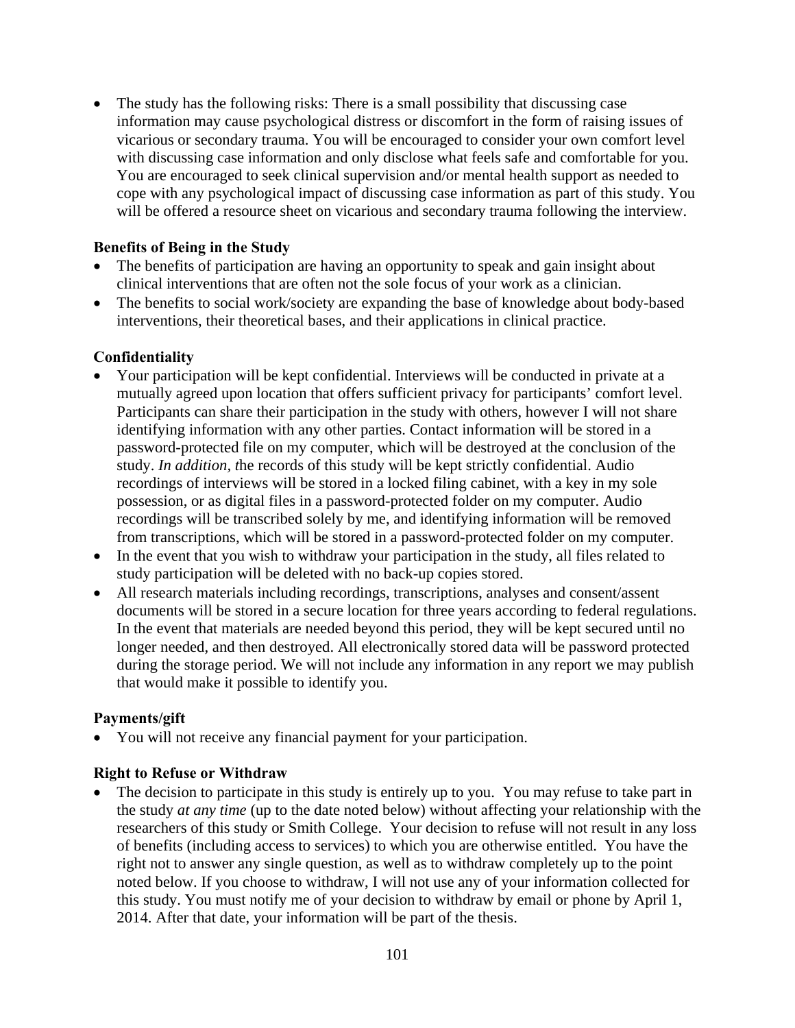- The study has the following risks: There is a small possibility that discussing case information may cause psychological distress or discomfort in the form of raising issues of vicarious or secondary trauma. You will be encouraged to consider your own comfort level with discussing case information and only disclose what feels safe and comfortable for you. You are encouraged to seek clinical supervision and/or mental health support as needed to cope with any psychological impact of discussing case information as part of this study. You will be offered a resource sheet on vicarious and secondary trauma following the interview.

**Benefits of Being in the Study**

- The benefits of participation are having an opportunity to speak and gain insight about clinical interventions that are often not the sole focus of your work as a clinician.
- The benefits to social work/society are expanding the base of knowledge about body-based interventions, their theoretical bases, and their applications in clinical practice.

**Confidentiality**

- Your participation will be kept confidential. Interviews will be conducted in private at a mutually agreed upon location that offers sufficient privacy for participants' comfort level. Participants can share their participation in the study with others, however I will not share identifying information with any other parties. Contact information will be stored in a password-protected file on my computer, which will be destroyed at the conclusion of the study. *In addition, t*he records of this study will be kept strictly confidential. Audio recordings of interviews will be stored in a locked filing cabinet, with a key in my sole possession, or as digital files in a password-protected folder on my computer. Audio recordings will be transcribed solely by me, and identifying information will be removed from transcriptions, which will be stored in a password-protected folder on my computer.
- In the event that you wish to withdraw your participation in the study, all files related to study participation will be deleted with no back-up copies stored.
- All research materials including recordings, transcriptions, analyses and consent/assent documents will be stored in a secure location for three years according to federal regulations. In the event that materials are needed beyond this period, they will be kept secured until no longer needed, and then destroyed. All electronically stored data will be password protected during the storage period. We will not include any information in any report we may publish that would make it possible to identify you.

**Payments/gift**

- You will not receive any financial payment for your participation.

**Right to Refuse or Withdraw**

- The decision to participate in this study is entirely up to you. You may refuse to take part in the study *at any time* (up to the date noted below) without affecting your relationship with the researchers of this study or Smith College. Your decision to refuse will not result in any loss of benefits (including access to services) to which you are otherwise entitled. You have the right not to answer any single question, as well as to withdraw completely up to the point noted below. If you choose to withdraw, I will not use any of your information collected for this study. You must notify me of your decision to withdraw by email or phone by April 1, 2014. After that date, your information will be part of the thesis.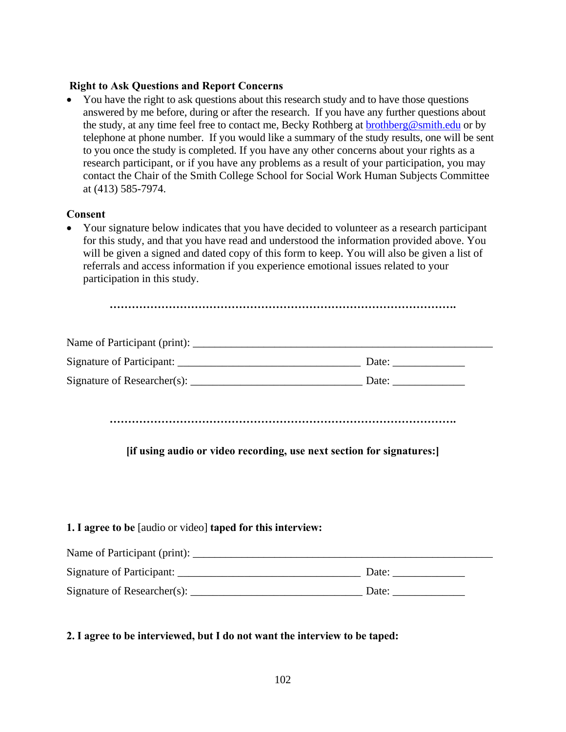**Right to Ask Questions and Report Concerns**

- You have the right to ask questions about this research study and to have those questions answered by me before, during or after the research. If you have any further questions about the study, at any time feel free to contact me, Becky Rothberg at brothberg@smith.edu or by telephone at phone number. If you would like a summary of the study results, one will be sent to you once the study is completed. If you have any other concerns about your rights as a research participant, or if you have any problems as a result of your participation, you may contact the Chair of the Smith College School for Social Work Human Subjects Committee at (413) 585-7974.

**Consent**

- Your signature below indicates that you have decided to volunteer as a research participant for this study, and that you have read and understood the information provided above. You will be given a signed and dated copy of this form to keep. You will also be given a list of referrals and access information if you experience emotional issues related to your participation in this study.

………………………………………………………………………………………….

Name of Participant (print): _______________________________________________________

Signature of Participant: _________________________________ Date: _____________

Signature of Researcher(s): _______________________________ Date: _____________

………………………………………………………………………………………….

**[if using audio or video recording, use next section for signatures:]**

**1. I agree to be** [audio or video] **taped for this interview:**

Name of Participant (print): _______________________________________________________

Signature of Participant: _________________________________ Date: _____________

Signature of Researcher(s): _______________________________ Date: _____________

**2. I agree to be interviewed, but I do not want the interview to be taped:**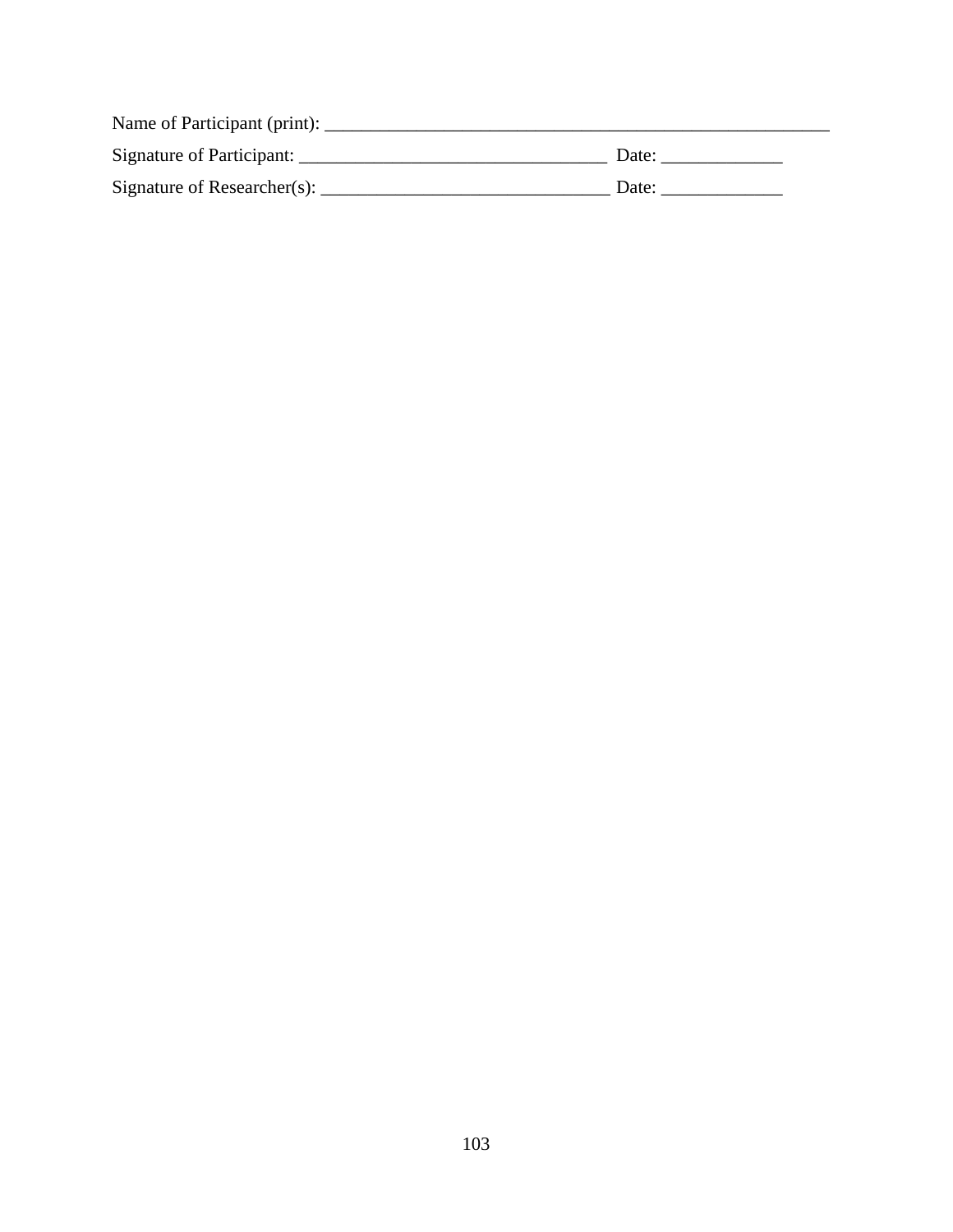Name of Participant (print): ________________________________________________________

Signature of Participant: _________________________________ Date: _____________

Signature of Researcher(s): _______________________________ Date: _____________